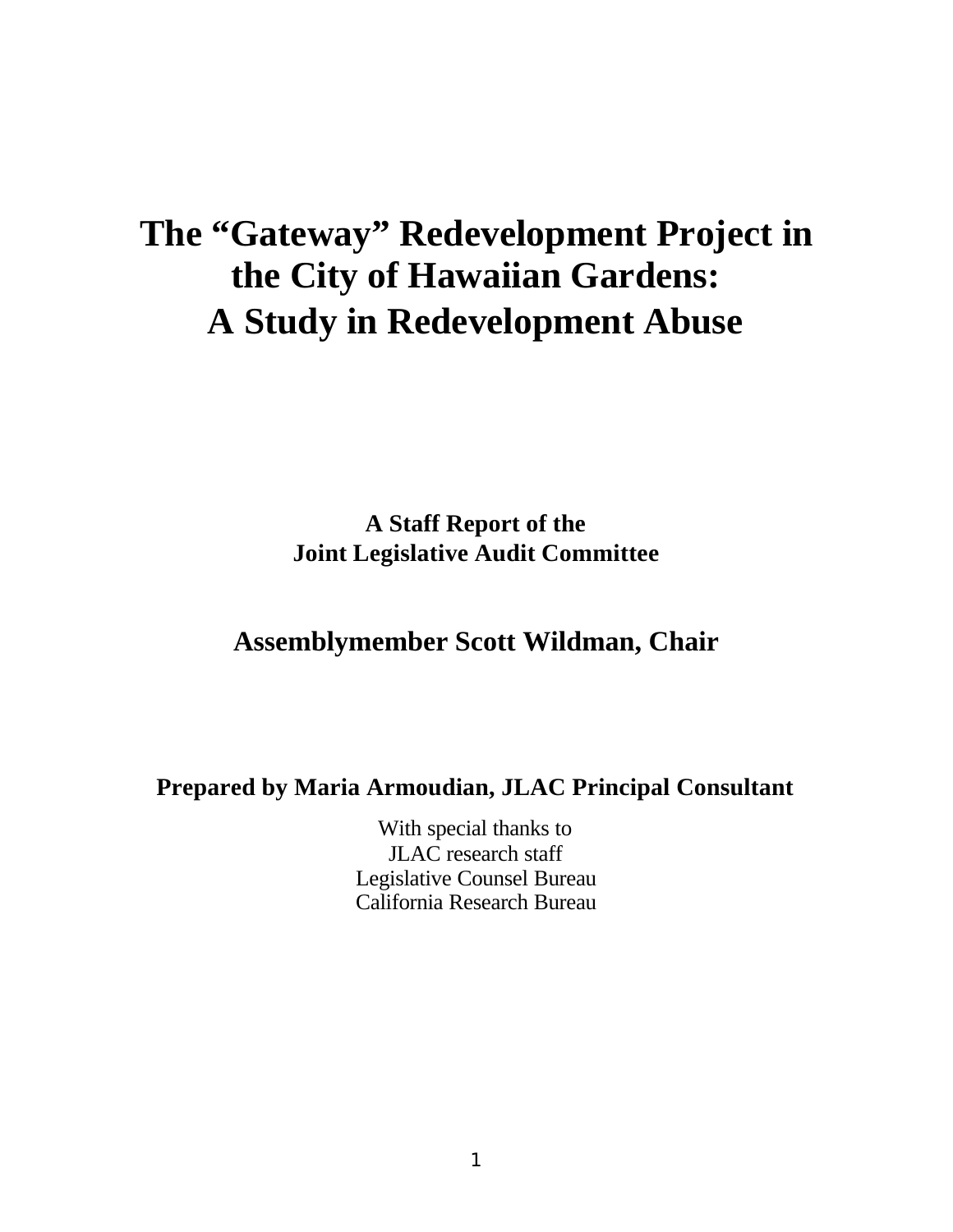# The "Gateway" Redevelopment Project in the City of Hawaiian Gardens: A Study in Redevelopment Abuse

**A Staff Report of the**
**Joint Legislative Audit Committee**

**Assemblymember Scott Wildman, Chair**

**Prepared by Maria Armoudian, JLAC Principal Consultant**

With special thanks to
JLAC research staff
Legislative Counsel Bureau
California Research Bureau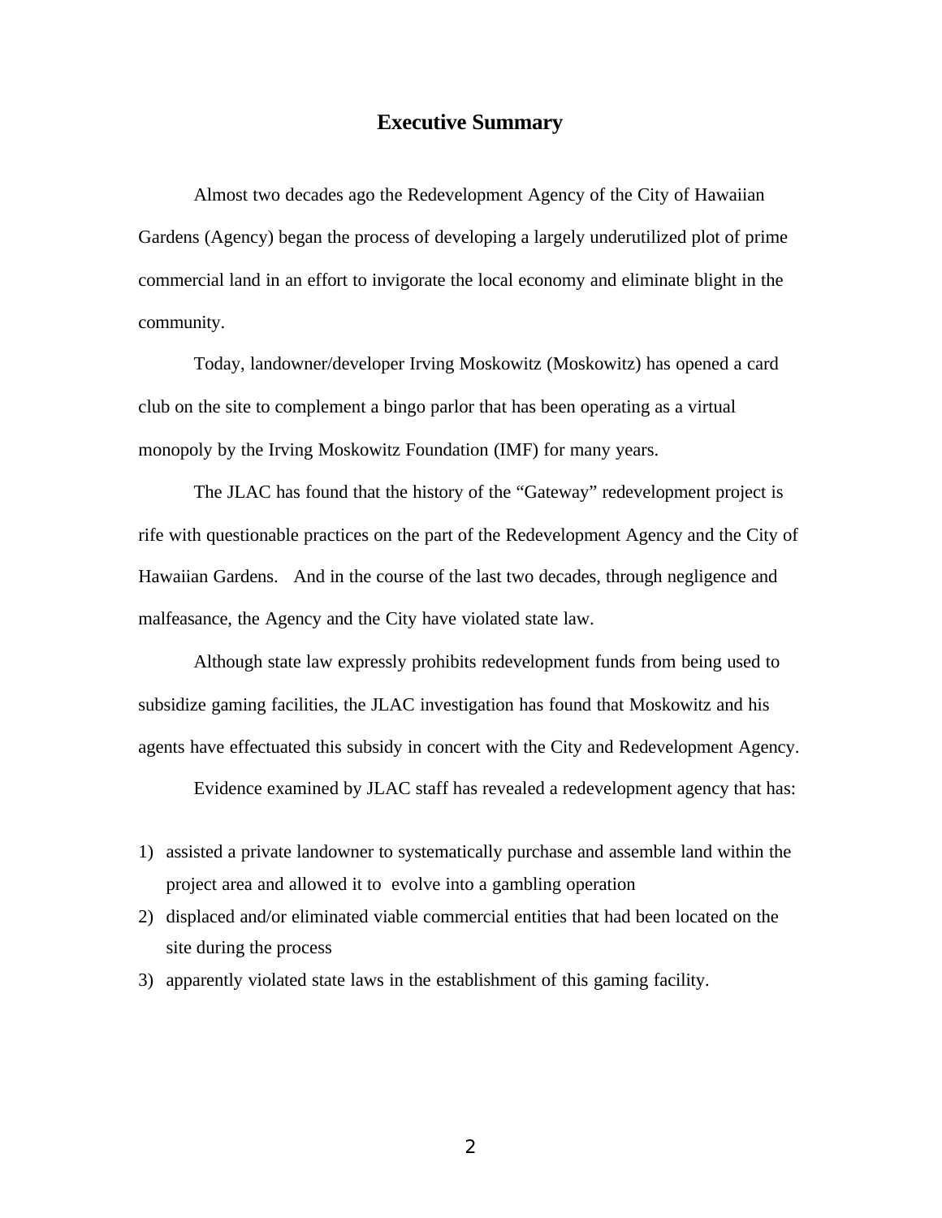# Executive Summary

Almost two decades ago the Redevelopment Agency of the City of Hawaiian Gardens (Agency) began the process of developing a largely underutilized plot of prime commercial land in an effort to invigorate the local economy and eliminate blight in the community.

Today, landowner/developer Irving Moskowitz (Moskowitz) has opened a card club on the site to complement a bingo parlor that has been operating as a virtual monopoly by the Irving Moskowitz Foundation (IMF) for many years.

The JLAC has found that the history of the "Gateway" redevelopment project is rife with questionable practices on the part of the Redevelopment Agency and the City of Hawaiian Gardens. And in the course of the last two decades, through negligence and malfeasance, the Agency and the City have violated state law.

Although state law expressly prohibits redevelopment funds from being used to subsidize gaming facilities, the JLAC investigation has found that Moskowitz and his agents have effectuated this subsidy in concert with the City and Redevelopment Agency.

Evidence examined by JLAC staff has revealed a redevelopment agency that has:

1) assisted a private landowner to systematically purchase and assemble land within the project area and allowed it to evolve into a gambling operation
2) displaced and/or eliminated viable commercial entities that had been located on the site during the process
3) apparently violated state laws in the establishment of this gaming facility.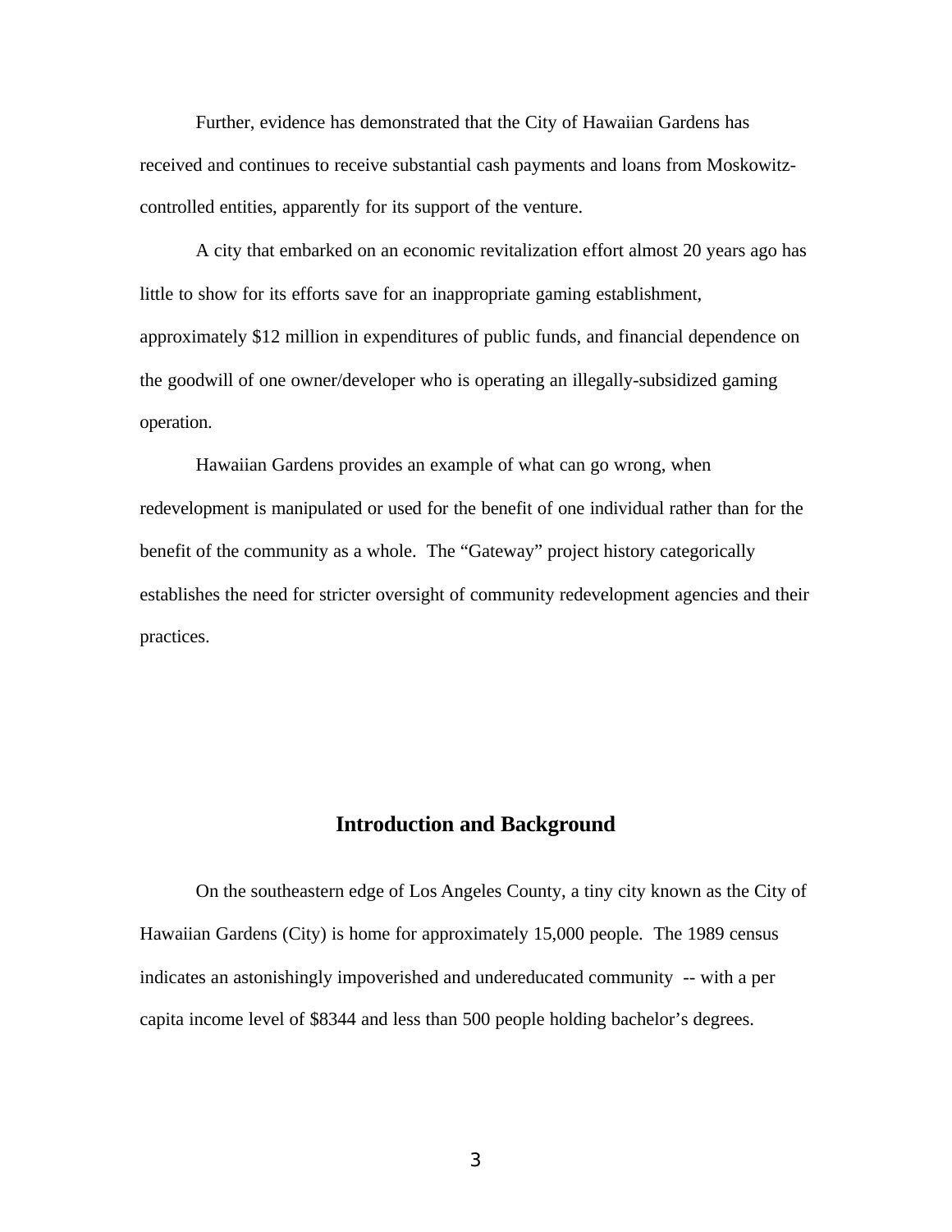Further, evidence has demonstrated that the City of Hawaiian Gardens has received and continues to receive substantial cash payments and loans from Moskowitz-controlled entities, apparently for its support of the venture.

A city that embarked on an economic revitalization effort almost 20 years ago has little to show for its efforts save for an inappropriate gaming establishment, approximately $12 million in expenditures of public funds, and financial dependence on the goodwill of one owner/developer who is operating an illegally-subsidized gaming operation.

Hawaiian Gardens provides an example of what can go wrong, when redevelopment is manipulated or used for the benefit of one individual rather than for the benefit of the community as a whole. The "Gateway" project history categorically establishes the need for stricter oversight of community redevelopment agencies and their practices.

## Introduction and Background

On the southeastern edge of Los Angeles County, a tiny city known as the City of Hawaiian Gardens (City) is home for approximately 15,000 people. The 1989 census indicates an astonishingly impoverished and undereducated community -- with a per capita income level of $8344 and less than 500 people holding bachelor's degrees.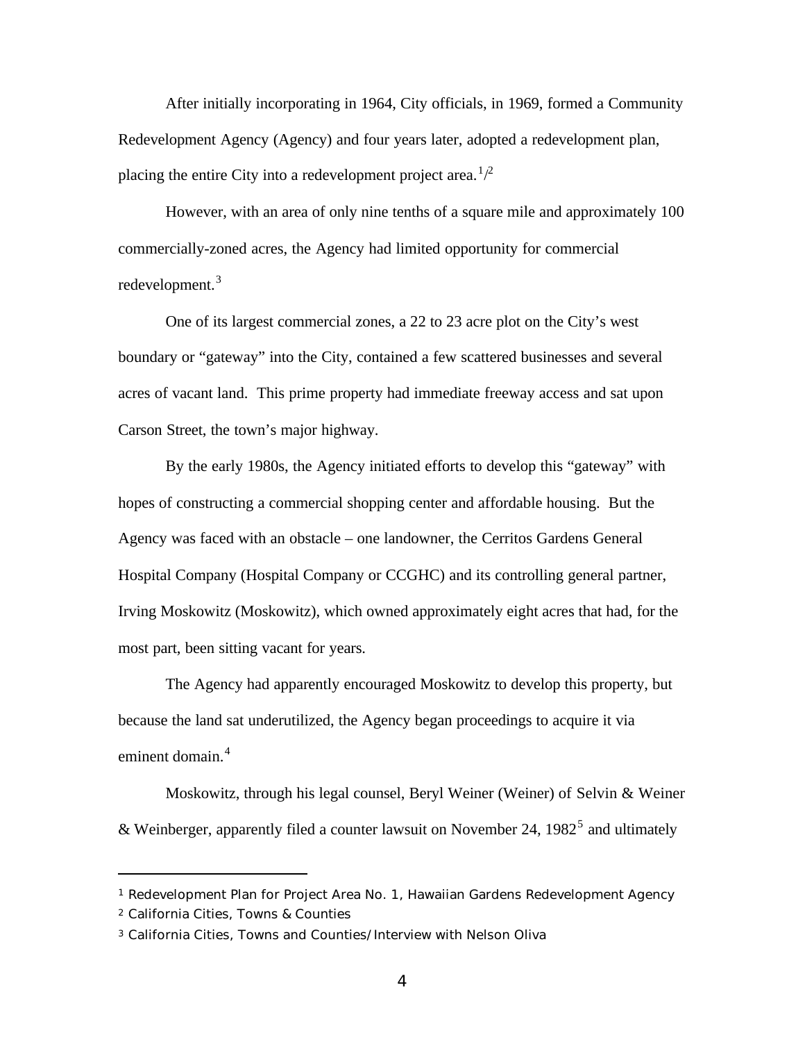After initially incorporating in 1964, City officials, in 1969, formed a Community Redevelopment Agency (Agency) and four years later, adopted a redevelopment plan, placing the entire City into a redevelopment project area.[1]/[2]

However, with an area of only nine tenths of a square mile and approximately 100 commercially-zoned acres, the Agency had limited opportunity for commercial redevelopment.[3]

One of its largest commercial zones, a 22 to 23 acre plot on the City's west boundary or "gateway" into the City, contained a few scattered businesses and several acres of vacant land. This prime property had immediate freeway access and sat upon Carson Street, the town's major highway.

By the early 1980s, the Agency initiated efforts to develop this "gateway" with hopes of constructing a commercial shopping center and affordable housing. But the Agency was faced with an obstacle – one landowner, the Cerritos Gardens General Hospital Company (Hospital Company or CCGHC) and its controlling general partner, Irving Moskowitz (Moskowitz), which owned approximately eight acres that had, for the most part, been sitting vacant for years.

The Agency had apparently encouraged Moskowitz to develop this property, but because the land sat underutilized, the Agency began proceedings to acquire it via eminent domain.[4]

Moskowitz, through his legal counsel, Beryl Weiner (Weiner) of Selvin & Weiner & Weinberger, apparently filed a counter lawsuit on November 24, 1982[5] and ultimately

---

[1] Redevelopment Plan for Project Area No. 1, Hawaiian Gardens Redevelopment Agency

[2] California Cities, Towns & Counties

[3] California Cities, Towns and Counties/Interview with Nelson Oliva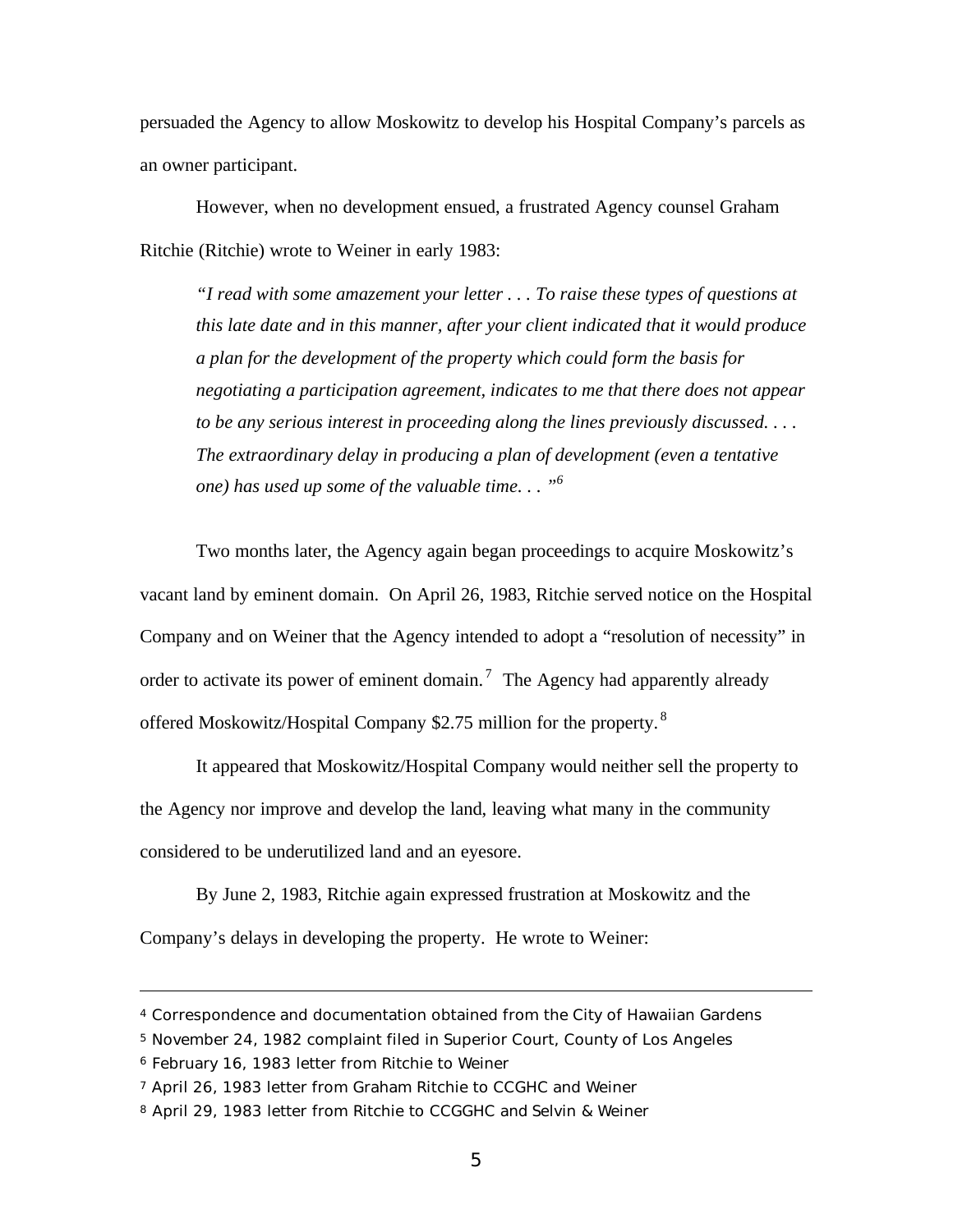persuaded the Agency to allow Moskowitz to develop his Hospital Company's parcels as an owner participant.

However, when no development ensued, a frustrated Agency counsel Graham Ritchie (Ritchie) wrote to Weiner in early 1983:

> *"I read with some amazement your letter . . . To raise these types of questions at this late date and in this manner, after your client indicated that it would produce a plan for the development of the property which could form the basis for negotiating a participation agreement, indicates to me that there does not appear to be any serious interest in proceeding along the lines previously discussed. . . . The extraordinary delay in producing a plan of development (even a tentative one) has used up some of the valuable time. . . "*[6]

Two months later, the Agency again began proceedings to acquire Moskowitz's vacant land by eminent domain. On April 26, 1983, Ritchie served notice on the Hospital Company and on Weiner that the Agency intended to adopt a "resolution of necessity" in order to activate its power of eminent domain.[7] The Agency had apparently already offered Moskowitz/Hospital Company $2.75 million for the property.[8]

It appeared that Moskowitz/Hospital Company would neither sell the property to the Agency nor improve and develop the land, leaving what many in the community considered to be underutilized land and an eyesore.

By June 2, 1983, Ritchie again expressed frustration at Moskowitz and the Company's delays in developing the property. He wrote to Weiner:

---

[4] Correspondence and documentation obtained from the City of Hawaiian Gardens

[5] November 24, 1982 complaint filed in Superior Court, County of Los Angeles

[6] February 16, 1983 letter from Ritchie to Weiner

[7] April 26, 1983 letter from Graham Ritchie to CCGHC and Weiner

[8] April 29, 1983 letter from Ritchie to CCGGHC and Selvin & Weiner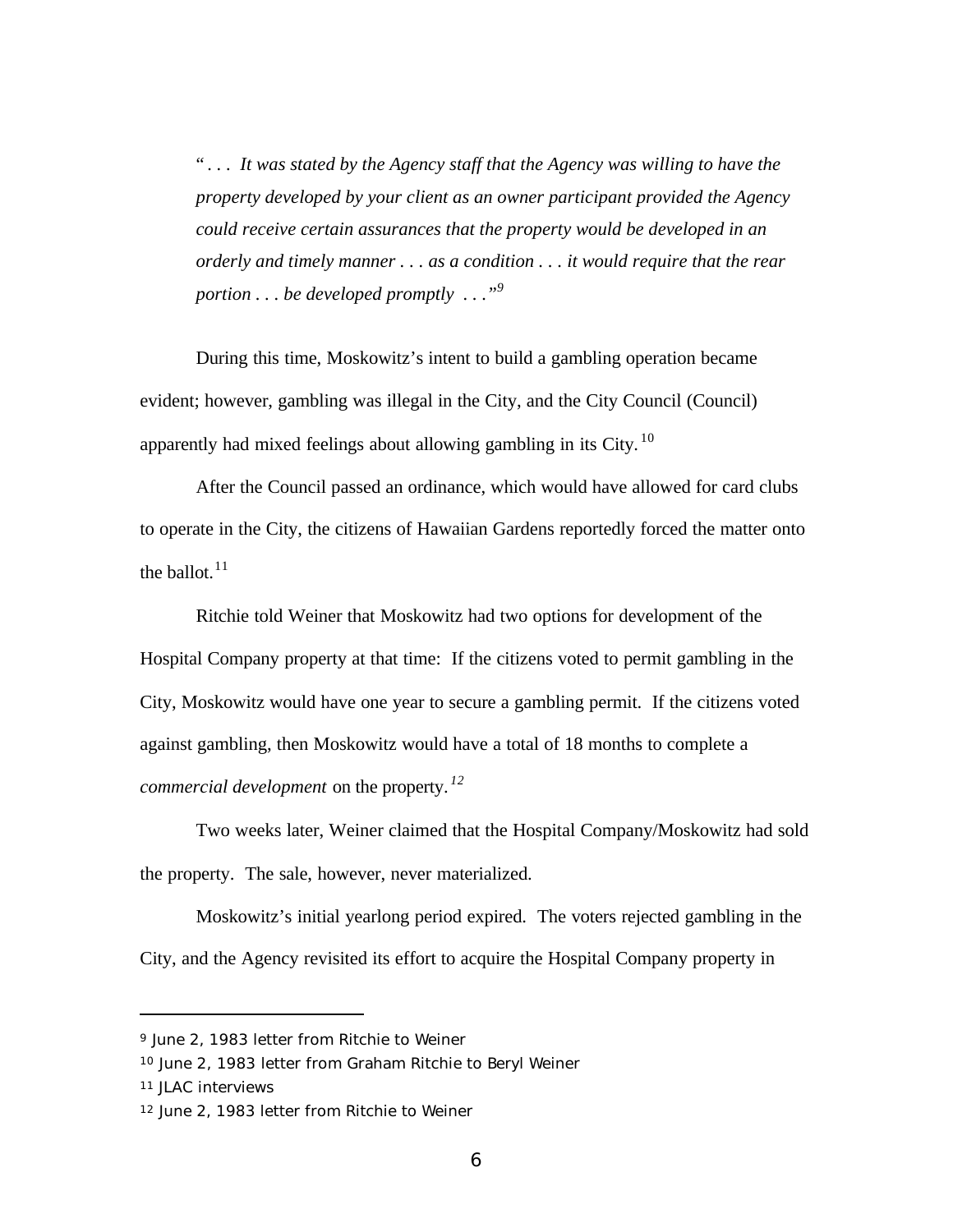> "*. . . It was stated by the Agency staff that the Agency was willing to have the property developed by your client as an owner participant provided the Agency could receive certain assurances that the property would be developed in an orderly and timely manner . . . as a condition . . . it would require that the rear portion . . . be developed promptly . . .*"[9]

During this time, Moskowitz's intent to build a gambling operation became evident; however, gambling was illegal in the City, and the City Council (Council) apparently had mixed feelings about allowing gambling in its City.[10]

After the Council passed an ordinance, which would have allowed for card clubs to operate in the City, the citizens of Hawaiian Gardens reportedly forced the matter onto the ballot.[11]

Ritchie told Weiner that Moskowitz had two options for development of the Hospital Company property at that time: If the citizens voted to permit gambling in the City, Moskowitz would have one year to secure a gambling permit. If the citizens voted against gambling, then Moskowitz would have a total of 18 months to complete a *commercial development* on the property.[12]

Two weeks later, Weiner claimed that the Hospital Company/Moskowitz had sold the property. The sale, however, never materialized.

Moskowitz's initial yearlong period expired. The voters rejected gambling in the City, and the Agency revisited its effort to acquire the Hospital Company property in

---

[9] June 2, 1983 letter from Ritchie to Weiner

[10] June 2, 1983 letter from Graham Ritchie to Beryl Weiner

[11] JLAC interviews

[12] June 2, 1983 letter from Ritchie to Weiner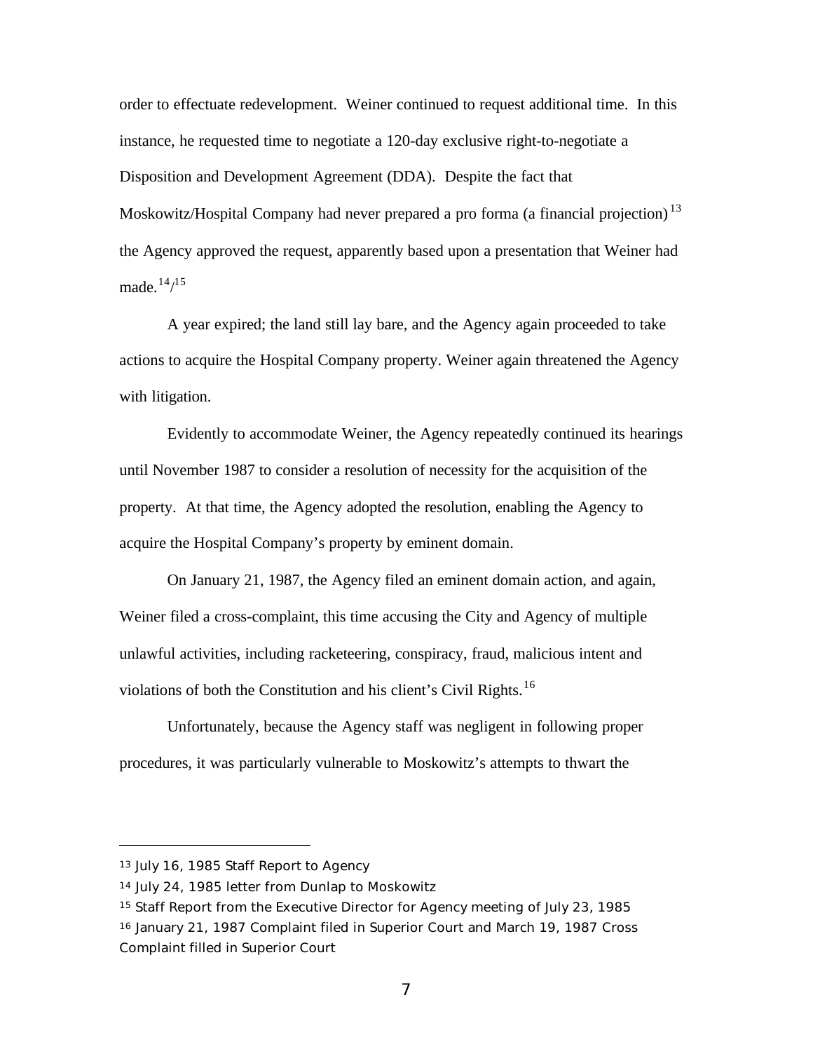order to effectuate redevelopment. Weiner continued to request additional time. In this instance, he requested time to negotiate a 120-day exclusive right-to-negotiate a Disposition and Development Agreement (DDA). Despite the fact that Moskowitz/Hospital Company had never prepared a pro forma (a financial projection)[13] the Agency approved the request, apparently based upon a presentation that Weiner had made.[14]/[15]

A year expired; the land still lay bare, and the Agency again proceeded to take actions to acquire the Hospital Company property. Weiner again threatened the Agency with litigation.

Evidently to accommodate Weiner, the Agency repeatedly continued its hearings until November 1987 to consider a resolution of necessity for the acquisition of the property. At that time, the Agency adopted the resolution, enabling the Agency to acquire the Hospital Company's property by eminent domain.

On January 21, 1987, the Agency filed an eminent domain action, and again, Weiner filed a cross-complaint, this time accusing the City and Agency of multiple unlawful activities, including racketeering, conspiracy, fraud, malicious intent and violations of both the Constitution and his client's Civil Rights.[16]

Unfortunately, because the Agency staff was negligent in following proper procedures, it was particularly vulnerable to Moskowitz's attempts to thwart the

---

[13] July 16, 1985 Staff Report to Agency

[14] July 24, 1985 letter from Dunlap to Moskowitz

[15] Staff Report from the Executive Director for Agency meeting of July 23, 1985

[16] January 21, 1987 Complaint filed in Superior Court and March 19, 1987 Cross Complaint filled in Superior Court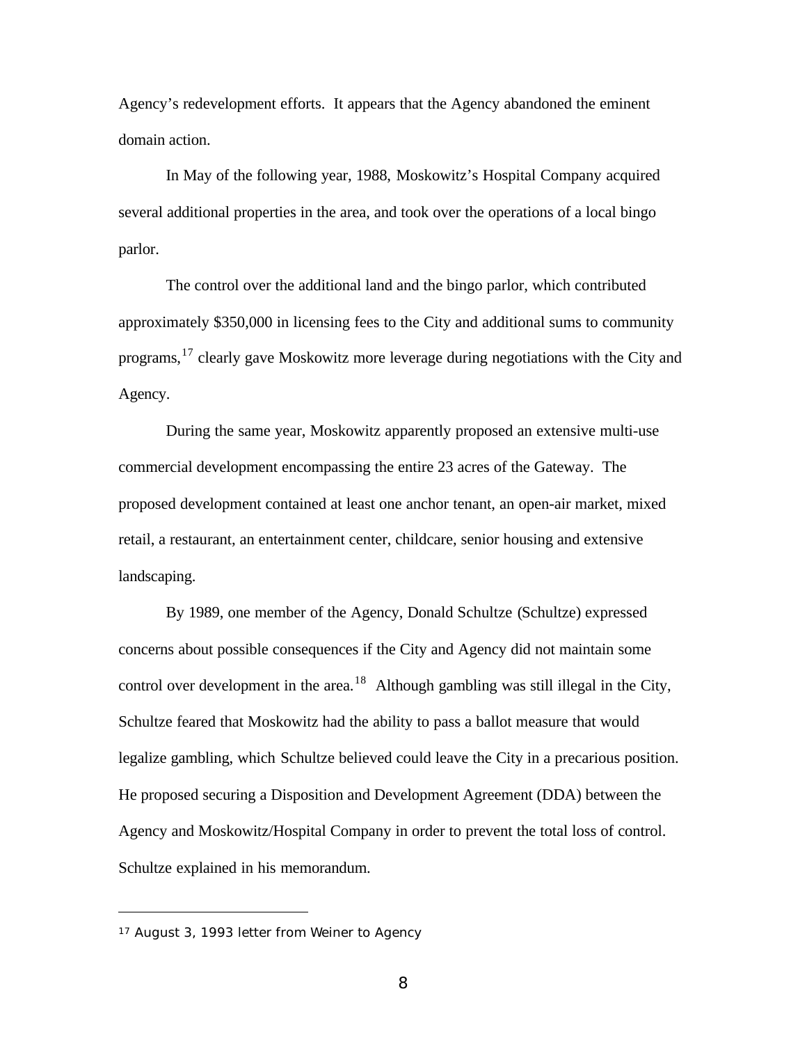Agency's redevelopment efforts. It appears that the Agency abandoned the eminent domain action.

In May of the following year, 1988, Moskowitz's Hospital Company acquired several additional properties in the area, and took over the operations of a local bingo parlor.

The control over the additional land and the bingo parlor, which contributed approximately $350,000 in licensing fees to the City and additional sums to community programs,[17] clearly gave Moskowitz more leverage during negotiations with the City and Agency.

During the same year, Moskowitz apparently proposed an extensive multi-use commercial development encompassing the entire 23 acres of the Gateway. The proposed development contained at least one anchor tenant, an open-air market, mixed retail, a restaurant, an entertainment center, childcare, senior housing and extensive landscaping.

By 1989, one member of the Agency, Donald Schultze (Schultze) expressed concerns about possible consequences if the City and Agency did not maintain some control over development in the area.[18] Although gambling was still illegal in the City, Schultze feared that Moskowitz had the ability to pass a ballot measure that would legalize gambling, which Schultze believed could leave the City in a precarious position. He proposed securing a Disposition and Development Agreement (DDA) between the Agency and Moskowitz/Hospital Company in order to prevent the total loss of control. Schultze explained in his memorandum.

---

[17] August 3, 1993 letter from Weiner to Agency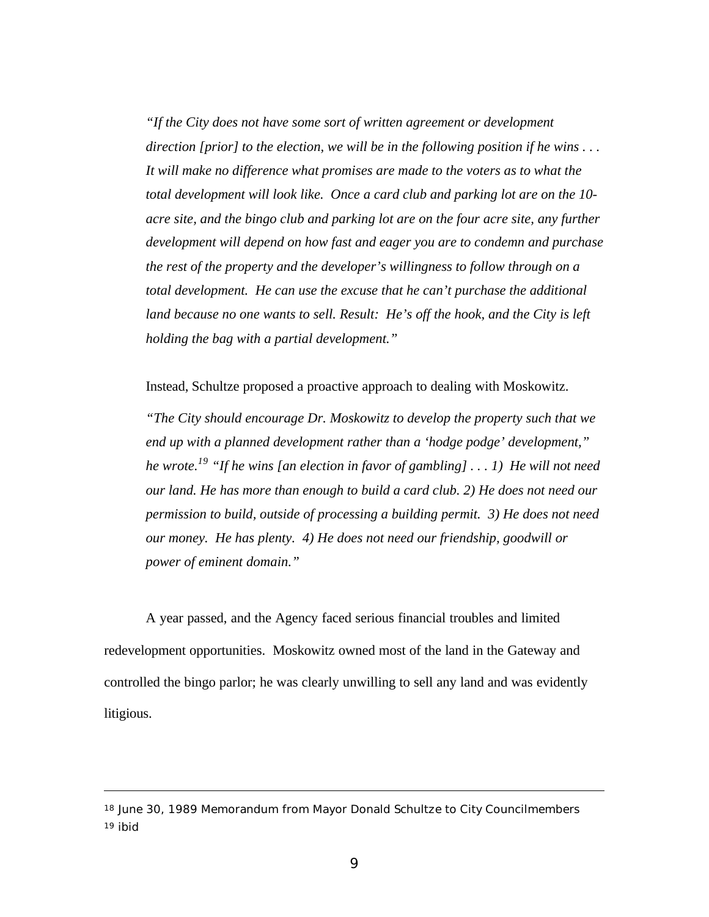*"If the City does not have some sort of written agreement or development direction [prior] to the election, we will be in the following position if he wins . . . It will make no difference what promises are made to the voters as to what the total development will look like. Once a card club and parking lot are on the 10-acre site, and the bingo club and parking lot are on the four acre site, any further development will depend on how fast and eager you are to condemn and purchase the rest of the property and the developer's willingness to follow through on a total development. He can use the excuse that he can't purchase the additional land because no one wants to sell. Result: He's off the hook, and the City is left holding the bag with a partial development."*

Instead, Schultze proposed a proactive approach to dealing with Moskowitz.

*"The City should encourage Dr. Moskowitz to develop the property such that we end up with a planned development rather than a 'hodge podge' development," he wrote.*[19] *"If he wins [an election in favor of gambling] . . . 1) He will not need our land. He has more than enough to build a card club. 2) He does not need our permission to build, outside of processing a building permit. 3) He does not need our money. He has plenty. 4) He does not need our friendship, goodwill or power of eminent domain."*

A year passed, and the Agency faced serious financial troubles and limited redevelopment opportunities. Moskowitz owned most of the land in the Gateway and controlled the bingo parlor; he was clearly unwilling to sell any land and was evidently litigious.

---

[18] June 30, 1989 Memorandum from Mayor Donald Schultze to City Councilmembers
[19] ibid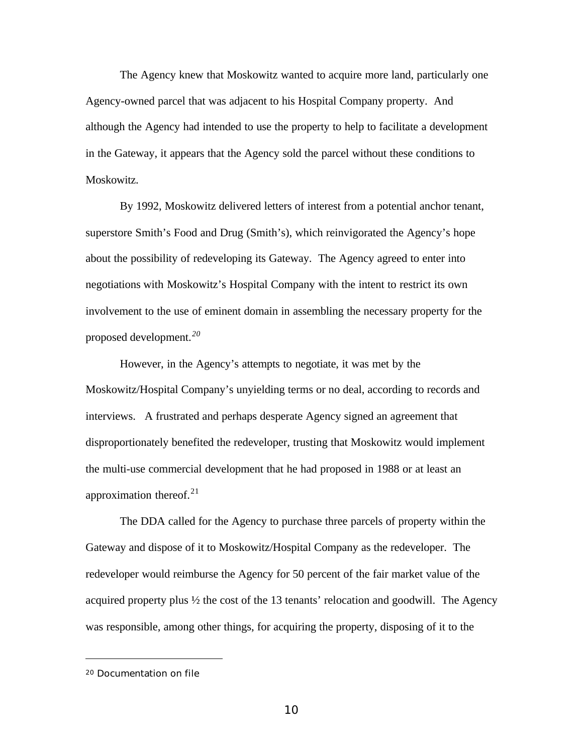The Agency knew that Moskowitz wanted to acquire more land, particularly one Agency-owned parcel that was adjacent to his Hospital Company property. And although the Agency had intended to use the property to help to facilitate a development in the Gateway, it appears that the Agency sold the parcel without these conditions to Moskowitz.

By 1992, Moskowitz delivered letters of interest from a potential anchor tenant, superstore Smith's Food and Drug (Smith's), which reinvigorated the Agency's hope about the possibility of redeveloping its Gateway. The Agency agreed to enter into negotiations with Moskowitz's Hospital Company with the intent to restrict its own involvement to the use of eminent domain in assembling the necessary property for the proposed development.[20]

However, in the Agency's attempts to negotiate, it was met by the Moskowitz/Hospital Company's unyielding terms or no deal, according to records and interviews. A frustrated and perhaps desperate Agency signed an agreement that disproportionately benefited the redeveloper, trusting that Moskowitz would implement the multi-use commercial development that he had proposed in 1988 or at least an approximation thereof.[21]

The DDA called for the Agency to purchase three parcels of property within the Gateway and dispose of it to Moskowitz/Hospital Company as the redeveloper. The redeveloper would reimburse the Agency for 50 percent of the fair market value of the acquired property plus ½ the cost of the 13 tenants' relocation and goodwill. The Agency was responsible, among other things, for acquiring the property, disposing of it to the

---

[20] Documentation on file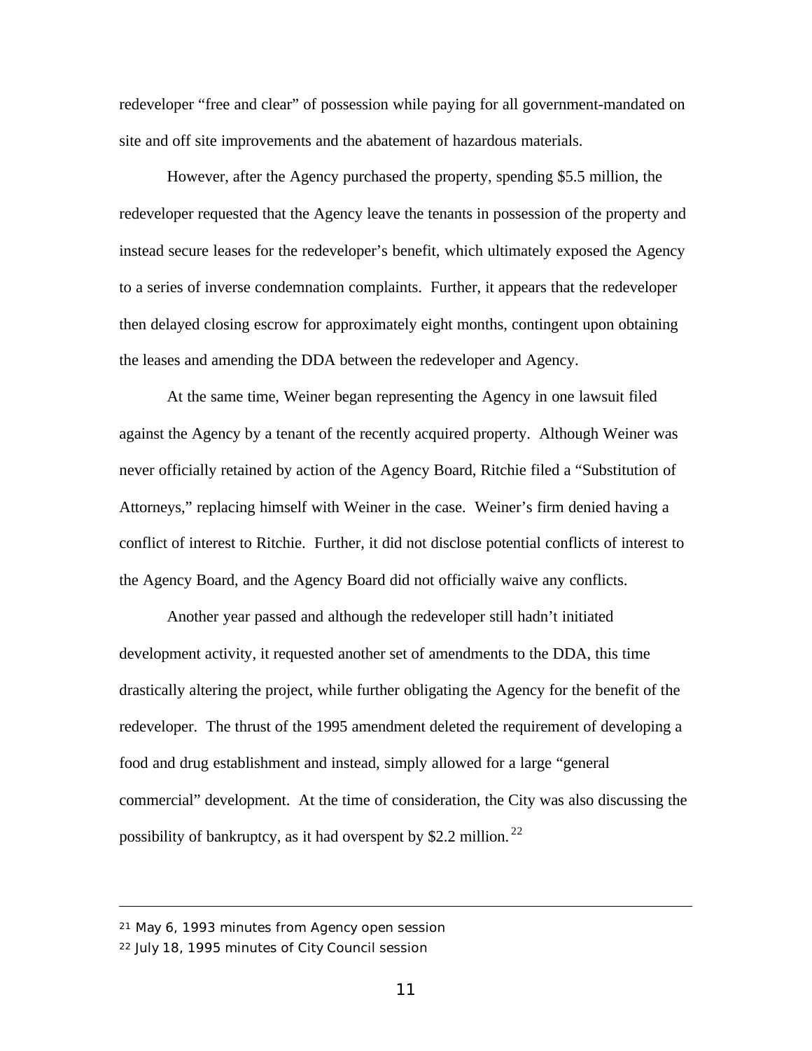redeveloper "free and clear" of possession while paying for all government-mandated on site and off site improvements and the abatement of hazardous materials.

However, after the Agency purchased the property, spending $5.5 million, the redeveloper requested that the Agency leave the tenants in possession of the property and instead secure leases for the redeveloper's benefit, which ultimately exposed the Agency to a series of inverse condemnation complaints. Further, it appears that the redeveloper then delayed closing escrow for approximately eight months, contingent upon obtaining the leases and amending the DDA between the redeveloper and Agency.

At the same time, Weiner began representing the Agency in one lawsuit filed against the Agency by a tenant of the recently acquired property. Although Weiner was never officially retained by action of the Agency Board, Ritchie filed a "Substitution of Attorneys," replacing himself with Weiner in the case. Weiner's firm denied having a conflict of interest to Ritchie. Further, it did not disclose potential conflicts of interest to the Agency Board, and the Agency Board did not officially waive any conflicts.

Another year passed and although the redeveloper still hadn't initiated development activity, it requested another set of amendments to the DDA, this time drastically altering the project, while further obligating the Agency for the benefit of the redeveloper. The thrust of the 1995 amendment deleted the requirement of developing a food and drug establishment and instead, simply allowed for a large "general commercial" development. At the time of consideration, the City was also discussing the possibility of bankruptcy, as it had overspent by $2.2 million.[22]

---

[21] May 6, 1993 minutes from Agency open session

[22] July 18, 1995 minutes of City Council session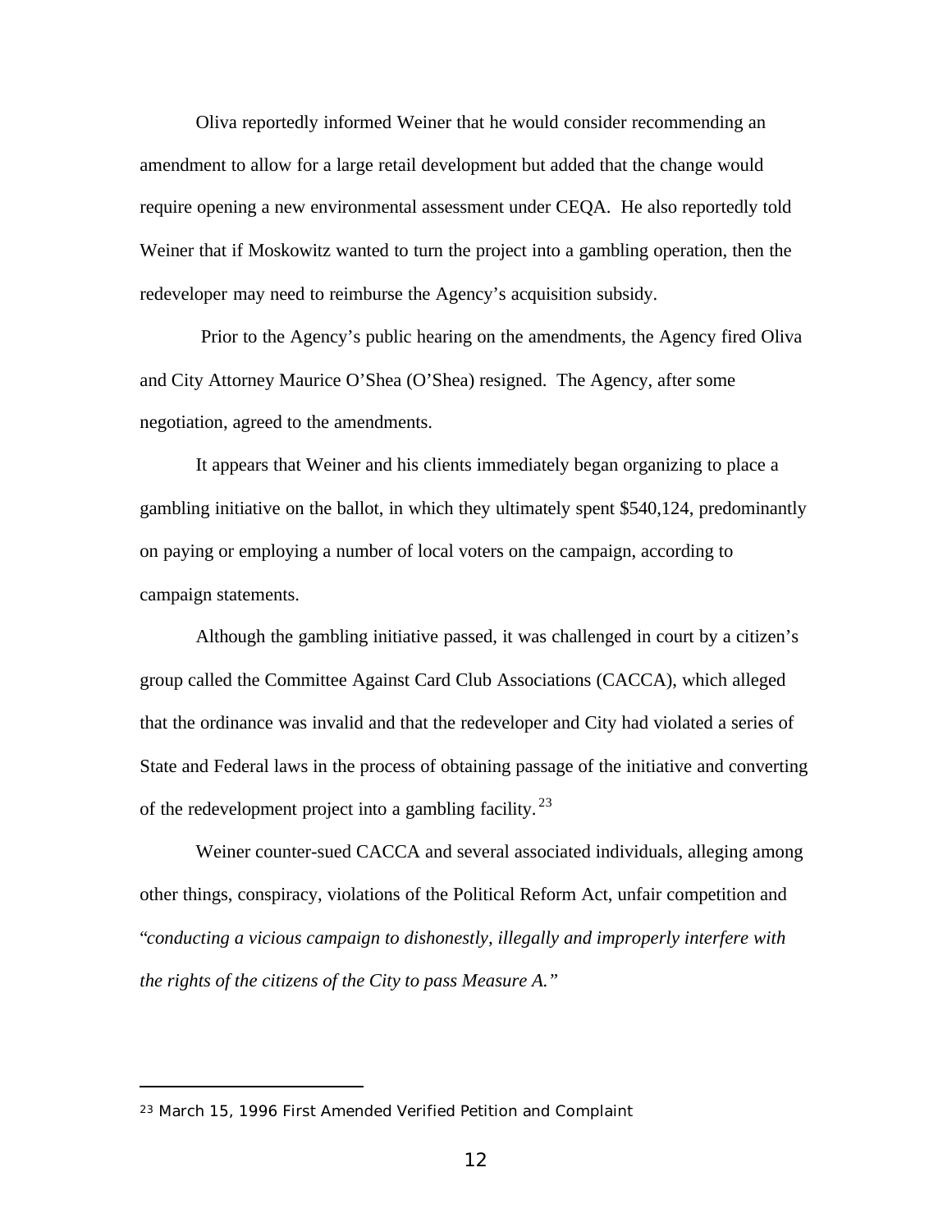Oliva reportedly informed Weiner that he would consider recommending an amendment to allow for a large retail development but added that the change would require opening a new environmental assessment under CEQA. He also reportedly told Weiner that if Moskowitz wanted to turn the project into a gambling operation, then the redeveloper may need to reimburse the Agency's acquisition subsidy.

Prior to the Agency's public hearing on the amendments, the Agency fired Oliva and City Attorney Maurice O'Shea (O'Shea) resigned. The Agency, after some negotiation, agreed to the amendments.

It appears that Weiner and his clients immediately began organizing to place a gambling initiative on the ballot, in which they ultimately spent $540,124, predominantly on paying or employing a number of local voters on the campaign, according to campaign statements.

Although the gambling initiative passed, it was challenged in court by a citizen's group called the Committee Against Card Club Associations (CACCA), which alleged that the ordinance was invalid and that the redeveloper and City had violated a series of State and Federal laws in the process of obtaining passage of the initiative and converting of the redevelopment project into a gambling facility.[23]

Weiner counter-sued CACCA and several associated individuals, alleging among other things, conspiracy, violations of the Political Reform Act, unfair competition and "*conducting a vicious campaign to dishonestly, illegally and improperly interfere with the rights of the citizens of the City to pass Measure A.*"

---

[23] March 15, 1996 First Amended Verified Petition and Complaint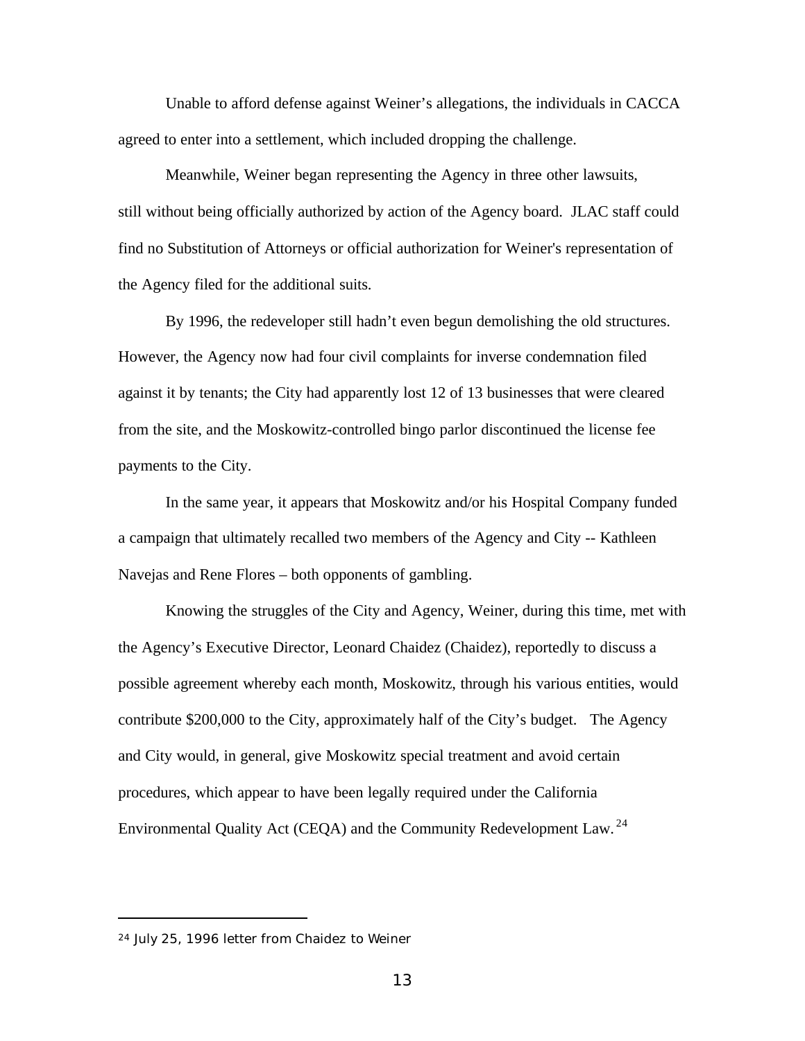Unable to afford defense against Weiner's allegations, the individuals in CACCA agreed to enter into a settlement, which included dropping the challenge.

Meanwhile, Weiner began representing the Agency in three other lawsuits, still without being officially authorized by action of the Agency board. JLAC staff could find no Substitution of Attorneys or official authorization for Weiner's representation of the Agency filed for the additional suits.

By 1996, the redeveloper still hadn't even begun demolishing the old structures. However, the Agency now had four civil complaints for inverse condemnation filed against it by tenants; the City had apparently lost 12 of 13 businesses that were cleared from the site, and the Moskowitz-controlled bingo parlor discontinued the license fee payments to the City.

In the same year, it appears that Moskowitz and/or his Hospital Company funded a campaign that ultimately recalled two members of the Agency and City -- Kathleen Navejas and Rene Flores – both opponents of gambling.

Knowing the struggles of the City and Agency, Weiner, during this time, met with the Agency's Executive Director, Leonard Chaidez (Chaidez), reportedly to discuss a possible agreement whereby each month, Moskowitz, through his various entities, would contribute $200,000 to the City, approximately half of the City's budget. The Agency and City would, in general, give Moskowitz special treatment and avoid certain procedures, which appear to have been legally required under the California Environmental Quality Act (CEQA) and the Community Redevelopment Law.[24]

---

[24] July 25, 1996 letter from Chaidez to Weiner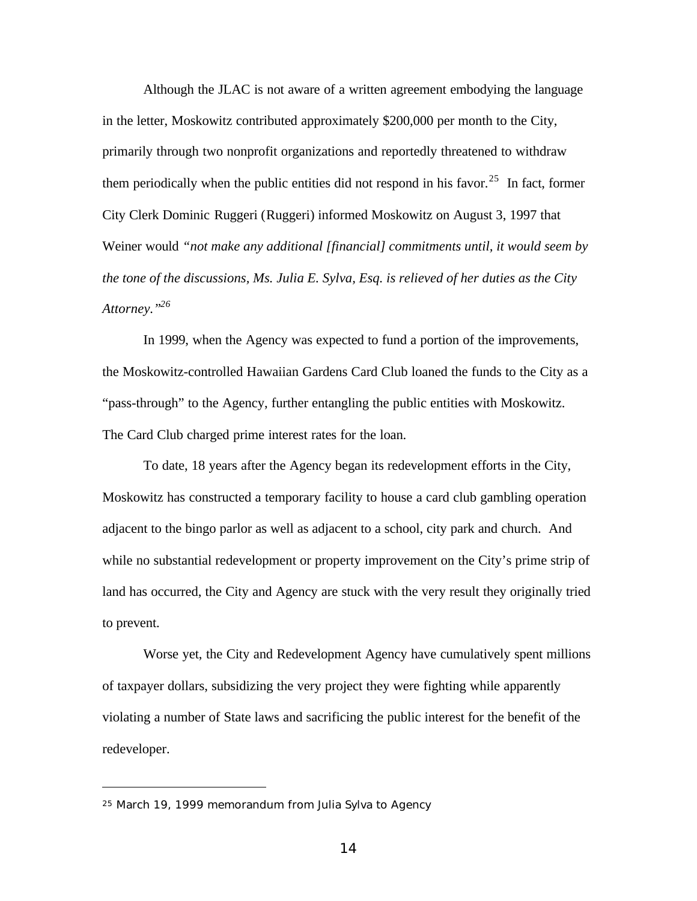Although the JLAC is not aware of a written agreement embodying the language in the letter, Moskowitz contributed approximately $200,000 per month to the City, primarily through two nonprofit organizations and reportedly threatened to withdraw them periodically when the public entities did not respond in his favor.[25] In fact, former City Clerk Dominic Ruggeri (Ruggeri) informed Moskowitz on August 3, 1997 that Weiner would *"not make any additional [financial] commitments until, it would seem by the tone of the discussions, Ms. Julia E. Sylva, Esq. is relieved of her duties as the City Attorney."*[26]

In 1999, when the Agency was expected to fund a portion of the improvements, the Moskowitz-controlled Hawaiian Gardens Card Club loaned the funds to the City as a "pass-through" to the Agency, further entangling the public entities with Moskowitz. The Card Club charged prime interest rates for the loan.

To date, 18 years after the Agency began its redevelopment efforts in the City, Moskowitz has constructed a temporary facility to house a card club gambling operation adjacent to the bingo parlor as well as adjacent to a school, city park and church. And while no substantial redevelopment or property improvement on the City's prime strip of land has occurred, the City and Agency are stuck with the very result they originally tried to prevent.

Worse yet, the City and Redevelopment Agency have cumulatively spent millions of taxpayer dollars, subsidizing the very project they were fighting while apparently violating a number of State laws and sacrificing the public interest for the benefit of the redeveloper.

---

[25] March 19, 1999 memorandum from Julia Sylva to Agency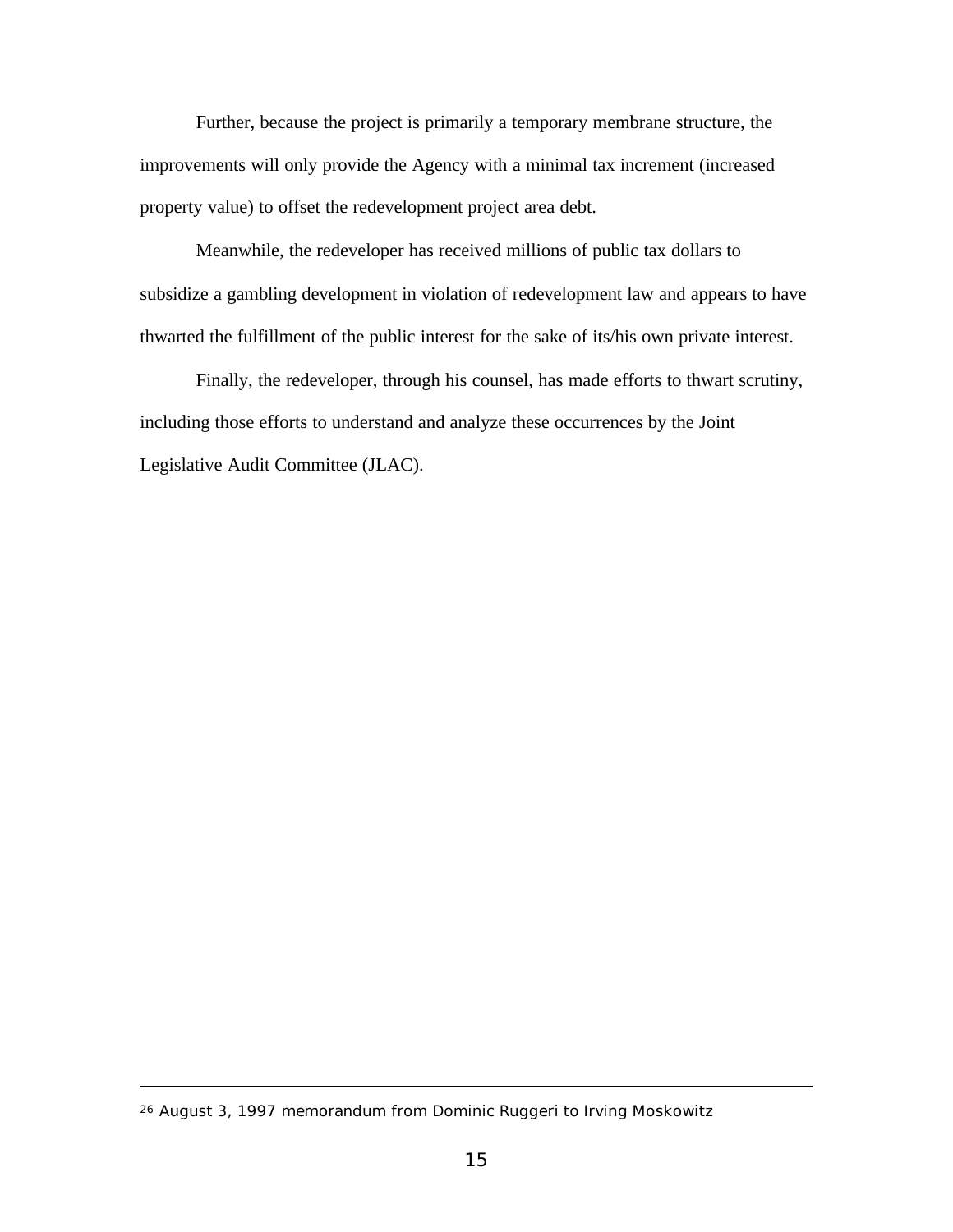Further, because the project is primarily a temporary membrane structure, the improvements will only provide the Agency with a minimal tax increment (increased property value) to offset the redevelopment project area debt.

Meanwhile, the redeveloper has received millions of public tax dollars to subsidize a gambling development in violation of redevelopment law and appears to have thwarted the fulfillment of the public interest for the sake of its/his own private interest.

Finally, the redeveloper, through his counsel, has made efforts to thwart scrutiny, including those efforts to understand and analyze these occurrences by the Joint Legislative Audit Committee (JLAC).

---

[26] August 3, 1997 memorandum from Dominic Ruggeri to Irving Moskowitz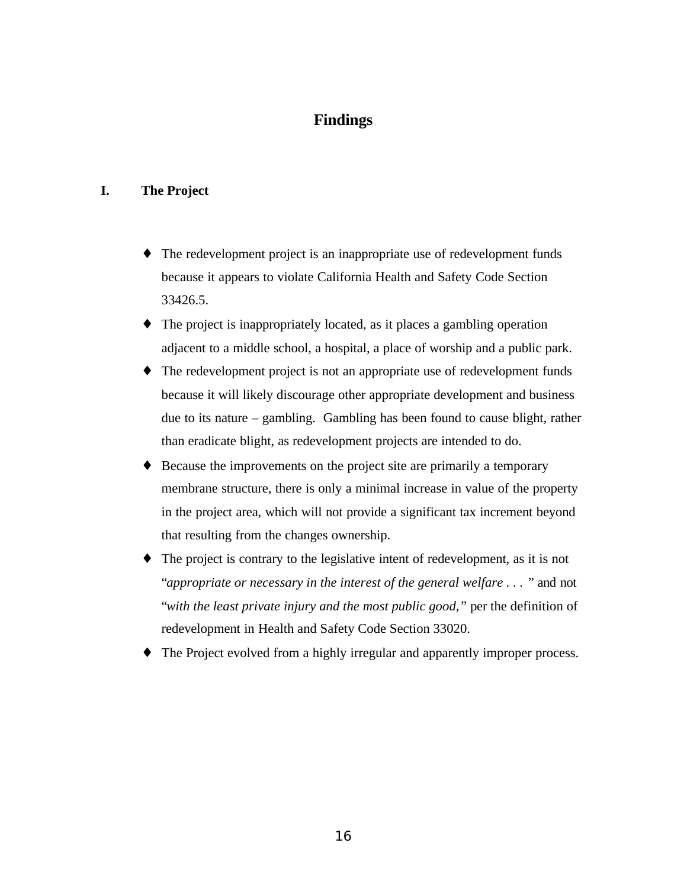# Findings

## I. The Project

- The redevelopment project is an inappropriate use of redevelopment funds because it appears to violate California Health and Safety Code Section 33426.5.
- The project is inappropriately located, as it places a gambling operation adjacent to a middle school, a hospital, a place of worship and a public park.
- The redevelopment project is not an appropriate use of redevelopment funds because it will likely discourage other appropriate development and business due to its nature – gambling. Gambling has been found to cause blight, rather than eradicate blight, as redevelopment projects are intended to do.
- Because the improvements on the project site are primarily a temporary membrane structure, there is only a minimal increase in value of the property in the project area, which will not provide a significant tax increment beyond that resulting from the changes ownership.
- The project is contrary to the legislative intent of redevelopment, as it is not "*appropriate or necessary in the interest of the general welfare . . .* " and not "*with the least private injury and the most public good,*" per the definition of redevelopment in Health and Safety Code Section 33020.
- The Project evolved from a highly irregular and apparently improper process.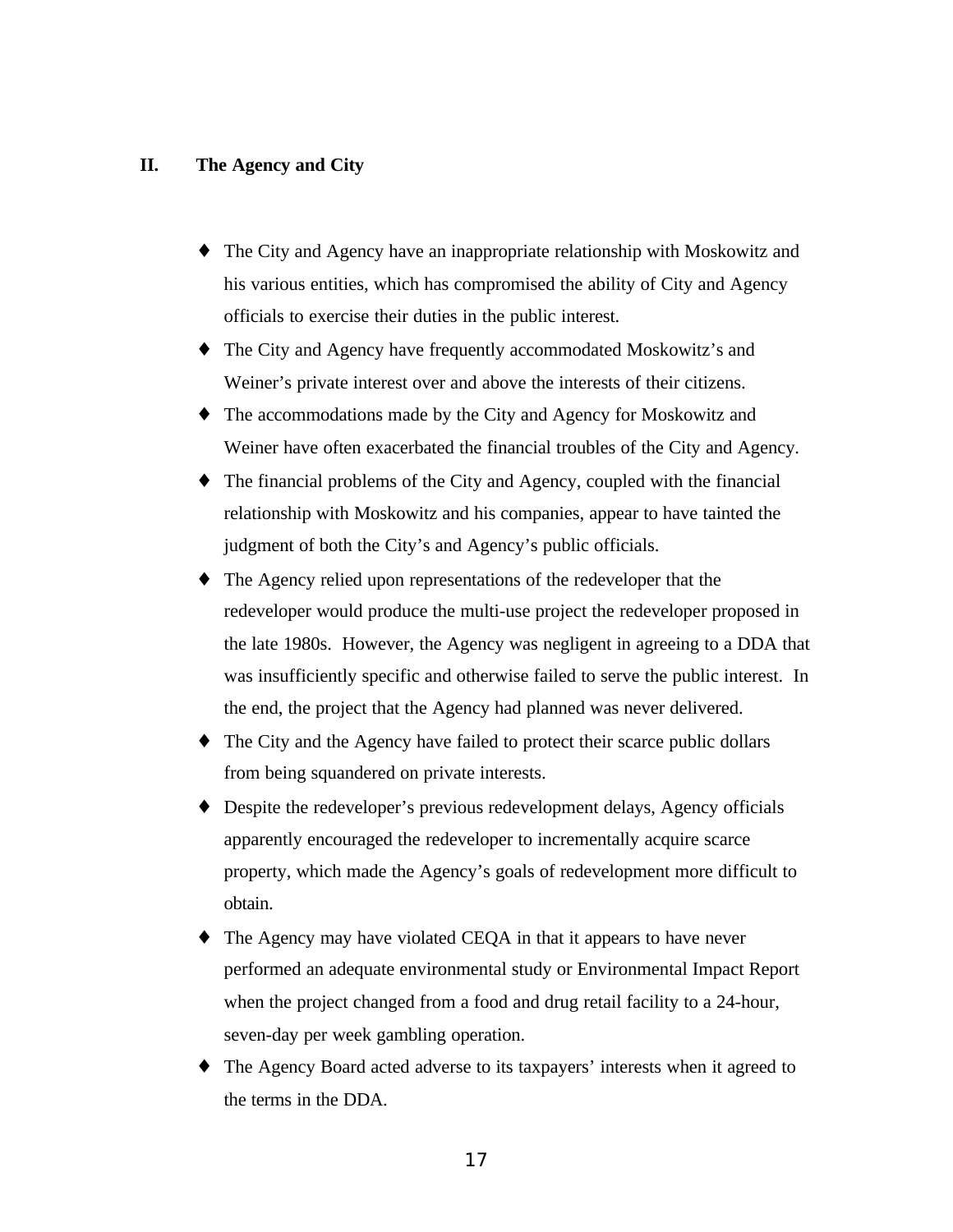## II. The Agency and City

- The City and Agency have an inappropriate relationship with Moskowitz and his various entities, which has compromised the ability of City and Agency officials to exercise their duties in the public interest.
- The City and Agency have frequently accommodated Moskowitz's and Weiner's private interest over and above the interests of their citizens.
- The accommodations made by the City and Agency for Moskowitz and Weiner have often exacerbated the financial troubles of the City and Agency.
- The financial problems of the City and Agency, coupled with the financial relationship with Moskowitz and his companies, appear to have tainted the judgment of both the City's and Agency's public officials.
- The Agency relied upon representations of the redeveloper that the redeveloper would produce the multi-use project the redeveloper proposed in the late 1980s. However, the Agency was negligent in agreeing to a DDA that was insufficiently specific and otherwise failed to serve the public interest. In the end, the project that the Agency had planned was never delivered.
- The City and the Agency have failed to protect their scarce public dollars from being squandered on private interests.
- Despite the redeveloper's previous redevelopment delays, Agency officials apparently encouraged the redeveloper to incrementally acquire scarce property, which made the Agency's goals of redevelopment more difficult to obtain.
- The Agency may have violated CEQA in that it appears to have never performed an adequate environmental study or Environmental Impact Report when the project changed from a food and drug retail facility to a 24-hour, seven-day per week gambling operation.
- The Agency Board acted adverse to its taxpayers' interests when it agreed to the terms in the DDA.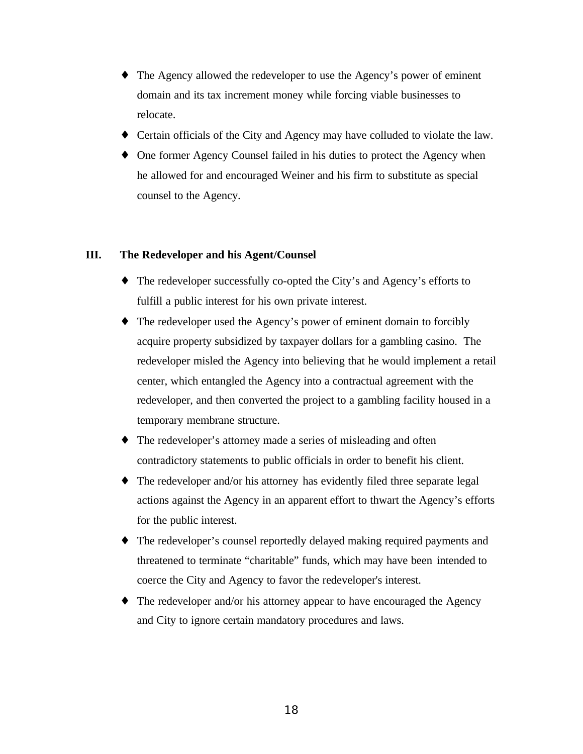- The Agency allowed the redeveloper to use the Agency's power of eminent domain and its tax increment money while forcing viable businesses to relocate.
- Certain officials of the City and Agency may have colluded to violate the law.
- One former Agency Counsel failed in his duties to protect the Agency when he allowed for and encouraged Weiner and his firm to substitute as special counsel to the Agency.

## III. The Redeveloper and his Agent/Counsel

- The redeveloper successfully co-opted the City's and Agency's efforts to fulfill a public interest for his own private interest.
- The redeveloper used the Agency's power of eminent domain to forcibly acquire property subsidized by taxpayer dollars for a gambling casino. The redeveloper misled the Agency into believing that he would implement a retail center, which entangled the Agency into a contractual agreement with the redeveloper, and then converted the project to a gambling facility housed in a temporary membrane structure.
- The redeveloper's attorney made a series of misleading and often contradictory statements to public officials in order to benefit his client.
- The redeveloper and/or his attorney has evidently filed three separate legal actions against the Agency in an apparent effort to thwart the Agency's efforts for the public interest.
- The redeveloper's counsel reportedly delayed making required payments and threatened to terminate "charitable" funds, which may have been intended to coerce the City and Agency to favor the redeveloper's interest.
- The redeveloper and/or his attorney appear to have encouraged the Agency and City to ignore certain mandatory procedures and laws.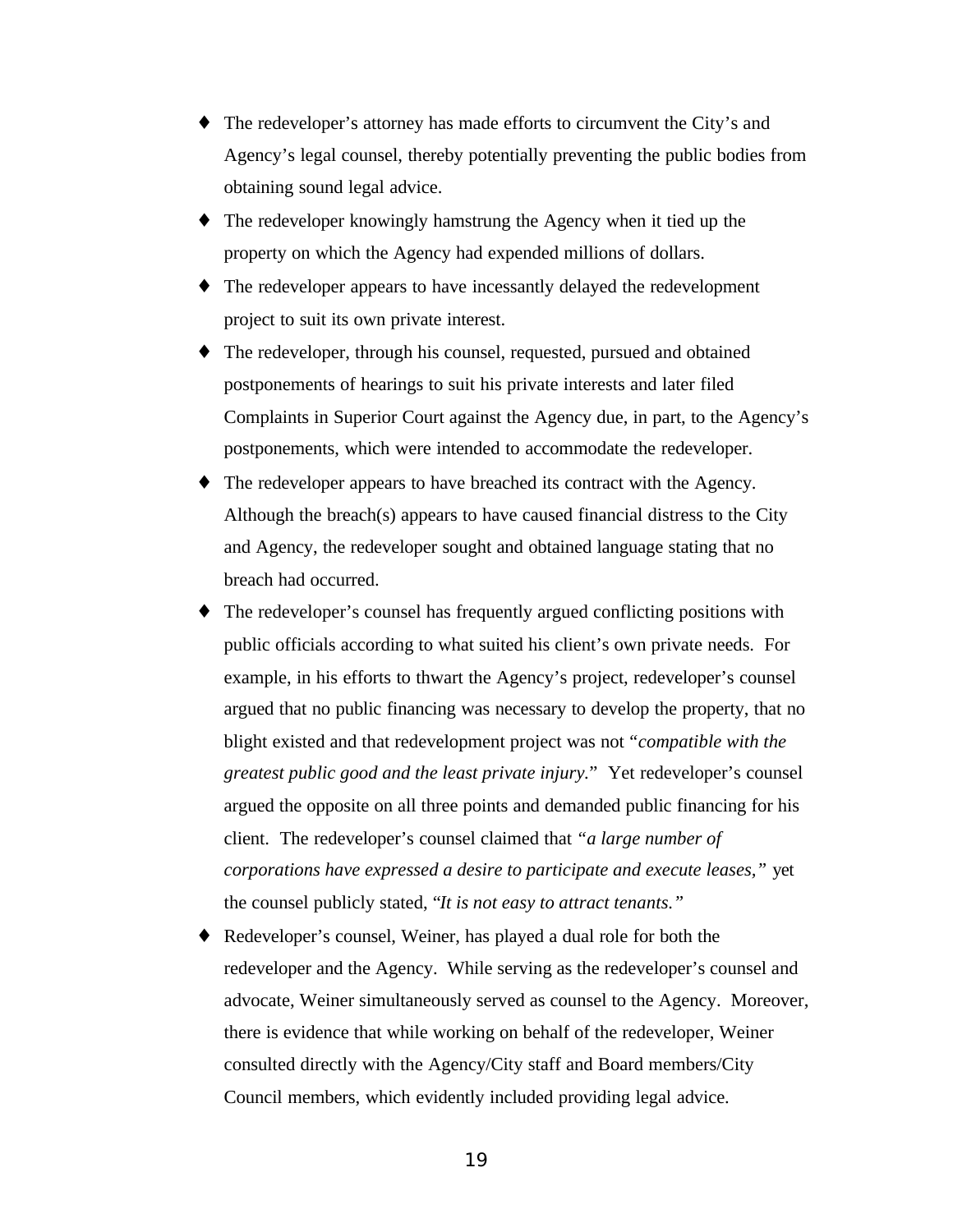- The redeveloper's attorney has made efforts to circumvent the City's and Agency's legal counsel, thereby potentially preventing the public bodies from obtaining sound legal advice.
- The redeveloper knowingly hamstrung the Agency when it tied up the property on which the Agency had expended millions of dollars.
- The redeveloper appears to have incessantly delayed the redevelopment project to suit its own private interest.
- The redeveloper, through his counsel, requested, pursued and obtained postponements of hearings to suit his private interests and later filed Complaints in Superior Court against the Agency due, in part, to the Agency's postponements, which were intended to accommodate the redeveloper.
- The redeveloper appears to have breached its contract with the Agency. Although the breach(s) appears to have caused financial distress to the City and Agency, the redeveloper sought and obtained language stating that no breach had occurred.
- The redeveloper's counsel has frequently argued conflicting positions with public officials according to what suited his client's own private needs. For example, in his efforts to thwart the Agency's project, redeveloper's counsel argued that no public financing was necessary to develop the property, that no blight existed and that redevelopment project was not "*compatible with the greatest public good and the least private injury.*" Yet redeveloper's counsel argued the opposite on all three points and demanded public financing for his client. The redeveloper's counsel claimed that *"a large number of corporations have expressed a desire to participate and execute leases,"* yet the counsel publicly stated, "*It is not easy to attract tenants."*
- Redeveloper's counsel, Weiner, has played a dual role for both the redeveloper and the Agency. While serving as the redeveloper's counsel and advocate, Weiner simultaneously served as counsel to the Agency. Moreover, there is evidence that while working on behalf of the redeveloper, Weiner consulted directly with the Agency/City staff and Board members/City Council members, which evidently included providing legal advice.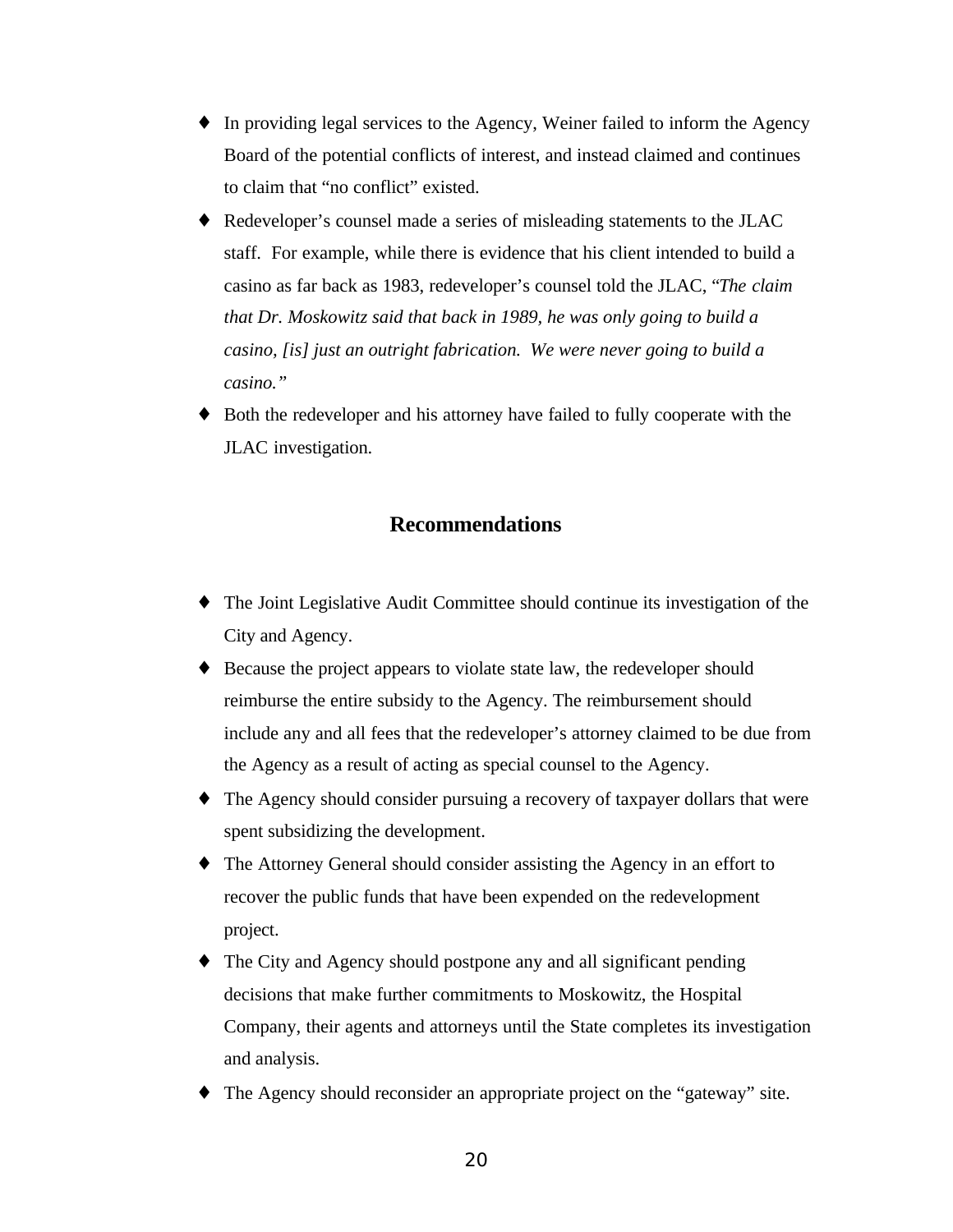- In providing legal services to the Agency, Weiner failed to inform the Agency Board of the potential conflicts of interest, and instead claimed and continues to claim that "no conflict" existed.
- Redeveloper's counsel made a series of misleading statements to the JLAC staff. For example, while there is evidence that his client intended to build a casino as far back as 1983, redeveloper's counsel told the JLAC, "*The claim that Dr. Moskowitz said that back in 1989, he was only going to build a casino, [is] just an outright fabrication. We were never going to build a casino.*"
- Both the redeveloper and his attorney have failed to fully cooperate with the JLAC investigation.

## Recommendations

- The Joint Legislative Audit Committee should continue its investigation of the City and Agency.
- Because the project appears to violate state law, the redeveloper should reimburse the entire subsidy to the Agency. The reimbursement should include any and all fees that the redeveloper's attorney claimed to be due from the Agency as a result of acting as special counsel to the Agency.
- The Agency should consider pursuing a recovery of taxpayer dollars that were spent subsidizing the development.
- The Attorney General should consider assisting the Agency in an effort to recover the public funds that have been expended on the redevelopment project.
- The City and Agency should postpone any and all significant pending decisions that make further commitments to Moskowitz, the Hospital Company, their agents and attorneys until the State completes its investigation and analysis.
- The Agency should reconsider an appropriate project on the "gateway" site.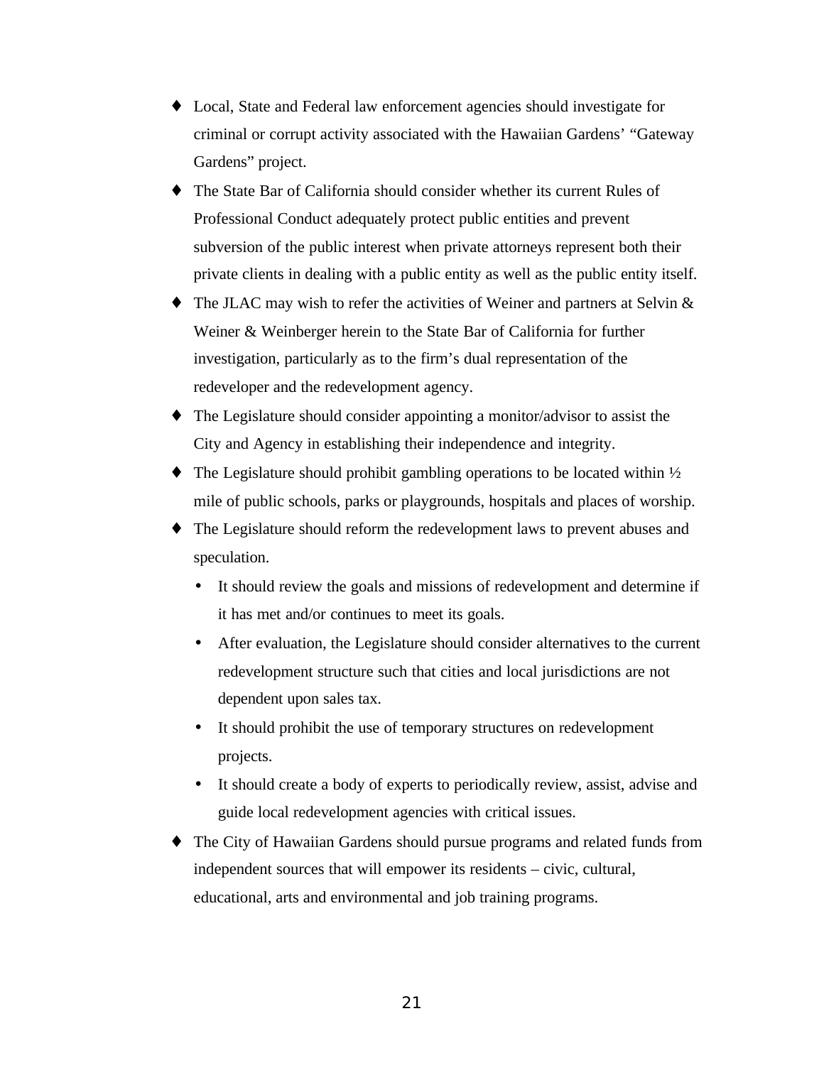- Local, State and Federal law enforcement agencies should investigate for criminal or corrupt activity associated with the Hawaiian Gardens' "Gateway Gardens" project.
- The State Bar of California should consider whether its current Rules of Professional Conduct adequately protect public entities and prevent subversion of the public interest when private attorneys represent both their private clients in dealing with a public entity as well as the public entity itself.
- The JLAC may wish to refer the activities of Weiner and partners at Selvin & Weiner & Weinberger herein to the State Bar of California for further investigation, particularly as to the firm's dual representation of the redeveloper and the redevelopment agency.
- The Legislature should consider appointing a monitor/advisor to assist the City and Agency in establishing their independence and integrity.
- The Legislature should prohibit gambling operations to be located within ½ mile of public schools, parks or playgrounds, hospitals and places of worship.
- The Legislature should reform the redevelopment laws to prevent abuses and speculation.
  - It should review the goals and missions of redevelopment and determine if it has met and/or continues to meet its goals.
  - After evaluation, the Legislature should consider alternatives to the current redevelopment structure such that cities and local jurisdictions are not dependent upon sales tax.
  - It should prohibit the use of temporary structures on redevelopment projects.
  - It should create a body of experts to periodically review, assist, advise and guide local redevelopment agencies with critical issues.
- The City of Hawaiian Gardens should pursue programs and related funds from independent sources that will empower its residents – civic, cultural, educational, arts and environmental and job training programs.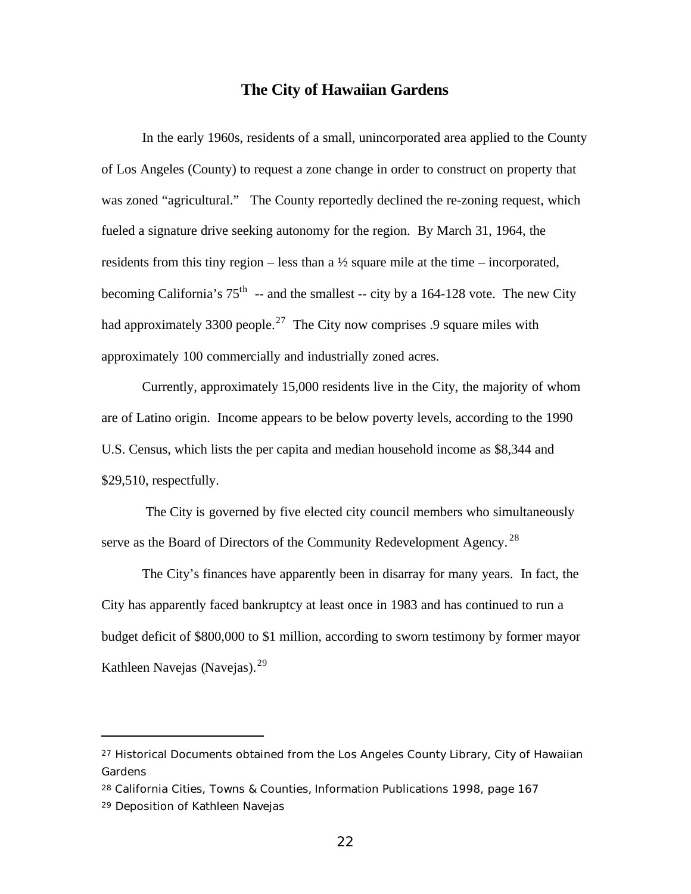## The City of Hawaiian Gardens

In the early 1960s, residents of a small, unincorporated area applied to the County of Los Angeles (County) to request a zone change in order to construct on property that was zoned "agricultural." The County reportedly declined the re-zoning request, which fueled a signature drive seeking autonomy for the region. By March 31, 1964, the residents from this tiny region – less than a ½ square mile at the time – incorporated, becoming California's 75th -- and the smallest -- city by a 164-128 vote. The new City had approximately 3300 people.[27] The City now comprises .9 square miles with approximately 100 commercially and industrially zoned acres.

Currently, approximately 15,000 residents live in the City, the majority of whom are of Latino origin. Income appears to be below poverty levels, according to the 1990 U.S. Census, which lists the per capita and median household income as $8,344 and $29,510, respectfully.

The City is governed by five elected city council members who simultaneously serve as the Board of Directors of the Community Redevelopment Agency.[28]

The City's finances have apparently been in disarray for many years. In fact, the City has apparently faced bankruptcy at least once in 1983 and has continued to run a budget deficit of $800,000 to $1 million, according to sworn testimony by former mayor Kathleen Navejas (Navejas).[29]

---

[27] Historical Documents obtained from the Los Angeles County Library, City of Hawaiian Gardens

[28] California Cities, Towns & Counties, Information Publications 1998, page 167

[29] Deposition of Kathleen Navejas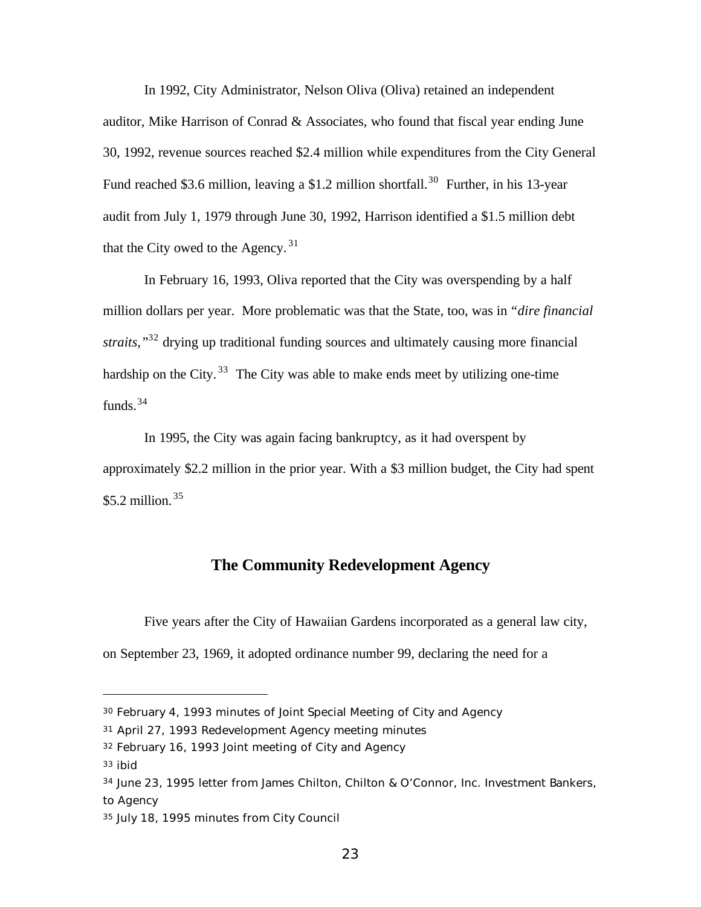In 1992, City Administrator, Nelson Oliva (Oliva) retained an independent auditor, Mike Harrison of Conrad & Associates, who found that fiscal year ending June 30, 1992, revenue sources reached $2.4 million while expenditures from the City General Fund reached $3.6 million, leaving a $1.2 million shortfall.[30] Further, in his 13-year audit from July 1, 1979 through June 30, 1992, Harrison identified a $1.5 million debt that the City owed to the Agency.[31]

In February 16, 1993, Oliva reported that the City was overspending by a half million dollars per year. More problematic was that the State, too, was in "*dire financial straits,*"[32] drying up traditional funding sources and ultimately causing more financial hardship on the City.[33] The City was able to make ends meet by utilizing one-time funds.[34]

In 1995, the City was again facing bankruptcy, as it had overspent by approximately $2.2 million in the prior year. With a $3 million budget, the City had spent $5.2 million.[35]

## The Community Redevelopment Agency

Five years after the City of Hawaiian Gardens incorporated as a general law city, on September 23, 1969, it adopted ordinance number 99, declaring the need for a

---

[30] February 4, 1993 minutes of Joint Special Meeting of City and Agency

[31] April 27, 1993 Redevelopment Agency meeting minutes

[32] February 16, 1993 Joint meeting of City and Agency

[33] ibid

[34] June 23, 1995 letter from James Chilton, Chilton & O'Connor, Inc. Investment Bankers, to Agency

[35] July 18, 1995 minutes from City Council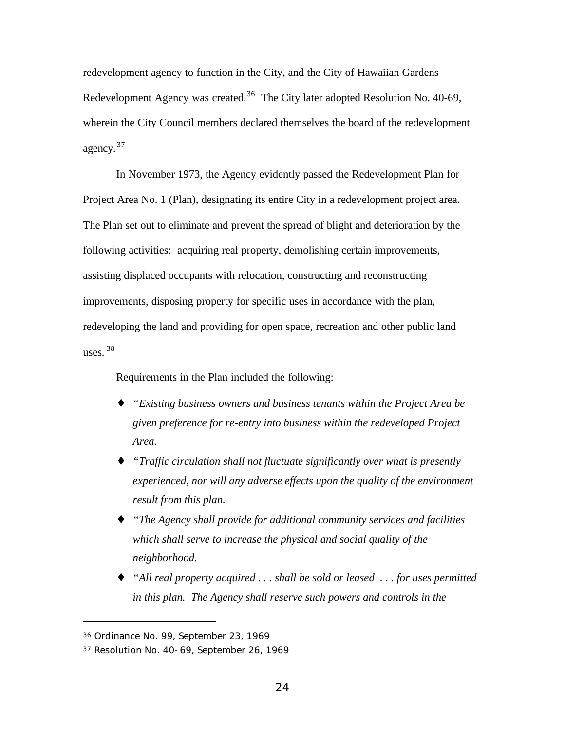redevelopment agency to function in the City, and the City of Hawaiian Gardens Redevelopment Agency was created.[36] The City later adopted Resolution No. 40-69, wherein the City Council members declared themselves the board of the redevelopment agency.[37]

In November 1973, the Agency evidently passed the Redevelopment Plan for Project Area No. 1 (Plan), designating its entire City in a redevelopment project area. The Plan set out to eliminate and prevent the spread of blight and deterioration by the following activities: acquiring real property, demolishing certain improvements, assisting displaced occupants with relocation, constructing and reconstructing improvements, disposing property for specific uses in accordance with the plan, redeveloping the land and providing for open space, recreation and other public land uses.[38]

Requirements in the Plan included the following:

- *"Existing business owners and business tenants within the Project Area be given preference for re-entry into business within the redeveloped Project Area.*
- *"Traffic circulation shall not fluctuate significantly over what is presently experienced, nor will any adverse effects upon the quality of the environment result from this plan.*
- *"The Agency shall provide for additional community services and facilities which shall serve to increase the physical and social quality of the neighborhood.*
- *"All real property acquired . . . shall be sold or leased . . . for uses permitted in this plan. The Agency shall reserve such powers and controls in the*

---

[36] Ordinance No. 99, September 23, 1969

[37] Resolution No. 40-69, September 26, 1969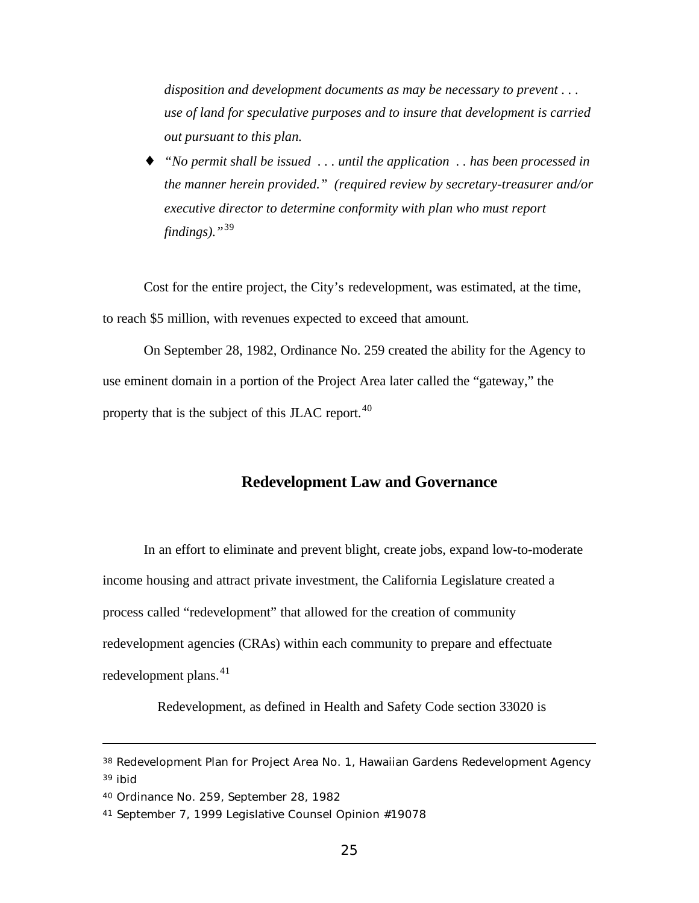*disposition and development documents as may be necessary to prevent . . . use of land for speculative purposes and to insure that development is carried out pursuant to this plan.*

- *"No permit shall be issued . . . until the application . . has been processed in the manner herein provided." (required review by secretary-treasurer and/or executive director to determine conformity with plan who must report findings)."*[39]

Cost for the entire project, the City's redevelopment, was estimated, at the time, to reach $5 million, with revenues expected to exceed that amount.

On September 28, 1982, Ordinance No. 259 created the ability for the Agency to use eminent domain in a portion of the Project Area later called the "gateway," the property that is the subject of this JLAC report.[40]

## Redevelopment Law and Governance

In an effort to eliminate and prevent blight, create jobs, expand low-to-moderate income housing and attract private investment, the California Legislature created a process called "redevelopment" that allowed for the creation of community redevelopment agencies (CRAs) within each community to prepare and effectuate redevelopment plans.[41]

Redevelopment, as defined in Health and Safety Code section 33020 is

---

[38] Redevelopment Plan for Project Area No. 1, Hawaiian Gardens Redevelopment Agency

[39] ibid

[40] Ordinance No. 259, September 28, 1982

[41] September 7, 1999 Legislative Counsel Opinion #19078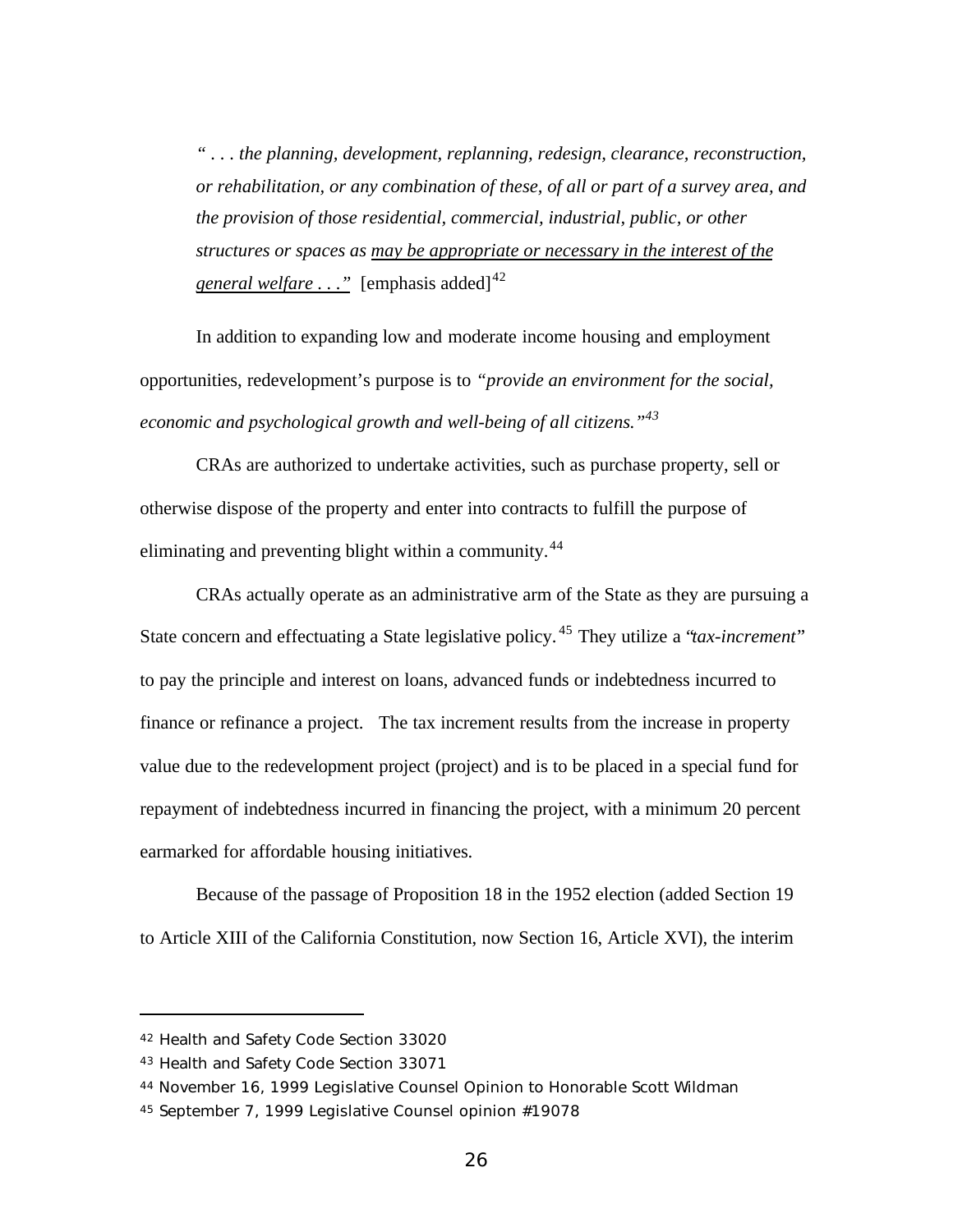> *" . . . the planning, development, replanning, redesign, clearance, reconstruction, or rehabilitation, or any combination of these, of all or part of a survey area, and the provision of those residential, commercial, industrial, public, or other structures or spaces as <u>may be appropriate or necessary in the interest of the general welfare . . ."</u>* [emphasis added][42]

In addition to expanding low and moderate income housing and employment opportunities, redevelopment's purpose is to *"provide an environment for the social, economic and psychological growth and well-being of all citizens."*[43]

CRAs are authorized to undertake activities, such as purchase property, sell or otherwise dispose of the property and enter into contracts to fulfill the purpose of eliminating and preventing blight within a community.[44]

CRAs actually operate as an administrative arm of the State as they are pursuing a State concern and effectuating a State legislative policy.[45] They utilize a "*tax-increment*" to pay the principle and interest on loans, advanced funds or indebtedness incurred to finance or refinance a project. The tax increment results from the increase in property value due to the redevelopment project (project) and is to be placed in a special fund for repayment of indebtedness incurred in financing the project, with a minimum 20 percent earmarked for affordable housing initiatives.

Because of the passage of Proposition 18 in the 1952 election (added Section 19 to Article XIII of the California Constitution, now Section 16, Article XVI), the interim

---

[42] Health and Safety Code Section 33020

[43] Health and Safety Code Section 33071

[44] November 16, 1999 Legislative Counsel Opinion to Honorable Scott Wildman

[45] September 7, 1999 Legislative Counsel opinion #19078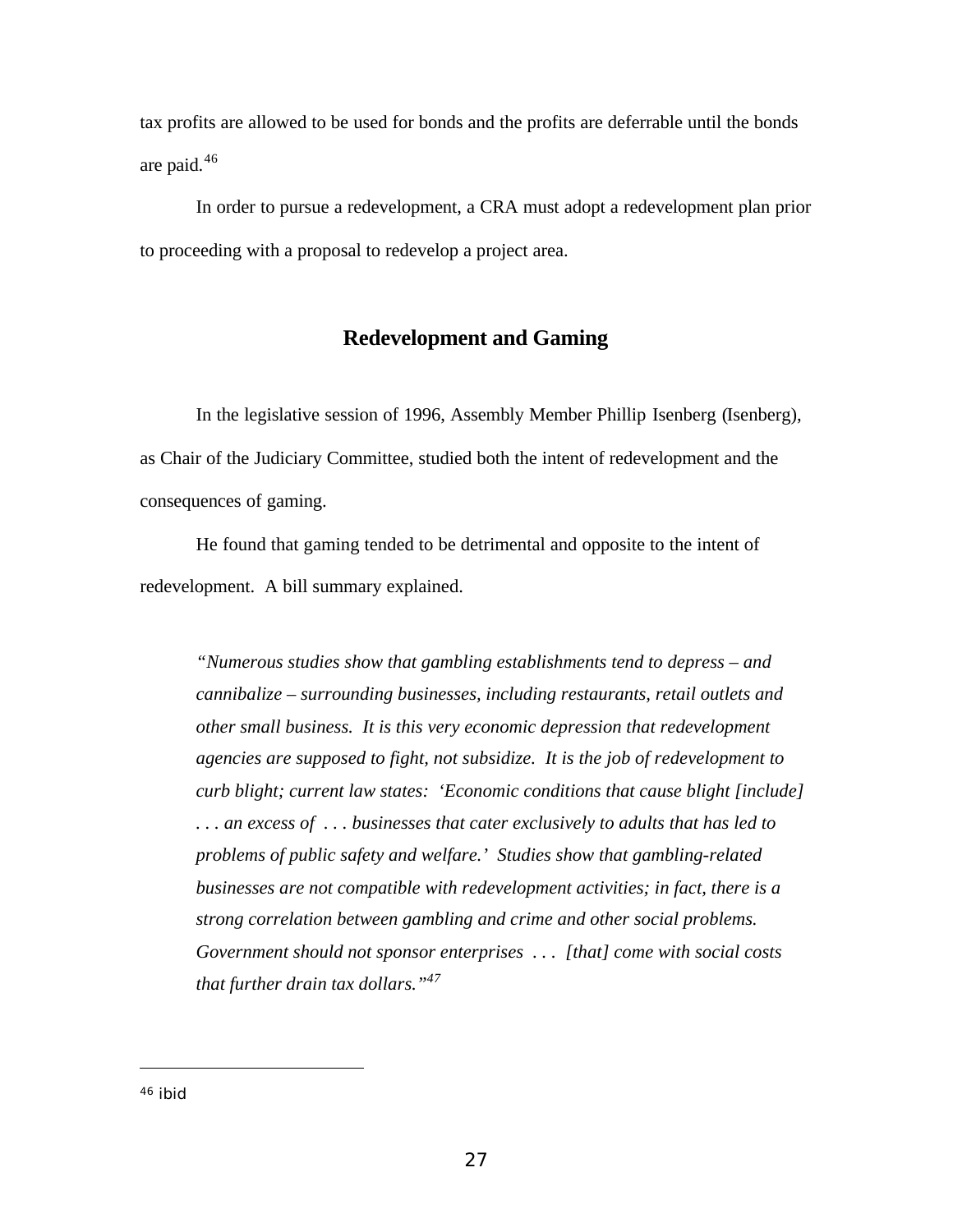tax profits are allowed to be used for bonds and the profits are deferrable until the bonds are paid.[46]

In order to pursue a redevelopment, a CRA must adopt a redevelopment plan prior to proceeding with a proposal to redevelop a project area.

## Redevelopment and Gaming

In the legislative session of 1996, Assembly Member Phillip Isenberg (Isenberg), as Chair of the Judiciary Committee, studied both the intent of redevelopment and the consequences of gaming.

He found that gaming tended to be detrimental and opposite to the intent of redevelopment. A bill summary explained.

> *"Numerous studies show that gambling establishments tend to depress – and cannibalize – surrounding businesses, including restaurants, retail outlets and other small business. It is this very economic depression that redevelopment agencies are supposed to fight, not subsidize. It is the job of redevelopment to curb blight; current law states: 'Economic conditions that cause blight [include] . . . an excess of . . . businesses that cater exclusively to adults that has led to problems of public safety and welfare.' Studies show that gambling-related businesses are not compatible with redevelopment activities; in fact, there is a strong correlation between gambling and crime and other social problems. Government should not sponsor enterprises . . . [that] come with social costs that further drain tax dollars."*[47]

---

[46] ibid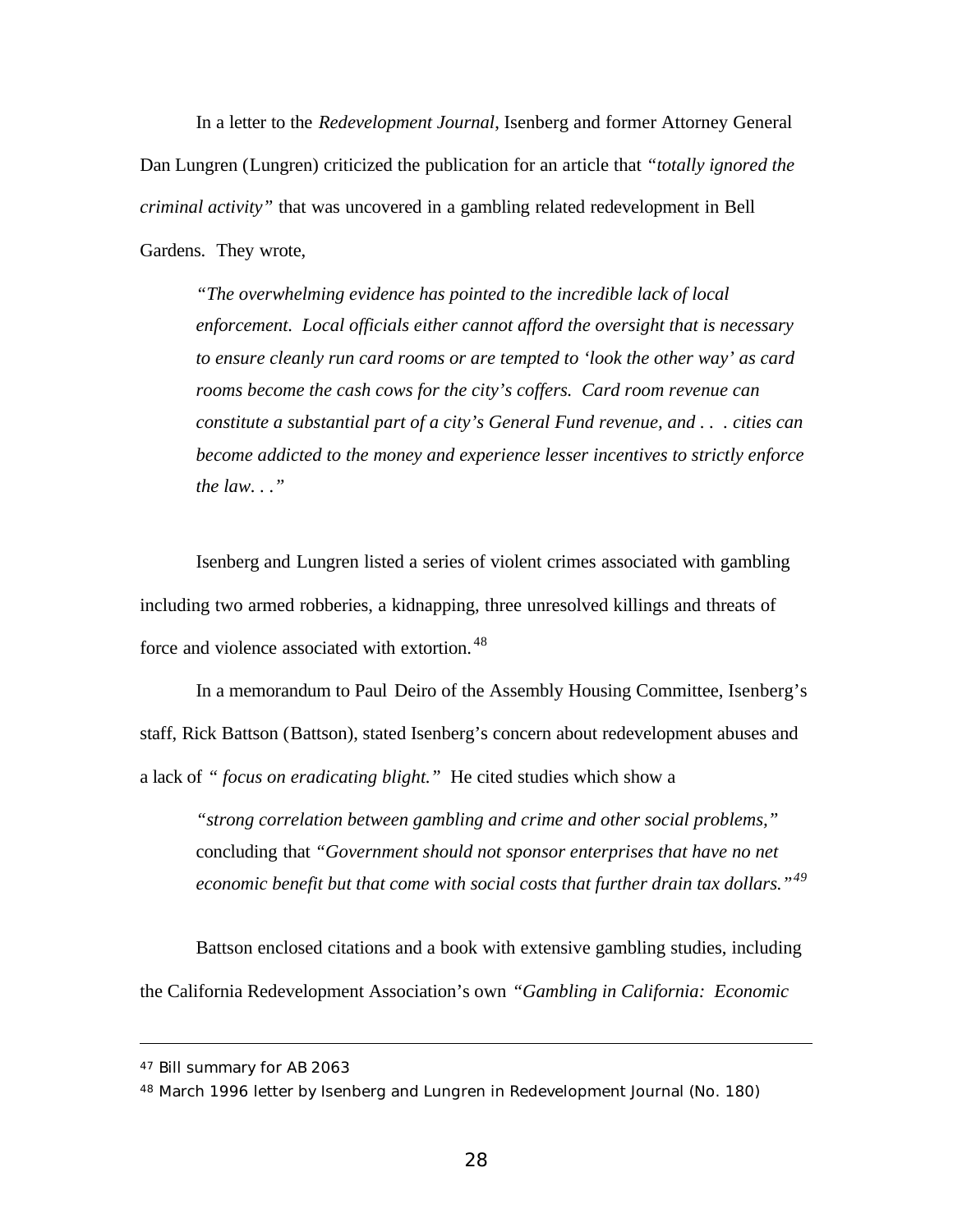In a letter to the *Redevelopment Journal*, Isenberg and former Attorney General Dan Lungren (Lungren) criticized the publication for an article that *"totally ignored the criminal activity"* that was uncovered in a gambling related redevelopment in Bell Gardens. They wrote,

> *"The overwhelming evidence has pointed to the incredible lack of local enforcement. Local officials either cannot afford the oversight that is necessary to ensure cleanly run card rooms or are tempted to 'look the other way' as card rooms become the cash cows for the city's coffers. Card room revenue can constitute a substantial part of a city's General Fund revenue, and . . . cities can become addicted to the money and experience lesser incentives to strictly enforce the law. . ."*

Isenberg and Lungren listed a series of violent crimes associated with gambling including two armed robberies, a kidnapping, three unresolved killings and threats of force and violence associated with extortion.[48]

In a memorandum to Paul Deiro of the Assembly Housing Committee, Isenberg's staff, Rick Battson (Battson), stated Isenberg's concern about redevelopment abuses and a lack of *" focus on eradicating blight."* He cited studies which show a

> *"strong correlation between gambling and crime and other social problems,"* concluding that *"Government should not sponsor enterprises that have no net economic benefit but that come with social costs that further drain tax dollars."*[49]

Battson enclosed citations and a book with extensive gambling studies, including the California Redevelopment Association's own *"Gambling in California: Economic*

---

[47] Bill summary for AB 2063

[48] March 1996 letter by Isenberg and Lungren in Redevelopment Journal (No. 180)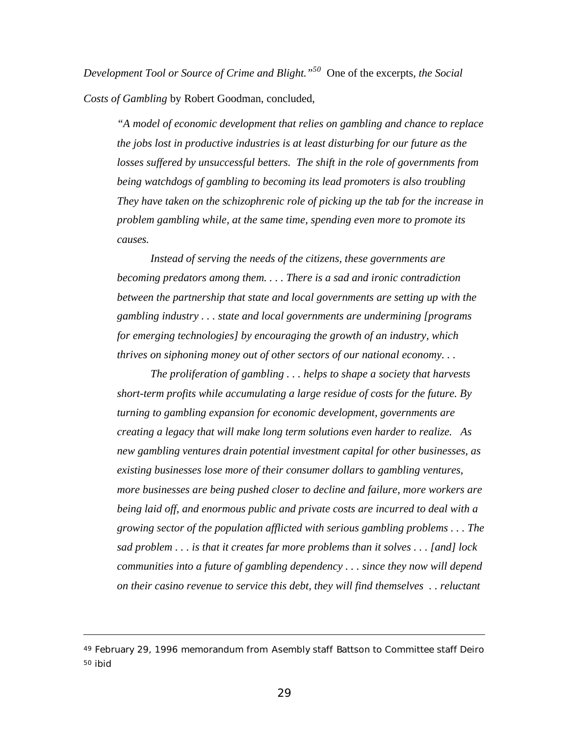*Development Tool or Source of Crime and Blight."*[50] One of the excerpts, *the Social Costs of Gambling* by Robert Goodman, concluded,

> *"A model of economic development that relies on gambling and chance to replace the jobs lost in productive industries is at least disturbing for our future as the losses suffered by unsuccessful betters. The shift in the role of governments from being watchdogs of gambling to becoming its lead promoters is also troubling They have taken on the schizophrenic role of picking up the tab for the increase in problem gambling while, at the same time, spending even more to promote its causes.*
>
> *Instead of serving the needs of the citizens, these governments are becoming predators among them. . . . There is a sad and ironic contradiction between the partnership that state and local governments are setting up with the gambling industry . . . state and local governments are undermining [programs for emerging technologies] by encouraging the growth of an industry, which thrives on siphoning money out of other sectors of our national economy. . .*
>
> *The proliferation of gambling . . . helps to shape a society that harvests short-term profits while accumulating a large residue of costs for the future. By turning to gambling expansion for economic development, governments are creating a legacy that will make long term solutions even harder to realize. As new gambling ventures drain potential investment capital for other businesses, as existing businesses lose more of their consumer dollars to gambling ventures, more businesses are being pushed closer to decline and failure, more workers are being laid off, and enormous public and private costs are incurred to deal with a growing sector of the population afflicted with serious gambling problems . . . The sad problem . . . is that it creates far more problems than it solves . . . [and] lock communities into a future of gambling dependency . . . since they now will depend on their casino revenue to service this debt, they will find themselves . . reluctant*

---

[49] February 29, 1996 memorandum from Asembly staff Battson to Committee staff Deiro
[50] ibid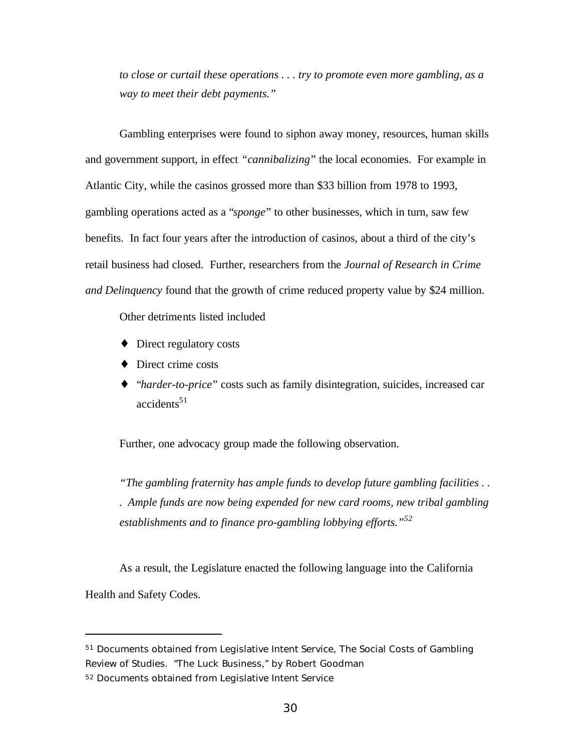*to close or curtail these operations . . . try to promote even more gambling, as a way to meet their debt payments."*

Gambling enterprises were found to siphon away money, resources, human skills and government support, in effect *"cannibalizing"* the local economies. For example in Atlantic City, while the casinos grossed more than $33 billion from 1978 to 1993, gambling operations acted as a *"sponge"* to other businesses, which in turn, saw few benefits. In fact four years after the introduction of casinos, about a third of the city's retail business had closed. Further, researchers from the *Journal of Research in Crime and Delinquency* found that the growth of crime reduced property value by $24 million.

Other detriments listed included

- Direct regulatory costs
- Direct crime costs
- "*harder-to-price*" costs such as family disintegration, suicides, increased car accidents[51]

Further, one advocacy group made the following observation.

*"The gambling fraternity has ample funds to develop future gambling facilities . . . Ample funds are now being expended for new card rooms, new tribal gambling establishments and to finance pro-gambling lobbying efforts."*[52]

As a result, the Legislature enacted the following language into the California Health and Safety Codes.

---

[51] Documents obtained from Legislative Intent Service, The Social Costs of Gambling Review of Studies. "The Luck Business," by Robert Goodman

[52] Documents obtained from Legislative Intent Service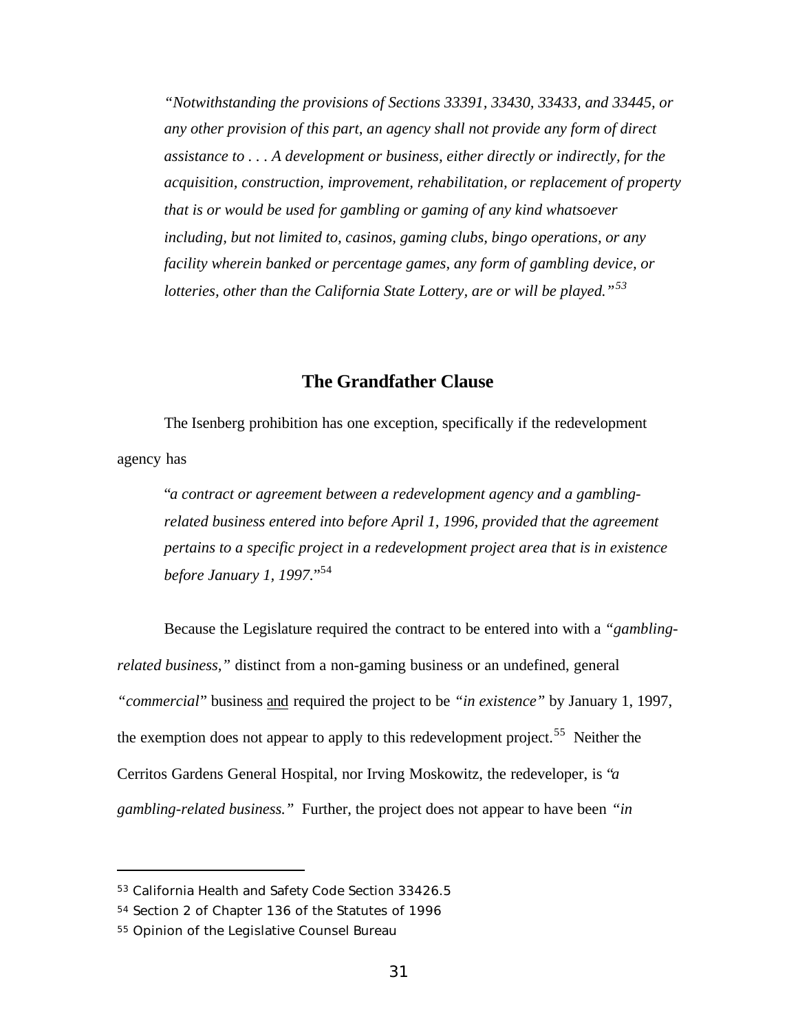> *"Notwithstanding the provisions of Sections 33391, 33430, 33433, and 33445, or any other provision of this part, an agency shall not provide any form of direct assistance to . . . A development or business, either directly or indirectly, for the acquisition, construction, improvement, rehabilitation, or replacement of property that is or would be used for gambling or gaming of any kind whatsoever including, but not limited to, casinos, gaming clubs, bingo operations, or any facility wherein banked or percentage games, any form of gambling device, or lotteries, other than the California State Lottery, are or will be played."*[53]

## The Grandfather Clause

The Isenberg prohibition has one exception, specifically if the redevelopment agency has

> *"a contract or agreement between a redevelopment agency and a gambling-related business entered into before April 1, 1996, provided that the agreement pertains to a specific project in a redevelopment project area that is in existence before January 1, 1997."*[54]

Because the Legislature required the contract to be entered into with a *"gambling-related business,"* distinct from a non-gaming business or an undefined, general *"commercial"* business <u>and</u> required the project to be *"in existence"* by January 1, 1997, the exemption does not appear to apply to this redevelopment project.[55] Neither the Cerritos Gardens General Hospital, nor Irving Moskowitz, the redeveloper, is *"a gambling-related business."* Further, the project does not appear to have been *"in*

---

[53] California Health and Safety Code Section 33426.5

[54] Section 2 of Chapter 136 of the Statutes of 1996

[55] Opinion of the Legislative Counsel Bureau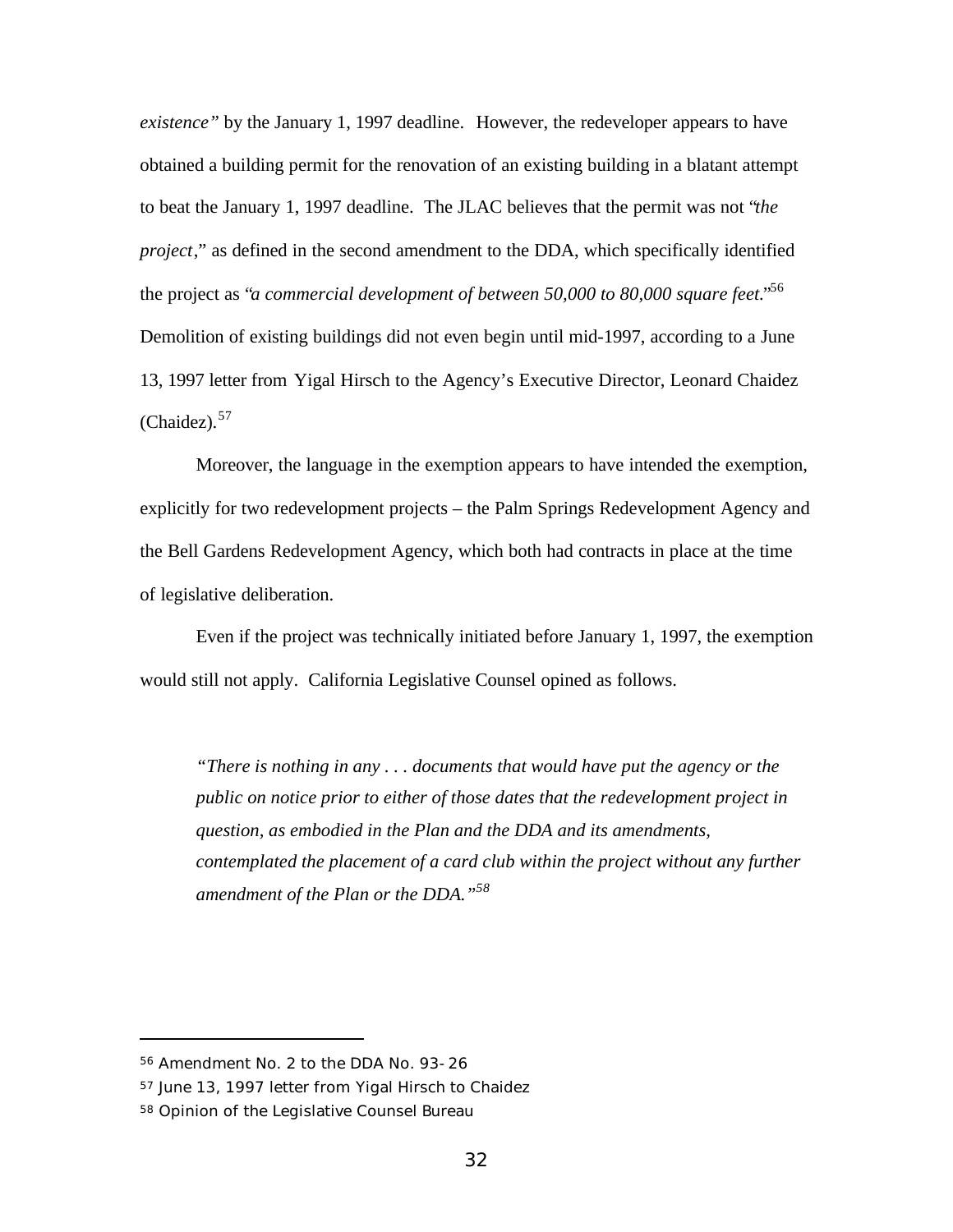*existence"* by the January 1, 1997 deadline. However, the redeveloper appears to have obtained a building permit for the renovation of an existing building in a blatant attempt to beat the January 1, 1997 deadline. The JLAC believes that the permit was not "*the project*," as defined in the second amendment to the DDA, which specifically identified the project as "*a commercial development of between 50,000 to 80,000 square feet*."[56] Demolition of existing buildings did not even begin until mid-1997, according to a June 13, 1997 letter from Yigal Hirsch to the Agency's Executive Director, Leonard Chaidez (Chaidez).[57]

Moreover, the language in the exemption appears to have intended the exemption, explicitly for two redevelopment projects – the Palm Springs Redevelopment Agency and the Bell Gardens Redevelopment Agency, which both had contracts in place at the time of legislative deliberation.

Even if the project was technically initiated before January 1, 1997, the exemption would still not apply. California Legislative Counsel opined as follows.

> *"There is nothing in any . . . documents that would have put the agency or the public on notice prior to either of those dates that the redevelopment project in question, as embodied in the Plan and the DDA and its amendments, contemplated the placement of a card club within the project without any further amendment of the Plan or the DDA."*[58]

---

[56] Amendment No. 2 to the DDA No. 93-26

[57] June 13, 1997 letter from Yigal Hirsch to Chaidez

[58] Opinion of the Legislative Counsel Bureau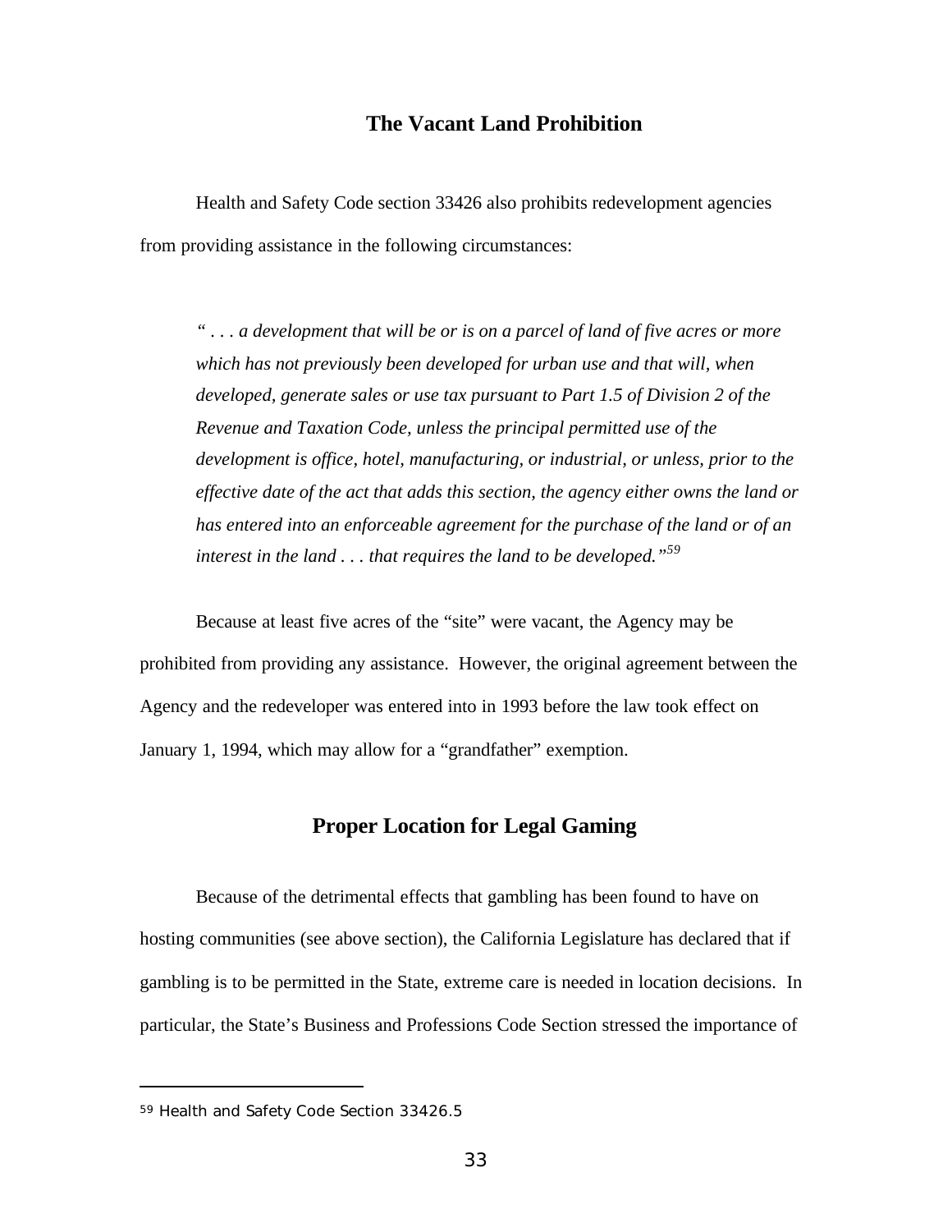## The Vacant Land Prohibition

Health and Safety Code section 33426 also prohibits redevelopment agencies from providing assistance in the following circumstances:

> *" . . . a development that will be or is on a parcel of land of five acres or more which has not previously been developed for urban use and that will, when developed, generate sales or use tax pursuant to Part 1.5 of Division 2 of the Revenue and Taxation Code, unless the principal permitted use of the development is office, hotel, manufacturing, or industrial, or unless, prior to the effective date of the act that adds this section, the agency either owns the land or has entered into an enforceable agreement for the purchase of the land or of an interest in the land . . . that requires the land to be developed."*[59]

Because at least five acres of the "site" were vacant, the Agency may be prohibited from providing any assistance. However, the original agreement between the Agency and the redeveloper was entered into in 1993 before the law took effect on January 1, 1994, which may allow for a "grandfather" exemption.

## Proper Location for Legal Gaming

Because of the detrimental effects that gambling has been found to have on hosting communities (see above section), the California Legislature has declared that if gambling is to be permitted in the State, extreme care is needed in location decisions. In particular, the State's Business and Professions Code Section stressed the importance of

---

[59] Health and Safety Code Section 33426.5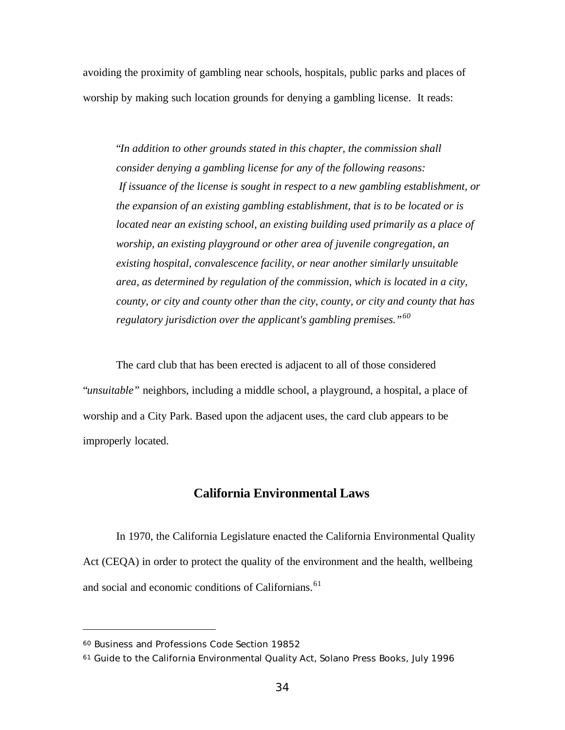avoiding the proximity of gambling near schools, hospitals, public parks and places of worship by making such location grounds for denying a gambling license. It reads:

> "*In addition to other grounds stated in this chapter, the commission shall consider denying a gambling license for any of the following reasons:*
> *If issuance of the license is sought in respect to a new gambling establishment, or the expansion of an existing gambling establishment, that is to be located or is located near an existing school, an existing building used primarily as a place of worship, an existing playground or other area of juvenile congregation, an existing hospital, convalescence facility, or near another similarly unsuitable area, as determined by regulation of the commission, which is located in a city, county, or city and county other than the city, county, or city and county that has regulatory jurisdiction over the applicant's gambling premises."*[60]

The card club that has been erected is adjacent to all of those considered "*unsuitable"* neighbors, including a middle school, a playground, a hospital, a place of worship and a City Park. Based upon the adjacent uses, the card club appears to be improperly located.

## California Environmental Laws

In 1970, the California Legislature enacted the California Environmental Quality Act (CEQA) in order to protect the quality of the environment and the health, wellbeing and social and economic conditions of Californians.[61]

---

[60] Business and Professions Code Section 19852

[61] Guide to the California Environmental Quality Act, Solano Press Books, July 1996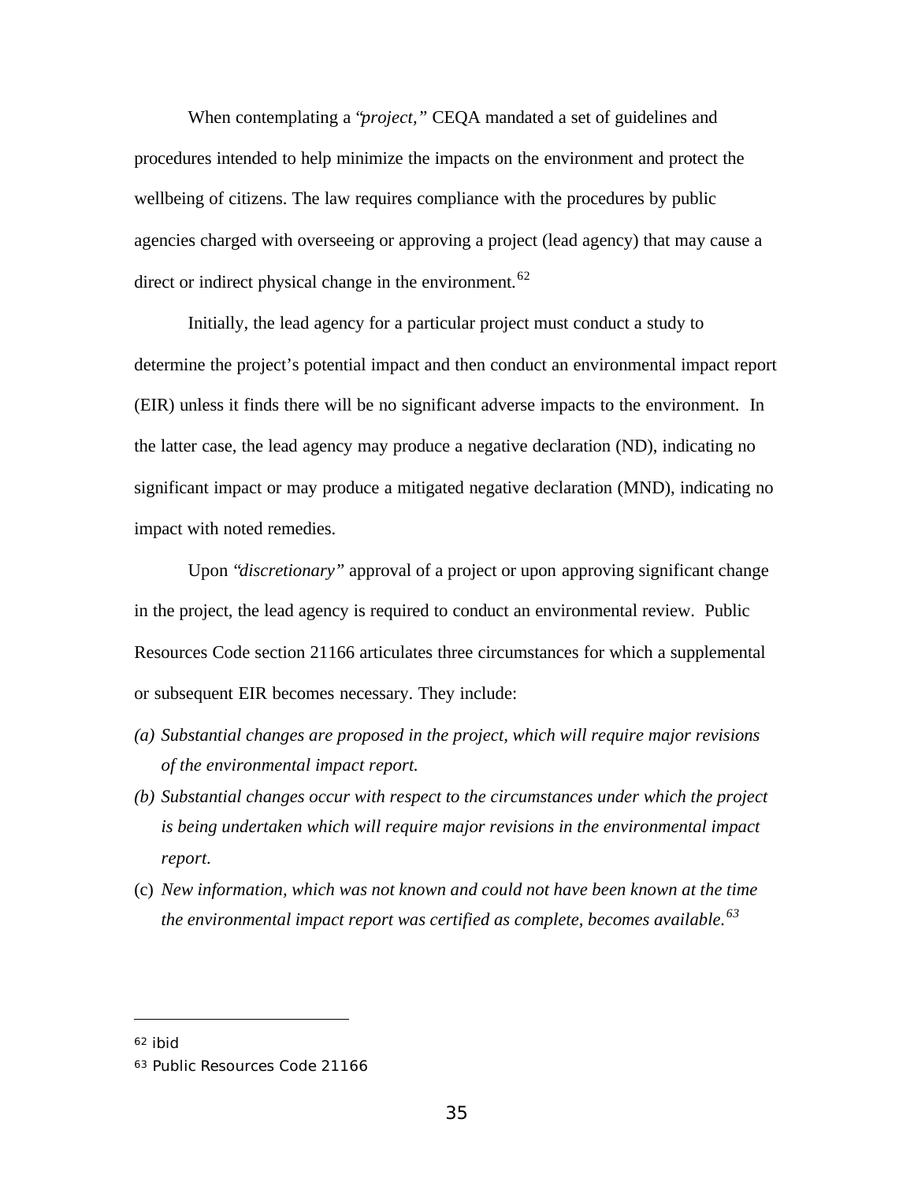When contemplating a "*project,*" CEQA mandated a set of guidelines and procedures intended to help minimize the impacts on the environment and protect the wellbeing of citizens. The law requires compliance with the procedures by public agencies charged with overseeing or approving a project (lead agency) that may cause a direct or indirect physical change in the environment.[62]

Initially, the lead agency for a particular project must conduct a study to determine the project's potential impact and then conduct an environmental impact report (EIR) unless it finds there will be no significant adverse impacts to the environment. In the latter case, the lead agency may produce a negative declaration (ND), indicating no significant impact or may produce a mitigated negative declaration (MND), indicating no impact with noted remedies.

Upon "*discretionary*" approval of a project or upon approving significant change in the project, the lead agency is required to conduct an environmental review. Public Resources Code section 21166 articulates three circumstances for which a supplemental or subsequent EIR becomes necessary. They include:

*(a) Substantial changes are proposed in the project, which will require major revisions of the environmental impact report.*

*(b) Substantial changes occur with respect to the circumstances under which the project is being undertaken which will require major revisions in the environmental impact report.*

(c) *New information, which was not known and could not have been known at the time the environmental impact report was certified as complete, becomes available.*[63]

---

[62] ibid

[63] Public Resources Code 21166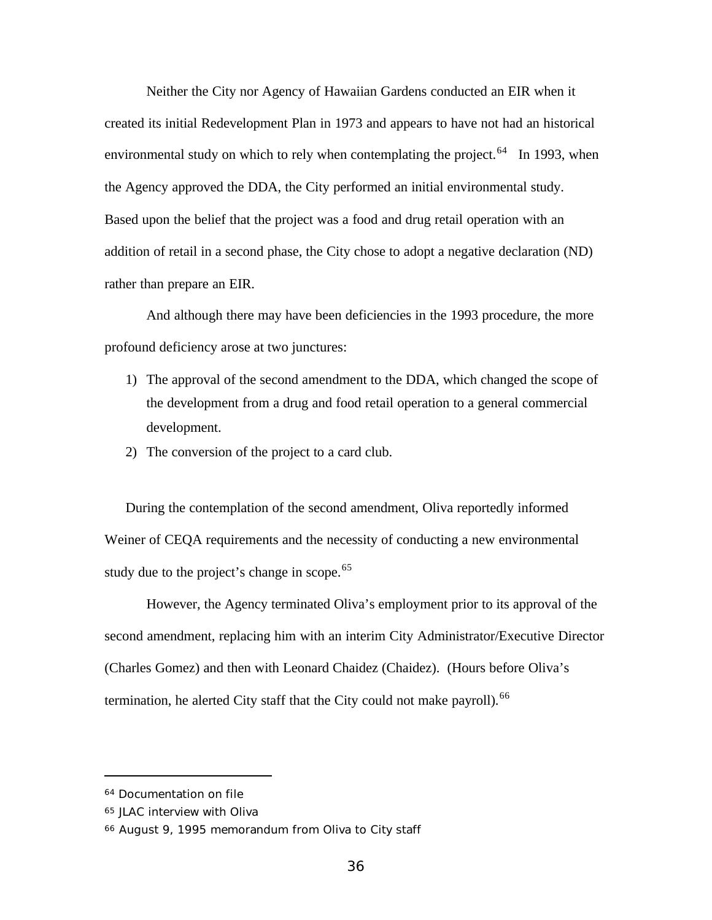Neither the City nor Agency of Hawaiian Gardens conducted an EIR when it created its initial Redevelopment Plan in 1973 and appears to have not had an historical environmental study on which to rely when contemplating the project.[64] In 1993, when the Agency approved the DDA, the City performed an initial environmental study. Based upon the belief that the project was a food and drug retail operation with an addition of retail in a second phase, the City chose to adopt a negative declaration (ND) rather than prepare an EIR.

And although there may have been deficiencies in the 1993 procedure, the more profound deficiency arose at two junctures:

1) The approval of the second amendment to the DDA, which changed the scope of the development from a drug and food retail operation to a general commercial development.
2) The conversion of the project to a card club.

During the contemplation of the second amendment, Oliva reportedly informed Weiner of CEQA requirements and the necessity of conducting a new environmental study due to the project's change in scope.[65]

However, the Agency terminated Oliva's employment prior to its approval of the second amendment, replacing him with an interim City Administrator/Executive Director (Charles Gomez) and then with Leonard Chaidez (Chaidez). (Hours before Oliva's termination, he alerted City staff that the City could not make payroll).[66]

---

[64] Documentation on file

[65] JLAC interview with Oliva

[66] August 9, 1995 memorandum from Oliva to City staff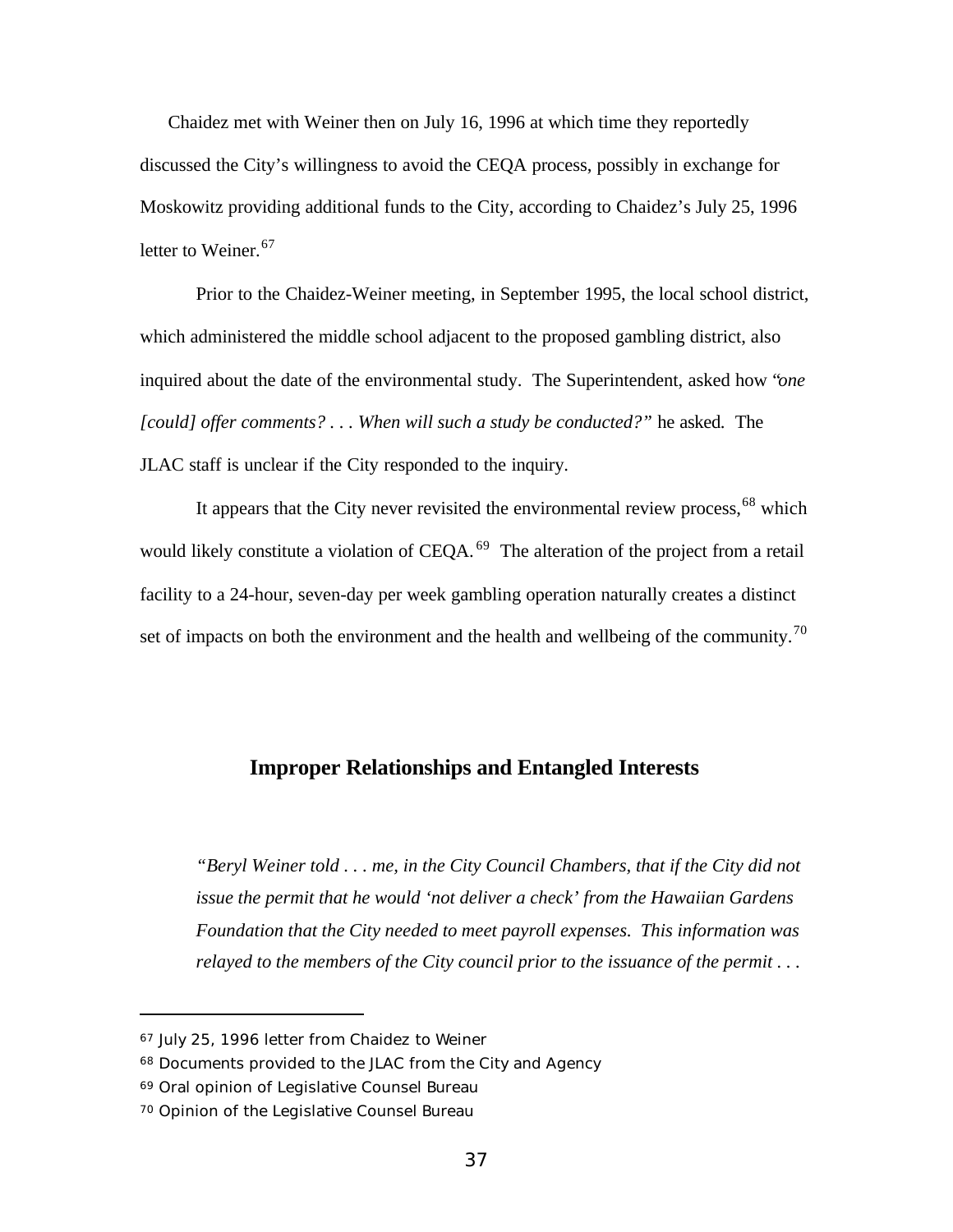Chaidez met with Weiner then on July 16, 1996 at which time they reportedly discussed the City's willingness to avoid the CEQA process, possibly in exchange for Moskowitz providing additional funds to the City, according to Chaidez's July 25, 1996 letter to Weiner.[67]

Prior to the Chaidez-Weiner meeting, in September 1995, the local school district, which administered the middle school adjacent to the proposed gambling district, also inquired about the date of the environmental study. The Superintendent, asked how *"one [could] offer comments? . . . When will such a study be conducted?"* he asked. The JLAC staff is unclear if the City responded to the inquiry.

It appears that the City never revisited the environmental review process,[68] which would likely constitute a violation of CEQA.[69] The alteration of the project from a retail facility to a 24-hour, seven-day per week gambling operation naturally creates a distinct set of impacts on both the environment and the health and wellbeing of the community.[70]

## Improper Relationships and Entangled Interests

*"Beryl Weiner told . . . me, in the City Council Chambers, that if the City did not issue the permit that he would 'not deliver a check' from the Hawaiian Gardens Foundation that the City needed to meet payroll expenses. This information was relayed to the members of the City council prior to the issuance of the permit . . .*

---

[67] July 25, 1996 letter from Chaidez to Weiner

[68] Documents provided to the JLAC from the City and Agency

[69] Oral opinion of Legislative Counsel Bureau

[70] Opinion of the Legislative Counsel Bureau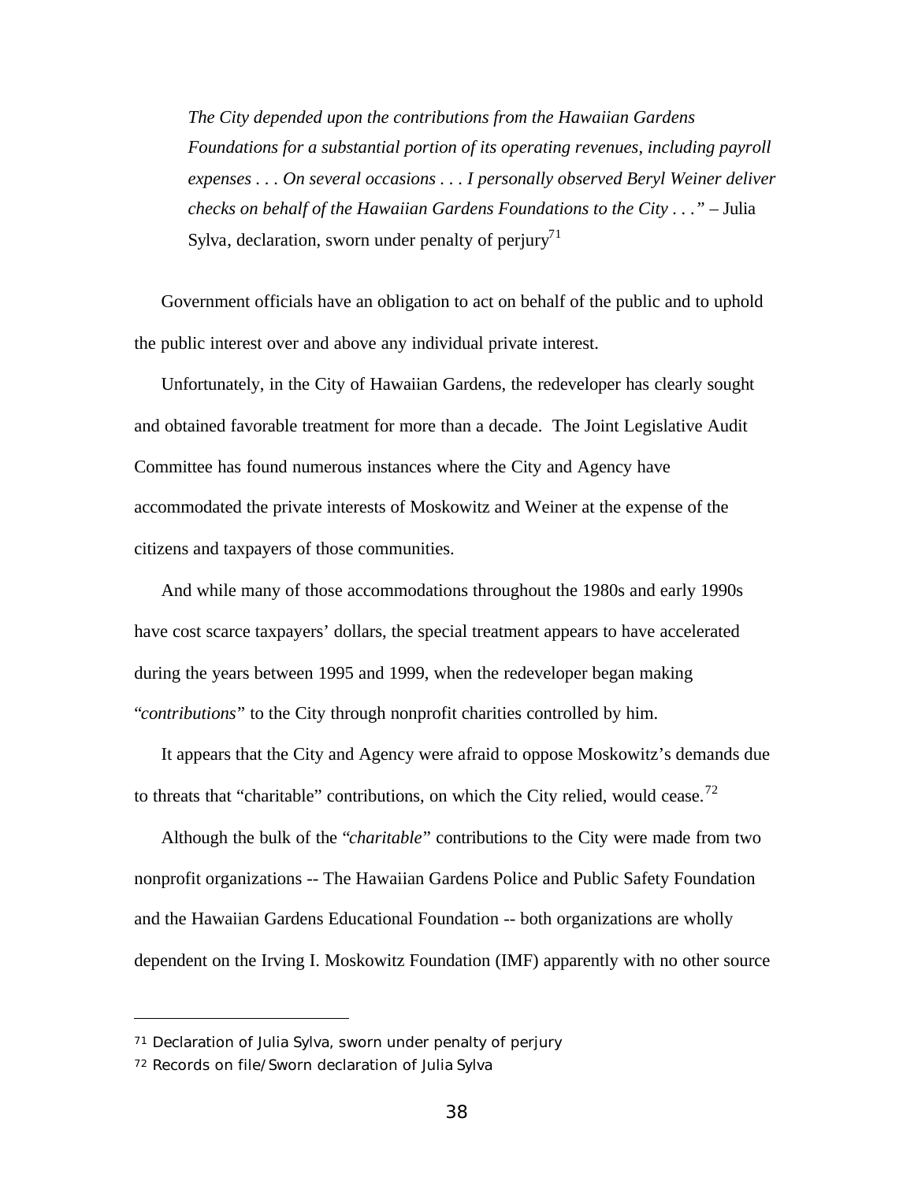> *The City depended upon the contributions from the Hawaiian Gardens Foundations for a substantial portion of its operating revenues, including payroll expenses . . . On several occasions . . . I personally observed Beryl Weiner deliver checks on behalf of the Hawaiian Gardens Foundations to the City . . ."* – Julia Sylva, declaration, sworn under penalty of perjury[71]

Government officials have an obligation to act on behalf of the public and to uphold the public interest over and above any individual private interest.

Unfortunately, in the City of Hawaiian Gardens, the redeveloper has clearly sought and obtained favorable treatment for more than a decade. The Joint Legislative Audit Committee has found numerous instances where the City and Agency have accommodated the private interests of Moskowitz and Weiner at the expense of the citizens and taxpayers of those communities.

And while many of those accommodations throughout the 1980s and early 1990s have cost scarce taxpayers' dollars, the special treatment appears to have accelerated during the years between 1995 and 1999, when the redeveloper began making "*contributions*" to the City through nonprofit charities controlled by him.

It appears that the City and Agency were afraid to oppose Moskowitz's demands due to threats that "charitable" contributions, on which the City relied, would cease.[72]

Although the bulk of the "*charitable*" contributions to the City were made from two nonprofit organizations -- The Hawaiian Gardens Police and Public Safety Foundation and the Hawaiian Gardens Educational Foundation -- both organizations are wholly dependent on the Irving I. Moskowitz Foundation (IMF) apparently with no other source

---

71 Declaration of Julia Sylva, sworn under penalty of perjury

72 Records on file/Sworn declaration of Julia Sylva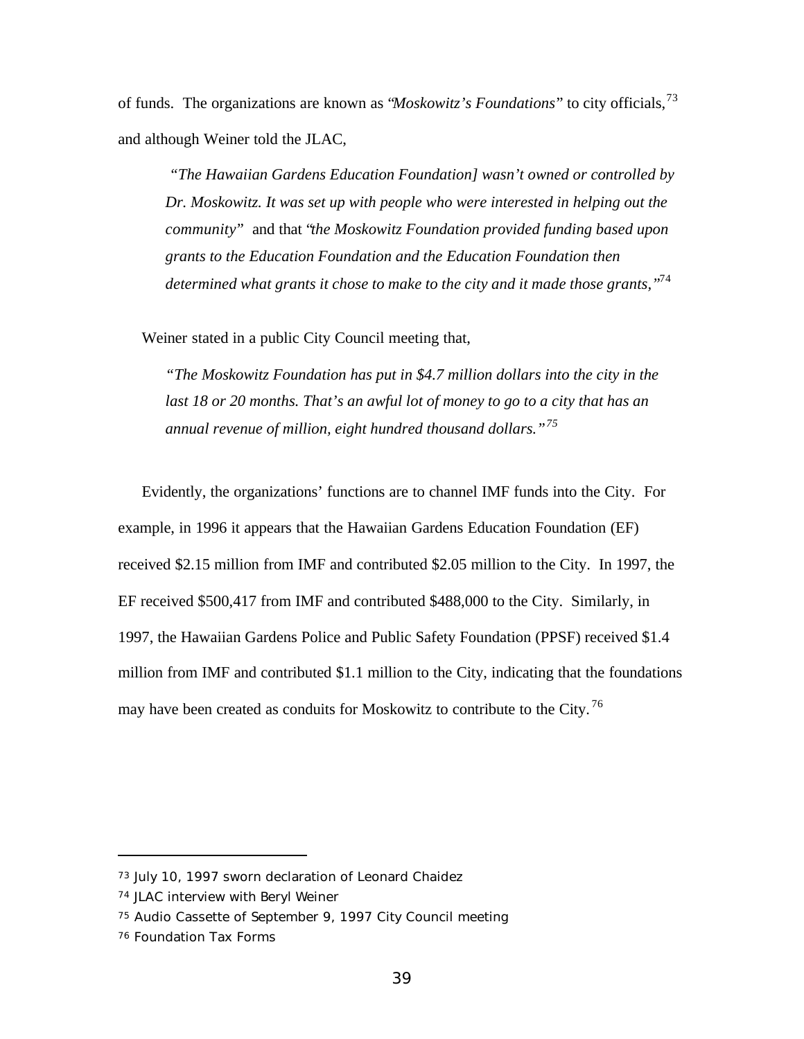of funds. The organizations are known as "*Moskowitz's Foundations*" to city officials,[73] and although Weiner told the JLAC,

> "*The Hawaiian Gardens Education Foundation] wasn't owned or controlled by Dr. Moskowitz. It was set up with people who were interested in helping out the community*" and that "*the Moskowitz Foundation provided funding based upon grants to the Education Foundation and the Education Foundation then determined what grants it chose to make to the city and it made those grants,*"[74]

Weiner stated in a public City Council meeting that,

> "*The Moskowitz Foundation has put in $4.7 million dollars into the city in the last 18 or 20 months. That's an awful lot of money to go to a city that has an annual revenue of million, eight hundred thousand dollars.*"[75]

Evidently, the organizations' functions are to channel IMF funds into the City. For example, in 1996 it appears that the Hawaiian Gardens Education Foundation (EF) received $2.15 million from IMF and contributed $2.05 million to the City. In 1997, the EF received $500,417 from IMF and contributed $488,000 to the City. Similarly, in 1997, the Hawaiian Gardens Police and Public Safety Foundation (PPSF) received $1.4 million from IMF and contributed $1.1 million to the City, indicating that the foundations may have been created as conduits for Moskowitz to contribute to the City.[76]

---

[73] July 10, 1997 sworn declaration of Leonard Chaidez

[74] JLAC interview with Beryl Weiner

[75] Audio Cassette of September 9, 1997 City Council meeting

[76] Foundation Tax Forms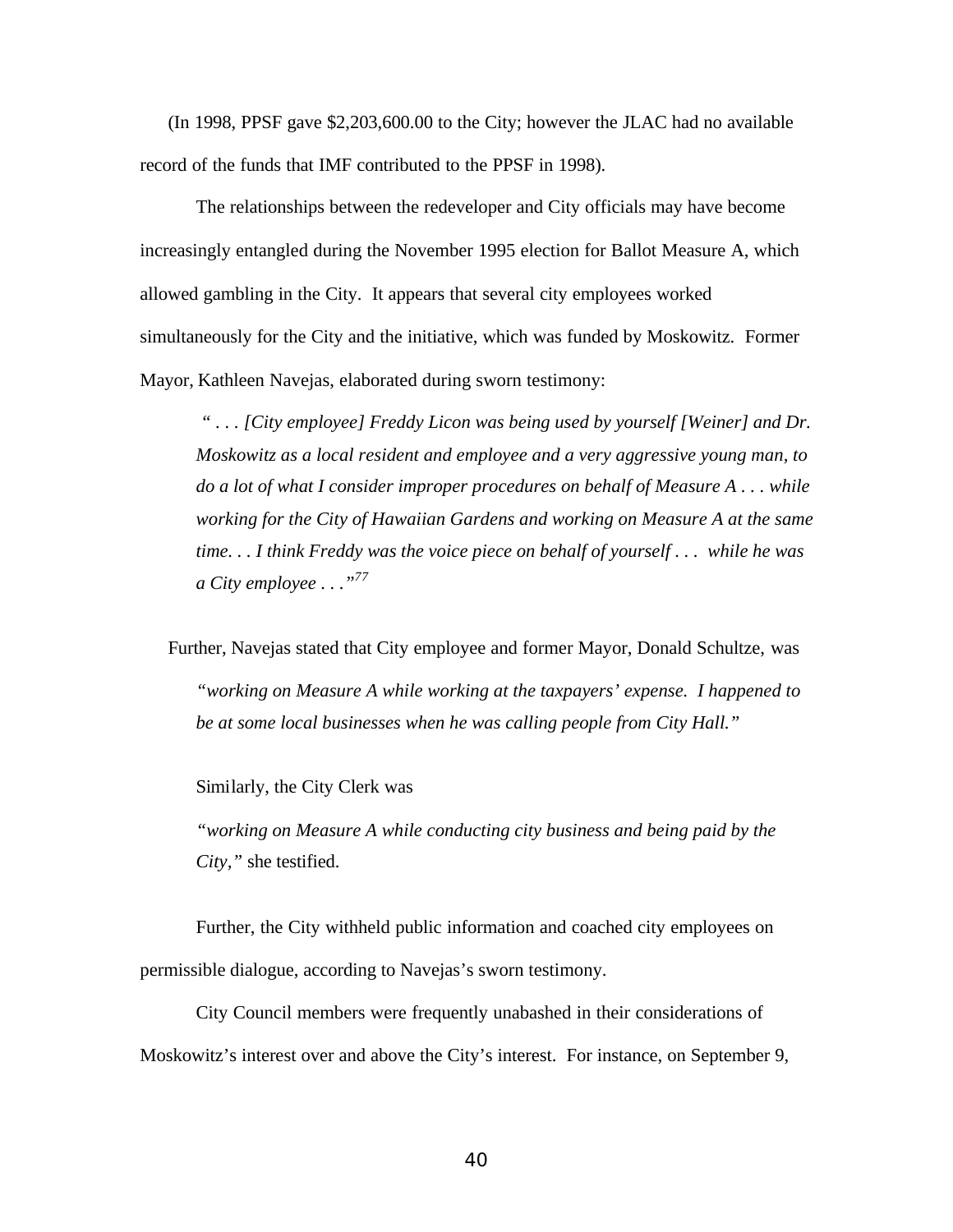(In 1998, PPSF gave $2,203,600.00 to the City; however the JLAC had no available record of the funds that IMF contributed to the PPSF in 1998).

The relationships between the redeveloper and City officials may have become increasingly entangled during the November 1995 election for Ballot Measure A, which allowed gambling in the City. It appears that several city employees worked simultaneously for the City and the initiative, which was funded by Moskowitz. Former Mayor, Kathleen Navejas, elaborated during sworn testimony:

> *" . . . [City employee] Freddy Licon was being used by yourself [Weiner] and Dr. Moskowitz as a local resident and employee and a very aggressive young man, to do a lot of what I consider improper procedures on behalf of Measure A . . . while working for the City of Hawaiian Gardens and working on Measure A at the same time. . . I think Freddy was the voice piece on behalf of yourself . . . while he was a City employee . . ."*[77]

Further, Navejas stated that City employee and former Mayor, Donald Schultze, was

> *"working on Measure A while working at the taxpayers' expense. I happened to be at some local businesses when he was calling people from City Hall."*

Similarly, the City Clerk was

> *"working on Measure A while conducting city business and being paid by the City,"* she testified.

Further, the City withheld public information and coached city employees on permissible dialogue, according to Navejas's sworn testimony.

City Council members were frequently unabashed in their considerations of Moskowitz's interest over and above the City's interest. For instance, on September 9,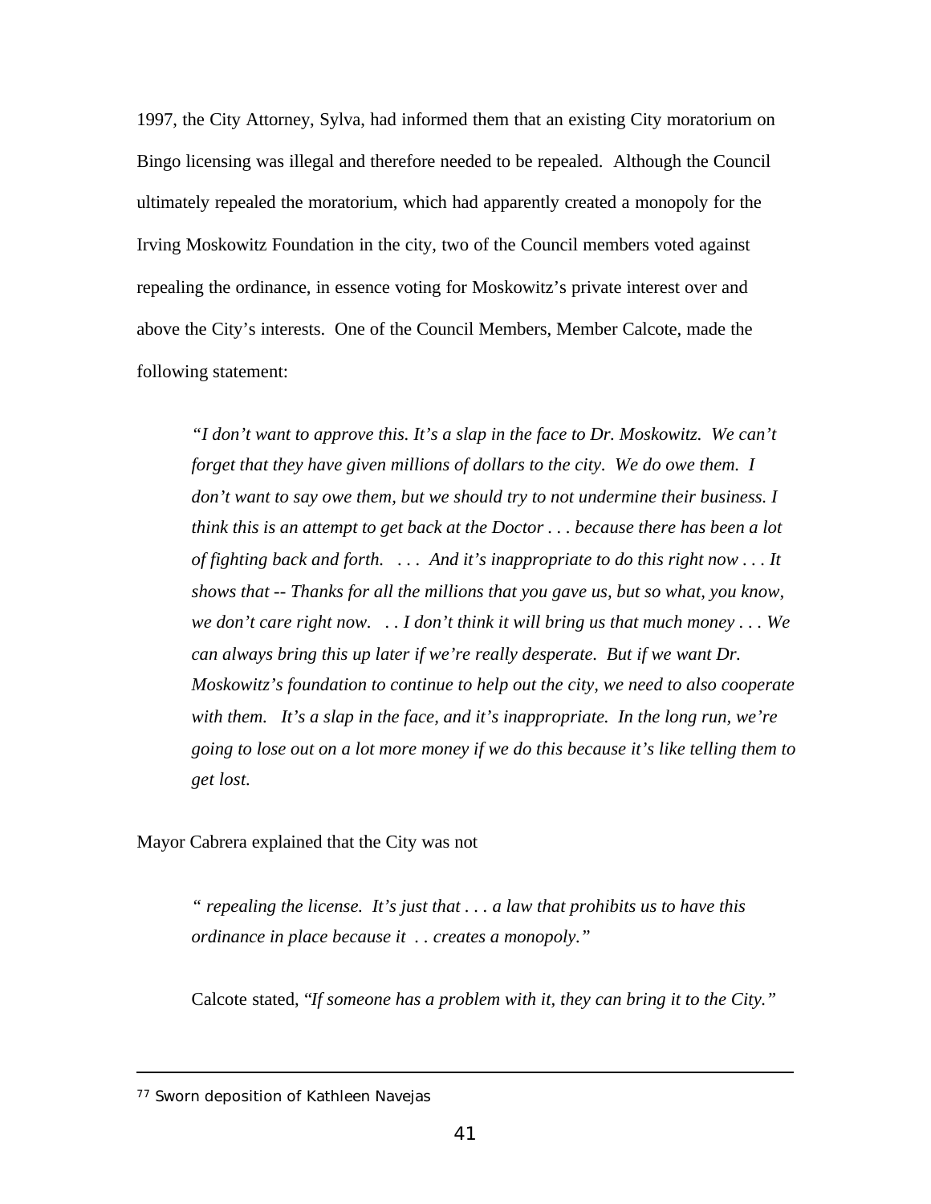1997, the City Attorney, Sylva, had informed them that an existing City moratorium on Bingo licensing was illegal and therefore needed to be repealed. Although the Council ultimately repealed the moratorium, which had apparently created a monopoly for the Irving Moskowitz Foundation in the city, two of the Council members voted against repealing the ordinance, in essence voting for Moskowitz's private interest over and above the City's interests. One of the Council Members, Member Calcote, made the following statement:

> *"I don't want to approve this. It's a slap in the face to Dr. Moskowitz. We can't forget that they have given millions of dollars to the city. We do owe them. I don't want to say owe them, but we should try to not undermine their business. I think this is an attempt to get back at the Doctor . . . because there has been a lot of fighting back and forth. . . . And it's inappropriate to do this right now . . . It shows that -- Thanks for all the millions that you gave us, but so what, you know, we don't care right now. . . I don't think it will bring us that much money . . . We can always bring this up later if we're really desperate. But if we want Dr. Moskowitz's foundation to continue to help out the city, we need to also cooperate with them. It's a slap in the face, and it's inappropriate. In the long run, we're going to lose out on a lot more money if we do this because it's like telling them to get lost.*

Mayor Cabrera explained that the City was not

> *" repealing the license. It's just that . . . a law that prohibits us to have this ordinance in place because it . . creates a monopoly."*

> Calcote stated, *"If someone has a problem with it, they can bring it to the City."*

---

[77] Sworn deposition of Kathleen Navejas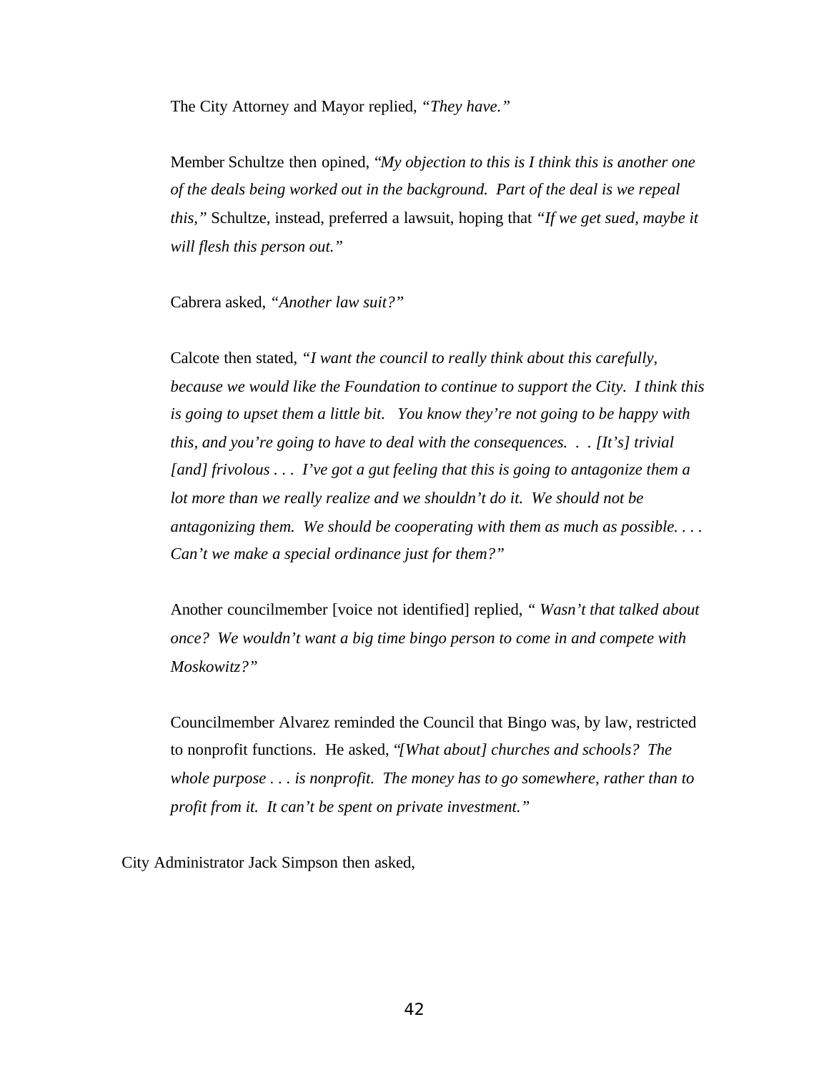The City Attorney and Mayor replied, *"They have."*

Member Schultze then opined, "*My objection to this is I think this is another one of the deals being worked out in the background. Part of the deal is we repeal this,"* Schultze, instead, preferred a lawsuit, hoping that *"If we get sued, maybe it will flesh this person out."*

Cabrera asked, *"Another law suit?"*

Calcote then stated, *"I want the council to really think about this carefully, because we would like the Foundation to continue to support the City. I think this is going to upset them a little bit. You know they're not going to be happy with this, and you're going to have to deal with the consequences. . . [It's] trivial [and] frivolous . . . I've got a gut feeling that this is going to antagonize them a lot more than we really realize and we shouldn't do it. We should not be antagonizing them. We should be cooperating with them as much as possible. . . . Can't we make a special ordinance just for them?"*

Another councilmember [voice not identified] replied, *" Wasn't that talked about once? We wouldn't want a big time bingo person to come in and compete with Moskowitz?"*

Councilmember Alvarez reminded the Council that Bingo was, by law, restricted to nonprofit functions. He asked, "*[What about] churches and schools? The whole purpose . . . is nonprofit. The money has to go somewhere, rather than to profit from it. It can't be spent on private investment."*

City Administrator Jack Simpson then asked,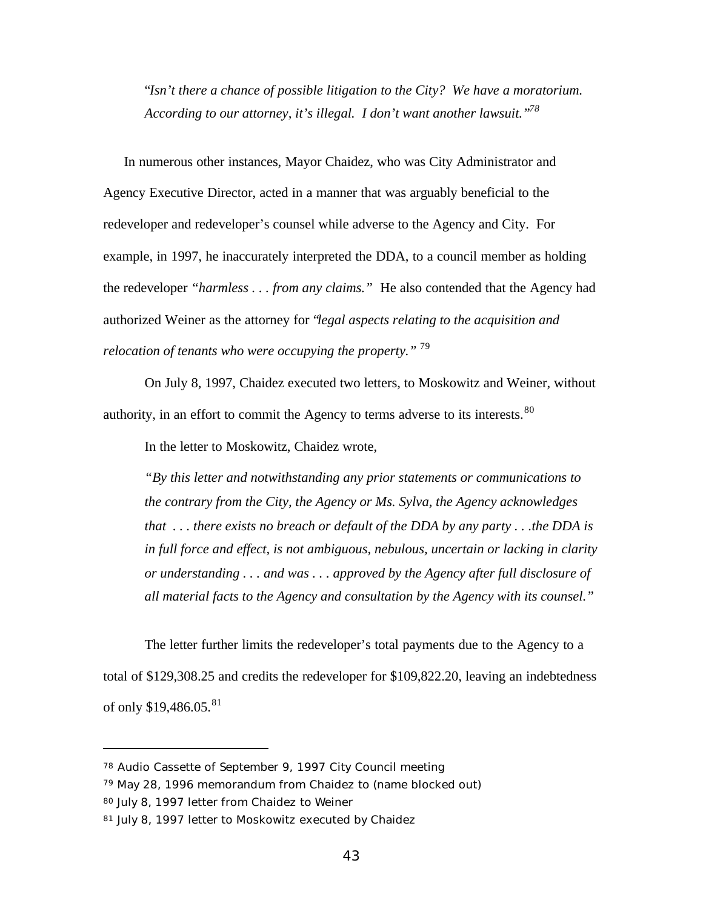*"Isn't there a chance of possible litigation to the City? We have a moratorium. According to our attorney, it's illegal. I don't want another lawsuit."*[78]

In numerous other instances, Mayor Chaidez, who was City Administrator and Agency Executive Director, acted in a manner that was arguably beneficial to the redeveloper and redeveloper's counsel while adverse to the Agency and City. For example, in 1997, he inaccurately interpreted the DDA, to a council member as holding the redeveloper *"harmless . . . from any claims."* He also contended that the Agency had authorized Weiner as the attorney for *"legal aspects relating to the acquisition and relocation of tenants who were occupying the property."* [79]

On July 8, 1997, Chaidez executed two letters, to Moskowitz and Weiner, without authority, in an effort to commit the Agency to terms adverse to its interests.[80]

In the letter to Moskowitz, Chaidez wrote,

> *"By this letter and notwithstanding any prior statements or communications to the contrary from the City, the Agency or Ms. Sylva, the Agency acknowledges that . . . there exists no breach or default of the DDA by any party . . .the DDA is in full force and effect, is not ambiguous, nebulous, uncertain or lacking in clarity or understanding . . . and was . . . approved by the Agency after full disclosure of all material facts to the Agency and consultation by the Agency with its counsel."*

The letter further limits the redeveloper's total payments due to the Agency to a total of $129,308.25 and credits the redeveloper for $109,822.20, leaving an indebtedness of only $19,486.05.[81]

---

[78] Audio Cassette of September 9, 1997 City Council meeting

[79] May 28, 1996 memorandum from Chaidez to (name blocked out)

[80] July 8, 1997 letter from Chaidez to Weiner

[81] July 8, 1997 letter to Moskowitz executed by Chaidez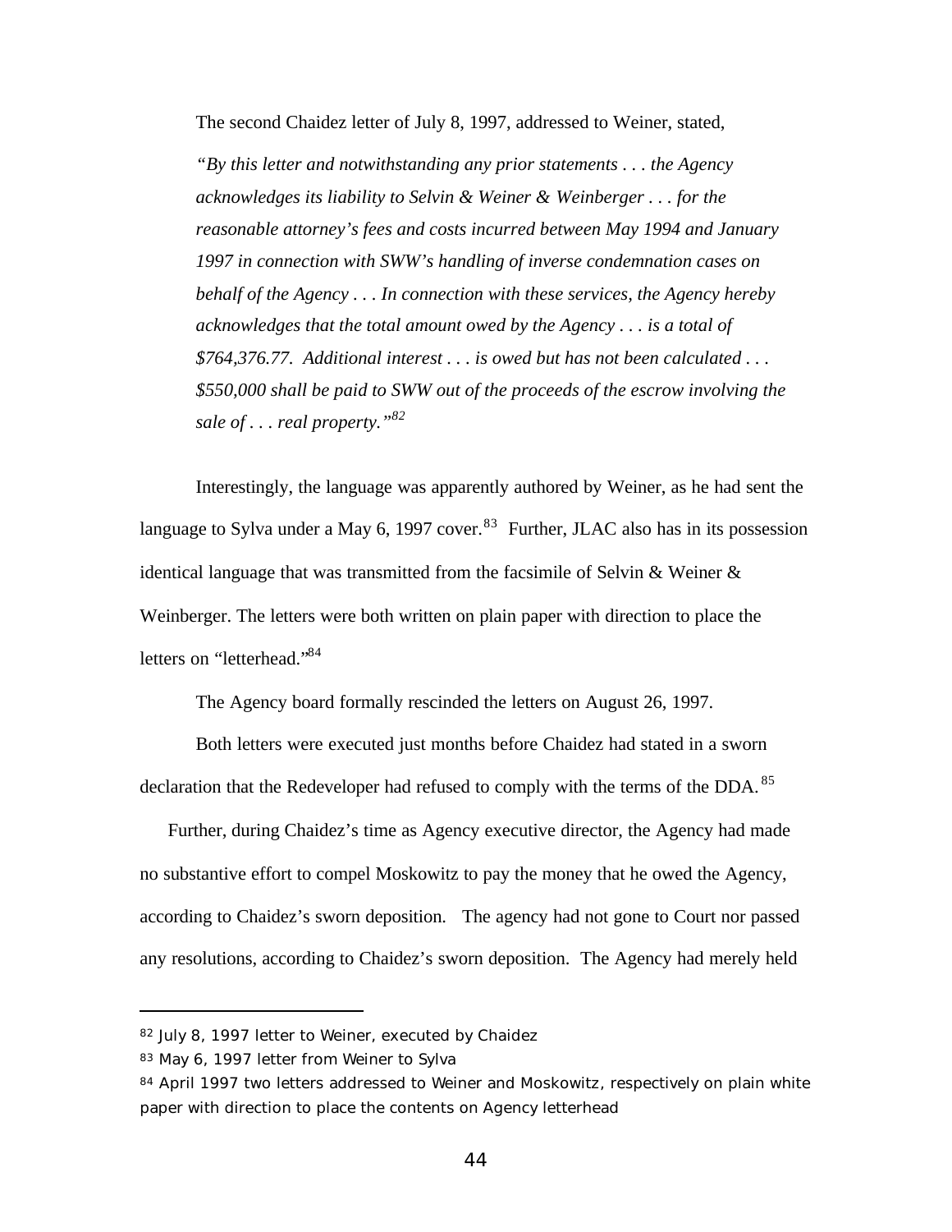The second Chaidez letter of July 8, 1997, addressed to Weiner, stated,

> *"By this letter and notwithstanding any prior statements . . . the Agency acknowledges its liability to Selvin & Weiner & Weinberger . . . for the reasonable attorney's fees and costs incurred between May 1994 and January 1997 in connection with SWW's handling of inverse condemnation cases on behalf of the Agency . . . In connection with these services, the Agency hereby acknowledges that the total amount owed by the Agency . . . is a total of $764,376.77. Additional interest . . . is owed but has not been calculated . . . $550,000 shall be paid to SWW out of the proceeds of the escrow involving the sale of . . . real property."*[82]

Interestingly, the language was apparently authored by Weiner, as he had sent the language to Sylva under a May 6, 1997 cover.[83] Further, JLAC also has in its possession identical language that was transmitted from the facsimile of Selvin & Weiner & Weinberger. The letters were both written on plain paper with direction to place the letters on "letterhead."[84]

The Agency board formally rescinded the letters on August 26, 1997.

Both letters were executed just months before Chaidez had stated in a sworn declaration that the Redeveloper had refused to comply with the terms of the DDA.[85]

Further, during Chaidez's time as Agency executive director, the Agency had made no substantive effort to compel Moskowitz to pay the money that he owed the Agency, according to Chaidez's sworn deposition. The agency had not gone to Court nor passed any resolutions, according to Chaidez's sworn deposition. The Agency had merely held

---

[82] July 8, 1997 letter to Weiner, executed by Chaidez

[83] May 6, 1997 letter from Weiner to Sylva

[84] April 1997 two letters addressed to Weiner and Moskowitz, respectively on plain white paper with direction to place the contents on Agency letterhead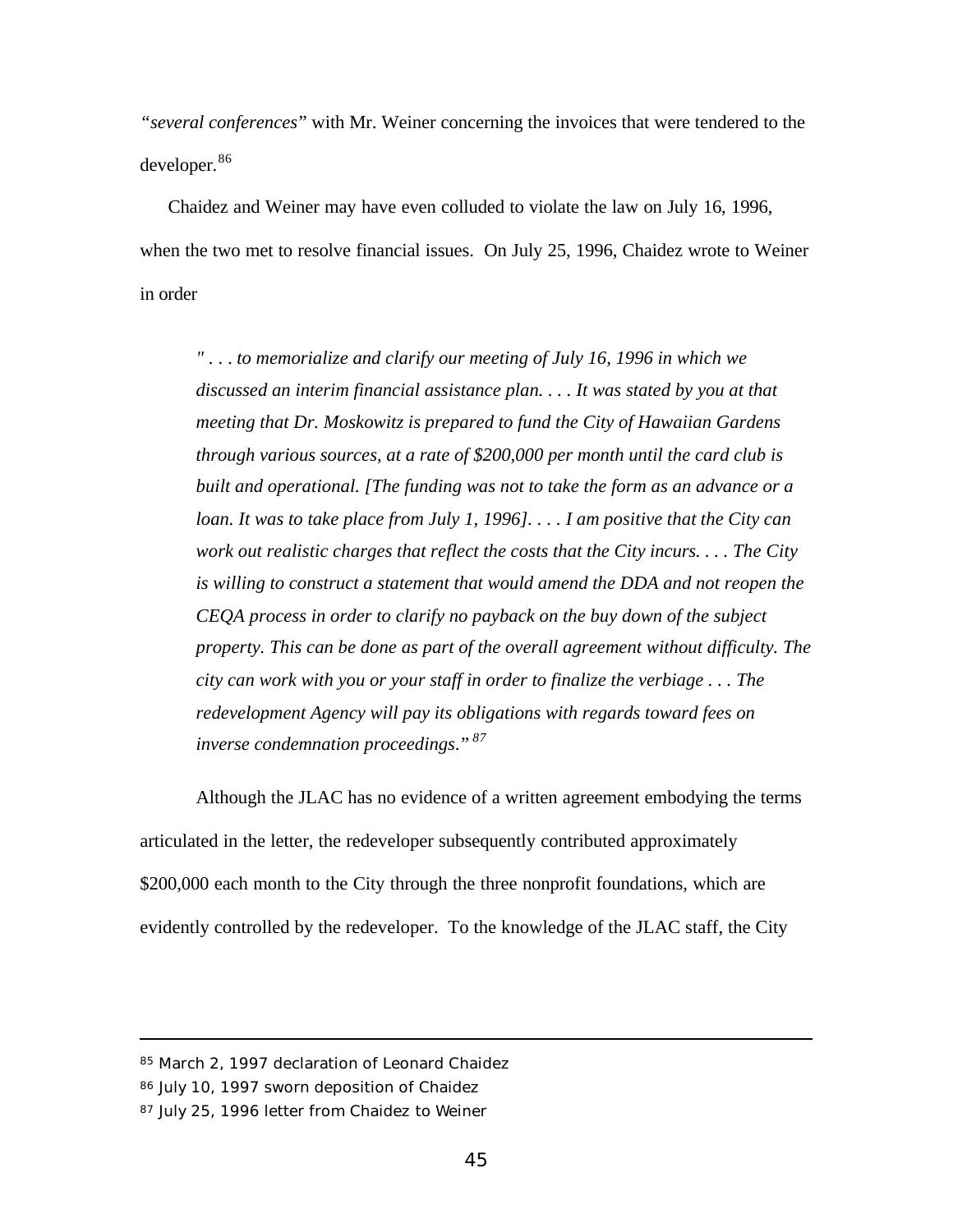*"several conferences"* with Mr. Weiner concerning the invoices that were tendered to the developer.[86]

Chaidez and Weiner may have even colluded to violate the law on July 16, 1996, when the two met to resolve financial issues. On July 25, 1996, Chaidez wrote to Weiner in order

> *" . . . to memorialize and clarify our meeting of July 16, 1996 in which we discussed an interim financial assistance plan. . . . It was stated by you at that meeting that Dr. Moskowitz is prepared to fund the City of Hawaiian Gardens through various sources, at a rate of $200,000 per month until the card club is built and operational. [The funding was not to take the form as an advance or a loan. It was to take place from July 1, 1996]. . . . I am positive that the City can work out realistic charges that reflect the costs that the City incurs. . . . The City is willing to construct a statement that would amend the DDA and not reopen the CEQA process in order to clarify no payback on the buy down of the subject property. This can be done as part of the overall agreement without difficulty. The city can work with you or your staff in order to finalize the verbiage . . . The redevelopment Agency will pay its obligations with regards toward fees on inverse condemnation proceedings."*[87]

Although the JLAC has no evidence of a written agreement embodying the terms articulated in the letter, the redeveloper subsequently contributed approximately $200,000 each month to the City through the three nonprofit foundations, which are evidently controlled by the redeveloper. To the knowledge of the JLAC staff, the City

---

[85] March 2, 1997 declaration of Leonard Chaidez

[86] July 10, 1997 sworn deposition of Chaidez

[87] July 25, 1996 letter from Chaidez to Weiner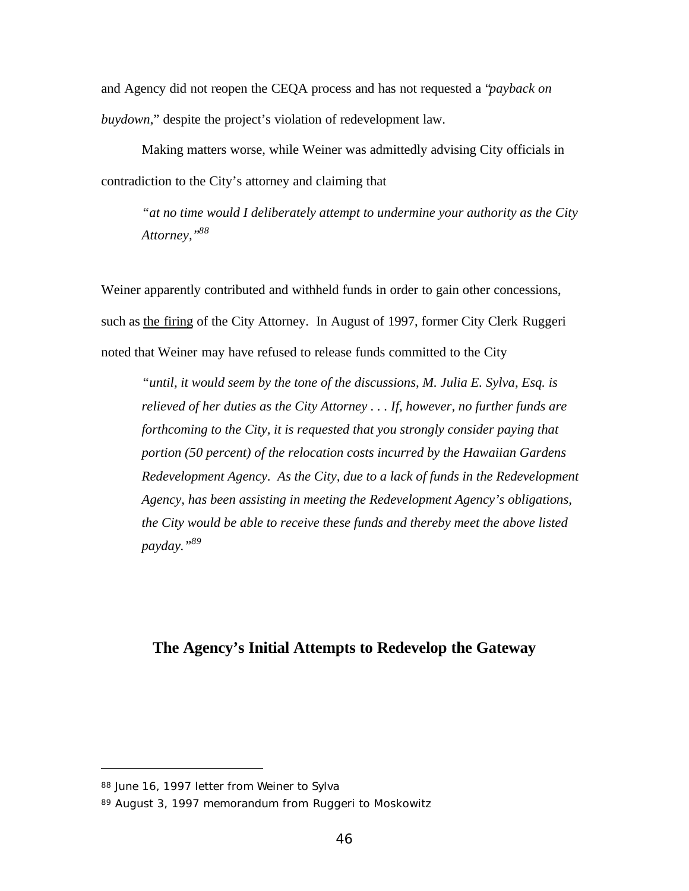and Agency did not reopen the CEQA process and has not requested a "*payback on buydown*," despite the project's violation of redevelopment law.

Making matters worse, while Weiner was admittedly advising City officials in contradiction to the City's attorney and claiming that

> *"at no time would I deliberately attempt to undermine your authority as the City Attorney,"*[88]

Weiner apparently contributed and withheld funds in order to gain other concessions, such as <u>the firing</u> of the City Attorney. In August of 1997, former City Clerk Ruggeri noted that Weiner may have refused to release funds committed to the City

> *"until, it would seem by the tone of the discussions, M. Julia E. Sylva, Esq. is relieved of her duties as the City Attorney . . . If, however, no further funds are forthcoming to the City, it is requested that you strongly consider paying that portion (50 percent) of the relocation costs incurred by the Hawaiian Gardens Redevelopment Agency. As the City, due to a lack of funds in the Redevelopment Agency, has been assisting in meeting the Redevelopment Agency's obligations, the City would be able to receive these funds and thereby meet the above listed payday."*[89]

## The Agency's Initial Attempts to Redevelop the Gateway

---

[88] June 16, 1997 letter from Weiner to Sylva

[89] August 3, 1997 memorandum from Ruggeri to Moskowitz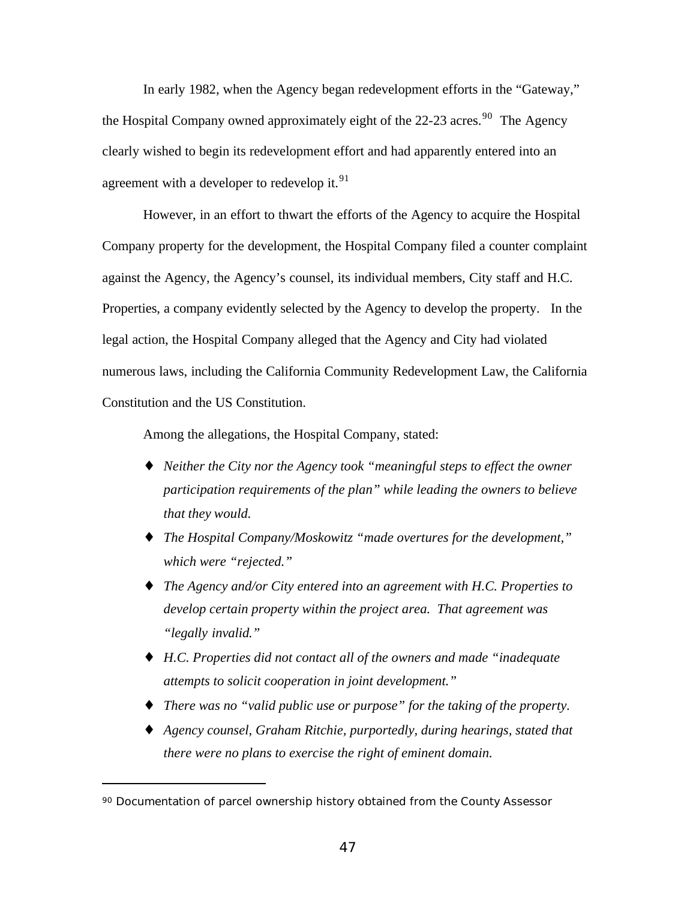In early 1982, when the Agency began redevelopment efforts in the "Gateway," the Hospital Company owned approximately eight of the 22-23 acres.[90] The Agency clearly wished to begin its redevelopment effort and had apparently entered into an agreement with a developer to redevelop it.[91]

However, in an effort to thwart the efforts of the Agency to acquire the Hospital Company property for the development, the Hospital Company filed a counter complaint against the Agency, the Agency's counsel, its individual members, City staff and H.C. Properties, a company evidently selected by the Agency to develop the property. In the legal action, the Hospital Company alleged that the Agency and City had violated numerous laws, including the California Community Redevelopment Law, the California Constitution and the US Constitution.

Among the allegations, the Hospital Company, stated:

- *Neither the City nor the Agency took "meaningful steps to effect the owner participation requirements of the plan" while leading the owners to believe that they would.*
- *The Hospital Company/Moskowitz "made overtures for the development," which were "rejected."*
- *The Agency and/or City entered into an agreement with H.C. Properties to develop certain property within the project area. That agreement was "legally invalid."*
- *H.C. Properties did not contact all of the owners and made "inadequate attempts to solicit cooperation in joint development."*
- *There was no "valid public use or purpose" for the taking of the property.*
- *Agency counsel, Graham Ritchie, purportedly, during hearings, stated that there were no plans to exercise the right of eminent domain.*

---

[90] Documentation of parcel ownership history obtained from the County Assessor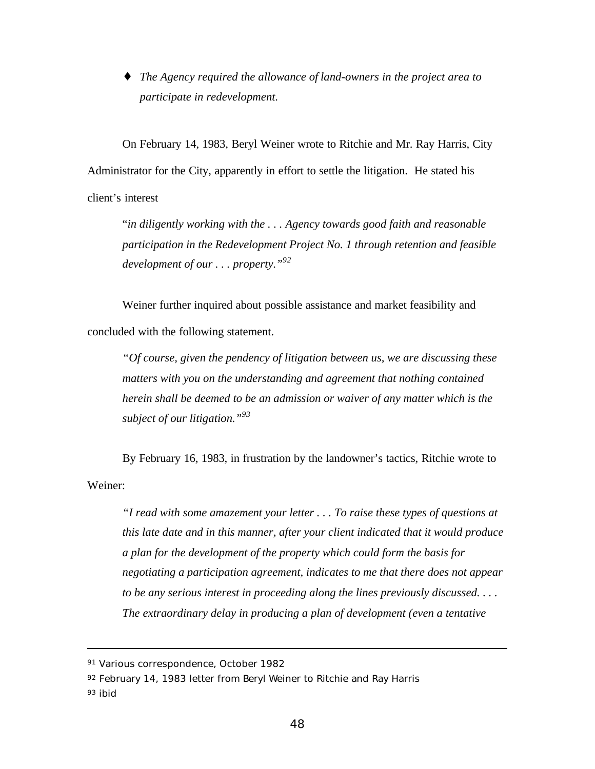- *The Agency required the allowance of land-owners in the project area to participate in redevelopment.*

On February 14, 1983, Beryl Weiner wrote to Ritchie and Mr. Ray Harris, City Administrator for the City, apparently in effort to settle the litigation. He stated his client's interest

> "*in diligently working with the . . . Agency towards good faith and reasonable participation in the Redevelopment Project No. 1 through retention and feasible development of our . . . property.*"[92]

Weiner further inquired about possible assistance and market feasibility and concluded with the following statement.

> *"Of course, given the pendency of litigation between us, we are discussing these matters with you on the understanding and agreement that nothing contained herein shall be deemed to be an admission or waiver of any matter which is the subject of our litigation."*[93]

By February 16, 1983, in frustration by the landowner's tactics, Ritchie wrote to Weiner:

> *"I read with some amazement your letter . . . To raise these types of questions at this late date and in this manner, after your client indicated that it would produce a plan for the development of the property which could form the basis for negotiating a participation agreement, indicates to me that there does not appear to be any serious interest in proceeding along the lines previously discussed. . . . The extraordinary delay in producing a plan of development (even a tentative*

---

[91] Various correspondence, October 1982

[92] February 14, 1983 letter from Beryl Weiner to Ritchie and Ray Harris

[93] ibid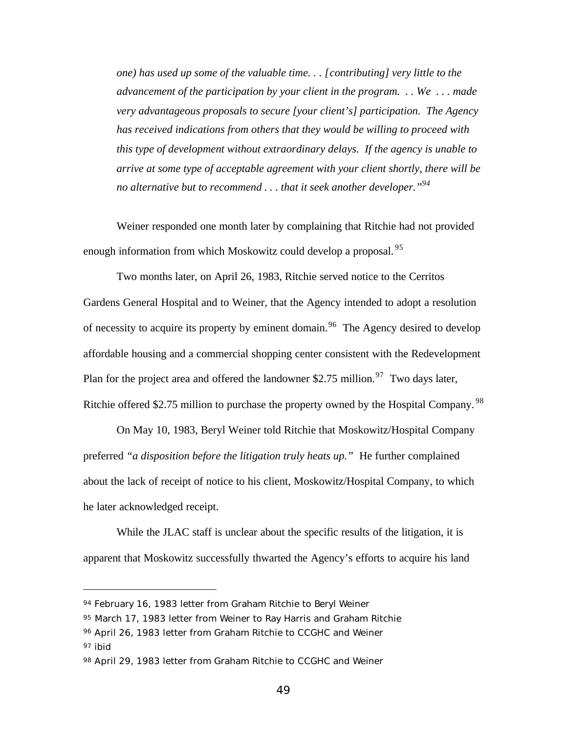*one) has used up some of the valuable time. . . [contributing] very little to the advancement of the participation by your client in the program. . . We . . . made very advantageous proposals to secure [your client's] participation. The Agency has received indications from others that they would be willing to proceed with this type of development without extraordinary delays. If the agency is unable to arrive at some type of acceptable agreement with your client shortly, there will be no alternative but to recommend . . . that it seek another developer."*[94]

Weiner responded one month later by complaining that Ritchie had not provided enough information from which Moskowitz could develop a proposal.[95]

Two months later, on April 26, 1983, Ritchie served notice to the Cerritos Gardens General Hospital and to Weiner, that the Agency intended to adopt a resolution of necessity to acquire its property by eminent domain.[96] The Agency desired to develop affordable housing and a commercial shopping center consistent with the Redevelopment Plan for the project area and offered the landowner $2.75 million.[97] Two days later, Ritchie offered $2.75 million to purchase the property owned by the Hospital Company.[98]

On May 10, 1983, Beryl Weiner told Ritchie that Moskowitz/Hospital Company preferred *"a disposition before the litigation truly heats up."* He further complained about the lack of receipt of notice to his client, Moskowitz/Hospital Company, to which he later acknowledged receipt.

While the JLAC staff is unclear about the specific results of the litigation, it is apparent that Moskowitz successfully thwarted the Agency's efforts to acquire his land

---

[94] February 16, 1983 letter from Graham Ritchie to Beryl Weiner

[95] March 17, 1983 letter from Weiner to Ray Harris and Graham Ritchie

[96] April 26, 1983 letter from Graham Ritchie to CCGHC and Weiner

[97] ibid

[98] April 29, 1983 letter from Graham Ritchie to CCGHC and Weiner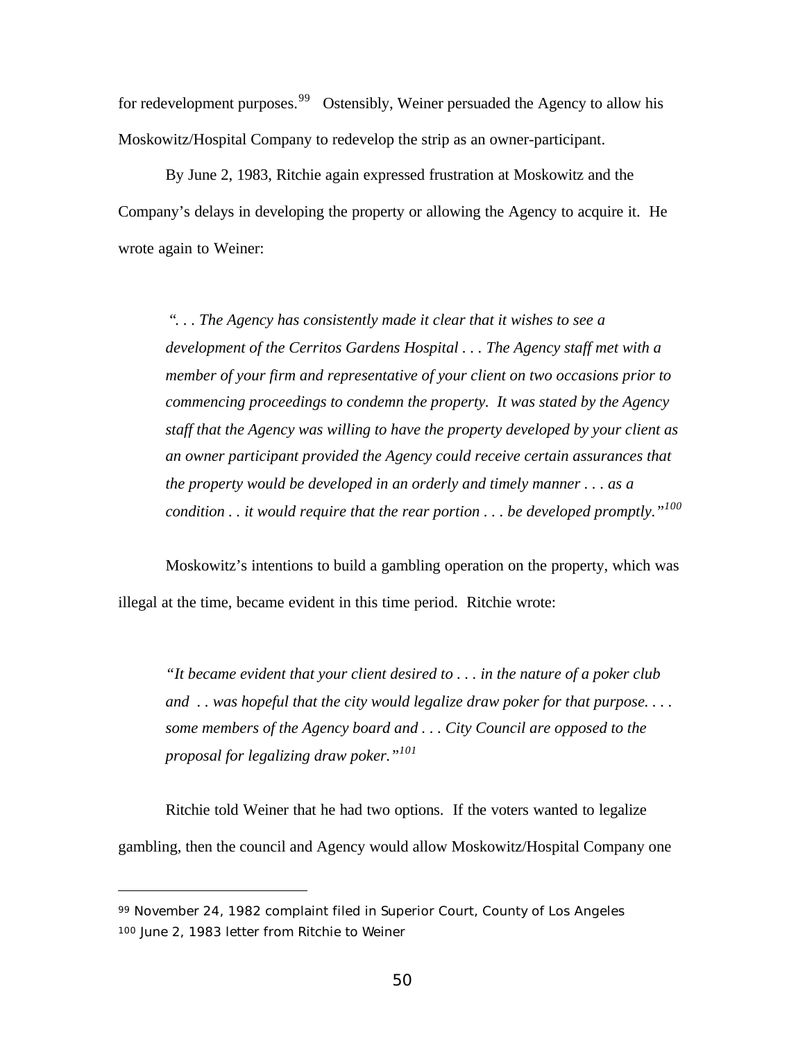for redevelopment purposes.[99] Ostensibly, Weiner persuaded the Agency to allow his Moskowitz/Hospital Company to redevelop the strip as an owner-participant.

By June 2, 1983, Ritchie again expressed frustration at Moskowitz and the Company's delays in developing the property or allowing the Agency to acquire it. He wrote again to Weiner:

> *". . . The Agency has consistently made it clear that it wishes to see a development of the Cerritos Gardens Hospital . . . The Agency staff met with a member of your firm and representative of your client on two occasions prior to commencing proceedings to condemn the property. It was stated by the Agency staff that the Agency was willing to have the property developed by your client as an owner participant provided the Agency could receive certain assurances that the property would be developed in an orderly and timely manner . . . as a condition . . it would require that the rear portion . . . be developed promptly."*[100]

Moskowitz's intentions to build a gambling operation on the property, which was illegal at the time, became evident in this time period. Ritchie wrote:

> *"It became evident that your client desired to . . . in the nature of a poker club and . . was hopeful that the city would legalize draw poker for that purpose. . . . some members of the Agency board and . . . City Council are opposed to the proposal for legalizing draw poker."*[101]

Ritchie told Weiner that he had two options. If the voters wanted to legalize gambling, then the council and Agency would allow Moskowitz/Hospital Company one

---

[99] November 24, 1982 complaint filed in Superior Court, County of Los Angeles

[100] June 2, 1983 letter from Ritchie to Weiner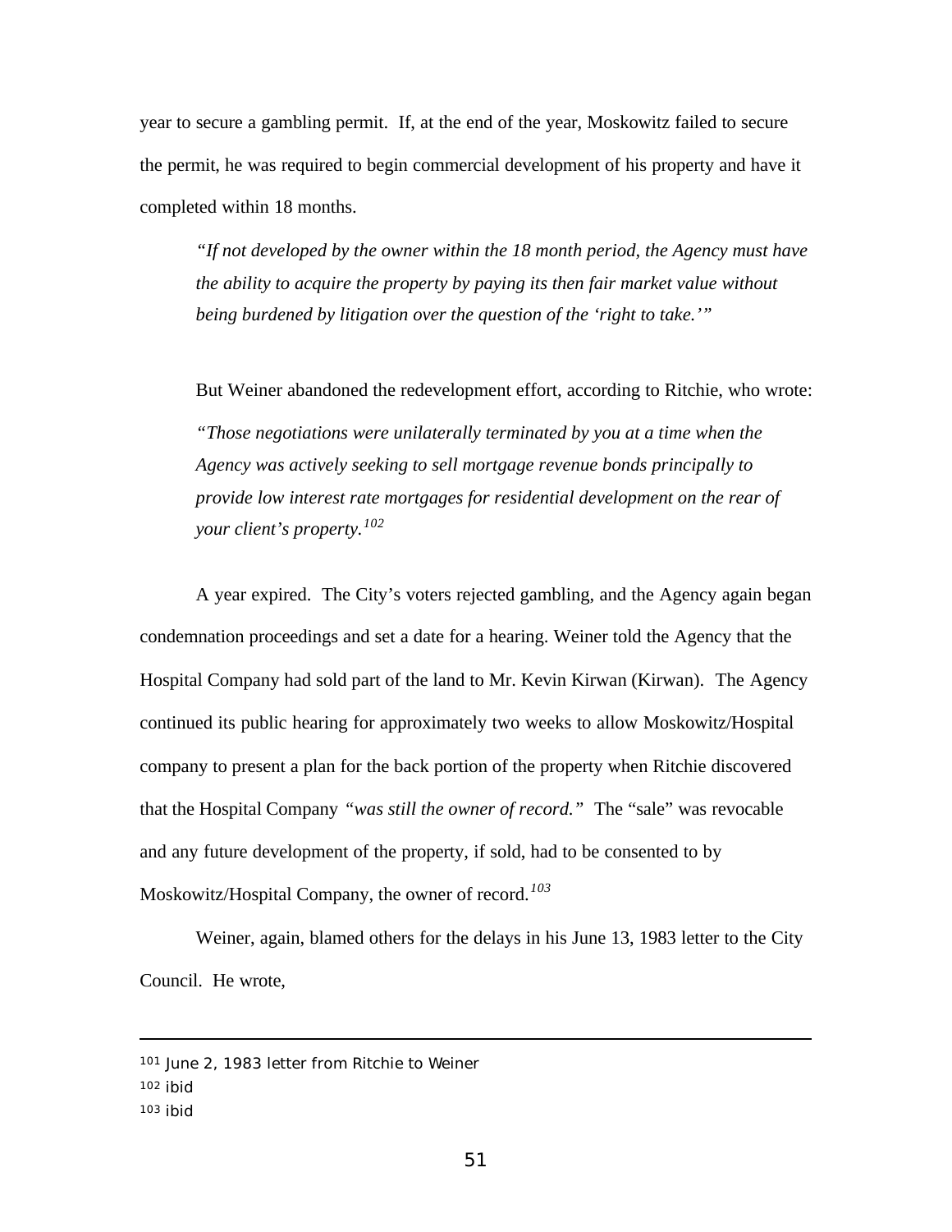year to secure a gambling permit. If, at the end of the year, Moskowitz failed to secure the permit, he was required to begin commercial development of his property and have it completed within 18 months.

> *"If not developed by the owner within the 18 month period, the Agency must have the ability to acquire the property by paying its then fair market value without being burdened by litigation over the question of the 'right to take.'"*

But Weiner abandoned the redevelopment effort, according to Ritchie, who wrote:

> *"Those negotiations were unilaterally terminated by you at a time when the Agency was actively seeking to sell mortgage revenue bonds principally to provide low interest rate mortgages for residential development on the rear of your client's property.*[102]

A year expired. The City's voters rejected gambling, and the Agency again began condemnation proceedings and set a date for a hearing. Weiner told the Agency that the Hospital Company had sold part of the land to Mr. Kevin Kirwan (Kirwan). The Agency continued its public hearing for approximately two weeks to allow Moskowitz/Hospital company to present a plan for the back portion of the property when Ritchie discovered that the Hospital Company *"was still the owner of record."* The "sale" was revocable and any future development of the property, if sold, had to be consented to by Moskowitz/Hospital Company, the owner of record.[103]

Weiner, again, blamed others for the delays in his June 13, 1983 letter to the City Council. He wrote,

---

[101] June 2, 1983 letter from Ritchie to Weiner

[102] ibid

[103] ibid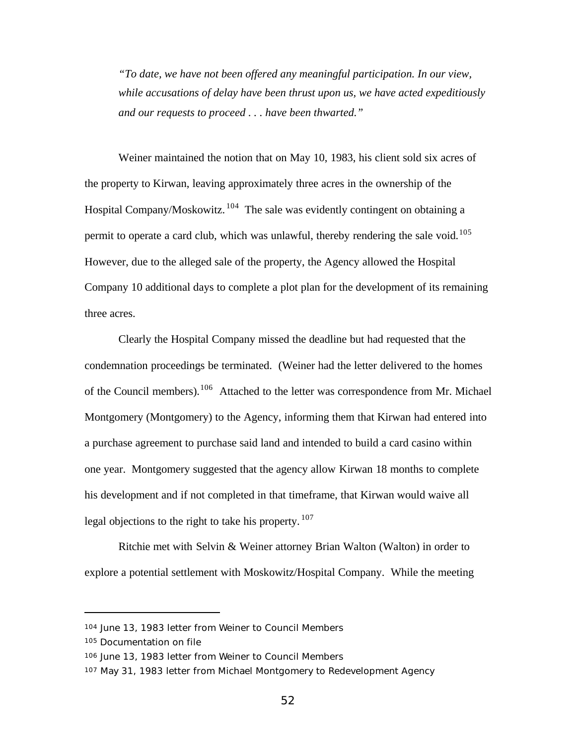*"To date, we have not been offered any meaningful participation. In our view, while accusations of delay have been thrust upon us, we have acted expeditiously and our requests to proceed . . . have been thwarted."*

Weiner maintained the notion that on May 10, 1983, his client sold six acres of the property to Kirwan, leaving approximately three acres in the ownership of the Hospital Company/Moskowitz.[104] The sale was evidently contingent on obtaining a permit to operate a card club, which was unlawful, thereby rendering the sale void.[105] However, due to the alleged sale of the property, the Agency allowed the Hospital Company 10 additional days to complete a plot plan for the development of its remaining three acres.

Clearly the Hospital Company missed the deadline but had requested that the condemnation proceedings be terminated. (Weiner had the letter delivered to the homes of the Council members).[106] Attached to the letter was correspondence from Mr. Michael Montgomery (Montgomery) to the Agency, informing them that Kirwan had entered into a purchase agreement to purchase said land and intended to build a card casino within one year. Montgomery suggested that the agency allow Kirwan 18 months to complete his development and if not completed in that timeframe, that Kirwan would waive all legal objections to the right to take his property.[107]

Ritchie met with Selvin & Weiner attorney Brian Walton (Walton) in order to explore a potential settlement with Moskowitz/Hospital Company. While the meeting

---

[104] June 13, 1983 letter from Weiner to Council Members

[105] Documentation on file

[106] June 13, 1983 letter from Weiner to Council Members

[107] May 31, 1983 letter from Michael Montgomery to Redevelopment Agency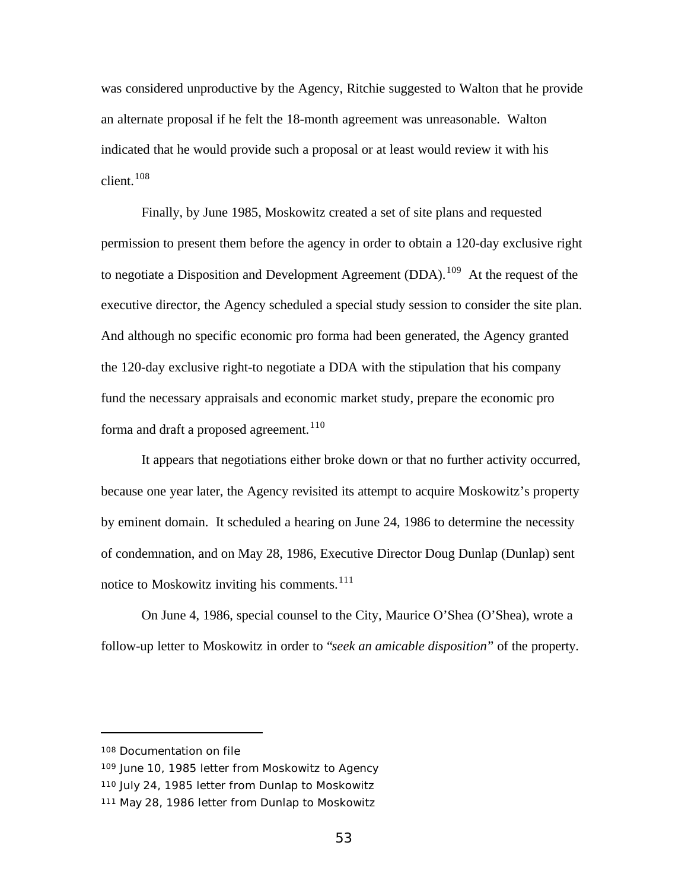was considered unproductive by the Agency, Ritchie suggested to Walton that he provide an alternate proposal if he felt the 18-month agreement was unreasonable. Walton indicated that he would provide such a proposal or at least would review it with his client.[108]

Finally, by June 1985, Moskowitz created a set of site plans and requested permission to present them before the agency in order to obtain a 120-day exclusive right to negotiate a Disposition and Development Agreement (DDA).[109] At the request of the executive director, the Agency scheduled a special study session to consider the site plan. And although no specific economic pro forma had been generated, the Agency granted the 120-day exclusive right-to negotiate a DDA with the stipulation that his company fund the necessary appraisals and economic market study, prepare the economic pro forma and draft a proposed agreement.[110]

It appears that negotiations either broke down or that no further activity occurred, because one year later, the Agency revisited its attempt to acquire Moskowitz's property by eminent domain. It scheduled a hearing on June 24, 1986 to determine the necessity of condemnation, and on May 28, 1986, Executive Director Doug Dunlap (Dunlap) sent notice to Moskowitz inviting his comments.[111]

On June 4, 1986, special counsel to the City, Maurice O'Shea (O'Shea), wrote a follow-up letter to Moskowitz in order to "*seek an amicable disposition*" of the property.

---

[108] Documentation on file

[109] June 10, 1985 letter from Moskowitz to Agency

[110] July 24, 1985 letter from Dunlap to Moskowitz

[111] May 28, 1986 letter from Dunlap to Moskowitz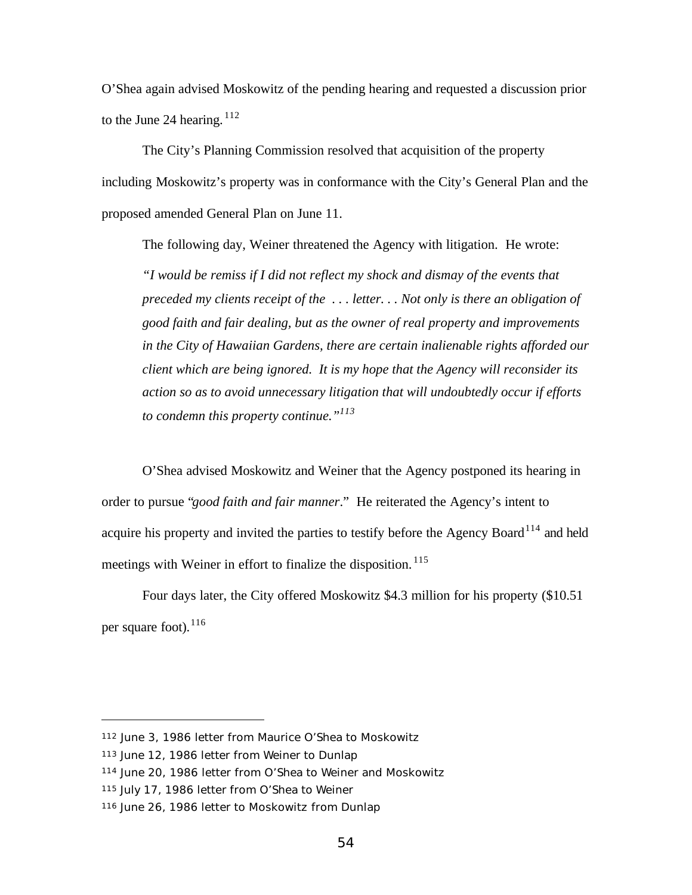O'Shea again advised Moskowitz of the pending hearing and requested a discussion prior to the June 24 hearing.[112]

The City's Planning Commission resolved that acquisition of the property including Moskowitz's property was in conformance with the City's General Plan and the proposed amended General Plan on June 11.

The following day, Weiner threatened the Agency with litigation. He wrote:

> *"I would be remiss if I did not reflect my shock and dismay of the events that preceded my clients receipt of the . . . letter. . . Not only is there an obligation of good faith and fair dealing, but as the owner of real property and improvements in the City of Hawaiian Gardens, there are certain inalienable rights afforded our client which are being ignored. It is my hope that the Agency will reconsider its action so as to avoid unnecessary litigation that will undoubtedly occur if efforts to condemn this property continue."*[113]

O'Shea advised Moskowitz and Weiner that the Agency postponed its hearing in order to pursue "*good faith and fair manner*." He reiterated the Agency's intent to acquire his property and invited the parties to testify before the Agency Board[114] and held meetings with Weiner in effort to finalize the disposition.[115]

Four days later, the City offered Moskowitz $4.3 million for his property ($10.51 per square foot).[116]

---

[112] June 3, 1986 letter from Maurice O'Shea to Moskowitz

[113] June 12, 1986 letter from Weiner to Dunlap

[114] June 20, 1986 letter from O'Shea to Weiner and Moskowitz

[115] July 17, 1986 letter from O'Shea to Weiner

[116] June 26, 1986 letter to Moskowitz from Dunlap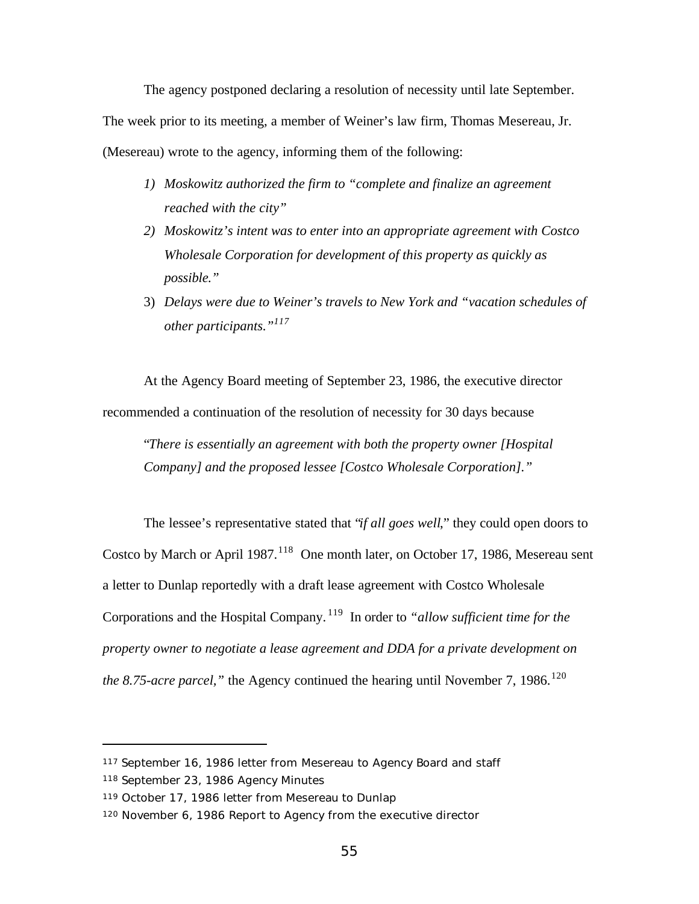The agency postponed declaring a resolution of necessity until late September. The week prior to its meeting, a member of Weiner's law firm, Thomas Mesereau, Jr. (Mesereau) wrote to the agency, informing them of the following:

1) *Moskowitz authorized the firm to "complete and finalize an agreement reached with the city"*
2) *Moskowitz's intent was to enter into an appropriate agreement with Costco Wholesale Corporation for development of this property as quickly as possible."*
3) *Delays were due to Weiner's travels to New York and "vacation schedules of other participants."*[117]

At the Agency Board meeting of September 23, 1986, the executive director recommended a continuation of the resolution of necessity for 30 days because

> "*There is essentially an agreement with both the property owner [Hospital Company] and the proposed lessee [Costco Wholesale Corporation]."*

The lessee's representative stated that "*if all goes well*," they could open doors to Costco by March or April 1987.[118] One month later, on October 17, 1986, Mesereau sent a letter to Dunlap reportedly with a draft lease agreement with Costco Wholesale Corporations and the Hospital Company.[119] In order to *"allow sufficient time for the property owner to negotiate a lease agreement and DDA for a private development on the 8.75-acre parcel,"* the Agency continued the hearing until November 7, 1986.[120]

---

[117] September 16, 1986 letter from Mesereau to Agency Board and staff

[118] September 23, 1986 Agency Minutes

[119] October 17, 1986 letter from Mesereau to Dunlap

[120] November 6, 1986 Report to Agency from the executive director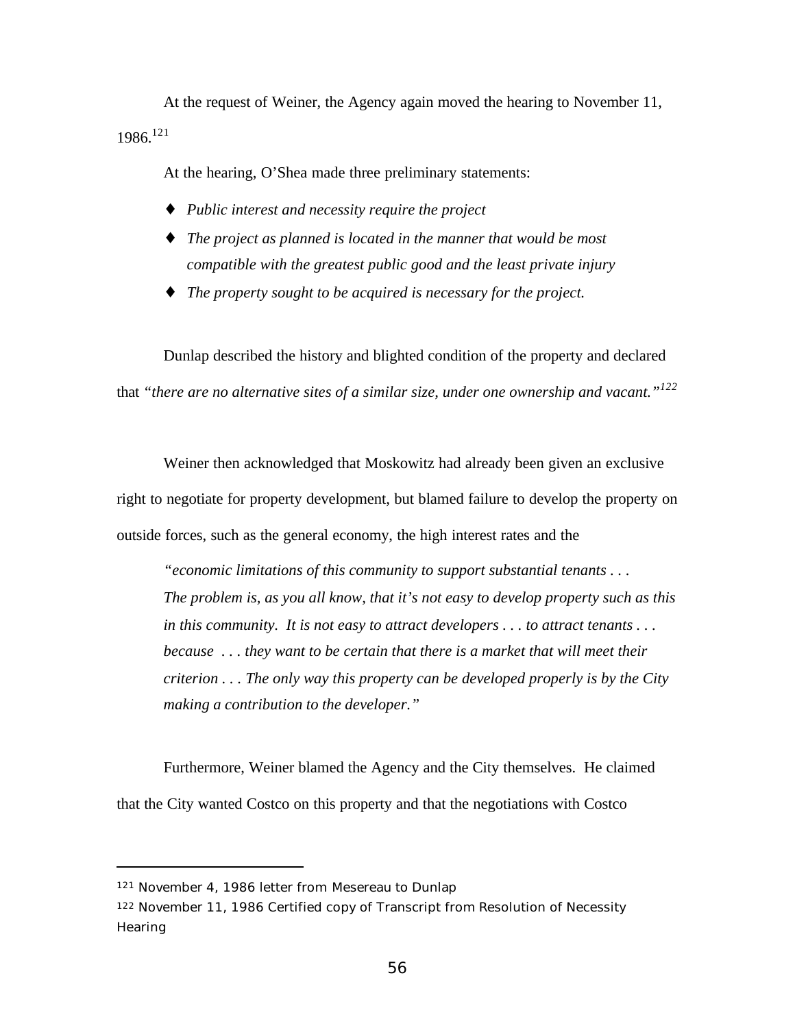At the request of Weiner, the Agency again moved the hearing to November 11, 1986.[121]

At the hearing, O'Shea made three preliminary statements:

- *Public interest and necessity require the project*
- *The project as planned is located in the manner that would be most compatible with the greatest public good and the least private injury*
- *The property sought to be acquired is necessary for the project.*

Dunlap described the history and blighted condition of the property and declared that *"there are no alternative sites of a similar size, under one ownership and vacant."*[122]

Weiner then acknowledged that Moskowitz had already been given an exclusive right to negotiate for property development, but blamed failure to develop the property on outside forces, such as the general economy, the high interest rates and the

> *"economic limitations of this community to support substantial tenants . . . The problem is, as you all know, that it's not easy to develop property such as this in this community. It is not easy to attract developers . . . to attract tenants . . . because . . . they want to be certain that there is a market that will meet their criterion . . . The only way this property can be developed properly is by the City making a contribution to the developer."*

Furthermore, Weiner blamed the Agency and the City themselves. He claimed that the City wanted Costco on this property and that the negotiations with Costco

---

[121] November 4, 1986 letter from Mesereau to Dunlap

[122] November 11, 1986 Certified copy of Transcript from Resolution of Necessity Hearing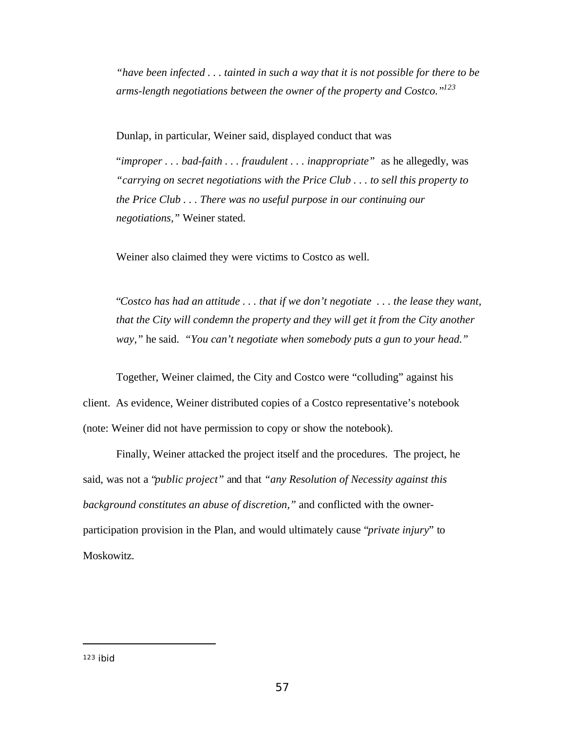*"have been infected . . . tainted in such a way that it is not possible for there to be arms-length negotiations between the owner of the property and Costco."*[123]

Dunlap, in particular, Weiner said, displayed conduct that was

"*improper . . . bad-faith . . . fraudulent . . . inappropriate"* as he allegedly, was *"carrying on secret negotiations with the Price Club . . . to sell this property to the Price Club . . . There was no useful purpose in our continuing our negotiations,"* Weiner stated.

Weiner also claimed they were victims to Costco as well.

"*Costco has had an attitude . . . that if we don't negotiate . . . the lease they want, that the City will condemn the property and they will get it from the City another way,"* he said. *"You can't negotiate when somebody puts a gun to your head."*

Together, Weiner claimed, the City and Costco were "colluding" against his client. As evidence, Weiner distributed copies of a Costco representative's notebook (note: Weiner did not have permission to copy or show the notebook).

Finally, Weiner attacked the project itself and the procedures. The project, he said, was not a "*public project"* and that *"any Resolution of Necessity against this background constitutes an abuse of discretion,"* and conflicted with the owner-participation provision in the Plan, and would ultimately cause "*private injury*" to Moskowitz.

---

[123] ibid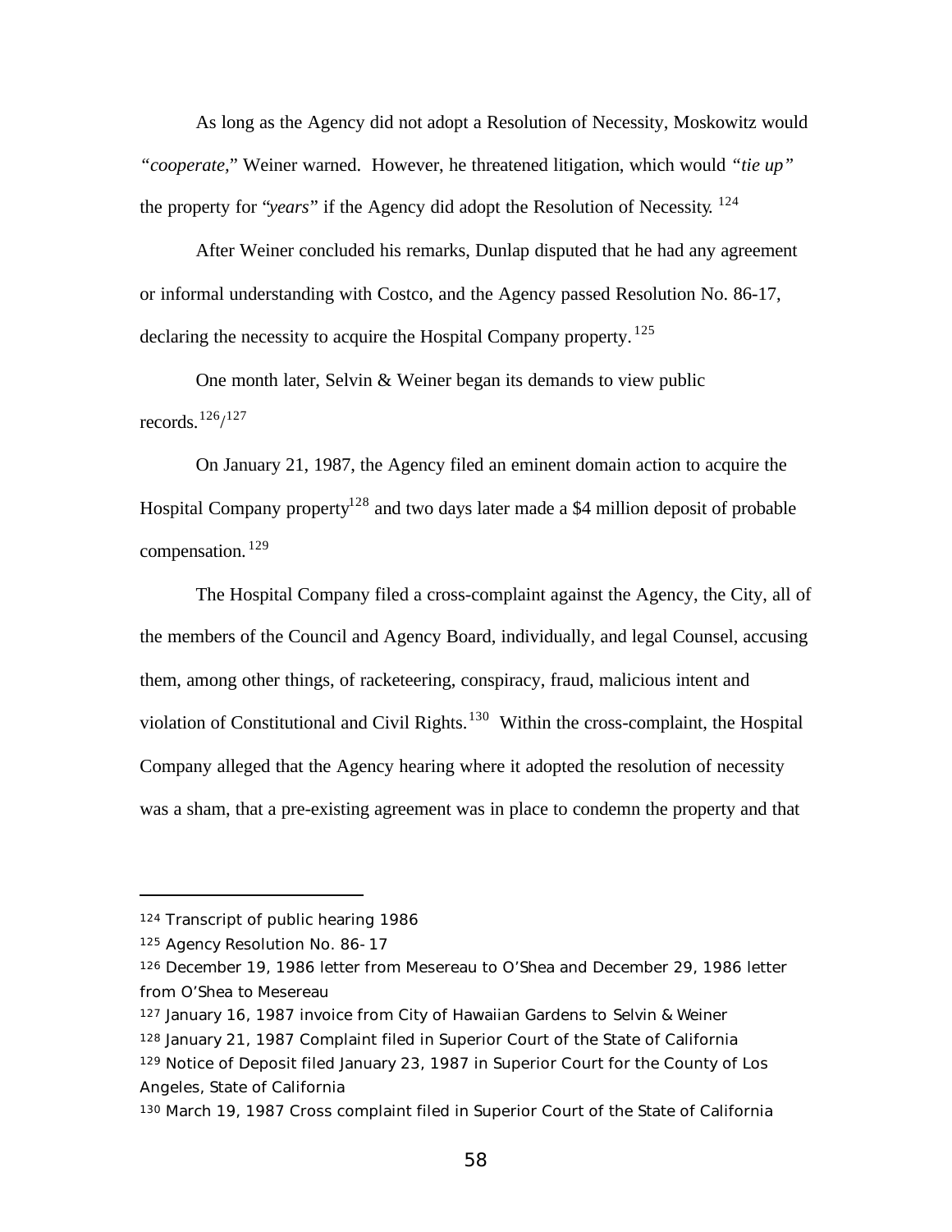As long as the Agency did not adopt a Resolution of Necessity, Moskowitz would *"cooperate,"* Weiner warned. However, he threatened litigation, which would *"tie up"* the property for "*years*" if the Agency did adopt the Resolution of Necessity. [124]

After Weiner concluded his remarks, Dunlap disputed that he had any agreement or informal understanding with Costco, and the Agency passed Resolution No. 86-17, declaring the necessity to acquire the Hospital Company property. [125]

One month later, Selvin & Weiner began its demands to view public records. [126]/[127]

On January 21, 1987, the Agency filed an eminent domain action to acquire the Hospital Company property[128] and two days later made a $4 million deposit of probable compensation. [129]

The Hospital Company filed a cross-complaint against the Agency, the City, all of the members of the Council and Agency Board, individually, and legal Counsel, accusing them, among other things, of racketeering, conspiracy, fraud, malicious intent and violation of Constitutional and Civil Rights. [130] Within the cross-complaint, the Hospital Company alleged that the Agency hearing where it adopted the resolution of necessity was a sham, that a pre-existing agreement was in place to condemn the property and that

---

[124] Transcript of public hearing 1986

[125] Agency Resolution No. 86-17

[126] December 19, 1986 letter from Mesereau to O'Shea and December 29, 1986 letter from O'Shea to Mesereau

[127] January 16, 1987 invoice from City of Hawaiian Gardens to Selvin & Weiner

[128] January 21, 1987 Complaint filed in Superior Court of the State of California

[129] Notice of Deposit filed January 23, 1987 in Superior Court for the County of Los Angeles, State of California

[130] March 19, 1987 Cross complaint filed in Superior Court of the State of California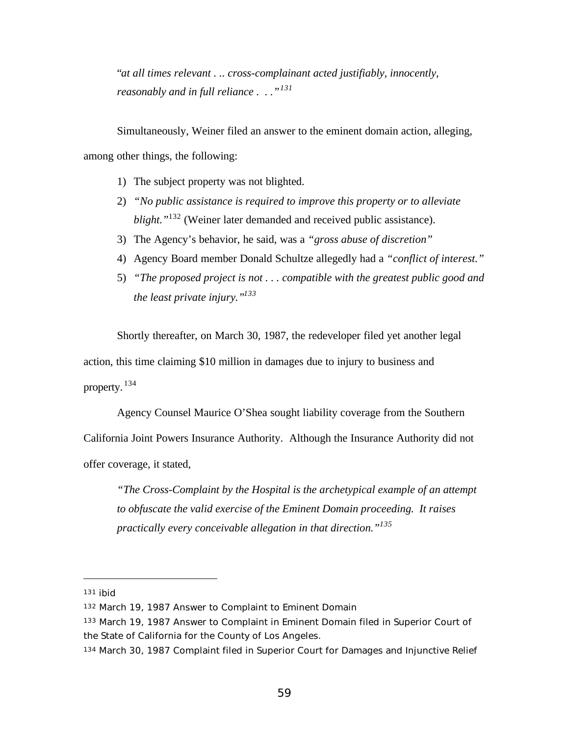*"at all times relevant . .. cross-complainant acted justifiably, innocently, reasonably and in full reliance . . ."*[131]

Simultaneously, Weiner filed an answer to the eminent domain action, alleging, among other things, the following:

1) The subject property was not blighted.
2) *"No public assistance is required to improve this property or to alleviate blight."*[132] (Weiner later demanded and received public assistance).
3) The Agency's behavior, he said, was a *"gross abuse of discretion"*
4) Agency Board member Donald Schultze allegedly had a *"conflict of interest."*
5) *"The proposed project is not . . . compatible with the greatest public good and the least private injury."*[133]

Shortly thereafter, on March 30, 1987, the redeveloper filed yet another legal action, this time claiming $10 million in damages due to injury to business and property.[134]

Agency Counsel Maurice O'Shea sought liability coverage from the Southern California Joint Powers Insurance Authority. Although the Insurance Authority did not offer coverage, it stated,

> *"The Cross-Complaint by the Hospital is the archetypical example of an attempt to obfuscate the valid exercise of the Eminent Domain proceeding. It raises practically every conceivable allegation in that direction."*[135]

---

[131] ibid

[132] March 19, 1987 Answer to Complaint to Eminent Domain

[133] March 19, 1987 Answer to Complaint in Eminent Domain filed in Superior Court of the State of California for the County of Los Angeles.

[134] March 30, 1987 Complaint filed in Superior Court for Damages and Injunctive Relief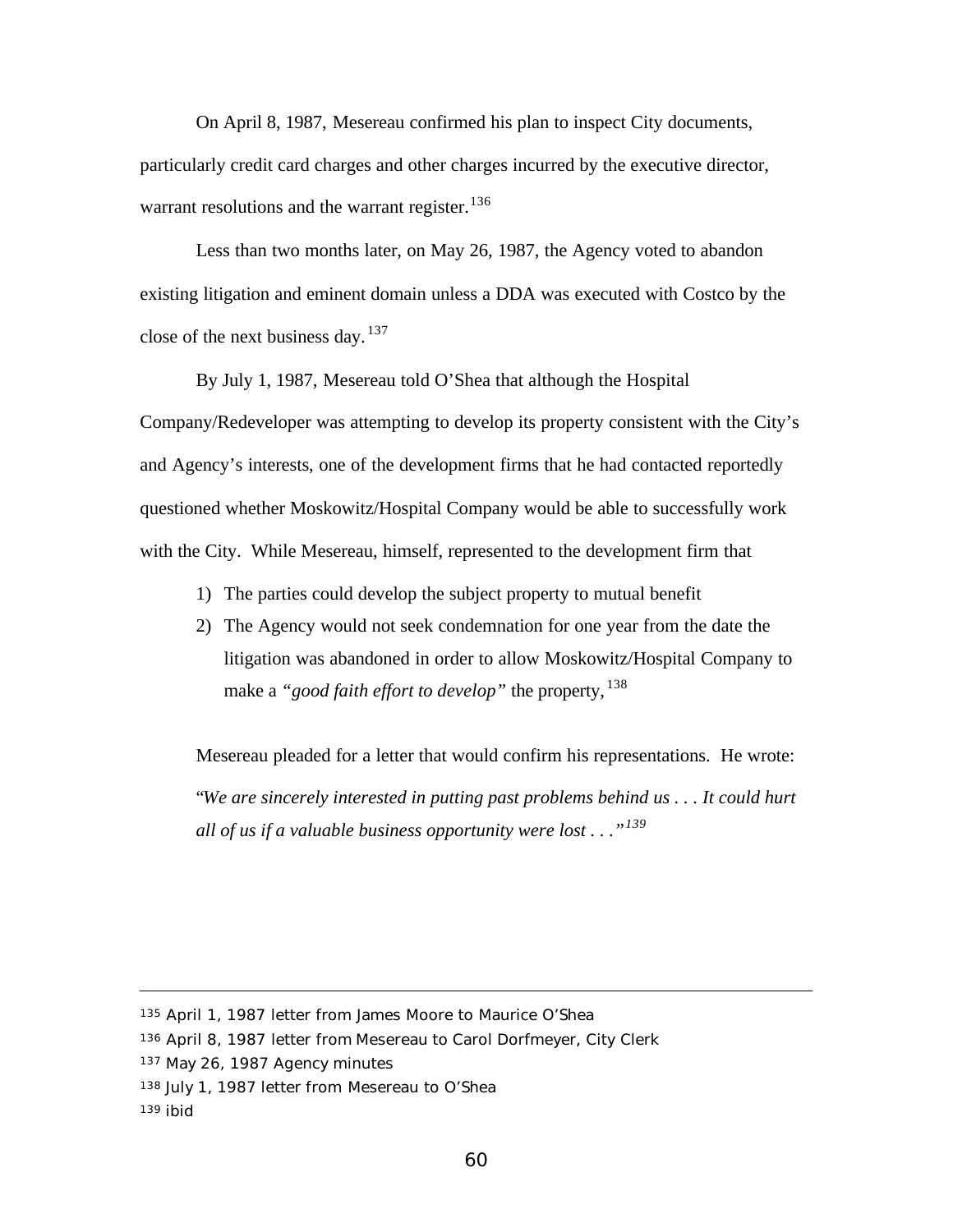On April 8, 1987, Mesereau confirmed his plan to inspect City documents, particularly credit card charges and other charges incurred by the executive director, warrant resolutions and the warrant register.[136]

Less than two months later, on May 26, 1987, the Agency voted to abandon existing litigation and eminent domain unless a DDA was executed with Costco by the close of the next business day.[137]

By July 1, 1987, Mesereau told O'Shea that although the Hospital Company/Redeveloper was attempting to develop its property consistent with the City's and Agency's interests, one of the development firms that he had contacted reportedly questioned whether Moskowitz/Hospital Company would be able to successfully work with the City. While Mesereau, himself, represented to the development firm that

1) The parties could develop the subject property to mutual benefit
2) The Agency would not seek condemnation for one year from the date the litigation was abandoned in order to allow Moskowitz/Hospital Company to make a *"good faith effort to develop"* the property,[138]

Mesereau pleaded for a letter that would confirm his representations. He wrote:

*"We are sincerely interested in putting past problems behind us . . . It could hurt all of us if a valuable business opportunity were lost . . ."*[139]

---

135 April 1, 1987 letter from James Moore to Maurice O'Shea
136 April 8, 1987 letter from Mesereau to Carol Dorfmeyer, City Clerk
137 May 26, 1987 Agency minutes
138 July 1, 1987 letter from Mesereau to O'Shea
139 ibid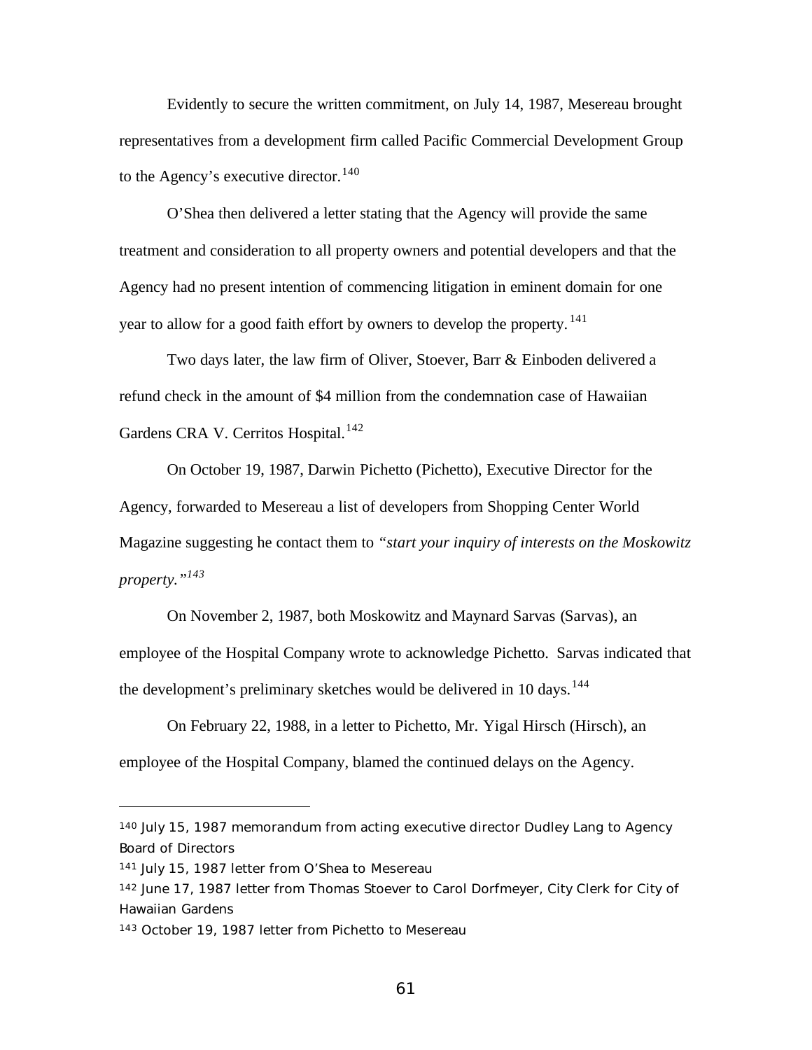Evidently to secure the written commitment, on July 14, 1987, Mesereau brought representatives from a development firm called Pacific Commercial Development Group to the Agency's executive director.[140]

O'Shea then delivered a letter stating that the Agency will provide the same treatment and consideration to all property owners and potential developers and that the Agency had no present intention of commencing litigation in eminent domain for one year to allow for a good faith effort by owners to develop the property.[141]

Two days later, the law firm of Oliver, Stoever, Barr & Einboden delivered a refund check in the amount of $4 million from the condemnation case of Hawaiian Gardens CRA V. Cerritos Hospital.[142]

On October 19, 1987, Darwin Pichetto (Pichetto), Executive Director for the Agency, forwarded to Mesereau a list of developers from Shopping Center World Magazine suggesting he contact them to *"start your inquiry of interests on the Moskowitz property."*[143]

On November 2, 1987, both Moskowitz and Maynard Sarvas (Sarvas), an employee of the Hospital Company wrote to acknowledge Pichetto. Sarvas indicated that the development's preliminary sketches would be delivered in 10 days.[144]

On February 22, 1988, in a letter to Pichetto, Mr. Yigal Hirsch (Hirsch), an employee of the Hospital Company, blamed the continued delays on the Agency.

---

[140] July 15, 1987 memorandum from acting executive director Dudley Lang to Agency Board of Directors

[141] July 15, 1987 letter from O'Shea to Mesereau

[142] June 17, 1987 letter from Thomas Stoever to Carol Dorfmeyer, City Clerk for City of Hawaiian Gardens

[143] October 19, 1987 letter from Pichetto to Mesereau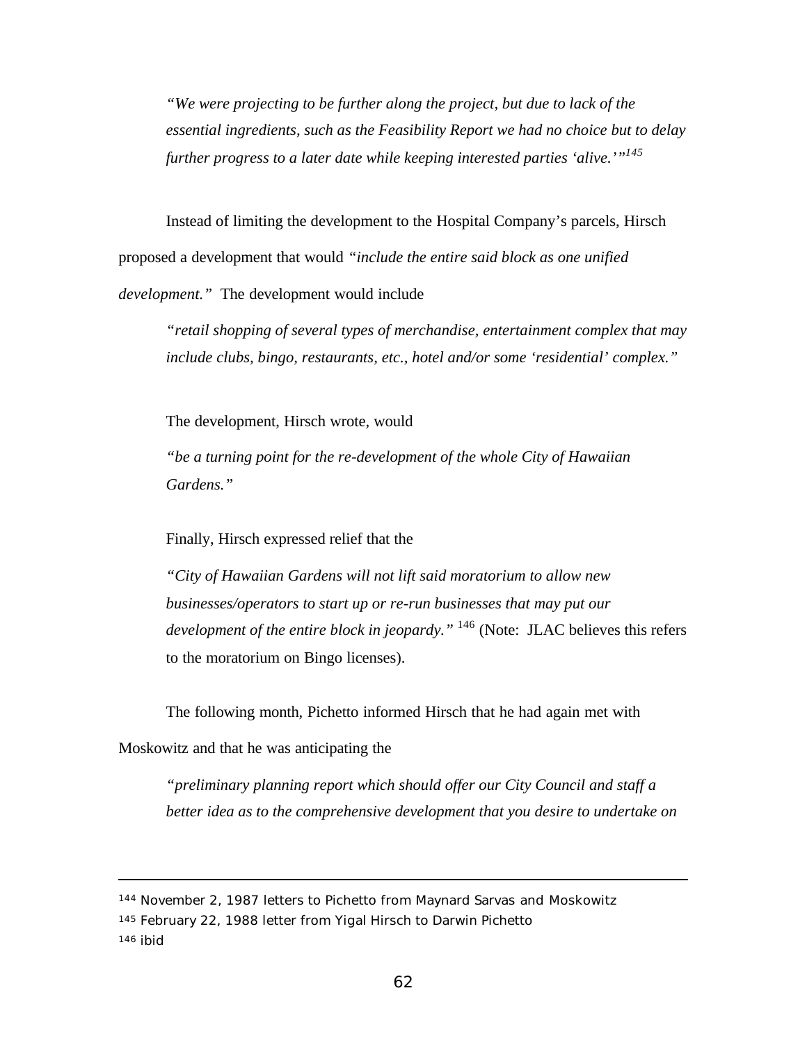> *"We were projecting to be further along the project, but due to lack of the essential ingredients, such as the Feasibility Report we had no choice but to delay further progress to a later date while keeping interested parties 'alive.'"*[145]

Instead of limiting the development to the Hospital Company's parcels, Hirsch proposed a development that would *"include the entire said block as one unified development."* The development would include

> *"retail shopping of several types of merchandise, entertainment complex that may include clubs, bingo, restaurants, etc., hotel and/or some 'residential' complex."*

The development, Hirsch wrote, would

> *"be a turning point for the re-development of the whole City of Hawaiian Gardens."*

Finally, Hirsch expressed relief that the

> *"City of Hawaiian Gardens will not lift said moratorium to allow new businesses/operators to start up or re-run businesses that may put our development of the entire block in jeopardy."* [146] (Note: JLAC believes this refers to the moratorium on Bingo licenses).

The following month, Pichetto informed Hirsch that he had again met with Moskowitz and that he was anticipating the

> *"preliminary planning report which should offer our City Council and staff a better idea as to the comprehensive development that you desire to undertake on*

---

[144] November 2, 1987 letters to Pichetto from Maynard Sarvas and Moskowitz

[145] February 22, 1988 letter from Yigal Hirsch to Darwin Pichetto

[146] ibid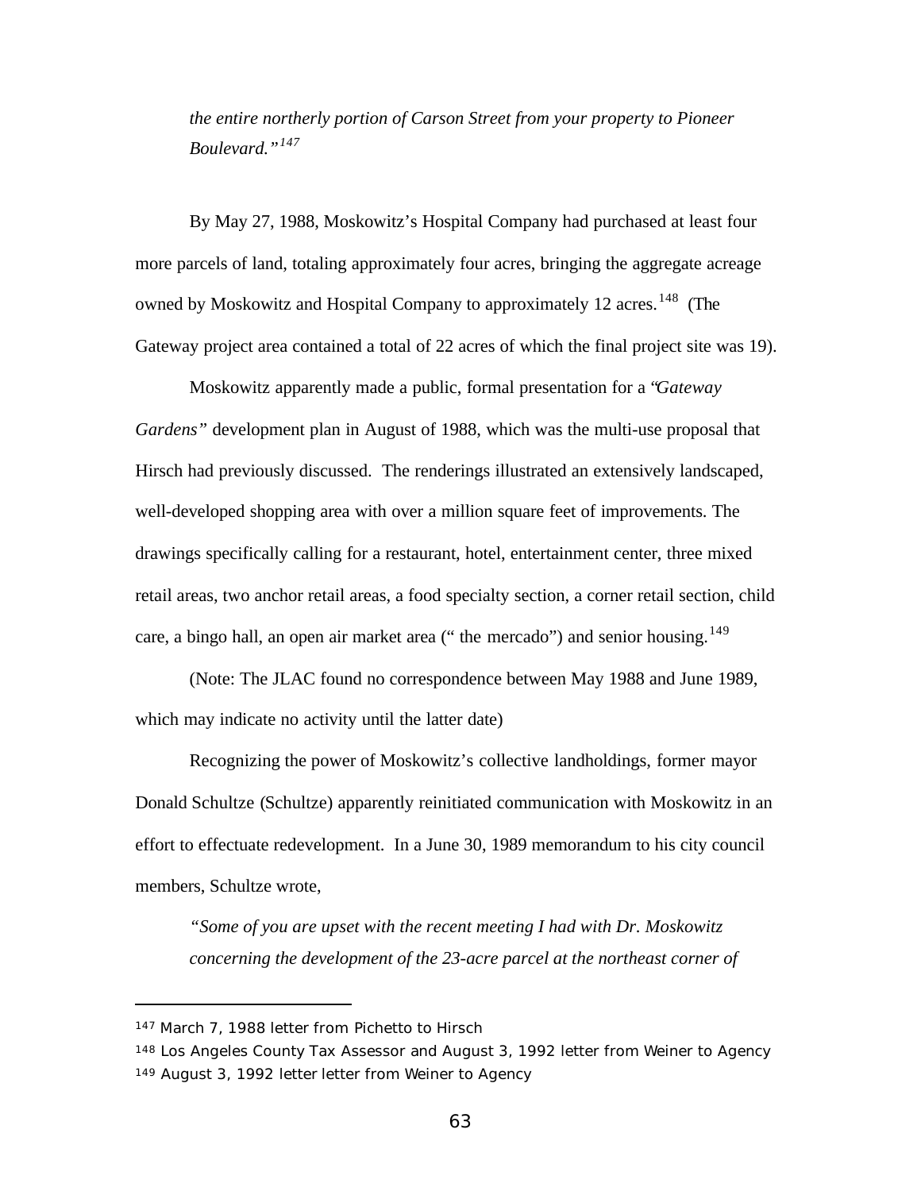> *the entire northerly portion of Carson Street from your property to Pioneer Boulevard."*[147]

By May 27, 1988, Moskowitz's Hospital Company had purchased at least four more parcels of land, totaling approximately four acres, bringing the aggregate acreage owned by Moskowitz and Hospital Company to approximately 12 acres.[148] (The Gateway project area contained a total of 22 acres of which the final project site was 19).

Moskowitz apparently made a public, formal presentation for a "*Gateway Gardens"* development plan in August of 1988, which was the multi-use proposal that Hirsch had previously discussed. The renderings illustrated an extensively landscaped, well-developed shopping area with over a million square feet of improvements. The drawings specifically calling for a restaurant, hotel, entertainment center, three mixed retail areas, two anchor retail areas, a food specialty section, a corner retail section, child care, a bingo hall, an open air market area (" the mercado") and senior housing.[149]

(Note: The JLAC found no correspondence between May 1988 and June 1989, which may indicate no activity until the latter date)

Recognizing the power of Moskowitz's collective landholdings, former mayor Donald Schultze (Schultze) apparently reinitiated communication with Moskowitz in an effort to effectuate redevelopment. In a June 30, 1989 memorandum to his city council members, Schultze wrote,

> *"Some of you are upset with the recent meeting I had with Dr. Moskowitz concerning the development of the 23-acre parcel at the northeast corner of*

---

[147] March 7, 1988 letter from Pichetto to Hirsch

[148] Los Angeles County Tax Assessor and August 3, 1992 letter from Weiner to Agency

[149] August 3, 1992 letter letter from Weiner to Agency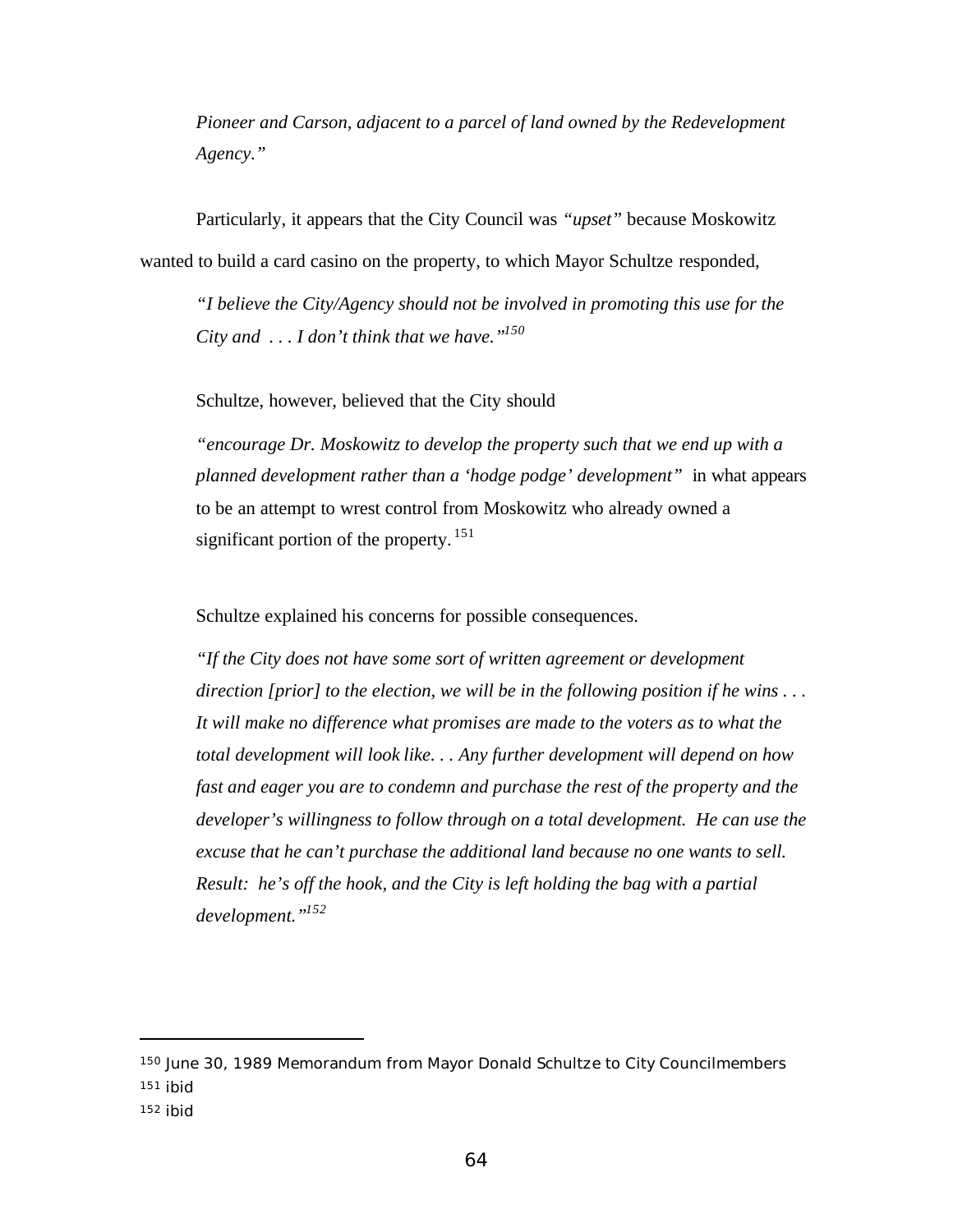*Pioneer and Carson, adjacent to a parcel of land owned by the Redevelopment Agency."*

Particularly, it appears that the City Council was *"upset"* because Moskowitz wanted to build a card casino on the property, to which Mayor Schultze responded,

*"I believe the City/Agency should not be involved in promoting this use for the City and . . . I don't think that we have."*[150]

Schultze, however, believed that the City should

*"encourage Dr. Moskowitz to develop the property such that we end up with a planned development rather than a 'hodge podge' development"* in what appears to be an attempt to wrest control from Moskowitz who already owned a significant portion of the property.[151]

Schultze explained his concerns for possible consequences.

*"If the City does not have some sort of written agreement or development direction [prior] to the election, we will be in the following position if he wins . . . It will make no difference what promises are made to the voters as to what the total development will look like. . . Any further development will depend on how fast and eager you are to condemn and purchase the rest of the property and the developer's willingness to follow through on a total development. He can use the excuse that he can't purchase the additional land because no one wants to sell. Result: he's off the hook, and the City is left holding the bag with a partial development."*[152]

---

[150] June 30, 1989 Memorandum from Mayor Donald Schultze to City Councilmembers
[151] ibid
[152] ibid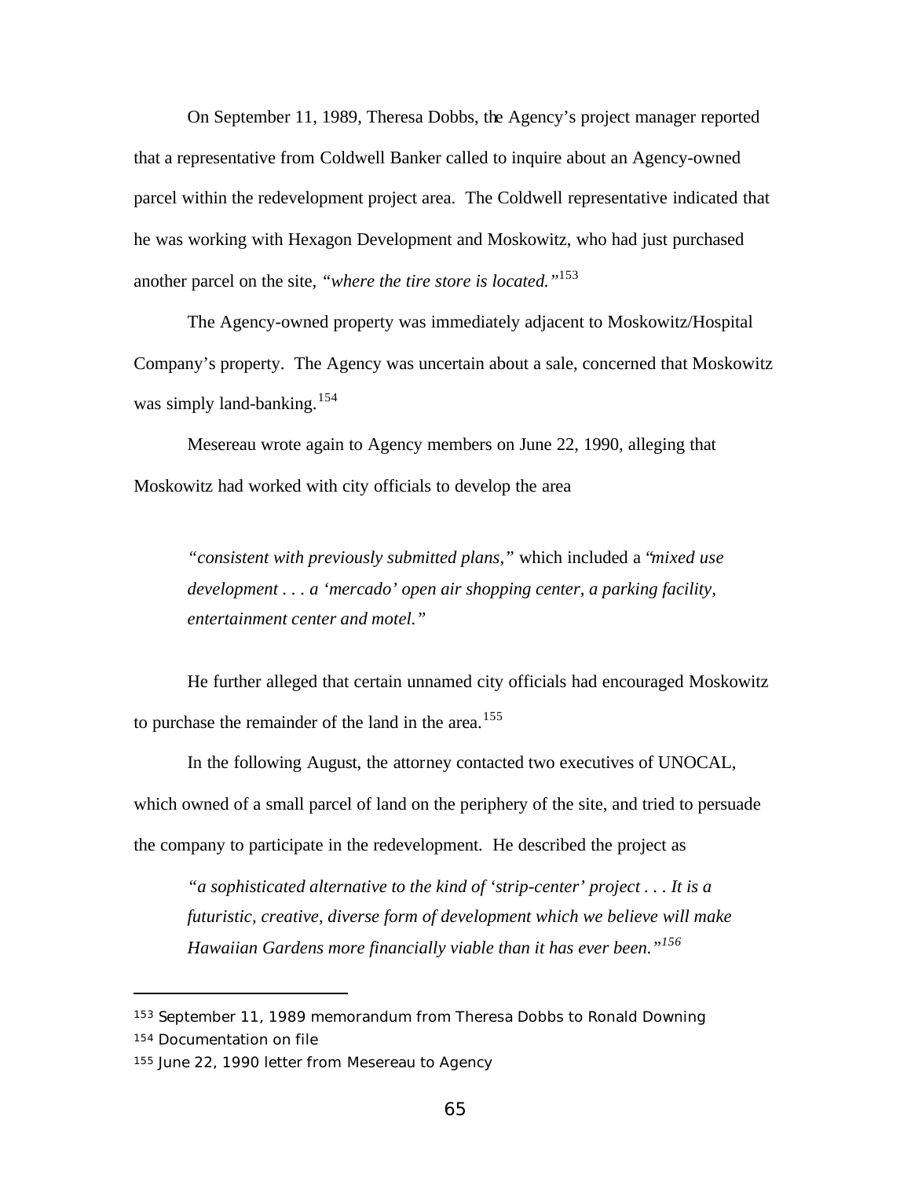On September 11, 1989, Theresa Dobbs, the Agency's project manager reported that a representative from Coldwell Banker called to inquire about an Agency-owned parcel within the redevelopment project area. The Coldwell representative indicated that he was working with Hexagon Development and Moskowitz, who had just purchased another parcel on the site, *"where the tire store is located."*[153]

The Agency-owned property was immediately adjacent to Moskowitz/Hospital Company's property. The Agency was uncertain about a sale, concerned that Moskowitz was simply land-banking.[154]

Mesereau wrote again to Agency members on June 22, 1990, alleging that Moskowitz had worked with city officials to develop the area

> *"consistent with previously submitted plans,"* which included a *"mixed use development . . . a 'mercado' open air shopping center, a parking facility, entertainment center and motel."*

He further alleged that certain unnamed city officials had encouraged Moskowitz to purchase the remainder of the land in the area.[155]

In the following August, the attorney contacted two executives of UNOCAL, which owned of a small parcel of land on the periphery of the site, and tried to persuade the company to participate in the redevelopment. He described the project as

> *"a sophisticated alternative to the kind of 'strip-center' project . . . It is a futuristic, creative, diverse form of development which we believe will make Hawaiian Gardens more financially viable than it has ever been."*[156]

---

[153] September 11, 1989 memorandum from Theresa Dobbs to Ronald Downing

[154] Documentation on file

[155] June 22, 1990 letter from Mesereau to Agency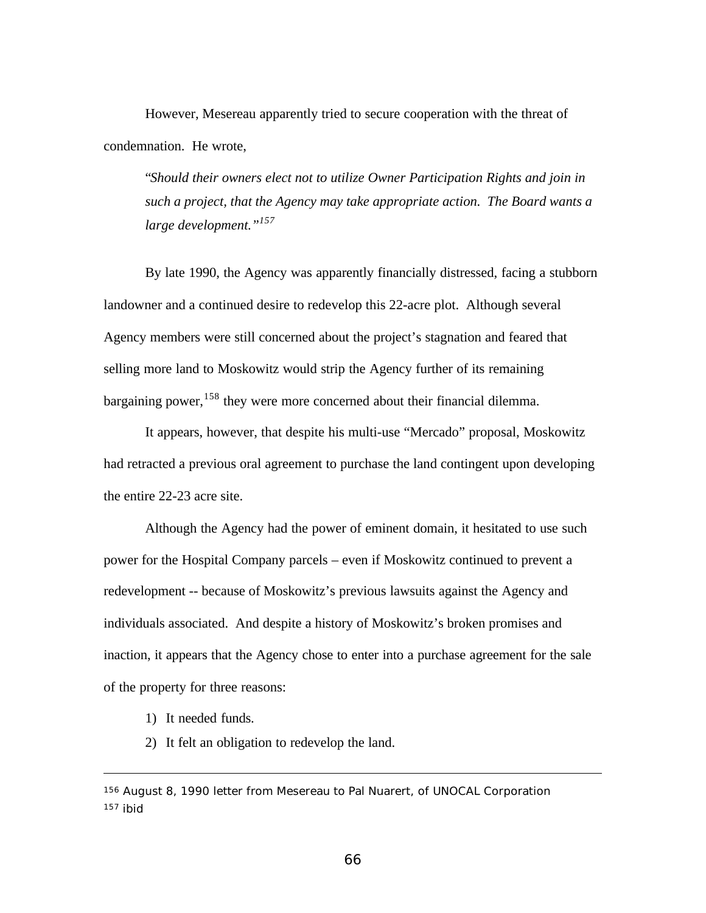However, Mesereau apparently tried to secure cooperation with the threat of condemnation. He wrote,

> "*Should their owners elect not to utilize Owner Participation Rights and join in such a project, that the Agency may take appropriate action. The Board wants a large development.*"[157]

By late 1990, the Agency was apparently financially distressed, facing a stubborn landowner and a continued desire to redevelop this 22-acre plot. Although several Agency members were still concerned about the project's stagnation and feared that selling more land to Moskowitz would strip the Agency further of its remaining bargaining power,[158] they were more concerned about their financial dilemma.

It appears, however, that despite his multi-use "Mercado" proposal, Moskowitz had retracted a previous oral agreement to purchase the land contingent upon developing the entire 22-23 acre site.

Although the Agency had the power of eminent domain, it hesitated to use such power for the Hospital Company parcels – even if Moskowitz continued to prevent a redevelopment -- because of Moskowitz's previous lawsuits against the Agency and individuals associated. And despite a history of Moskowitz's broken promises and inaction, it appears that the Agency chose to enter into a purchase agreement for the sale of the property for three reasons:

1) It needed funds.
2) It felt an obligation to redevelop the land.

---

[156] August 8, 1990 letter from Mesereau to Pal Nuarert, of UNOCAL Corporation
[157] ibid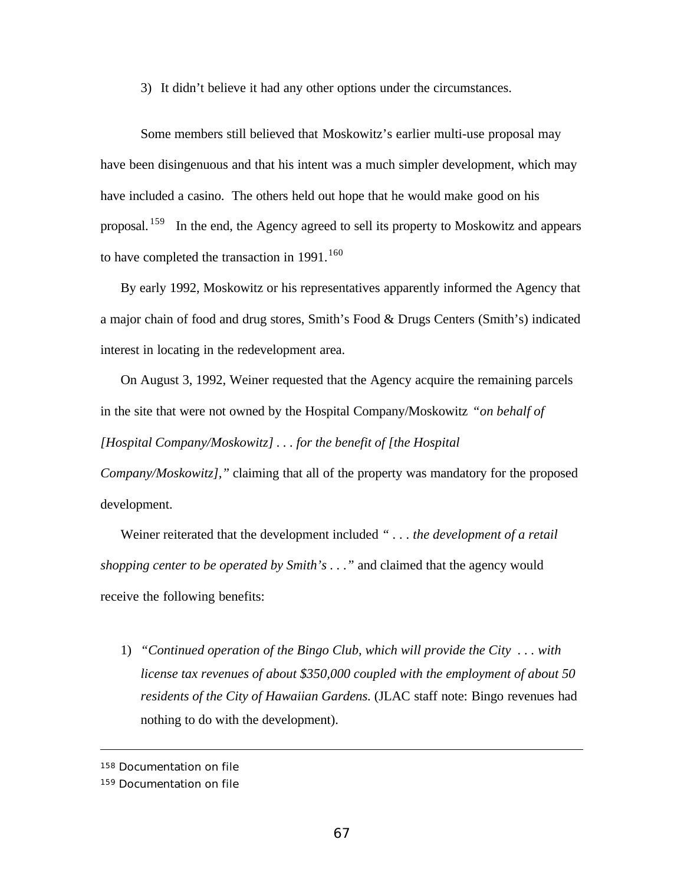3) It didn't believe it had any other options under the circumstances.

Some members still believed that Moskowitz's earlier multi-use proposal may have been disingenuous and that his intent was a much simpler development, which may have included a casino. The others held out hope that he would make good on his proposal.[159] In the end, the Agency agreed to sell its property to Moskowitz and appears to have completed the transaction in 1991.[160]

By early 1992, Moskowitz or his representatives apparently informed the Agency that a major chain of food and drug stores, Smith's Food & Drugs Centers (Smith's) indicated interest in locating in the redevelopment area.

On August 3, 1992, Weiner requested that the Agency acquire the remaining parcels in the site that were not owned by the Hospital Company/Moskowitz *"on behalf of [Hospital Company/Moskowitz] . . . for the benefit of [the Hospital Company/Moskowitz],"* claiming that all of the property was mandatory for the proposed development.

Weiner reiterated that the development included *" . . . the development of a retail shopping center to be operated by Smith's . . ."* and claimed that the agency would receive the following benefits:

1) *"Continued operation of the Bingo Club, which will provide the City . . . with license tax revenues of about $350,000 coupled with the employment of about 50 residents of the City of Hawaiian Gardens.* (JLAC staff note: Bingo revenues had nothing to do with the development).

---

158 Documentation on file

159 Documentation on file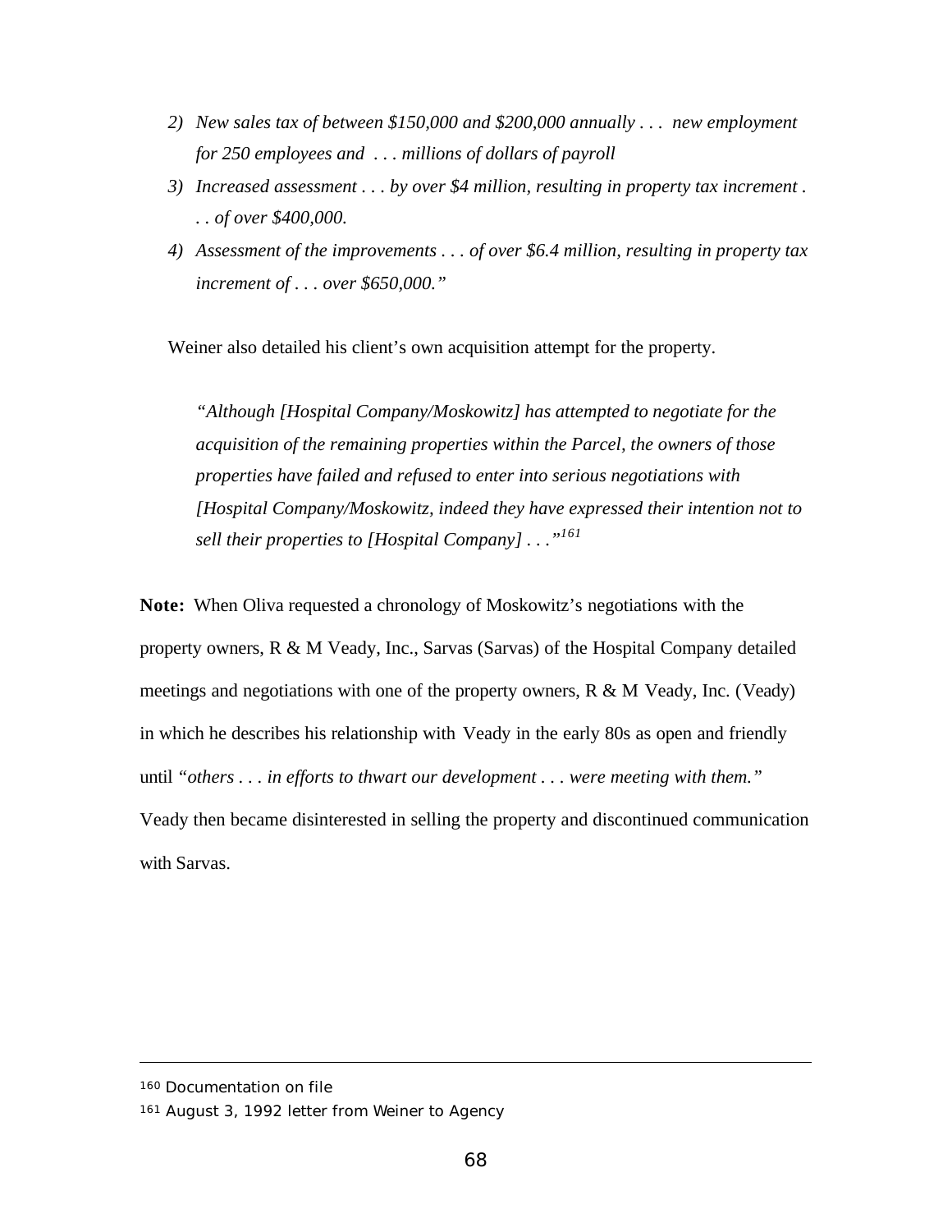2) *New sales tax of between $150,000 and $200,000 annually . . . new employment for 250 employees and . . . millions of dollars of payroll*
3) *Increased assessment . . . by over $4 million, resulting in property tax increment . . . of over $400,000.*
4) *Assessment of the improvements . . . of over $6.4 million, resulting in property tax increment of . . . over $650,000."*

Weiner also detailed his client's own acquisition attempt for the property.

> *"Although [Hospital Company/Moskowitz] has attempted to negotiate for the acquisition of the remaining properties within the Parcel, the owners of those properties have failed and refused to enter into serious negotiations with [Hospital Company/Moskowitz, indeed they have expressed their intention not to sell their properties to [Hospital Company] . . ."*[161]

**Note:** When Oliva requested a chronology of Moskowitz's negotiations with the property owners, R & M Veady, Inc., Sarvas (Sarvas) of the Hospital Company detailed meetings and negotiations with one of the property owners, R & M Veady, Inc. (Veady) in which he describes his relationship with Veady in the early 80s as open and friendly until *"others . . . in efforts to thwart our development . . . were meeting with them."* Veady then became disinterested in selling the property and discontinued communication with Sarvas.

---

[160] Documentation on file

[161] August 3, 1992 letter from Weiner to Agency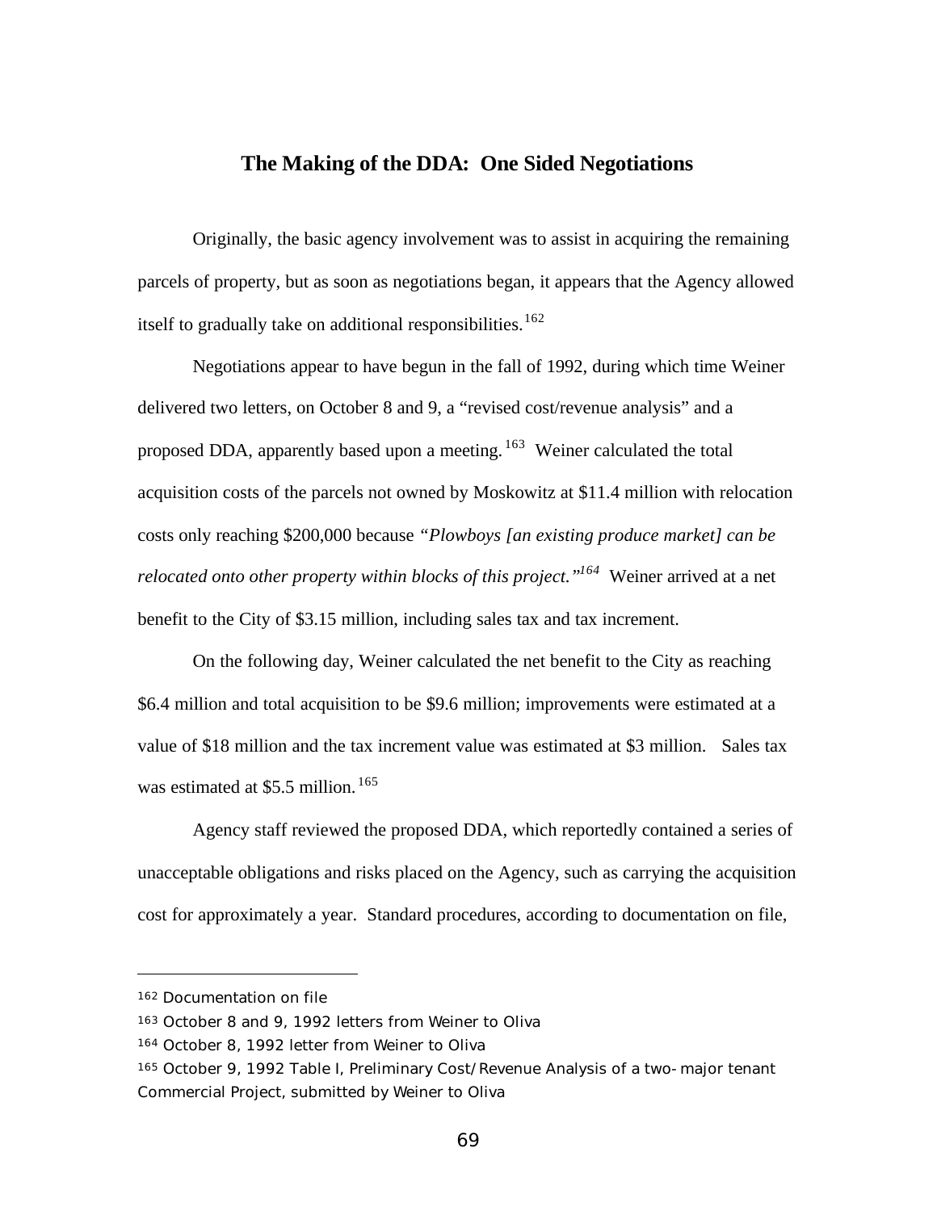## The Making of the DDA: One Sided Negotiations

Originally, the basic agency involvement was to assist in acquiring the remaining parcels of property, but as soon as negotiations began, it appears that the Agency allowed itself to gradually take on additional responsibilities.[162]

Negotiations appear to have begun in the fall of 1992, during which time Weiner delivered two letters, on October 8 and 9, a "revised cost/revenue analysis" and a proposed DDA, apparently based upon a meeting.[163] Weiner calculated the total acquisition costs of the parcels not owned by Moskowitz at $11.4 million with relocation costs only reaching $200,000 because *"Plowboys [an existing produce market] can be relocated onto other property within blocks of this project."*[164] Weiner arrived at a net benefit to the City of $3.15 million, including sales tax and tax increment.

On the following day, Weiner calculated the net benefit to the City as reaching $6.4 million and total acquisition to be $9.6 million; improvements were estimated at a value of $18 million and the tax increment value was estimated at $3 million. Sales tax was estimated at $5.5 million.[165]

Agency staff reviewed the proposed DDA, which reportedly contained a series of unacceptable obligations and risks placed on the Agency, such as carrying the acquisition cost for approximately a year. Standard procedures, according to documentation on file,

---

[162] Documentation on file

[163] October 8 and 9, 1992 letters from Weiner to Oliva

[164] October 8, 1992 letter from Weiner to Oliva

[165] October 9, 1992 Table I, Preliminary Cost/Revenue Analysis of a two-major tenant Commercial Project, submitted by Weiner to Oliva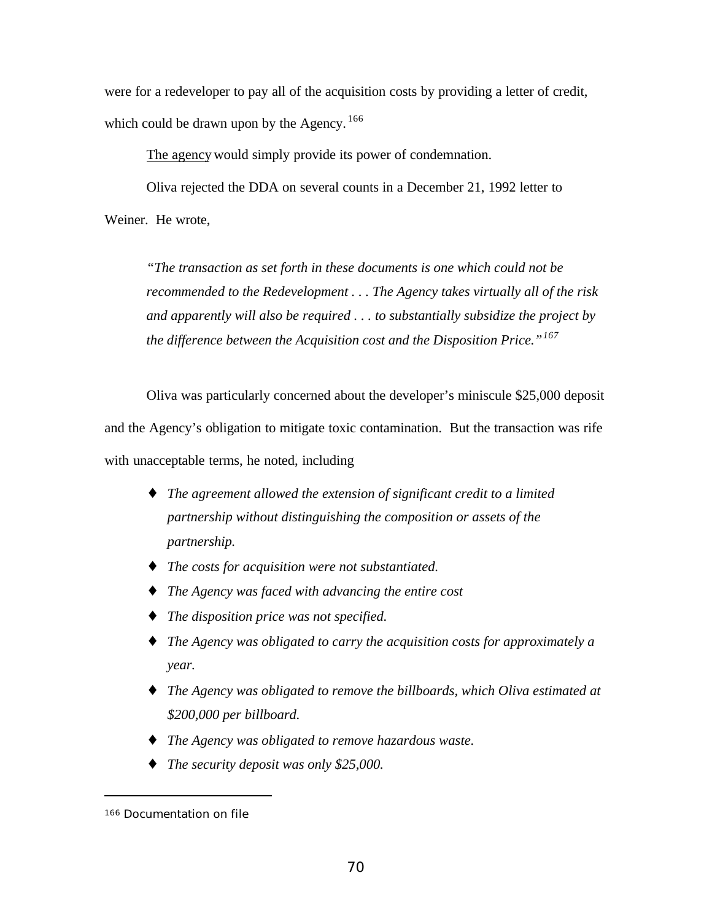were for a redeveloper to pay all of the acquisition costs by providing a letter of credit, which could be drawn upon by the Agency.[166]

The agency would simply provide its power of condemnation.

Oliva rejected the DDA on several counts in a December 21, 1992 letter to Weiner. He wrote,

> *"The transaction as set forth in these documents is one which could not be recommended to the Redevelopment . . . The Agency takes virtually all of the risk and apparently will also be required . . . to substantially subsidize the project by the difference between the Acquisition cost and the Disposition Price."*[167]

Oliva was particularly concerned about the developer's miniscule $25,000 deposit and the Agency's obligation to mitigate toxic contamination. But the transaction was rife with unacceptable terms, he noted, including

- *The agreement allowed the extension of significant credit to a limited partnership without distinguishing the composition or assets of the partnership.*
- *The costs for acquisition were not substantiated.*
- *The Agency was faced with advancing the entire cost*
- *The disposition price was not specified.*
- *The Agency was obligated to carry the acquisition costs for approximately a year.*
- *The Agency was obligated to remove the billboards, which Oliva estimated at $200,000 per billboard.*
- *The Agency was obligated to remove hazardous waste.*
- *The security deposit was only $25,000.*

---

[166] Documentation on file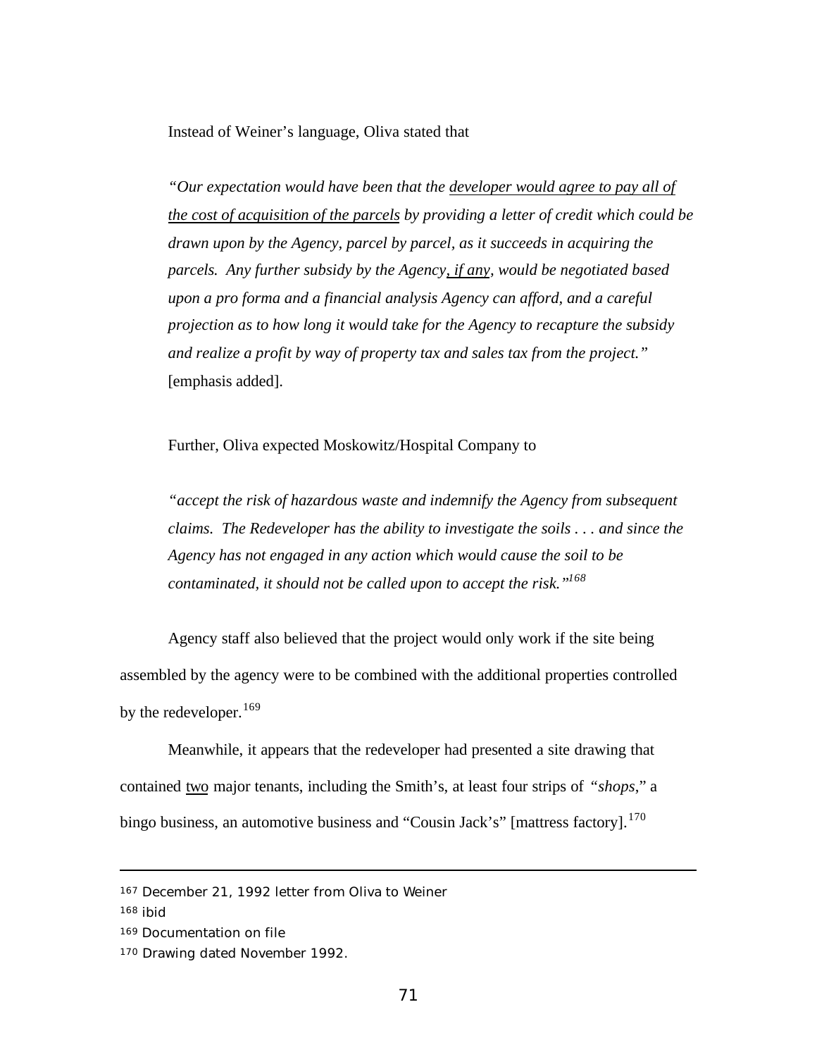Instead of Weiner's language, Oliva stated that

> *"Our expectation would have been that the <u>developer would agree to pay all of the cost of acquisition of the parcels</u> by providing a letter of credit which could be drawn upon by the Agency, parcel by parcel, as it succeeds in acquiring the parcels. Any further subsidy by the Agency<u>, if any</u>, would be negotiated based upon a pro forma and a financial analysis Agency can afford, and a careful projection as to how long it would take for the Agency to recapture the subsidy and realize a profit by way of property tax and sales tax from the project."* [emphasis added].

Further, Oliva expected Moskowitz/Hospital Company to

> *"accept the risk of hazardous waste and indemnify the Agency from subsequent claims. The Redeveloper has the ability to investigate the soils . . . and since the Agency has not engaged in any action which would cause the soil to be contaminated, it should not be called upon to accept the risk."*[168]

Agency staff also believed that the project would only work if the site being assembled by the agency were to be combined with the additional properties controlled by the redeveloper.[169]

Meanwhile, it appears that the redeveloper had presented a site drawing that contained <u>two</u> major tenants, including the Smith's, at least four strips of "*shops*," a bingo business, an automotive business and "Cousin Jack's" [mattress factory].[170]

---

[167] December 21, 1992 letter from Oliva to Weiner

[168] ibid

[169] Documentation on file

[170] Drawing dated November 1992.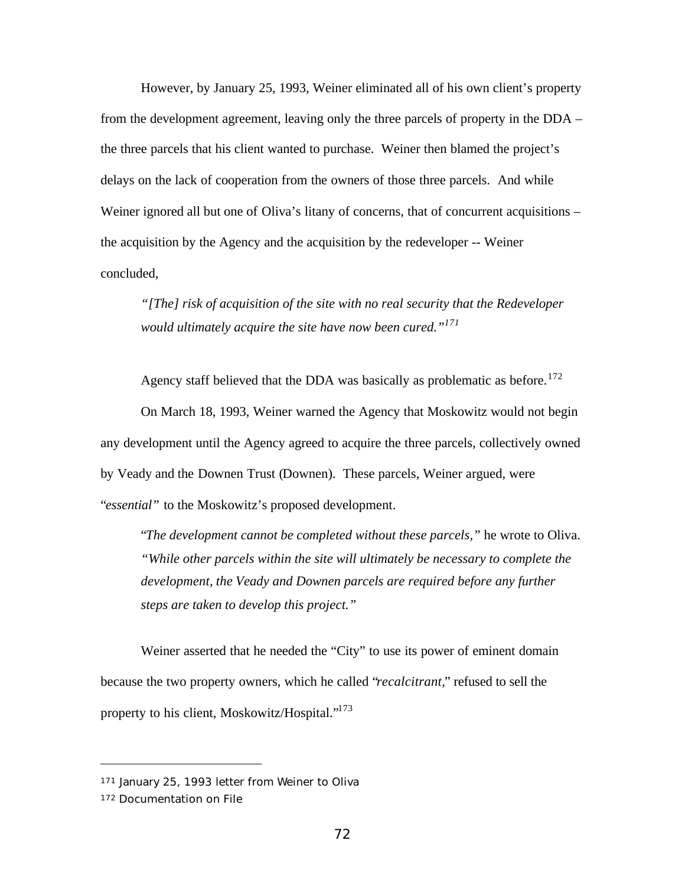However, by January 25, 1993, Weiner eliminated all of his own client's property from the development agreement, leaving only the three parcels of property in the DDA – the three parcels that his client wanted to purchase. Weiner then blamed the project's delays on the lack of cooperation from the owners of those three parcels. And while Weiner ignored all but one of Oliva's litany of concerns, that of concurrent acquisitions – the acquisition by the Agency and the acquisition by the redeveloper -- Weiner concluded,

> *"[The] risk of acquisition of the site with no real security that the Redeveloper would ultimately acquire the site have now been cured."*[171]

Agency staff believed that the DDA was basically as problematic as before.[172]

On March 18, 1993, Weiner warned the Agency that Moskowitz would not begin any development until the Agency agreed to acquire the three parcels, collectively owned by Veady and the Downen Trust (Downen). These parcels, Weiner argued, were "*essential*" to the Moskowitz's proposed development.

> "*The development cannot be completed without these parcels,*" he wrote to Oliva. *"While other parcels within the site will ultimately be necessary to complete the development, the Veady and Downen parcels are required before any further steps are taken to develop this project."*

Weiner asserted that he needed the "City" to use its power of eminent domain because the two property owners, which he called "*recalcitrant*," refused to sell the property to his client, Moskowitz/Hospital."[173]

---

[171] January 25, 1993 letter from Weiner to Oliva

[172] Documentation on File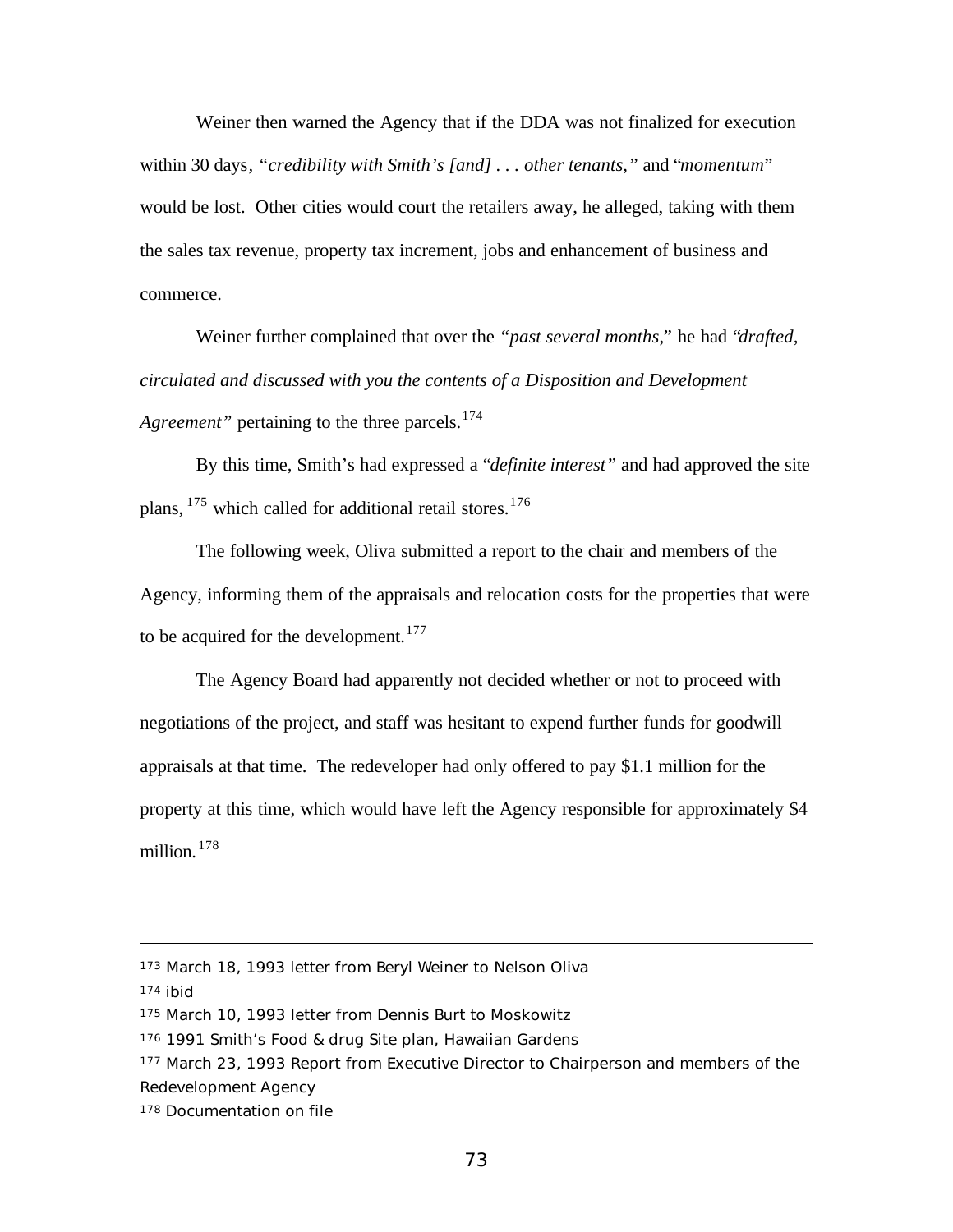Weiner then warned the Agency that if the DDA was not finalized for execution within 30 days, *"credibility with Smith's [and] . . . other tenants,"* and *"momentum"* would be lost. Other cities would court the retailers away, he alleged, taking with them the sales tax revenue, property tax increment, jobs and enhancement of business and commerce.

Weiner further complained that over the *"past several months,"* he had *"drafted, circulated and discussed with you the contents of a Disposition and Development Agreement"* pertaining to the three parcels.[174]

By this time, Smith's had expressed a *"definite interest"* and had approved the site plans,[175] which called for additional retail stores.[176]

The following week, Oliva submitted a report to the chair and members of the Agency, informing them of the appraisals and relocation costs for the properties that were to be acquired for the development.[177]

The Agency Board had apparently not decided whether or not to proceed with negotiations of the project, and staff was hesitant to expend further funds for goodwill appraisals at that time. The redeveloper had only offered to pay $1.1 million for the property at this time, which would have left the Agency responsible for approximately $4 million.[178]

---

[173] March 18, 1993 letter from Beryl Weiner to Nelson Oliva

[174] ibid

[175] March 10, 1993 letter from Dennis Burt to Moskowitz

[176] 1991 Smith's Food & drug Site plan, Hawaiian Gardens

[177] March 23, 1993 Report from Executive Director to Chairperson and members of the Redevelopment Agency

[178] Documentation on file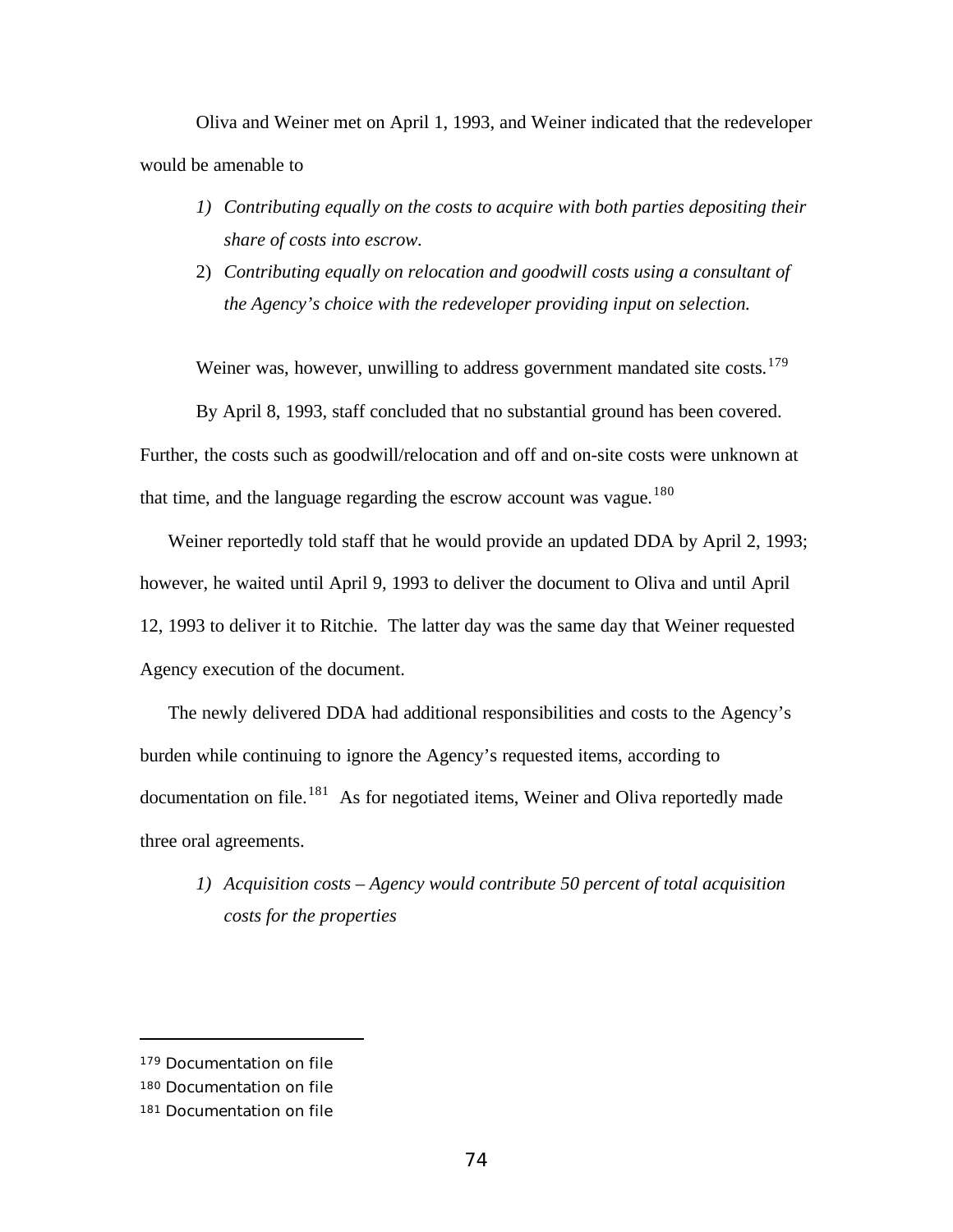Oliva and Weiner met on April 1, 1993, and Weiner indicated that the redeveloper would be amenable to

1) *Contributing equally on the costs to acquire with both parties depositing their share of costs into escrow.*
2) *Contributing equally on relocation and goodwill costs using a consultant of the Agency's choice with the redeveloper providing input on selection.*

Weiner was, however, unwilling to address government mandated site costs.[179]

By April 8, 1993, staff concluded that no substantial ground has been covered. Further, the costs such as goodwill/relocation and off and on-site costs were unknown at that time, and the language regarding the escrow account was vague.[180]

Weiner reportedly told staff that he would provide an updated DDA by April 2, 1993; however, he waited until April 9, 1993 to deliver the document to Oliva and until April 12, 1993 to deliver it to Ritchie. The latter day was the same day that Weiner requested Agency execution of the document.

The newly delivered DDA had additional responsibilities and costs to the Agency's burden while continuing to ignore the Agency's requested items, according to documentation on file.[181] As for negotiated items, Weiner and Oliva reportedly made three oral agreements.

1) *Acquisition costs – Agency would contribute 50 percent of total acquisition costs for the properties*

---

179 Documentation on file

180 Documentation on file

181 Documentation on file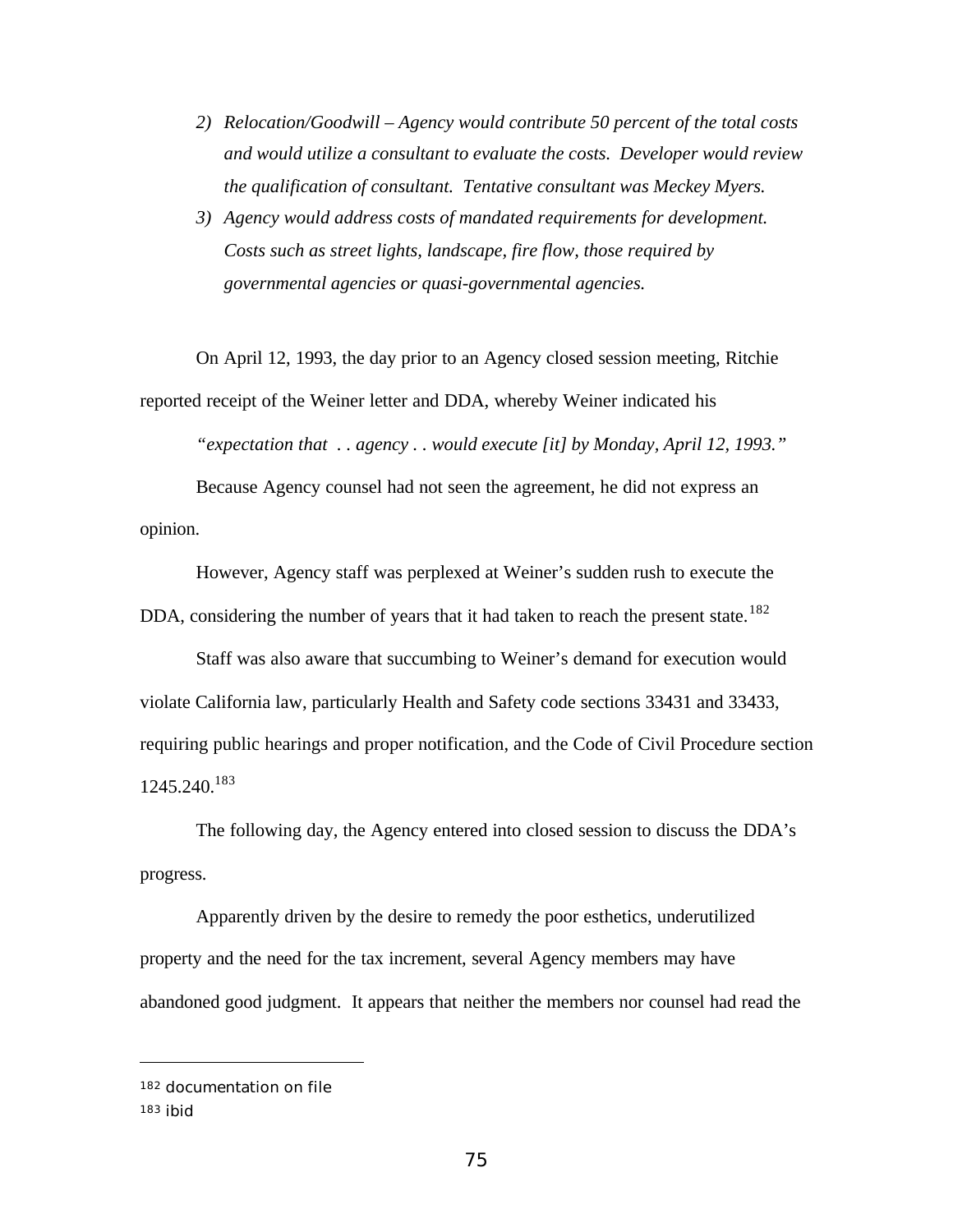2) *Relocation/Goodwill – Agency would contribute 50 percent of the total costs and would utilize a consultant to evaluate the costs. Developer would review the qualification of consultant. Tentative consultant was Meckey Myers.*
3) *Agency would address costs of mandated requirements for development. Costs such as street lights, landscape, fire flow, those required by governmental agencies or quasi-governmental agencies.*

On April 12, 1993, the day prior to an Agency closed session meeting, Ritchie reported receipt of the Weiner letter and DDA, whereby Weiner indicated his

*"expectation that . . agency . . would execute [it] by Monday, April 12, 1993."*

Because Agency counsel had not seen the agreement, he did not express an opinion.

However, Agency staff was perplexed at Weiner's sudden rush to execute the DDA, considering the number of years that it had taken to reach the present state.[182]

Staff was also aware that succumbing to Weiner's demand for execution would violate California law, particularly Health and Safety code sections 33431 and 33433, requiring public hearings and proper notification, and the Code of Civil Procedure section 1245.240.[183]

The following day, the Agency entered into closed session to discuss the DDA's progress.

Apparently driven by the desire to remedy the poor esthetics, underutilized property and the need for the tax increment, several Agency members may have abandoned good judgment. It appears that neither the members nor counsel had read the

---

[182] documentation on file

[183] ibid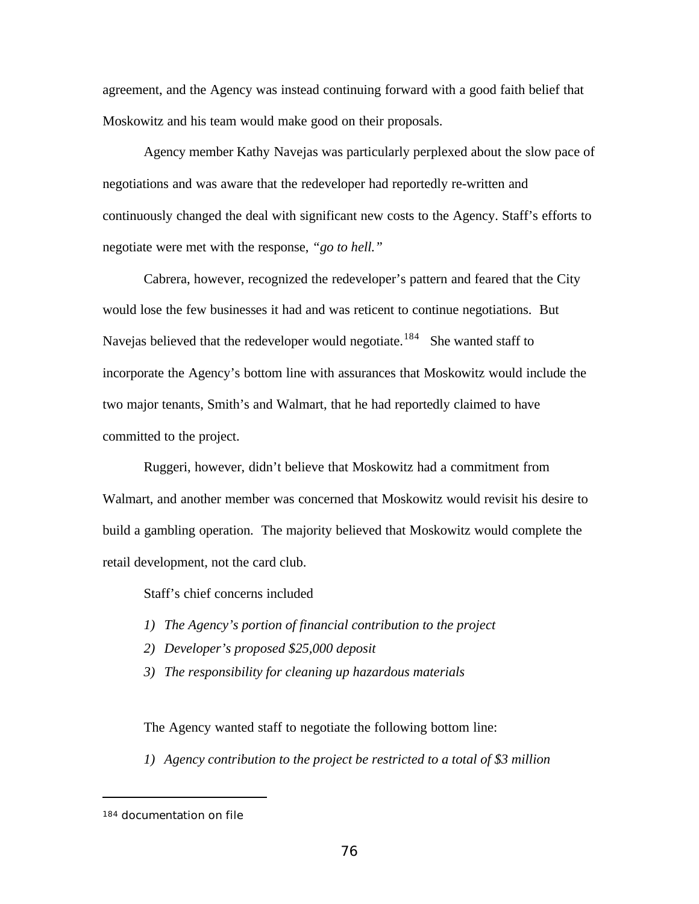agreement, and the Agency was instead continuing forward with a good faith belief that Moskowitz and his team would make good on their proposals.

Agency member Kathy Navejas was particularly perplexed about the slow pace of negotiations and was aware that the redeveloper had reportedly re-written and continuously changed the deal with significant new costs to the Agency. Staff's efforts to negotiate were met with the response, *"go to hell."*

Cabrera, however, recognized the redeveloper's pattern and feared that the City would lose the few businesses it had and was reticent to continue negotiations. But Navejas believed that the redeveloper would negotiate.[184] She wanted staff to incorporate the Agency's bottom line with assurances that Moskowitz would include the two major tenants, Smith's and Walmart, that he had reportedly claimed to have committed to the project.

Ruggeri, however, didn't believe that Moskowitz had a commitment from Walmart, and another member was concerned that Moskowitz would revisit his desire to build a gambling operation. The majority believed that Moskowitz would complete the retail development, not the card club.

Staff's chief concerns included

1) *The Agency's portion of financial contribution to the project*
2) *Developer's proposed $25,000 deposit*
3) *The responsibility for cleaning up hazardous materials*

The Agency wanted staff to negotiate the following bottom line:

1) *Agency contribution to the project be restricted to a total of $3 million*

---

[184] documentation on file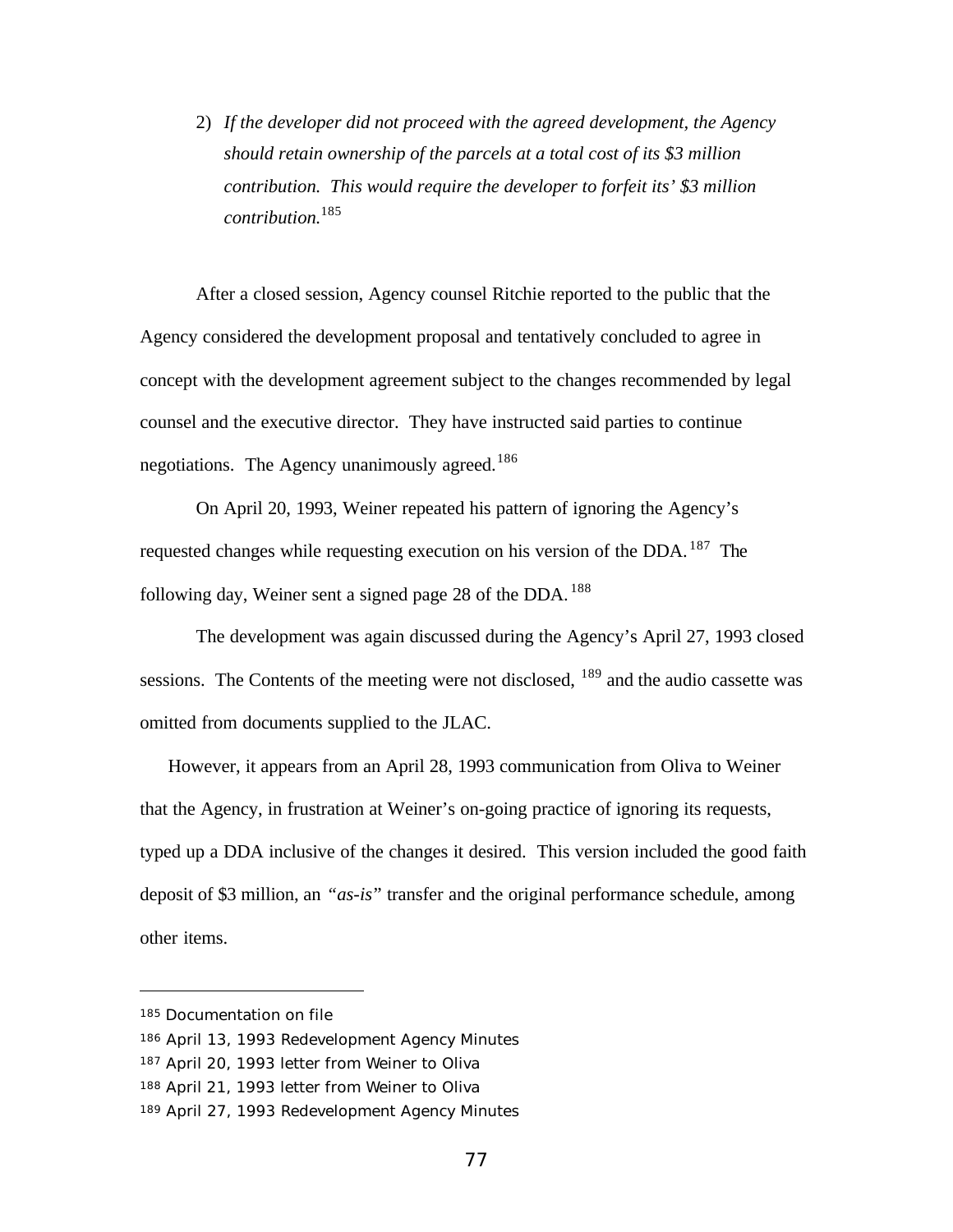2) *If the developer did not proceed with the agreed development, the Agency should retain ownership of the parcels at a total cost of its $3 million contribution. This would require the developer to forfeit its' $3 million contribution.*[185]

After a closed session, Agency counsel Ritchie reported to the public that the Agency considered the development proposal and tentatively concluded to agree in concept with the development agreement subject to the changes recommended by legal counsel and the executive director. They have instructed said parties to continue negotiations. The Agency unanimously agreed.[186]

On April 20, 1993, Weiner repeated his pattern of ignoring the Agency's requested changes while requesting execution on his version of the DDA.[187] The following day, Weiner sent a signed page 28 of the DDA.[188]

The development was again discussed during the Agency's April 27, 1993 closed sessions. The Contents of the meeting were not disclosed,[189] and the audio cassette was omitted from documents supplied to the JLAC.

However, it appears from an April 28, 1993 communication from Oliva to Weiner that the Agency, in frustration at Weiner's on-going practice of ignoring its requests, typed up a DDA inclusive of the changes it desired. This version included the good faith deposit of $3 million, an *"as-is"* transfer and the original performance schedule, among other items.

---

185 Documentation on file

186 April 13, 1993 Redevelopment Agency Minutes

187 April 20, 1993 letter from Weiner to Oliva

188 April 21, 1993 letter from Weiner to Oliva

189 April 27, 1993 Redevelopment Agency Minutes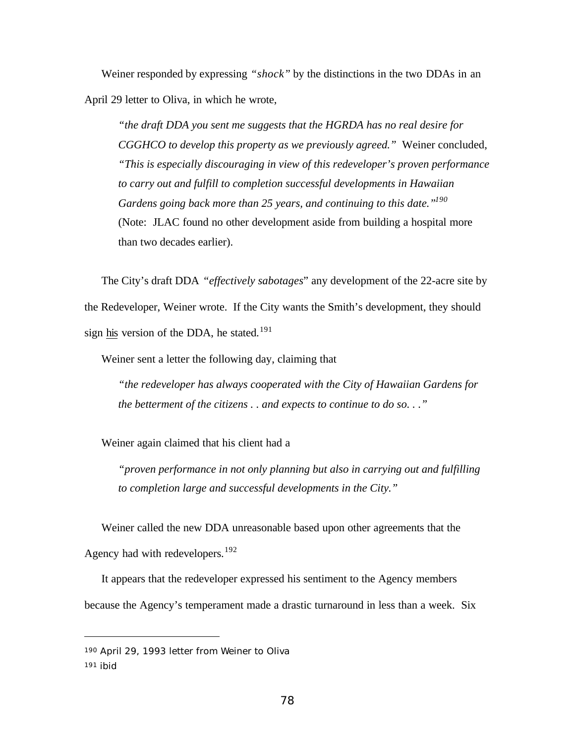Weiner responded by expressing *"shock"* by the distinctions in the two DDAs in an April 29 letter to Oliva, in which he wrote,

> *"the draft DDA you sent me suggests that the HGRDA has no real desire for CGGHCO to develop this property as we previously agreed."* Weiner concluded, *"This is especially discouraging in view of this redeveloper's proven performance to carry out and fulfill to completion successful developments in Hawaiian Gardens going back more than 25 years, and continuing to this date."*[190] (Note: JLAC found no other development aside from building a hospital more than two decades earlier).

The City's draft DDA *"effectively sabotages*" any development of the 22-acre site by the Redeveloper, Weiner wrote. If the City wants the Smith's development, they should sign <u>his</u> version of the DDA, he stated.[191]

Weiner sent a letter the following day, claiming that

> *"the redeveloper has always cooperated with the City of Hawaiian Gardens for the betterment of the citizens . . and expects to continue to do so. . ."*

Weiner again claimed that his client had a

> *"proven performance in not only planning but also in carrying out and fulfilling to completion large and successful developments in the City."*

Weiner called the new DDA unreasonable based upon other agreements that the Agency had with redevelopers.[192]

It appears that the redeveloper expressed his sentiment to the Agency members because the Agency's temperament made a drastic turnaround in less than a week. Six

---

[190] April 29, 1993 letter from Weiner to Oliva
[191] ibid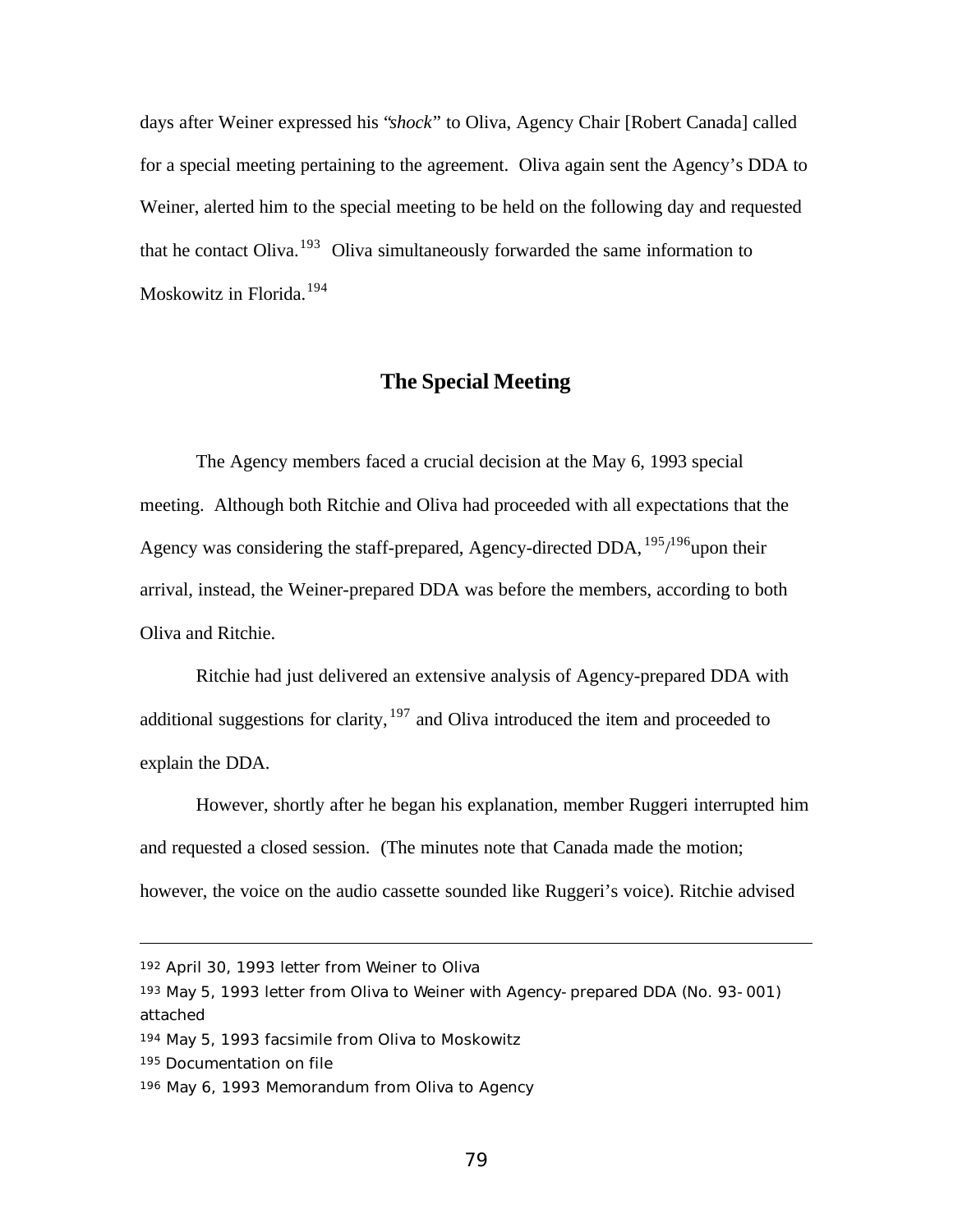days after Weiner expressed his "*shock*" to Oliva, Agency Chair [Robert Canada] called for a special meeting pertaining to the agreement. Oliva again sent the Agency's DDA to Weiner, alerted him to the special meeting to be held on the following day and requested that he contact Oliva.[193] Oliva simultaneously forwarded the same information to Moskowitz in Florida.[194]

## The Special Meeting

The Agency members faced a crucial decision at the May 6, 1993 special meeting. Although both Ritchie and Oliva had proceeded with all expectations that the Agency was considering the staff-prepared, Agency-directed DDA,[195]/[196]upon their arrival, instead, the Weiner-prepared DDA was before the members, according to both Oliva and Ritchie.

Ritchie had just delivered an extensive analysis of Agency-prepared DDA with additional suggestions for clarity,[197] and Oliva introduced the item and proceeded to explain the DDA.

However, shortly after he began his explanation, member Ruggeri interrupted him and requested a closed session. (The minutes note that Canada made the motion; however, the voice on the audio cassette sounded like Ruggeri's voice). Ritchie advised

---

[192] April 30, 1993 letter from Weiner to Oliva

[193] May 5, 1993 letter from Oliva to Weiner with Agency-prepared DDA (No. 93-001) attached

[194] May 5, 1993 facsimile from Oliva to Moskowitz

[195] Documentation on file

[196] May 6, 1993 Memorandum from Oliva to Agency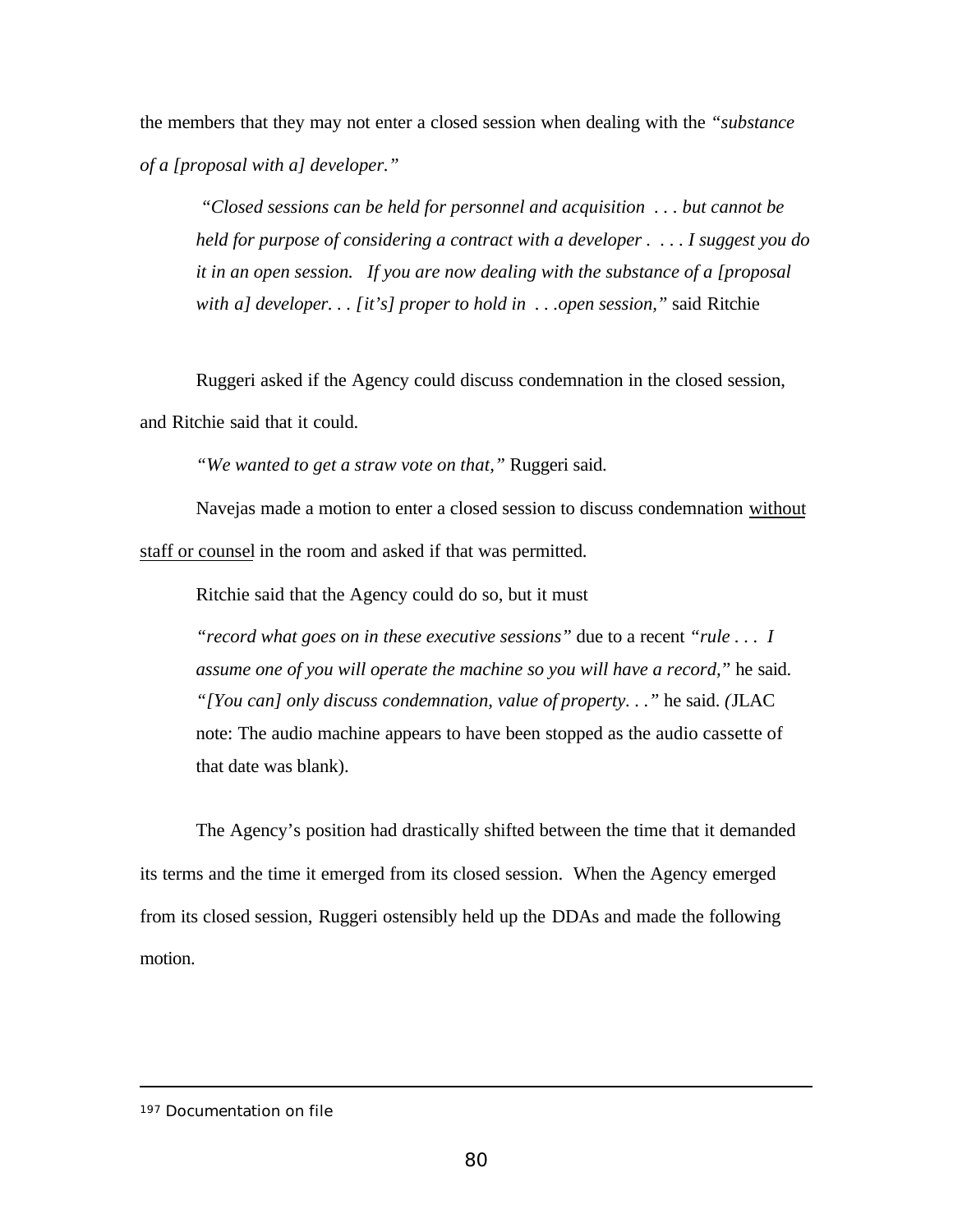the members that they may not enter a closed session when dealing with the *"substance of a [proposal with a] developer."*

> *"Closed sessions can be held for personnel and acquisition . . . but cannot be held for purpose of considering a contract with a developer . . . . I suggest you do it in an open session. If you are now dealing with the substance of a [proposal with a] developer. . . [it's] proper to hold in . . .open session,"* said Ritchie

Ruggeri asked if the Agency could discuss condemnation in the closed session, and Ritchie said that it could.

*"We wanted to get a straw vote on that,"* Ruggeri said.

Navejas made a motion to enter a closed session to discuss condemnation <u>without staff or counsel</u> in the room and asked if that was permitted.

Ritchie said that the Agency could do so, but it must

> *"record what goes on in these executive sessions"* due to a recent *"rule . . . I assume one of you will operate the machine so you will have a record,"* he said. *"[You can] only discuss condemnation, value of property. . ."* he said. *(*JLAC note: The audio machine appears to have been stopped as the audio cassette of that date was blank).

The Agency's position had drastically shifted between the time that it demanded its terms and the time it emerged from its closed session. When the Agency emerged from its closed session, Ruggeri ostensibly held up the DDAs and made the following motion.

---

[197] Documentation on file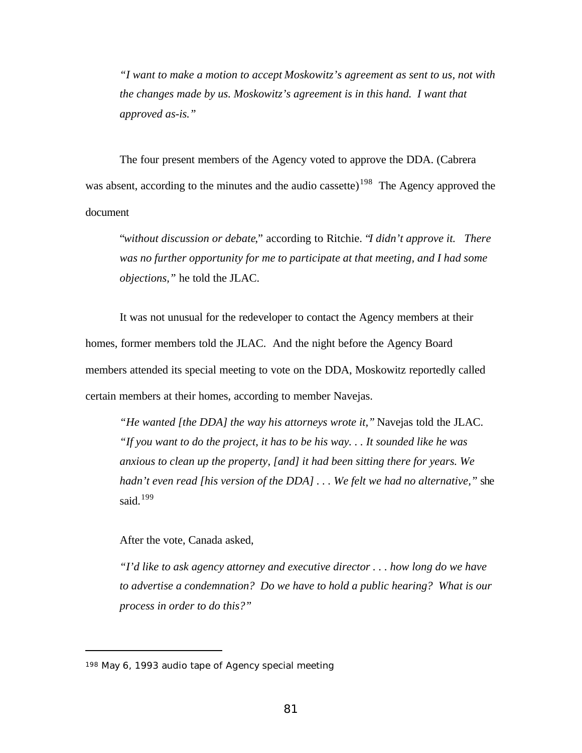> *"I want to make a motion to accept Moskowitz's agreement as sent to us, not with the changes made by us. Moskowitz's agreement is in this hand. I want that approved as-is."*

The four present members of the Agency voted to approve the DDA. (Cabrera was absent, according to the minutes and the audio cassette)[198] The Agency approved the document

> "*without discussion or debate*," according to Ritchie. "*I didn't approve it. There was no further opportunity for me to participate at that meeting, and I had some objections,"* he told the JLAC.

It was not unusual for the redeveloper to contact the Agency members at their homes, former members told the JLAC. And the night before the Agency Board members attended its special meeting to vote on the DDA, Moskowitz reportedly called certain members at their homes, according to member Navejas.

> *"He wanted [the DDA] the way his attorneys wrote it,"* Navejas told the JLAC. *"If you want to do the project, it has to be his way. . . It sounded like he was anxious to clean up the property, [and] it had been sitting there for years. We hadn't even read [his version of the DDA] . . . We felt we had no alternative,"* she said.[199]

After the vote, Canada asked,

> *"I'd like to ask agency attorney and executive director . . . how long do we have to advertise a condemnation? Do we have to hold a public hearing? What is our process in order to do this?"*

---

[198] May 6, 1993 audio tape of Agency special meeting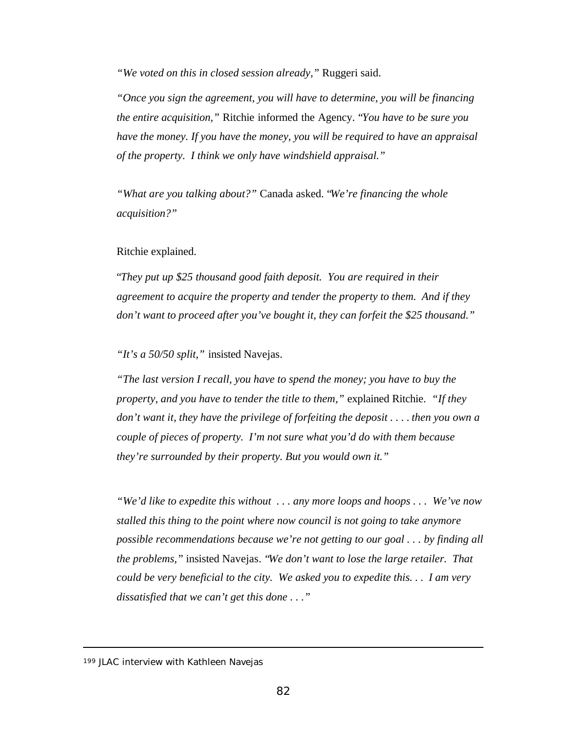*"We voted on this in closed session already,"* Ruggeri said.

*"Once you sign the agreement, you will have to determine, you will be financing the entire acquisition,"* Ritchie informed the Agency. *"You have to be sure you have the money. If you have the money, you will be required to have an appraisal of the property. I think we only have windshield appraisal."*

*"What are you talking about?"* Canada asked. *"We're financing the whole acquisition?"*

Ritchie explained.

*"They put up $25 thousand good faith deposit. You are required in their agreement to acquire the property and tender the property to them. And if they don't want to proceed after you've bought it, they can forfeit the $25 thousand."*

*"It's a 50/50 split,"* insisted Navejas.

*"The last version I recall, you have to spend the money; you have to buy the property, and you have to tender the title to them,"* explained Ritchie. *"If they don't want it, they have the privilege of forfeiting the deposit . . . . then you own a couple of pieces of property. I'm not sure what you'd do with them because they're surrounded by their property. But you would own it."*

*"We'd like to expedite this without . . . any more loops and hoops . . . We've now stalled this thing to the point where now council is not going to take anymore possible recommendations because we're not getting to our goal . . . by finding all the problems,"* insisted Navejas. *"We don't want to lose the large retailer. That could be very beneficial to the city. We asked you to expedite this. . . I am very dissatisfied that we can't get this done . . ."*

---

[199] JLAC interview with Kathleen Navejas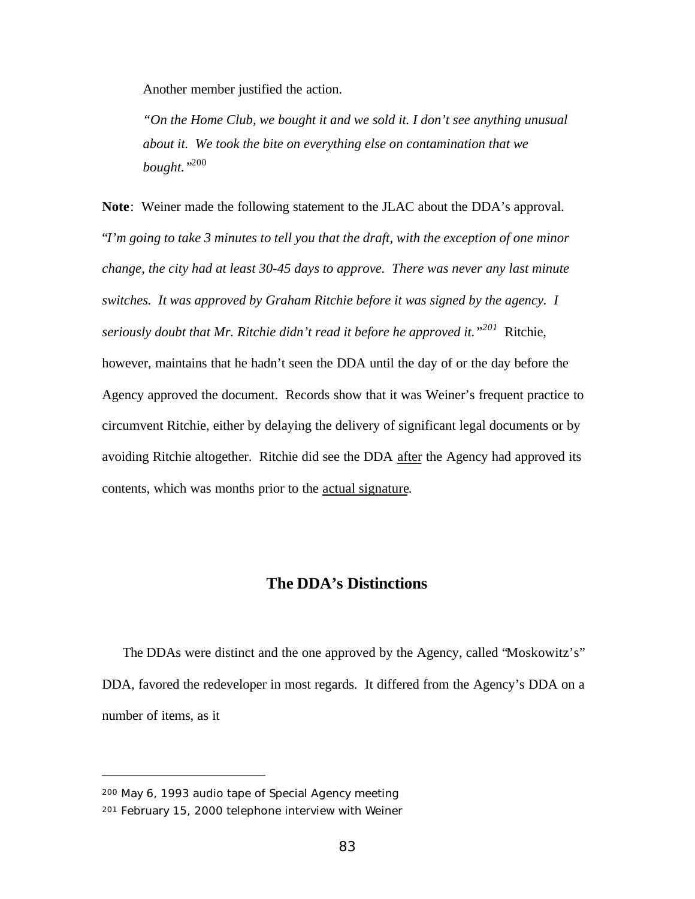Another member justified the action.

*"On the Home Club, we bought it and we sold it. I don't see anything unusual about it. We took the bite on everything else on contamination that we bought."*[200]

**Note**: Weiner made the following statement to the JLAC about the DDA's approval. "*I'm going to take 3 minutes to tell you that the draft, with the exception of one minor change, the city had at least 30-45 days to approve. There was never any last minute switches. It was approved by Graham Ritchie before it was signed by the agency. I seriously doubt that Mr. Ritchie didn't read it before he approved it."*[201] Ritchie, however, maintains that he hadn't seen the DDA until the day of or the day before the Agency approved the document. Records show that it was Weiner's frequent practice to circumvent Ritchie, either by delaying the delivery of significant legal documents or by avoiding Ritchie altogether. Ritchie did see the DDA <u>after</u> the Agency had approved its contents, which was months prior to the <u>actual signature</u>.

## The DDA's Distinctions

The DDAs were distinct and the one approved by the Agency, called "Moskowitz's" DDA, favored the redeveloper in most regards. It differed from the Agency's DDA on a number of items, as it

---

[200] May 6, 1993 audio tape of Special Agency meeting

[201] February 15, 2000 telephone interview with Weiner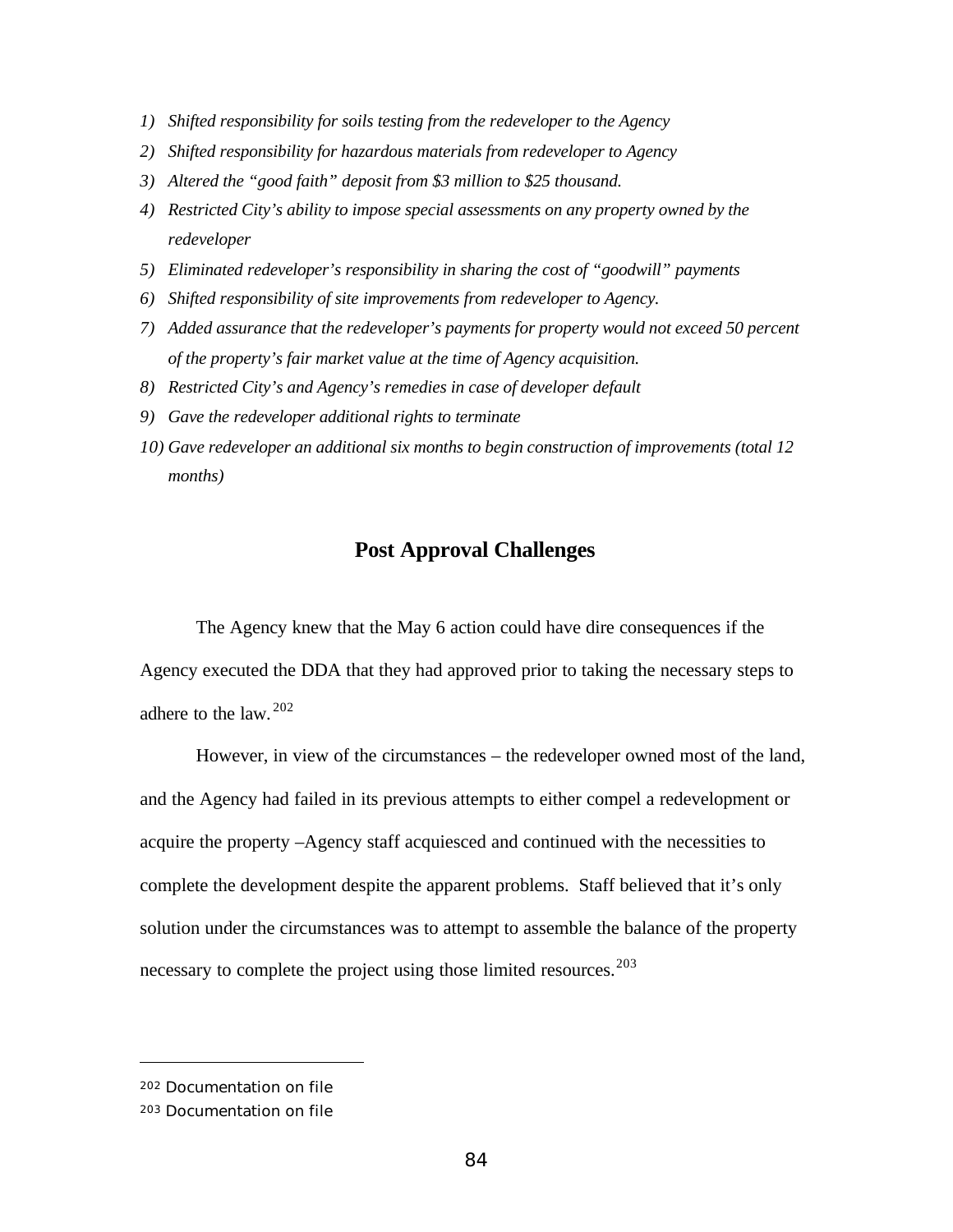1) *Shifted responsibility for soils testing from the redeveloper to the Agency*
2) *Shifted responsibility for hazardous materials from redeveloper to Agency*
3) *Altered the "good faith" deposit from $3 million to $25 thousand.*
4) *Restricted City's ability to impose special assessments on any property owned by the redeveloper*
5) *Eliminated redeveloper's responsibility in sharing the cost of "goodwill" payments*
6) *Shifted responsibility of site improvements from redeveloper to Agency.*
7) *Added assurance that the redeveloper's payments for property would not exceed 50 percent of the property's fair market value at the time of Agency acquisition.*
8) *Restricted City's and Agency's remedies in case of developer default*
9) *Gave the redeveloper additional rights to terminate*
10) *Gave redeveloper an additional six months to begin construction of improvements (total 12 months)*

## Post Approval Challenges

The Agency knew that the May 6 action could have dire consequences if the Agency executed the DDA that they had approved prior to taking the necessary steps to adhere to the law.[202]

However, in view of the circumstances – the redeveloper owned most of the land, and the Agency had failed in its previous attempts to either compel a redevelopment or acquire the property –Agency staff acquiesced and continued with the necessities to complete the development despite the apparent problems. Staff believed that it's only solution under the circumstances was to attempt to assemble the balance of the property necessary to complete the project using those limited resources.[203]

---

[202] Documentation on file

[203] Documentation on file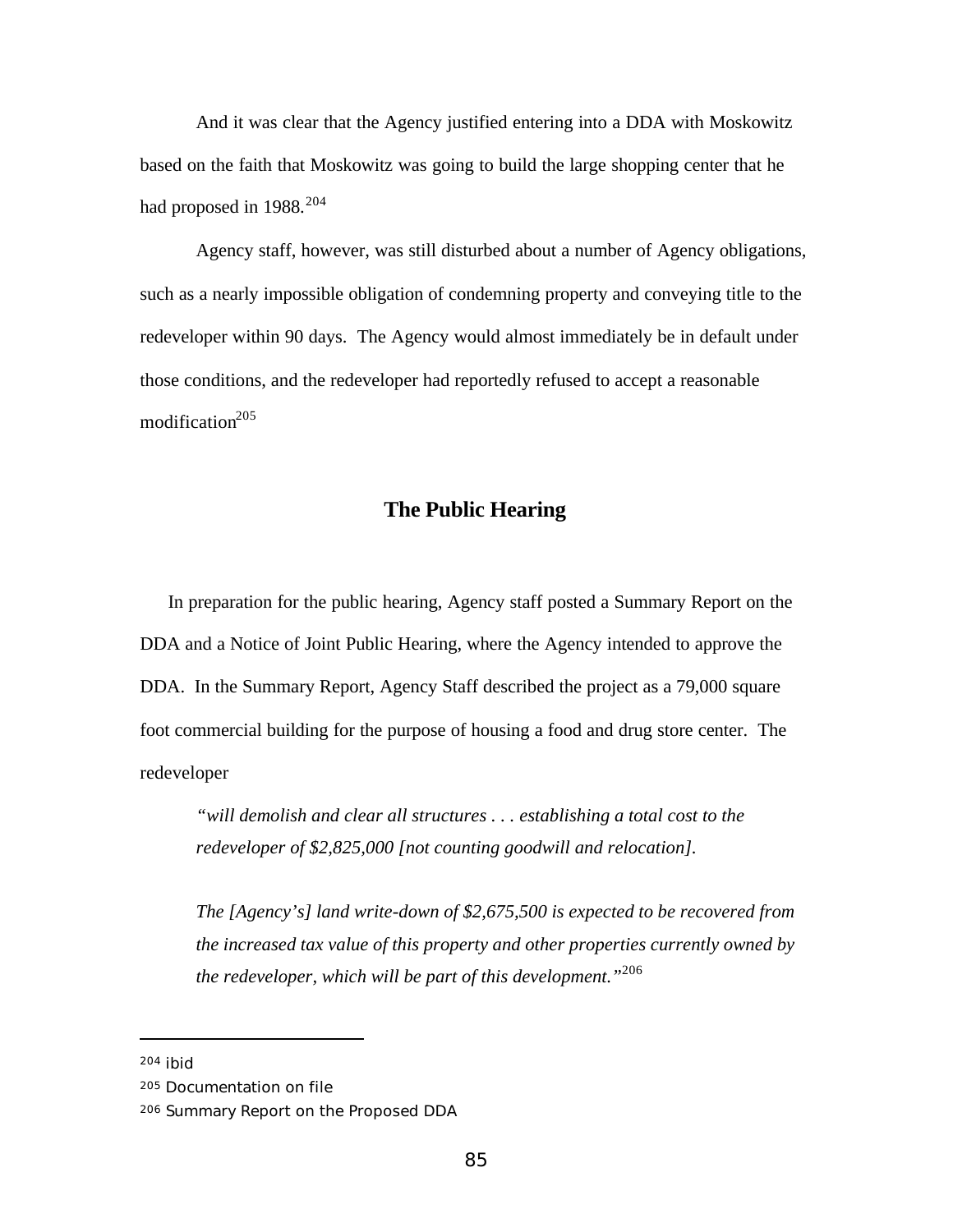And it was clear that the Agency justified entering into a DDA with Moskowitz based on the faith that Moskowitz was going to build the large shopping center that he had proposed in 1988.[204]

Agency staff, however, was still disturbed about a number of Agency obligations, such as a nearly impossible obligation of condemning property and conveying title to the redeveloper within 90 days. The Agency would almost immediately be in default under those conditions, and the redeveloper had reportedly refused to accept a reasonable modification[205]

## The Public Hearing

In preparation for the public hearing, Agency staff posted a Summary Report on the DDA and a Notice of Joint Public Hearing, where the Agency intended to approve the DDA. In the Summary Report, Agency Staff described the project as a 79,000 square foot commercial building for the purpose of housing a food and drug store center. The redeveloper

> *"will demolish and clear all structures . . . establishing a total cost to the redeveloper of $2,825,000 [not counting goodwill and relocation].*
>
> *The [Agency's] land write-down of $2,675,500 is expected to be recovered from the increased tax value of this property and other properties currently owned by the redeveloper, which will be part of this development."*[206]

---

[204] ibid

[205] Documentation on file

[206] Summary Report on the Proposed DDA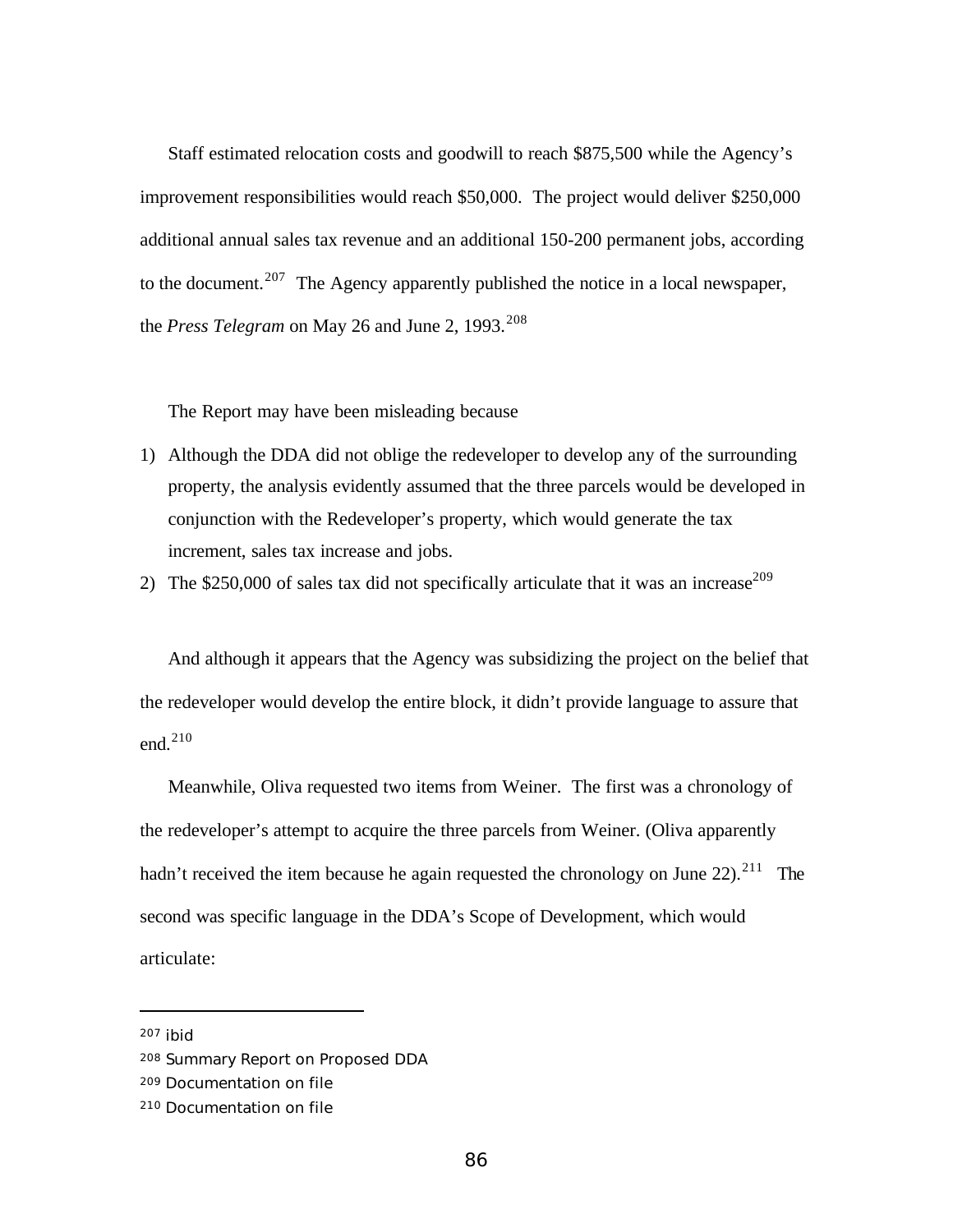Staff estimated relocation costs and goodwill to reach $875,500 while the Agency's improvement responsibilities would reach $50,000. The project would deliver $250,000 additional annual sales tax revenue and an additional 150-200 permanent jobs, according to the document.[207] The Agency apparently published the notice in a local newspaper, the *Press Telegram* on May 26 and June 2, 1993.[208]

The Report may have been misleading because

1) Although the DDA did not oblige the redeveloper to develop any of the surrounding property, the analysis evidently assumed that the three parcels would be developed in conjunction with the Redeveloper's property, which would generate the tax increment, sales tax increase and jobs.
2) The $250,000 of sales tax did not specifically articulate that it was an increase[209]

And although it appears that the Agency was subsidizing the project on the belief that the redeveloper would develop the entire block, it didn't provide language to assure that end.[210]

Meanwhile, Oliva requested two items from Weiner. The first was a chronology of the redeveloper's attempt to acquire the three parcels from Weiner. (Oliva apparently hadn't received the item because he again requested the chronology on June 22).[211] The second was specific language in the DDA's Scope of Development, which would articulate:

---

[207] ibid

[208] Summary Report on Proposed DDA

[209] Documentation on file

[210] Documentation on file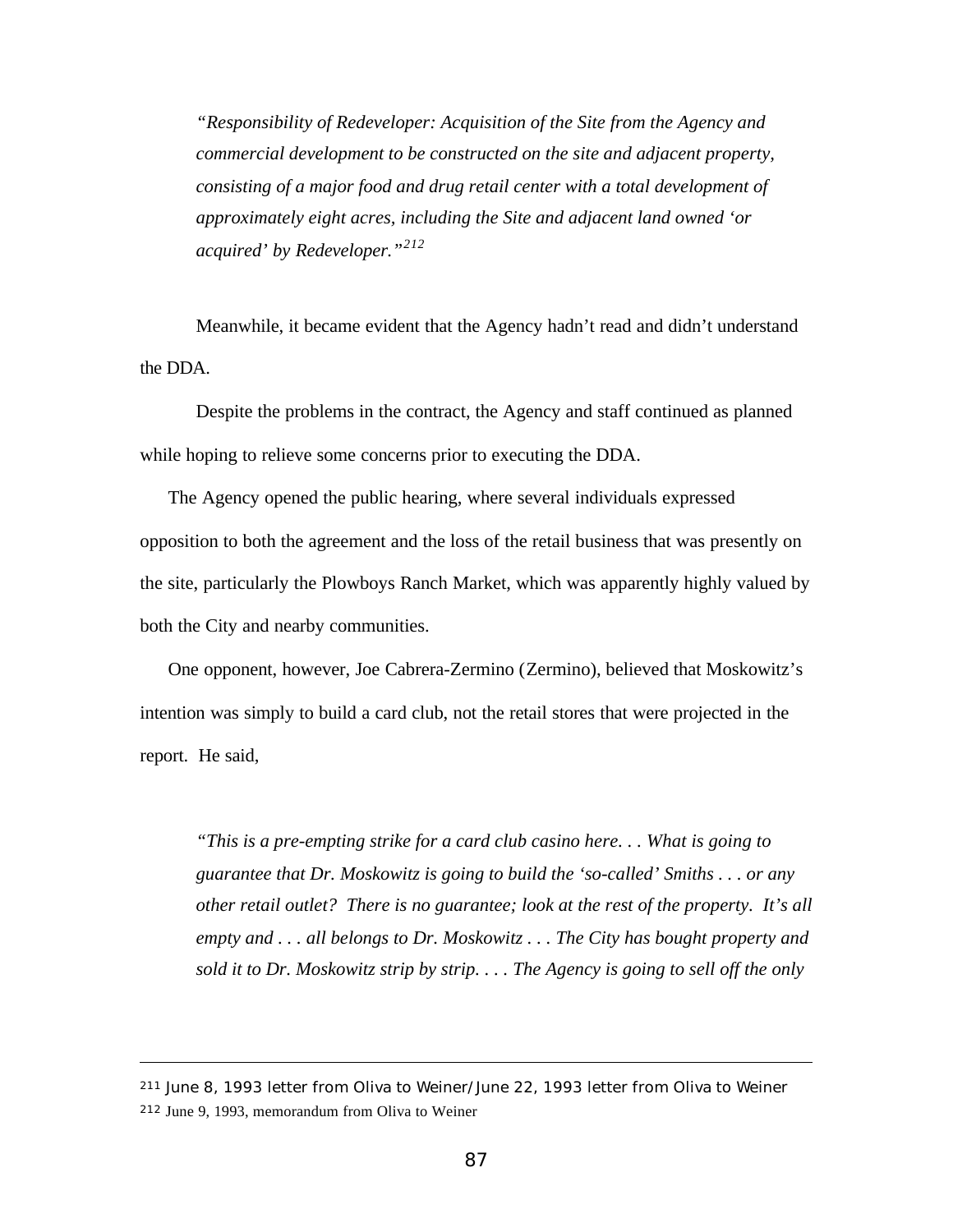*"Responsibility of Redeveloper: Acquisition of the Site from the Agency and commercial development to be constructed on the site and adjacent property, consisting of a major food and drug retail center with a total development of approximately eight acres, including the Site and adjacent land owned 'or acquired' by Redeveloper."*[212]

Meanwhile, it became evident that the Agency hadn't read and didn't understand the DDA.

Despite the problems in the contract, the Agency and staff continued as planned while hoping to relieve some concerns prior to executing the DDA.

The Agency opened the public hearing, where several individuals expressed opposition to both the agreement and the loss of the retail business that was presently on the site, particularly the Plowboys Ranch Market, which was apparently highly valued by both the City and nearby communities.

One opponent, however, Joe Cabrera-Zermino (Zermino), believed that Moskowitz's intention was simply to build a card club, not the retail stores that were projected in the report. He said,

*"This is a pre-empting strike for a card club casino here. . . What is going to guarantee that Dr. Moskowitz is going to build the 'so-called' Smiths . . . or any other retail outlet? There is no guarantee; look at the rest of the property. It's all empty and . . . all belongs to Dr. Moskowitz . . . The City has bought property and sold it to Dr. Moskowitz strip by strip. . . . The Agency is going to sell off the only*

---

211 June 8, 1993 letter from Oliva to Weiner/June 22, 1993 letter from Oliva to Weiner

212 June 9, 1993, memorandum from Oliva to Weiner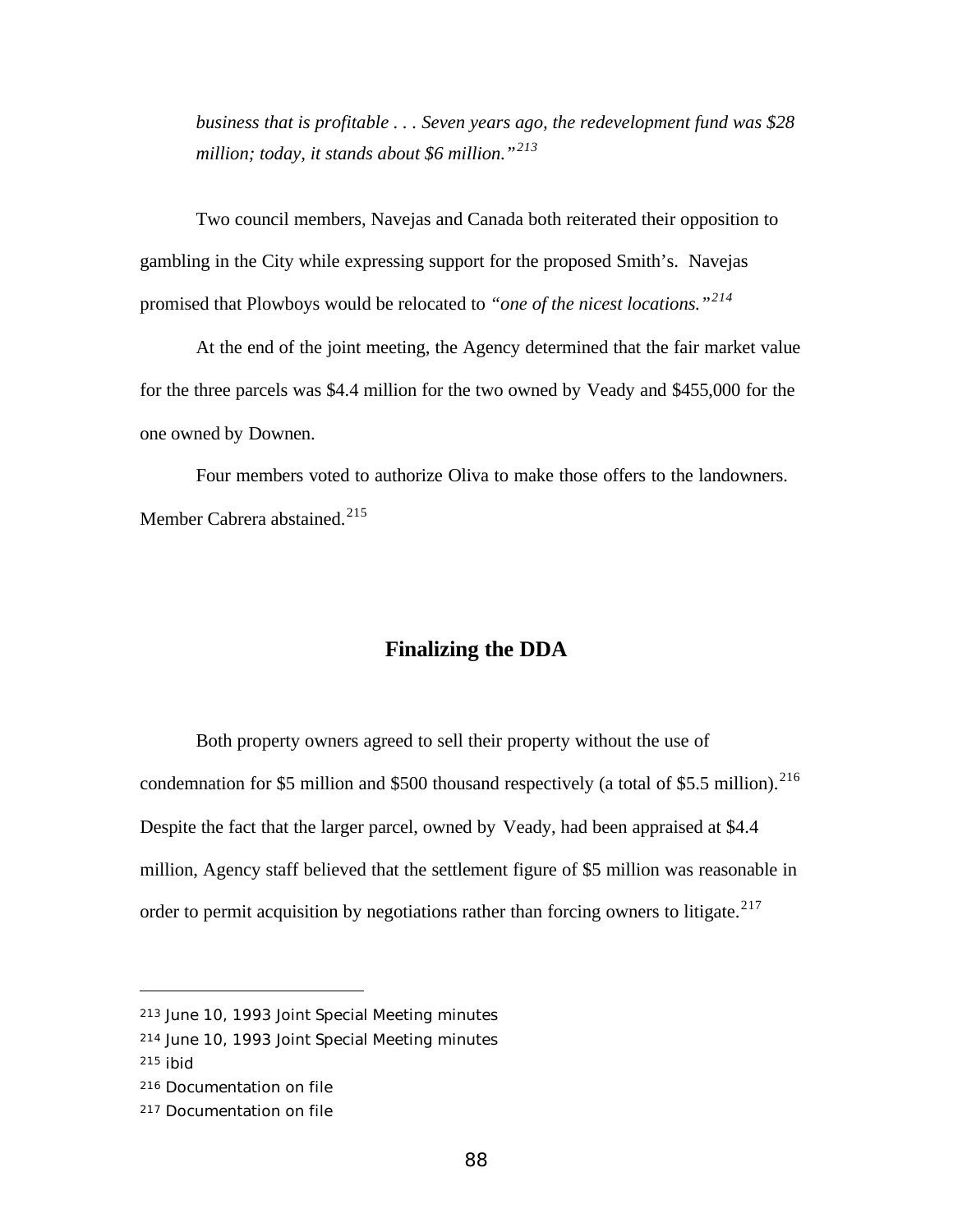*business that is profitable . . . Seven years ago, the redevelopment fund was $28 million; today, it stands about $6 million."*[213]

Two council members, Navejas and Canada both reiterated their opposition to gambling in the City while expressing support for the proposed Smith's. Navejas promised that Plowboys would be relocated to *"one of the nicest locations."*[214]

At the end of the joint meeting, the Agency determined that the fair market value for the three parcels was $4.4 million for the two owned by Veady and $455,000 for the one owned by Downen.

Four members voted to authorize Oliva to make those offers to the landowners. Member Cabrera abstained.[215]

## Finalizing the DDA

Both property owners agreed to sell their property without the use of condemnation for $5 million and $500 thousand respectively (a total of $5.5 million).[216] Despite the fact that the larger parcel, owned by Veady, had been appraised at $4.4 million, Agency staff believed that the settlement figure of $5 million was reasonable in order to permit acquisition by negotiations rather than forcing owners to litigate.[217]

---

[213] June 10, 1993 Joint Special Meeting minutes

[214] June 10, 1993 Joint Special Meeting minutes

[215] ibid

[216] Documentation on file

[217] Documentation on file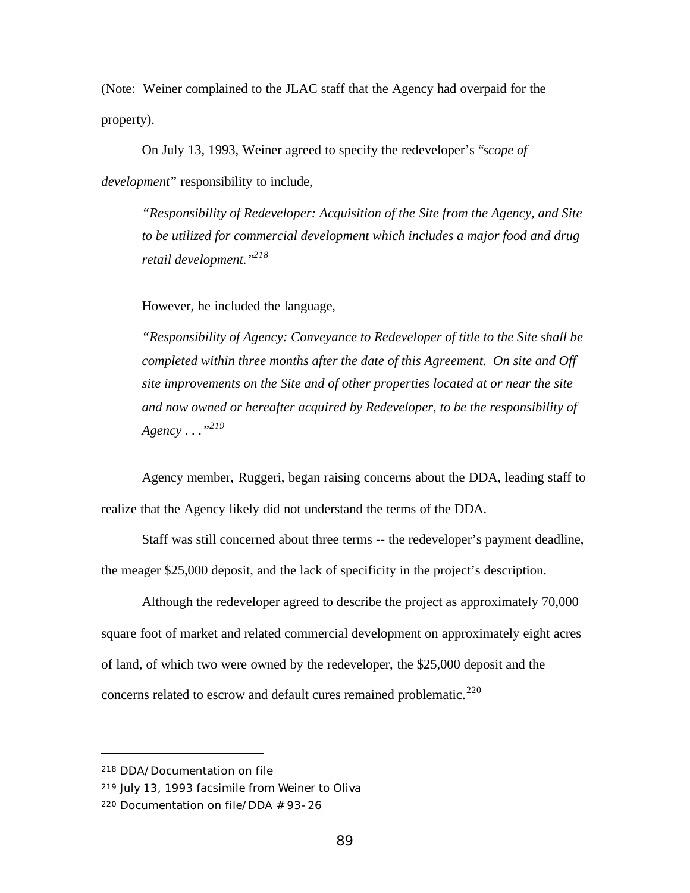(Note: Weiner complained to the JLAC staff that the Agency had overpaid for the property).

On July 13, 1993, Weiner agreed to specify the redeveloper's "*scope of development*" responsibility to include,

> *"Responsibility of Redeveloper: Acquisition of the Site from the Agency, and Site to be utilized for commercial development which includes a major food and drug retail development."*[218]

However, he included the language,

> *"Responsibility of Agency: Conveyance to Redeveloper of title to the Site shall be completed within three months after the date of this Agreement. On site and Off site improvements on the Site and of other properties located at or near the site and now owned or hereafter acquired by Redeveloper, to be the responsibility of Agency . . ."*[219]

Agency member, Ruggeri, began raising concerns about the DDA, leading staff to realize that the Agency likely did not understand the terms of the DDA.

Staff was still concerned about three terms -- the redeveloper's payment deadline, the meager $25,000 deposit, and the lack of specificity in the project's description.

Although the redeveloper agreed to describe the project as approximately 70,000 square foot of market and related commercial development on approximately eight acres of land, of which two were owned by the redeveloper, the $25,000 deposit and the concerns related to escrow and default cures remained problematic.[220]

---

[218] DDA/Documentation on file

[219] July 13, 1993 facsimile from Weiner to Oliva

[220] Documentation on file/DDA # 93-26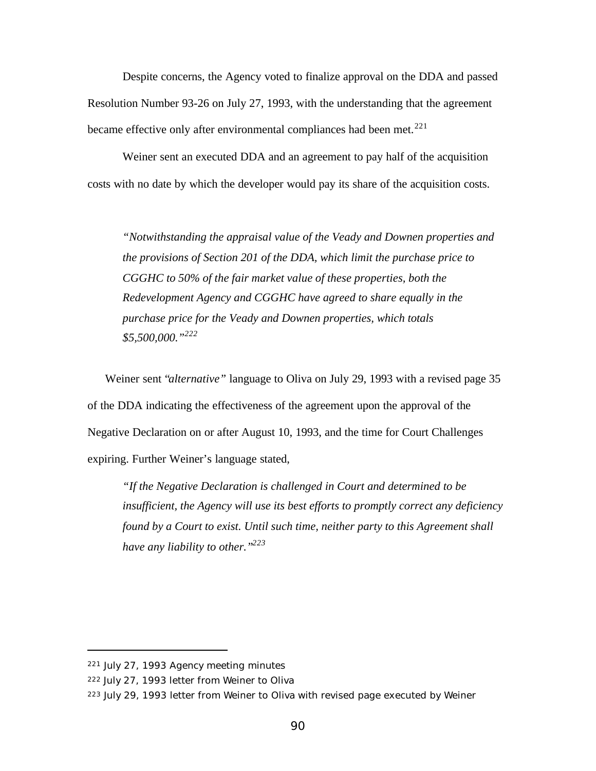Despite concerns, the Agency voted to finalize approval on the DDA and passed Resolution Number 93-26 on July 27, 1993, with the understanding that the agreement became effective only after environmental compliances had been met.[221]

Weiner sent an executed DDA and an agreement to pay half of the acquisition costs with no date by which the developer would pay its share of the acquisition costs.

> *"Notwithstanding the appraisal value of the Veady and Downen properties and the provisions of Section 201 of the DDA, which limit the purchase price to CGGHC to 50% of the fair market value of these properties, both the Redevelopment Agency and CGGHC have agreed to share equally in the purchase price for the Veady and Downen properties, which totals $5,500,000."*[222]

Weiner sent "*alternative*" language to Oliva on July 29, 1993 with a revised page 35 of the DDA indicating the effectiveness of the agreement upon the approval of the Negative Declaration on or after August 10, 1993, and the time for Court Challenges expiring. Further Weiner's language stated,

> *"If the Negative Declaration is challenged in Court and determined to be insufficient, the Agency will use its best efforts to promptly correct any deficiency found by a Court to exist. Until such time, neither party to this Agreement shall have any liability to other."*[223]

---

[221] July 27, 1993 Agency meeting minutes

[222] July 27, 1993 letter from Weiner to Oliva

[223] July 29, 1993 letter from Weiner to Oliva with revised page executed by Weiner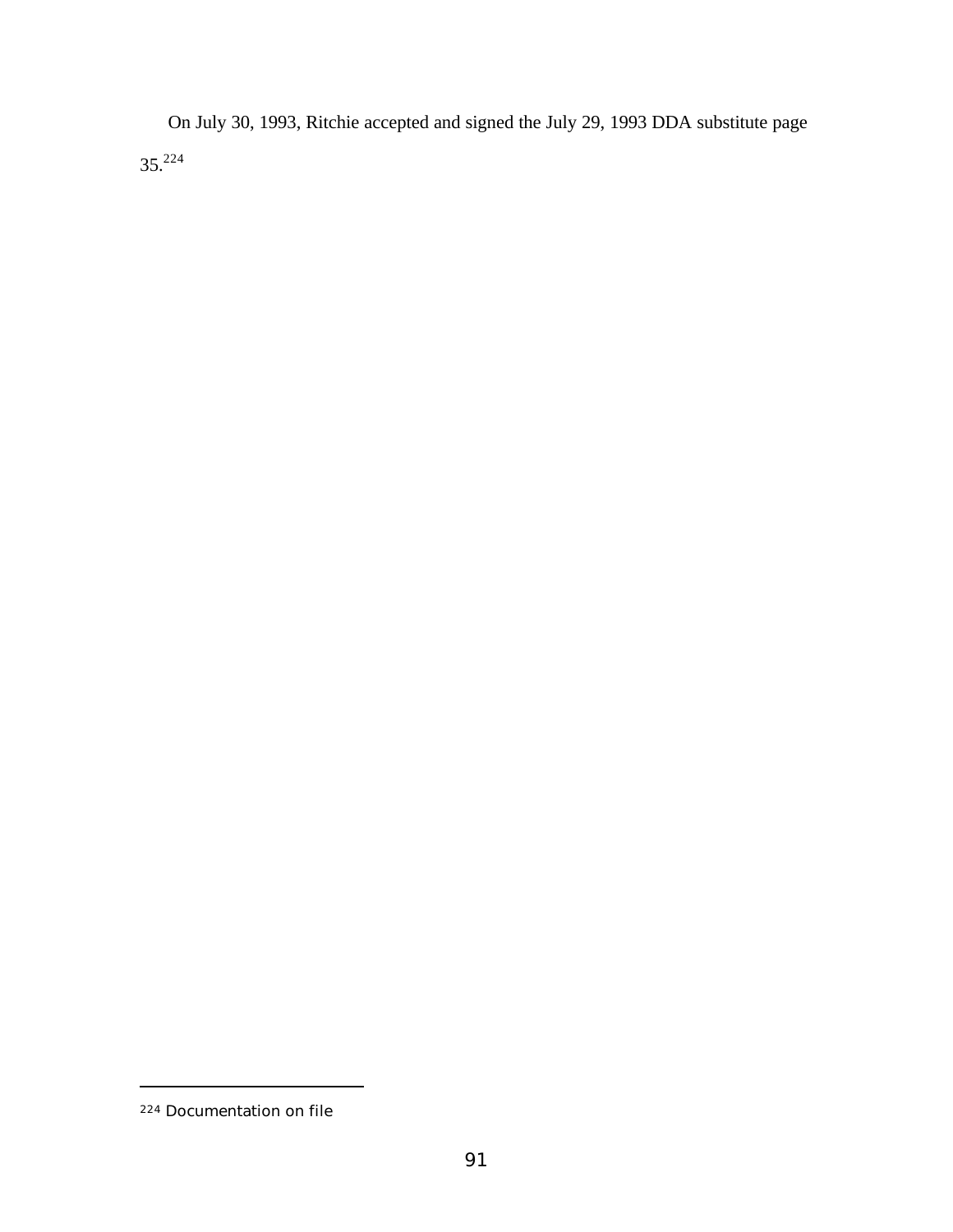On July 30, 1993, Ritchie accepted and signed the July 29, 1993 DDA substitute page 35.[224]

---

[224] Documentation on file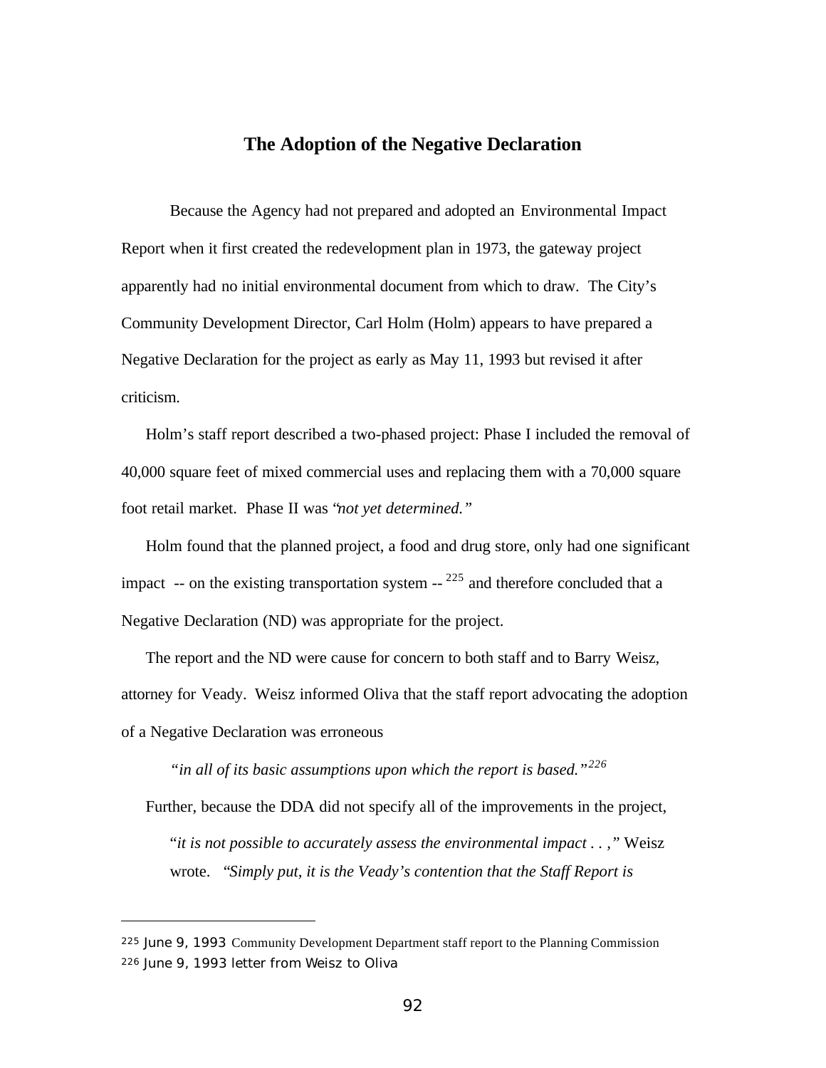## The Adoption of the Negative Declaration

Because the Agency had not prepared and adopted an Environmental Impact Report when it first created the redevelopment plan in 1973, the gateway project apparently had no initial environmental document from which to draw. The City's Community Development Director, Carl Holm (Holm) appears to have prepared a Negative Declaration for the project as early as May 11, 1993 but revised it after criticism.

Holm's staff report described a two-phased project: Phase I included the removal of 40,000 square feet of mixed commercial uses and replacing them with a 70,000 square foot retail market. Phase II was "*not yet determined.*"

Holm found that the planned project, a food and drug store, only had one significant impact -- on the existing transportation system --[225] and therefore concluded that a Negative Declaration (ND) was appropriate for the project.

The report and the ND were cause for concern to both staff and to Barry Weisz, attorney for Veady. Weisz informed Oliva that the staff report advocating the adoption of a Negative Declaration was erroneous

> *"in all of its basic assumptions upon which the report is based."*[226]

Further, because the DDA did not specify all of the improvements in the project,

> "*it is not possible to accurately assess the environmental impact . . ,*" Weisz wrote. "*Simply put, it is the Veady's contention that the Staff Report is*

---

[225] June 9, 1993 Community Development Department staff report to the Planning Commission

[226] June 9, 1993 letter from Weisz to Oliva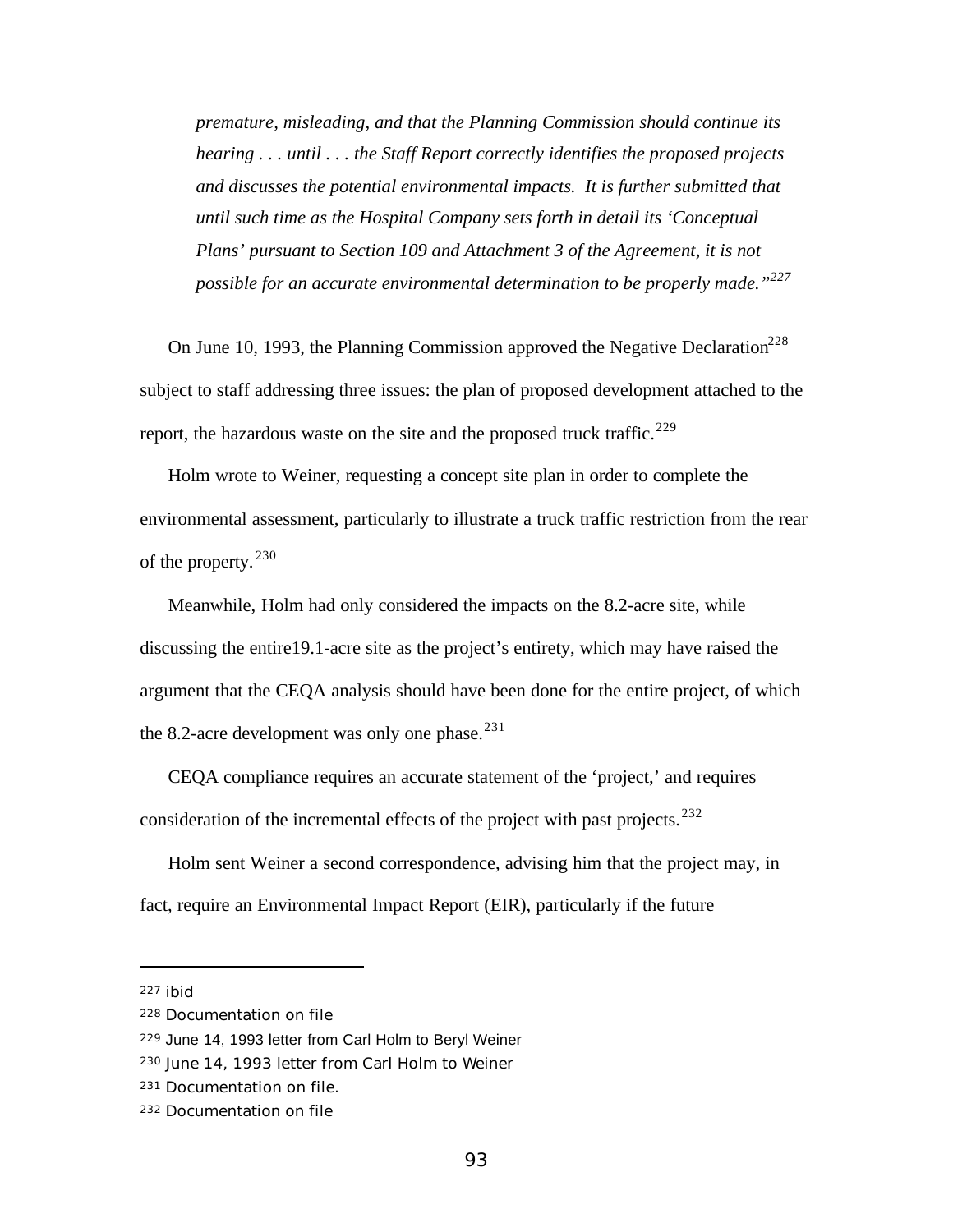*premature, misleading, and that the Planning Commission should continue its hearing . . . until . . . the Staff Report correctly identifies the proposed projects and discusses the potential environmental impacts. It is further submitted that until such time as the Hospital Company sets forth in detail its 'Conceptual Plans' pursuant to Section 109 and Attachment 3 of the Agreement, it is not possible for an accurate environmental determination to be properly made."*[227]

On June 10, 1993, the Planning Commission approved the Negative Declaration[228] subject to staff addressing three issues: the plan of proposed development attached to the report, the hazardous waste on the site and the proposed truck traffic.[229]

Holm wrote to Weiner, requesting a concept site plan in order to complete the environmental assessment, particularly to illustrate a truck traffic restriction from the rear of the property.[230]

Meanwhile, Holm had only considered the impacts on the 8.2-acre site, while discussing the entire19.1-acre site as the project's entirety, which may have raised the argument that the CEQA analysis should have been done for the entire project, of which the 8.2-acre development was only one phase.[231]

CEQA compliance requires an accurate statement of the 'project,' and requires consideration of the incremental effects of the project with past projects.[232]

Holm sent Weiner a second correspondence, advising him that the project may, in fact, require an Environmental Impact Report (EIR), particularly if the future

---

[227] ibid

[228] Documentation on file

[229] June 14, 1993 letter from Carl Holm to Beryl Weiner

[230] June 14, 1993 letter from Carl Holm to Weiner

[231] Documentation on file.

[232] Documentation on file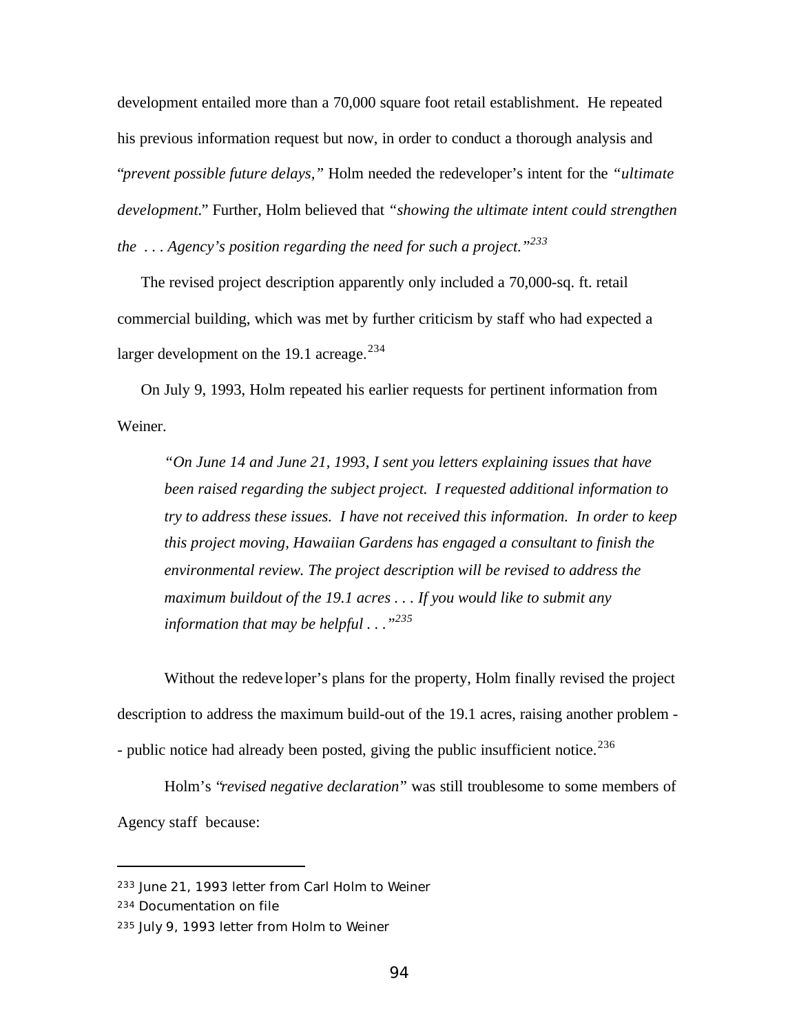development entailed more than a 70,000 square foot retail establishment. He repeated his previous information request but now, in order to conduct a thorough analysis and "*prevent possible future delays,*" Holm needed the redeveloper's intent for the *"ultimate development.*" Further, Holm believed that *"showing the ultimate intent could strengthen the . . . Agency's position regarding the need for such a project."*[233]

The revised project description apparently only included a 70,000-sq. ft. retail commercial building, which was met by further criticism by staff who had expected a larger development on the 19.1 acreage.[234]

On July 9, 1993, Holm repeated his earlier requests for pertinent information from Weiner.

> *"On June 14 and June 21, 1993, I sent you letters explaining issues that have been raised regarding the subject project. I requested additional information to try to address these issues. I have not received this information. In order to keep this project moving, Hawaiian Gardens has engaged a consultant to finish the environmental review. The project description will be revised to address the maximum buildout of the 19.1 acres . . . If you would like to submit any information that may be helpful . . ."*[235]

Without the redeveloper's plans for the property, Holm finally revised the project description to address the maximum build-out of the 19.1 acres, raising another problem -- public notice had already been posted, giving the public insufficient notice.[236]

Holm's "*revised negative declaration*" was still troublesome to some members of Agency staff because:

---

[233] June 21, 1993 letter from Carl Holm to Weiner

[234] Documentation on file

[235] July 9, 1993 letter from Holm to Weiner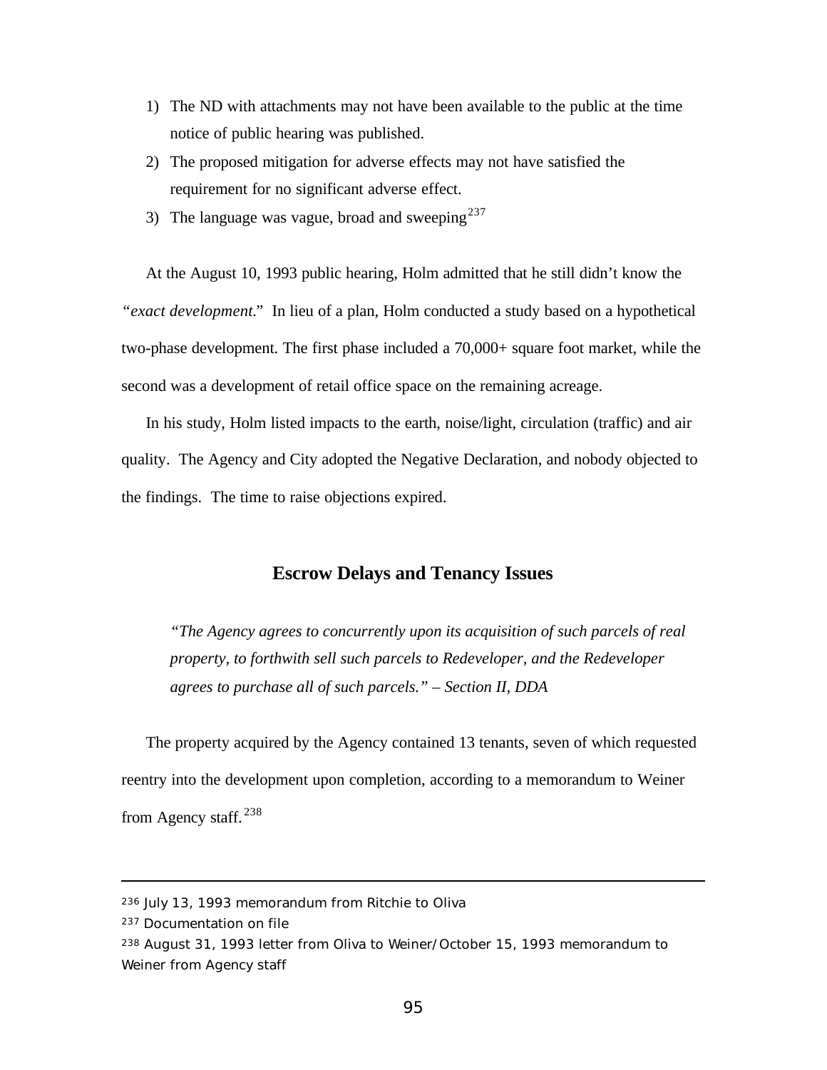1) The ND with attachments may not have been available to the public at the time notice of public hearing was published.
2) The proposed mitigation for adverse effects may not have satisfied the requirement for no significant adverse effect.
3) The language was vague, broad and sweeping[237]

At the August 10, 1993 public hearing, Holm admitted that he still didn't know the *"exact development.*" In lieu of a plan, Holm conducted a study based on a hypothetical two-phase development. The first phase included a 70,000+ square foot market, while the second was a development of retail office space on the remaining acreage.

In his study, Holm listed impacts to the earth, noise/light, circulation (traffic) and air quality. The Agency and City adopted the Negative Declaration, and nobody objected to the findings. The time to raise objections expired.

## Escrow Delays and Tenancy Issues

> *"The Agency agrees to concurrently upon its acquisition of such parcels of real property, to forthwith sell such parcels to Redeveloper, and the Redeveloper agrees to purchase all of such parcels." – Section II, DDA*

The property acquired by the Agency contained 13 tenants, seven of which requested reentry into the development upon completion, according to a memorandum to Weiner from Agency staff.[238]

---

[236] July 13, 1993 memorandum from Ritchie to Oliva

[237] Documentation on file

[238] August 31, 1993 letter from Oliva to Weiner/October 15, 1993 memorandum to Weiner from Agency staff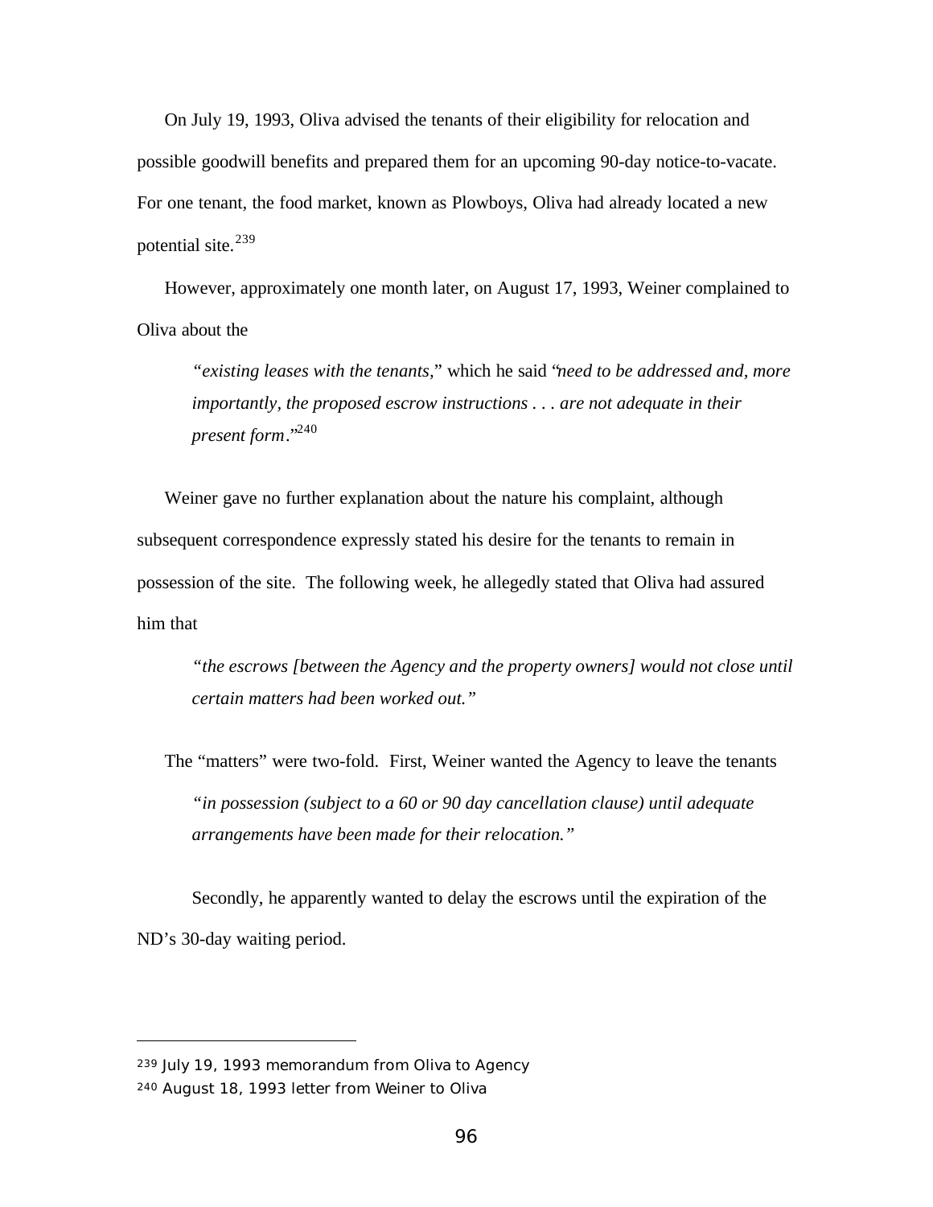On July 19, 1993, Oliva advised the tenants of their eligibility for relocation and possible goodwill benefits and prepared them for an upcoming 90-day notice-to-vacate. For one tenant, the food market, known as Plowboys, Oliva had already located a new potential site.[239]

However, approximately one month later, on August 17, 1993, Weiner complained to Oliva about the

> *"existing leases with the tenants,"* which he said *"need to be addressed and, more importantly, the proposed escrow instructions . . . are not adequate in their present form."*[240]

Weiner gave no further explanation about the nature his complaint, although subsequent correspondence expressly stated his desire for the tenants to remain in possession of the site. The following week, he allegedly stated that Oliva had assured him that

> *"the escrows [between the Agency and the property owners] would not close until certain matters had been worked out."*

The "matters" were two-fold. First, Weiner wanted the Agency to leave the tenants

> *"in possession (subject to a 60 or 90 day cancellation clause) until adequate arrangements have been made for their relocation."*

Secondly, he apparently wanted to delay the escrows until the expiration of the ND's 30-day waiting period.

---

[239] July 19, 1993 memorandum from Oliva to Agency

[240] August 18, 1993 letter from Weiner to Oliva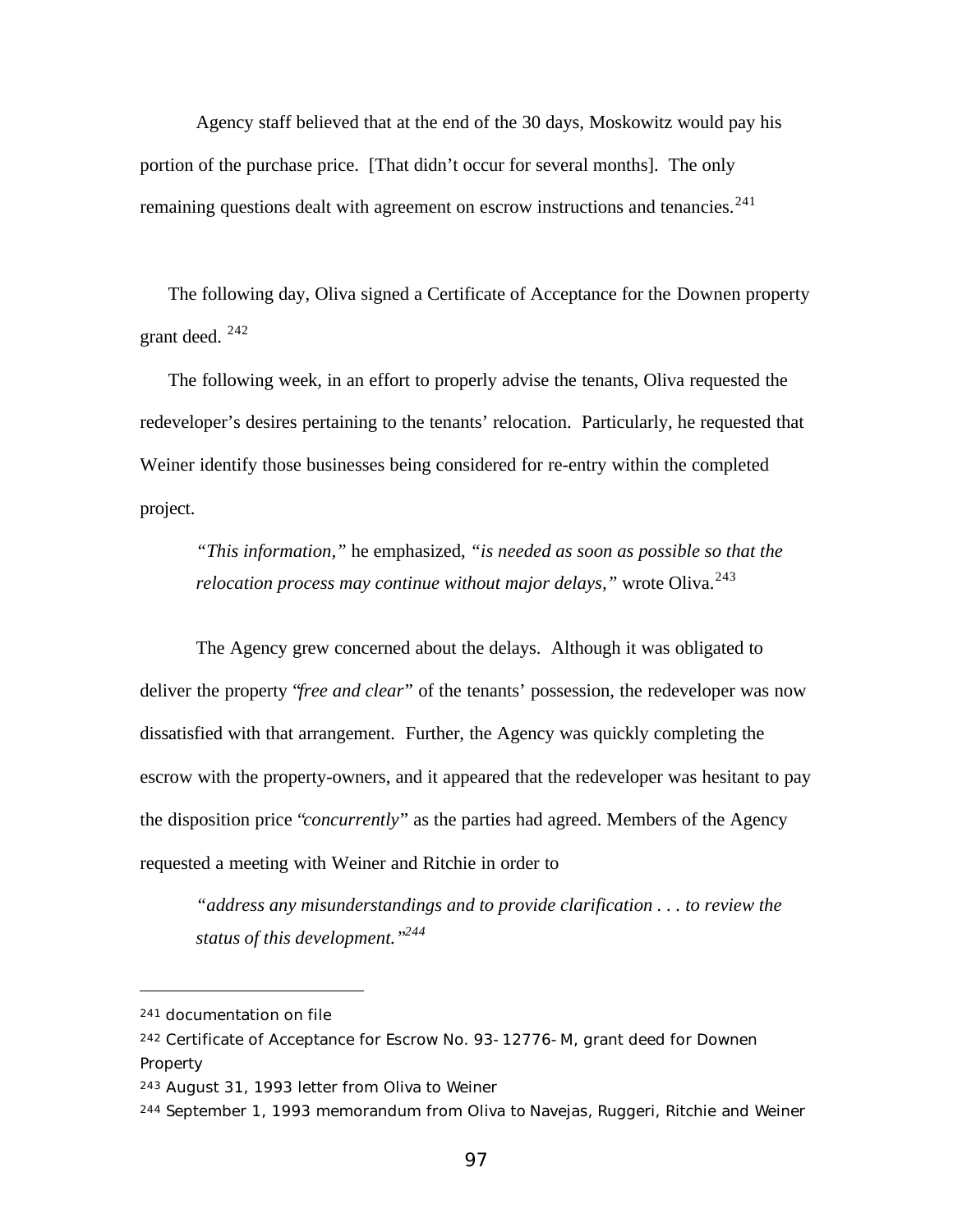Agency staff believed that at the end of the 30 days, Moskowitz would pay his portion of the purchase price. [That didn't occur for several months]. The only remaining questions dealt with agreement on escrow instructions and tenancies.[241]

The following day, Oliva signed a Certificate of Acceptance for the Downen property grant deed. [242]

The following week, in an effort to properly advise the tenants, Oliva requested the redeveloper's desires pertaining to the tenants' relocation. Particularly, he requested that Weiner identify those businesses being considered for re-entry within the completed project.

> *"This information,"* he emphasized, *"is needed as soon as possible so that the relocation process may continue without major delays,"* wrote Oliva.[243]

The Agency grew concerned about the delays. Although it was obligated to deliver the property "*free and clear*" of the tenants' possession, the redeveloper was now dissatisfied with that arrangement. Further, the Agency was quickly completing the escrow with the property-owners, and it appeared that the redeveloper was hesitant to pay the disposition price "*concurrently*" as the parties had agreed. Members of the Agency requested a meeting with Weiner and Ritchie in order to

> *"address any misunderstandings and to provide clarification . . . to review the status of this development."*[244]

---

[241] documentation on file

[242] Certificate of Acceptance for Escrow No. 93-12776-M, grant deed for Downen Property

[243] August 31, 1993 letter from Oliva to Weiner

[244] September 1, 1993 memorandum from Oliva to Navejas, Ruggeri, Ritchie and Weiner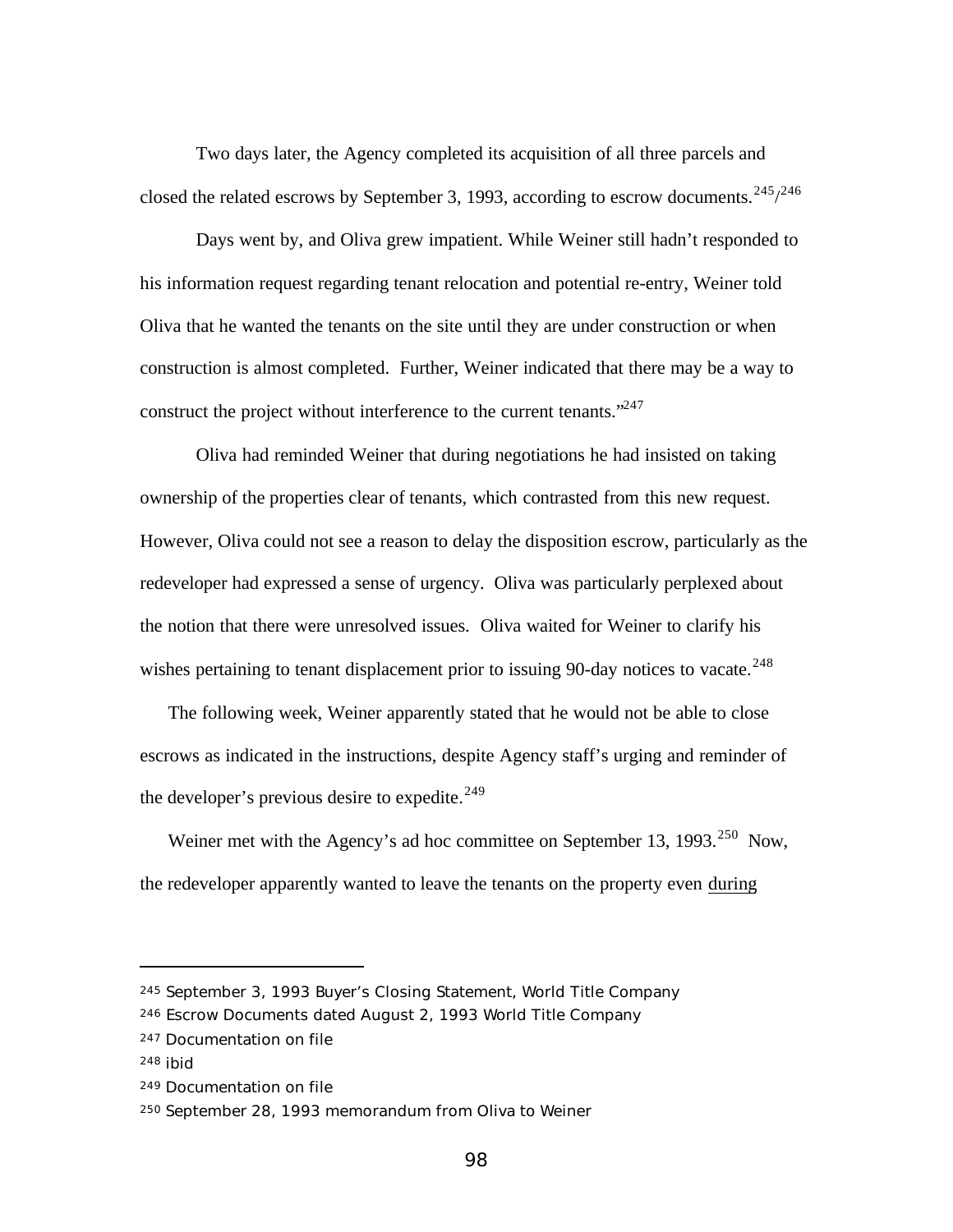Two days later, the Agency completed its acquisition of all three parcels and closed the related escrows by September 3, 1993, according to escrow documents.[245]/[246]

Days went by, and Oliva grew impatient. While Weiner still hadn't responded to his information request regarding tenant relocation and potential re-entry, Weiner told Oliva that he wanted the tenants on the site until they are under construction or when construction is almost completed. Further, Weiner indicated that there may be a way to construct the project without interference to the current tenants."[247]

Oliva had reminded Weiner that during negotiations he had insisted on taking ownership of the properties clear of tenants, which contrasted from this new request. However, Oliva could not see a reason to delay the disposition escrow, particularly as the redeveloper had expressed a sense of urgency. Oliva was particularly perplexed about the notion that there were unresolved issues. Oliva waited for Weiner to clarify his wishes pertaining to tenant displacement prior to issuing 90-day notices to vacate.[248]

The following week, Weiner apparently stated that he would not be able to close escrows as indicated in the instructions, despite Agency staff's urging and reminder of the developer's previous desire to expedite.[249]

Weiner met with the Agency's ad hoc committee on September 13, 1993.[250] Now, the redeveloper apparently wanted to leave the tenants on the property even <u>during</u>

---

[245] September 3, 1993 Buyer's Closing Statement, World Title Company

[246] Escrow Documents dated August 2, 1993 World Title Company

[247] Documentation on file

[248] ibid

[249] Documentation on file

[250] September 28, 1993 memorandum from Oliva to Weiner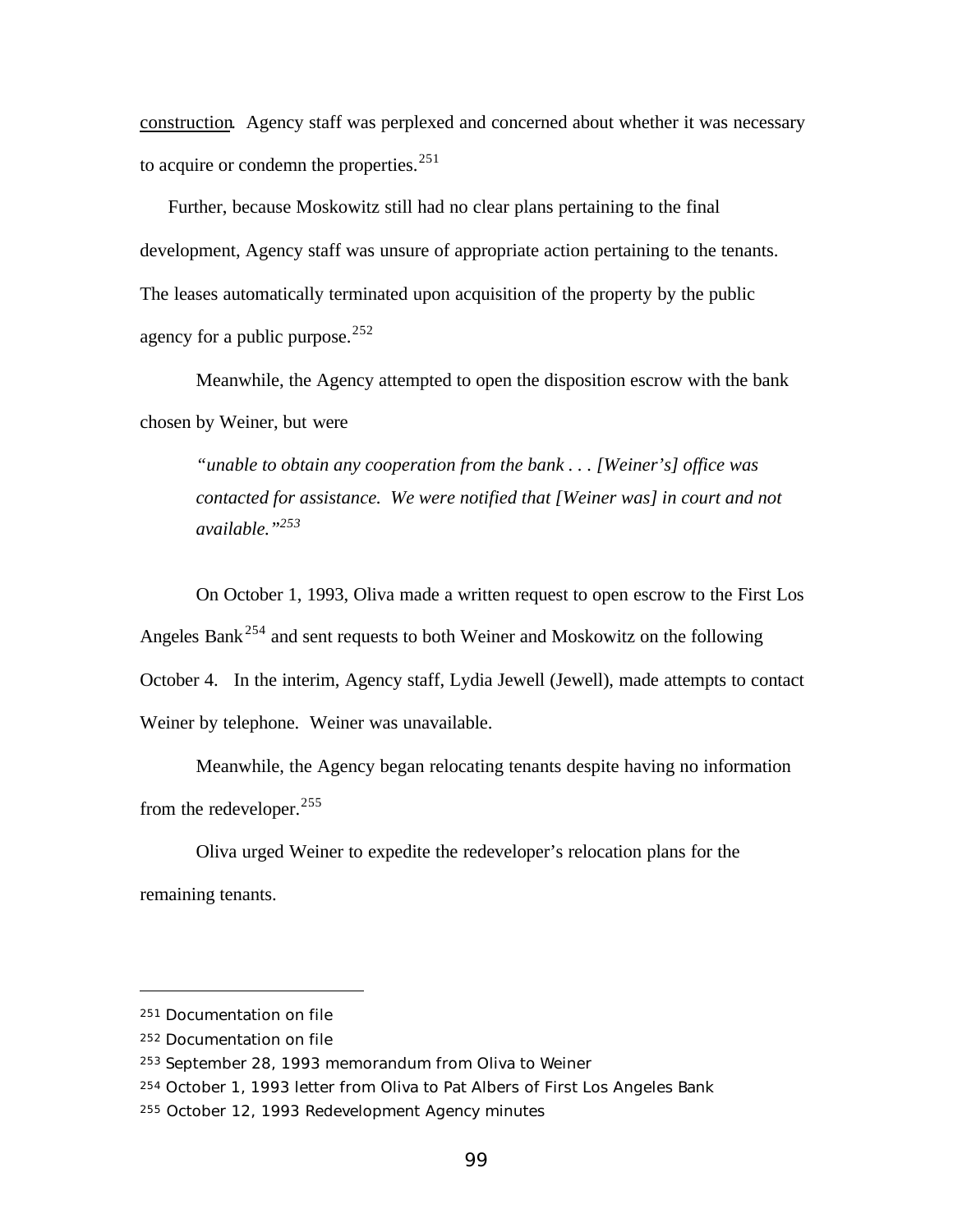<u>construction</u>. Agency staff was perplexed and concerned about whether it was necessary to acquire or condemn the properties.[251]

Further, because Moskowitz still had no clear plans pertaining to the final development, Agency staff was unsure of appropriate action pertaining to the tenants. The leases automatically terminated upon acquisition of the property by the public agency for a public purpose.[252]

Meanwhile, the Agency attempted to open the disposition escrow with the bank chosen by Weiner, but were

> *"unable to obtain any cooperation from the bank . . . [Weiner's] office was contacted for assistance. We were notified that [Weiner was] in court and not available."*[253]

On October 1, 1993, Oliva made a written request to open escrow to the First Los Angeles Bank[254] and sent requests to both Weiner and Moskowitz on the following October 4. In the interim, Agency staff, Lydia Jewell (Jewell), made attempts to contact Weiner by telephone. Weiner was unavailable.

Meanwhile, the Agency began relocating tenants despite having no information from the redeveloper.[255]

Oliva urged Weiner to expedite the redeveloper's relocation plans for the remaining tenants.

---

[251] Documentation on file

[252] Documentation on file

[253] September 28, 1993 memorandum from Oliva to Weiner

[254] October 1, 1993 letter from Oliva to Pat Albers of First Los Angeles Bank

[255] October 12, 1993 Redevelopment Agency minutes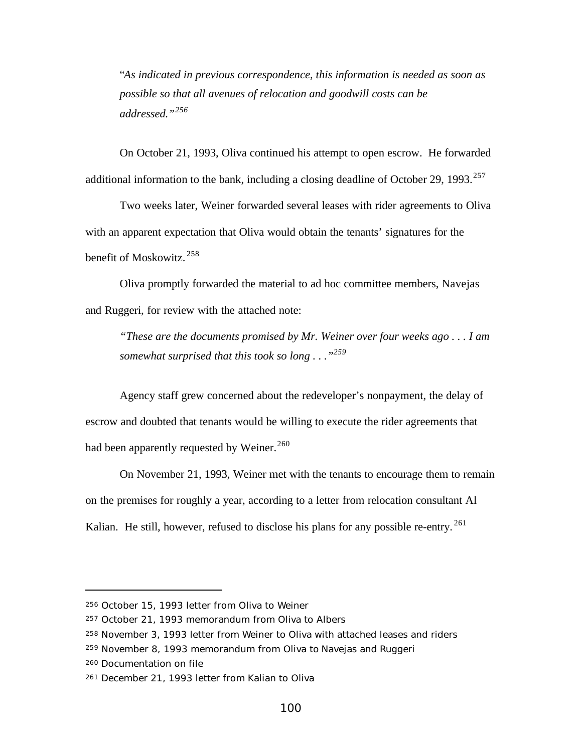> *"As indicated in previous correspondence, this information is needed as soon as possible so that all avenues of relocation and goodwill costs can be addressed."*[256]

On October 21, 1993, Oliva continued his attempt to open escrow. He forwarded additional information to the bank, including a closing deadline of October 29, 1993.[257]

Two weeks later, Weiner forwarded several leases with rider agreements to Oliva with an apparent expectation that Oliva would obtain the tenants' signatures for the benefit of Moskowitz.[258]

Oliva promptly forwarded the material to ad hoc committee members, Navejas and Ruggeri, for review with the attached note:

> *"These are the documents promised by Mr. Weiner over four weeks ago . . . I am somewhat surprised that this took so long . . ."*[259]

Agency staff grew concerned about the redeveloper's nonpayment, the delay of escrow and doubted that tenants would be willing to execute the rider agreements that had been apparently requested by Weiner.[260]

On November 21, 1993, Weiner met with the tenants to encourage them to remain on the premises for roughly a year, according to a letter from relocation consultant Al Kalian. He still, however, refused to disclose his plans for any possible re-entry.[261]

---

[256] October 15, 1993 letter from Oliva to Weiner

[257] October 21, 1993 memorandum from Oliva to Albers

[258] November 3, 1993 letter from Weiner to Oliva with attached leases and riders

[259] November 8, 1993 memorandum from Oliva to Navejas and Ruggeri

[260] Documentation on file

[261] December 21, 1993 letter from Kalian to Oliva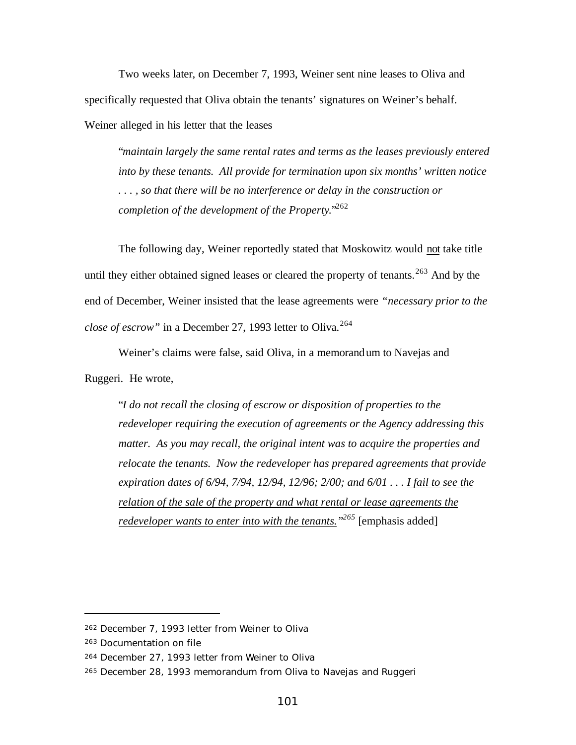Two weeks later, on December 7, 1993, Weiner sent nine leases to Oliva and specifically requested that Oliva obtain the tenants' signatures on Weiner's behalf. Weiner alleged in his letter that the leases

> "*maintain largely the same rental rates and terms as the leases previously entered into by these tenants. All provide for termination upon six months' written notice . . . , so that there will be no interference or delay in the construction or completion of the development of the Property.*"[262]

The following day, Weiner reportedly stated that Moskowitz would <u>not</u> take title until they either obtained signed leases or cleared the property of tenants.[263] And by the end of December, Weiner insisted that the lease agreements were *"necessary prior to the close of escrow"* in a December 27, 1993 letter to Oliva.[264]

Weiner's claims were false, said Oliva, in a memorandum to Navejas and Ruggeri. He wrote,

> "*I do not recall the closing of escrow or disposition of properties to the redeveloper requiring the execution of agreements or the Agency addressing this matter. As you may recall, the original intent was to acquire the properties and relocate the tenants. Now the redeveloper has prepared agreements that provide expiration dates of 6/94, 7/94, 12/94, 12/96; 2/00; and 6/01 . . . <u>I fail to see the relation of the sale of the property and what rental or lease agreements the redeveloper wants to enter into with the tenants.</u>*"[265] [emphasis added]

---

[262] December 7, 1993 letter from Weiner to Oliva

[263] Documentation on file

[264] December 27, 1993 letter from Weiner to Oliva

[265] December 28, 1993 memorandum from Oliva to Navejas and Ruggeri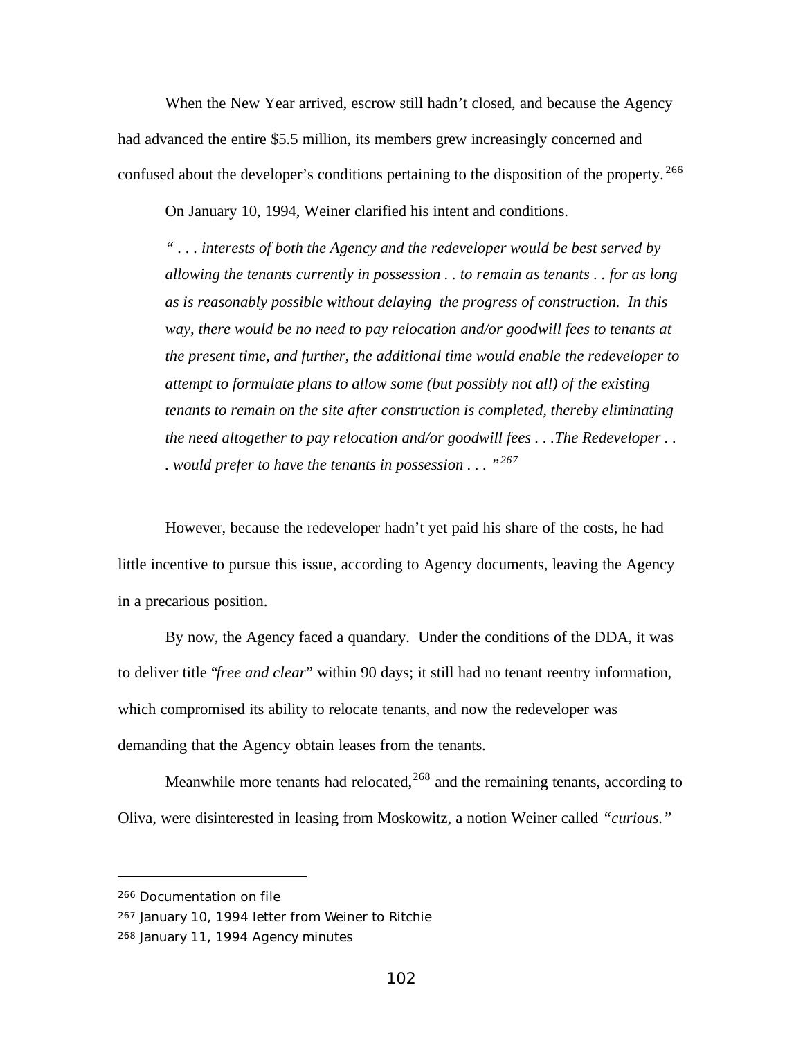When the New Year arrived, escrow still hadn't closed, and because the Agency had advanced the entire $5.5 million, its members grew increasingly concerned and confused about the developer's conditions pertaining to the disposition of the property.[266]

On January 10, 1994, Weiner clarified his intent and conditions.

> *" . . . interests of both the Agency and the redeveloper would be best served by allowing the tenants currently in possession . . to remain as tenants . . for as long as is reasonably possible without delaying the progress of construction. In this way, there would be no need to pay relocation and/or goodwill fees to tenants at the present time, and further, the additional time would enable the redeveloper to attempt to formulate plans to allow some (but possibly not all) of the existing tenants to remain on the site after construction is completed, thereby eliminating the need altogether to pay relocation and/or goodwill fees . . .The Redeveloper . . . would prefer to have the tenants in possession . . . "*[267]

However, because the redeveloper hadn't yet paid his share of the costs, he had little incentive to pursue this issue, according to Agency documents, leaving the Agency in a precarious position.

By now, the Agency faced a quandary. Under the conditions of the DDA, it was to deliver title "*free and clear*" within 90 days; it still had no tenant reentry information, which compromised its ability to relocate tenants, and now the redeveloper was demanding that the Agency obtain leases from the tenants.

Meanwhile more tenants had relocated,[268] and the remaining tenants, according to Oliva, were disinterested in leasing from Moskowitz, a notion Weiner called *"curious."*

---

[266] Documentation on file

[267] January 10, 1994 letter from Weiner to Ritchie

[268] January 11, 1994 Agency minutes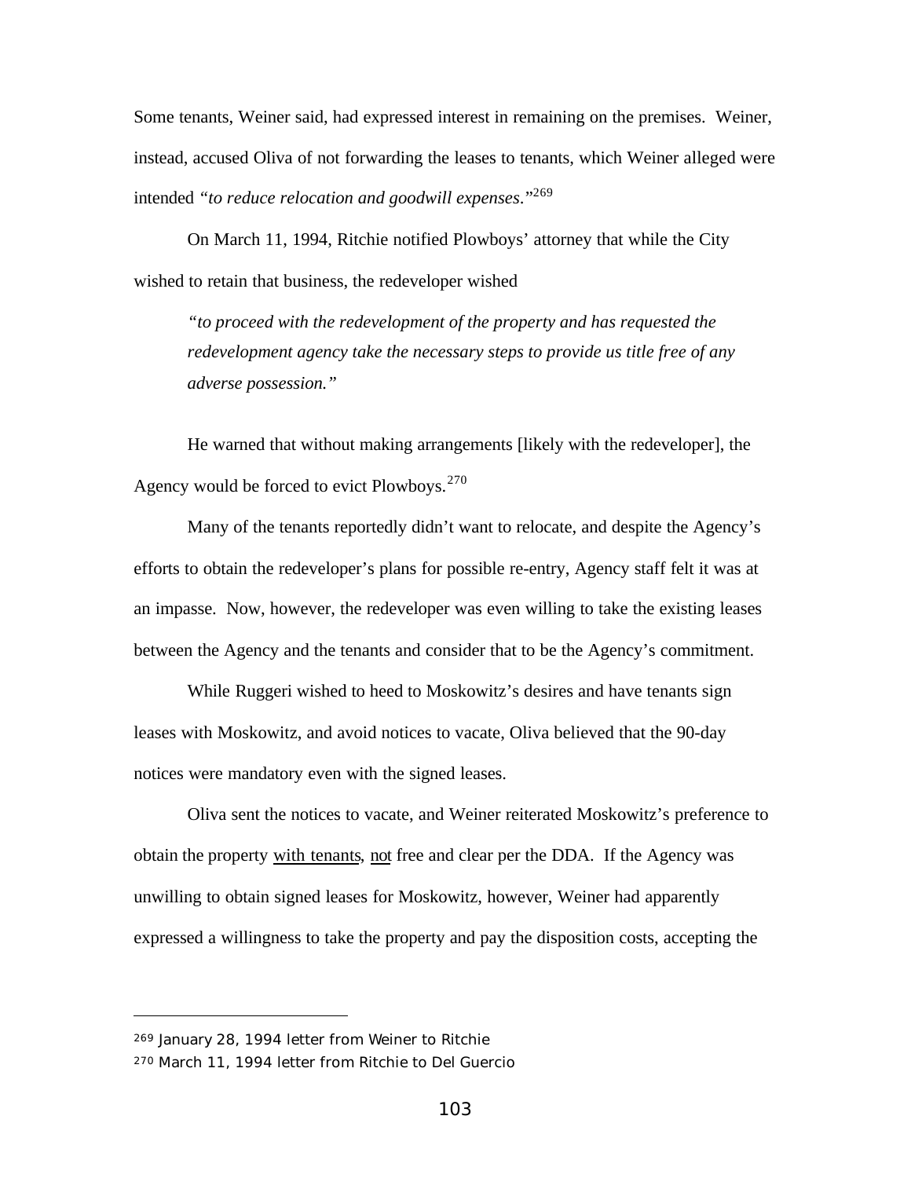Some tenants, Weiner said, had expressed interest in remaining on the premises. Weiner, instead, accused Oliva of not forwarding the leases to tenants, which Weiner alleged were intended *"to reduce relocation and goodwill expenses."*[269]

On March 11, 1994, Ritchie notified Plowboys' attorney that while the City wished to retain that business, the redeveloper wished

> *"to proceed with the redevelopment of the property and has requested the redevelopment agency take the necessary steps to provide us title free of any adverse possession."*

He warned that without making arrangements [likely with the redeveloper], the Agency would be forced to evict Plowboys.[270]

Many of the tenants reportedly didn't want to relocate, and despite the Agency's efforts to obtain the redeveloper's plans for possible re-entry, Agency staff felt it was at an impasse. Now, however, the redeveloper was even willing to take the existing leases between the Agency and the tenants and consider that to be the Agency's commitment.

While Ruggeri wished to heed to Moskowitz's desires and have tenants sign leases with Moskowitz, and avoid notices to vacate, Oliva believed that the 90-day notices were mandatory even with the signed leases.

Oliva sent the notices to vacate, and Weiner reiterated Moskowitz's preference to obtain the property <u>with tenants</u>, <u>not</u> free and clear per the DDA. If the Agency was unwilling to obtain signed leases for Moskowitz, however, Weiner had apparently expressed a willingness to take the property and pay the disposition costs, accepting the

---

[269] January 28, 1994 letter from Weiner to Ritchie

[270] March 11, 1994 letter from Ritchie to Del Guercio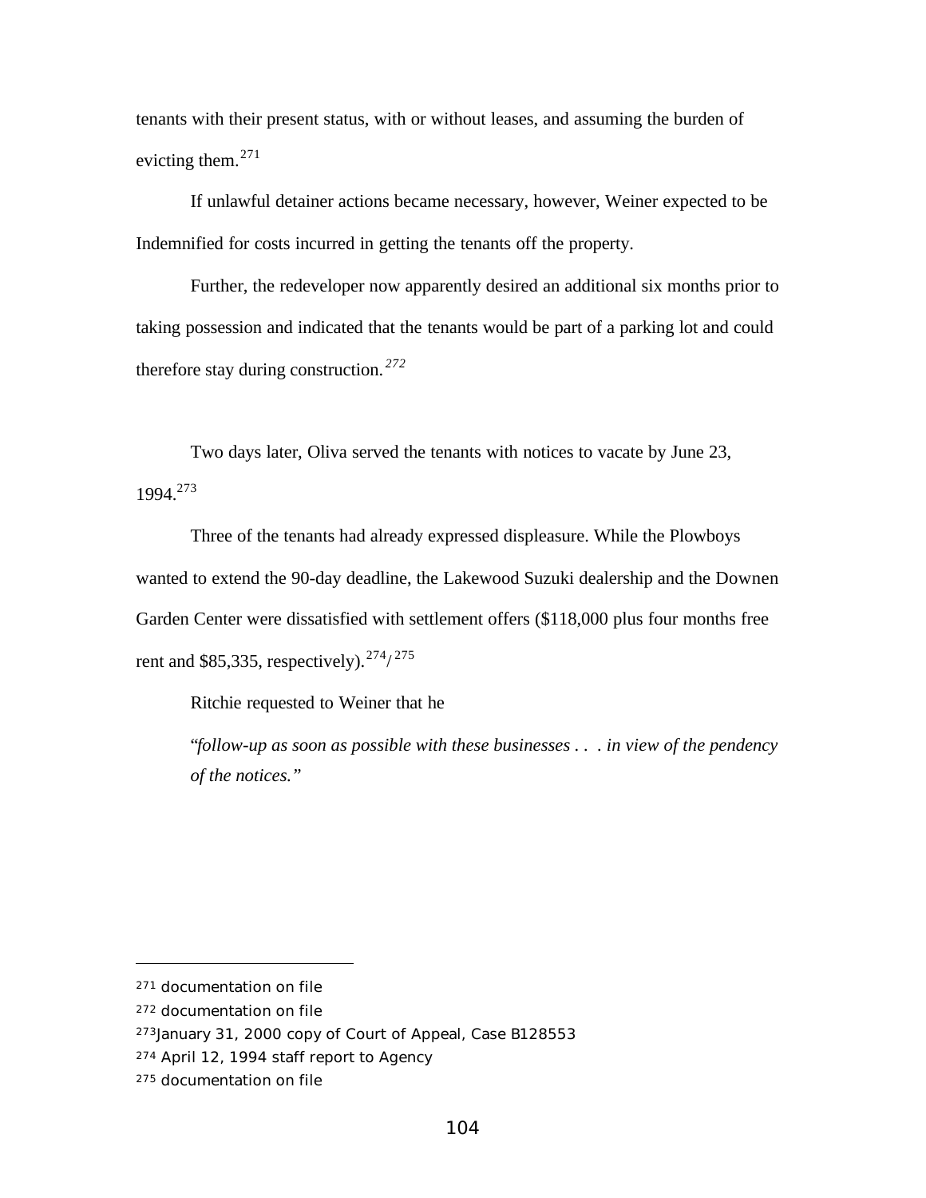tenants with their present status, with or without leases, and assuming the burden of evicting them.[271]

If unlawful detainer actions became necessary, however, Weiner expected to be Indemnified for costs incurred in getting the tenants off the property.

Further, the redeveloper now apparently desired an additional six months prior to taking possession and indicated that the tenants would be part of a parking lot and could therefore stay during construction.[272]

Two days later, Oliva served the tenants with notices to vacate by June 23, 1994.[273]

Three of the tenants had already expressed displeasure. While the Plowboys wanted to extend the 90-day deadline, the Lakewood Suzuki dealership and the Downen Garden Center were dissatisfied with settlement offers ($118,000 plus four months free rent and $85,335, respectively).[274]/[275]

Ritchie requested to Weiner that he

> "*follow-up as soon as possible with these businesses . . . in view of the pendency of the notices.*"

---

[271] documentation on file

[272] documentation on file

[273] January 31, 2000 copy of Court of Appeal, Case B128553

[274] April 12, 1994 staff report to Agency

[275] documentation on file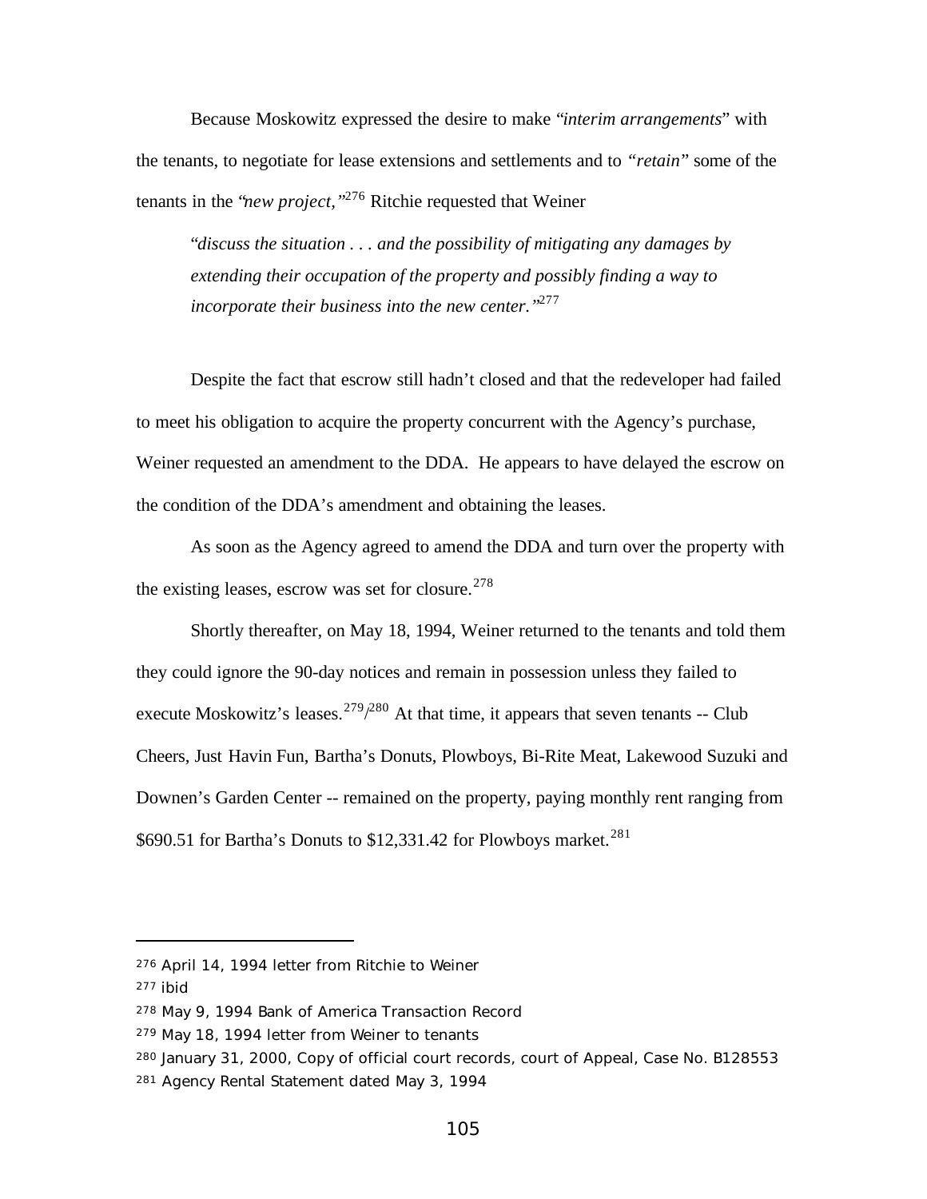Because Moskowitz expressed the desire to make "*interim arrangements*" with the tenants, to negotiate for lease extensions and settlements and to *"retain"* some of the tenants in the "*new project,"*[276] Ritchie requested that Weiner

> "*discuss the situation . . . and the possibility of mitigating any damages by extending their occupation of the property and possibly finding a way to incorporate their business into the new center."*[277]

Despite the fact that escrow still hadn't closed and that the redeveloper had failed to meet his obligation to acquire the property concurrent with the Agency's purchase, Weiner requested an amendment to the DDA. He appears to have delayed the escrow on the condition of the DDA's amendment and obtaining the leases.

As soon as the Agency agreed to amend the DDA and turn over the property with the existing leases, escrow was set for closure.[278]

Shortly thereafter, on May 18, 1994, Weiner returned to the tenants and told them they could ignore the 90-day notices and remain in possession unless they failed to execute Moskowitz's leases.[279]/[280] At that time, it appears that seven tenants -- Club Cheers, Just Havin Fun, Bartha's Donuts, Plowboys, Bi-Rite Meat, Lakewood Suzuki and Downen's Garden Center -- remained on the property, paying monthly rent ranging from $690.51 for Bartha's Donuts to $12,331.42 for Plowboys market.[281]

---

[276] April 14, 1994 letter from Ritchie to Weiner
[277] ibid
[278] May 9, 1994 Bank of America Transaction Record
[279] May 18, 1994 letter from Weiner to tenants
[280] January 31, 2000, Copy of official court records, court of Appeal, Case No. B128553
[281] Agency Rental Statement dated May 3, 1994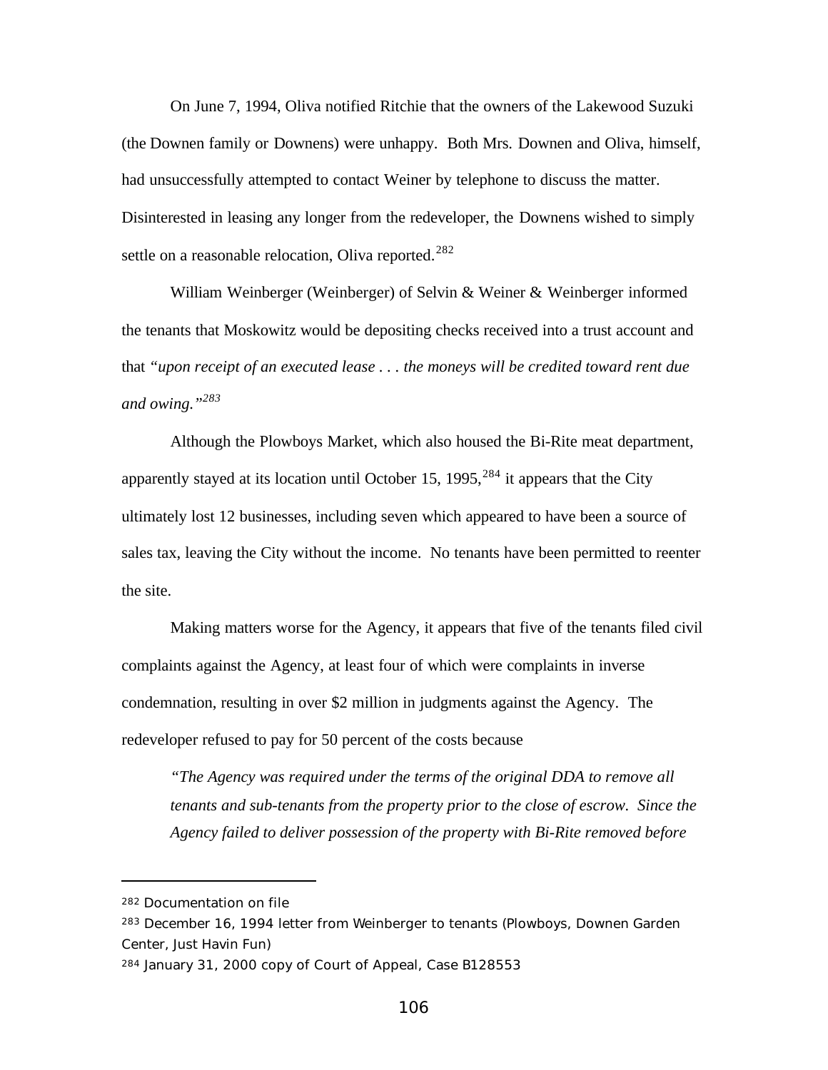On June 7, 1994, Oliva notified Ritchie that the owners of the Lakewood Suzuki (the Downen family or Downens) were unhappy. Both Mrs. Downen and Oliva, himself, had unsuccessfully attempted to contact Weiner by telephone to discuss the matter. Disinterested in leasing any longer from the redeveloper, the Downens wished to simply settle on a reasonable relocation, Oliva reported.[282]

William Weinberger (Weinberger) of Selvin & Weiner & Weinberger informed the tenants that Moskowitz would be depositing checks received into a trust account and that *"upon receipt of an executed lease . . . the moneys will be credited toward rent due and owing."*[283]

Although the Plowboys Market, which also housed the Bi-Rite meat department, apparently stayed at its location until October 15, 1995,[284] it appears that the City ultimately lost 12 businesses, including seven which appeared to have been a source of sales tax, leaving the City without the income. No tenants have been permitted to reenter the site.

Making matters worse for the Agency, it appears that five of the tenants filed civil complaints against the Agency, at least four of which were complaints in inverse condemnation, resulting in over $2 million in judgments against the Agency. The redeveloper refused to pay for 50 percent of the costs because

> *"The Agency was required under the terms of the original DDA to remove all tenants and sub-tenants from the property prior to the close of escrow. Since the Agency failed to deliver possession of the property with Bi-Rite removed before*

---

[282] Documentation on file

[283] December 16, 1994 letter from Weinberger to tenants (Plowboys, Downen Garden Center, Just Havin Fun)

[284] January 31, 2000 copy of Court of Appeal, Case B128553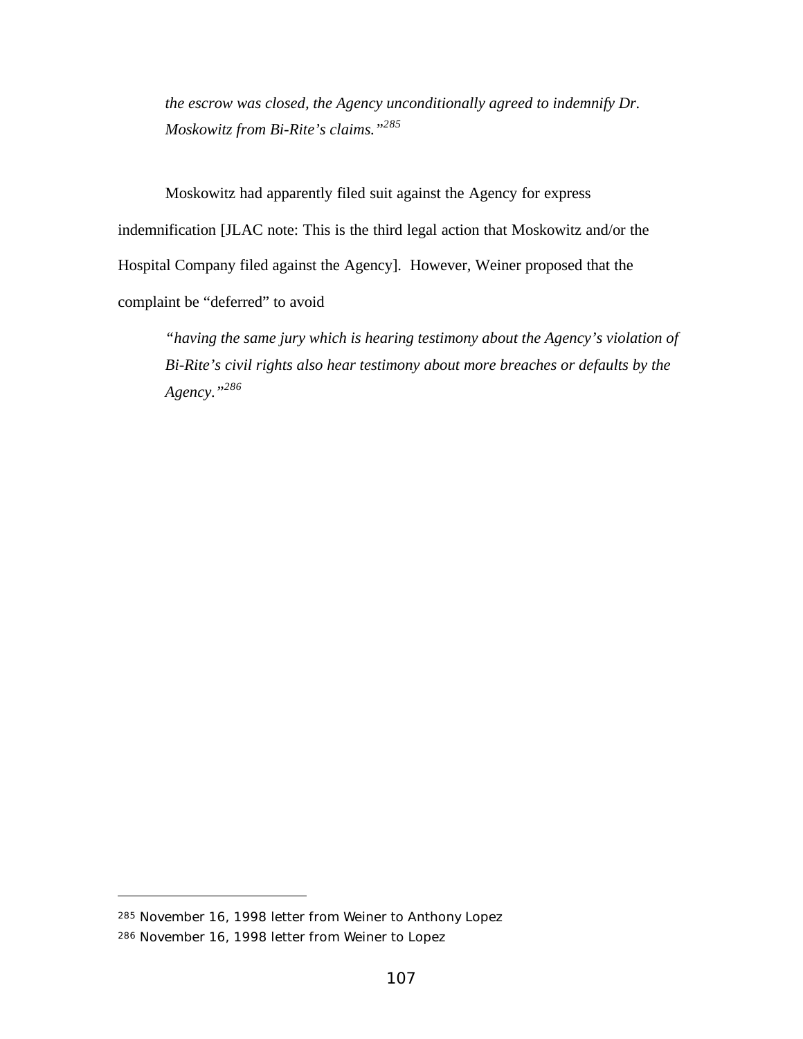> *the escrow was closed, the Agency unconditionally agreed to indemnify Dr. Moskowitz from Bi-Rite's claims."*[285]

Moskowitz had apparently filed suit against the Agency for express indemnification [JLAC note: This is the third legal action that Moskowitz and/or the Hospital Company filed against the Agency]. However, Weiner proposed that the complaint be "deferred" to avoid

> *"having the same jury which is hearing testimony about the Agency's violation of Bi-Rite's civil rights also hear testimony about more breaches or defaults by the Agency."*[286]

---

[285] November 16, 1998 letter from Weiner to Anthony Lopez

[286] November 16, 1998 letter from Weiner to Lopez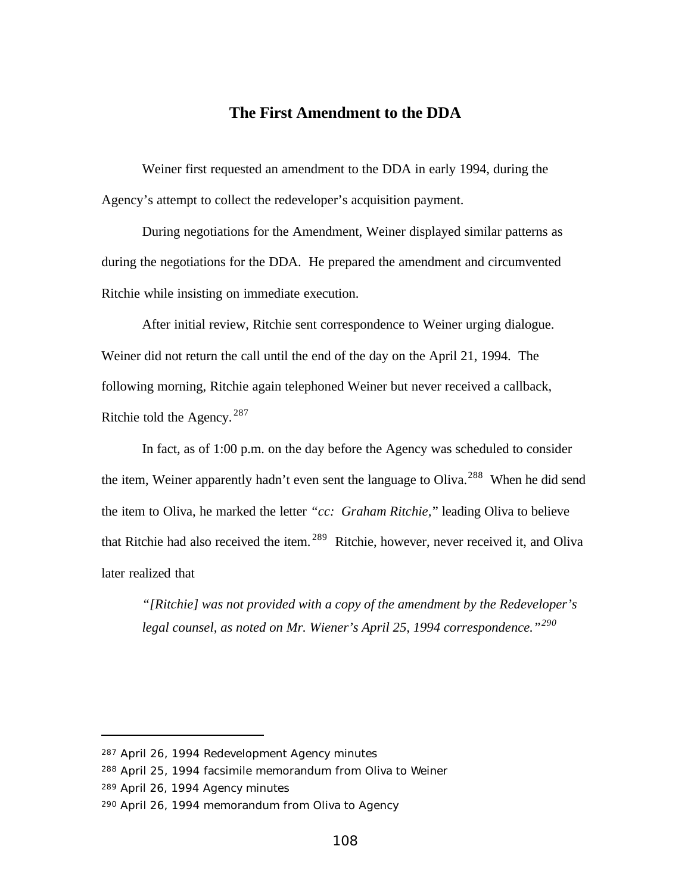## The First Amendment to the DDA

Weiner first requested an amendment to the DDA in early 1994, during the Agency's attempt to collect the redeveloper's acquisition payment.

During negotiations for the Amendment, Weiner displayed similar patterns as during the negotiations for the DDA. He prepared the amendment and circumvented Ritchie while insisting on immediate execution.

After initial review, Ritchie sent correspondence to Weiner urging dialogue. Weiner did not return the call until the end of the day on the April 21, 1994. The following morning, Ritchie again telephoned Weiner but never received a callback, Ritchie told the Agency.[287]

In fact, as of 1:00 p.m. on the day before the Agency was scheduled to consider the item, Weiner apparently hadn't even sent the language to Oliva.[288] When he did send the item to Oliva, he marked the letter *"cc: Graham Ritchie,"* leading Oliva to believe that Ritchie had also received the item.[289] Ritchie, however, never received it, and Oliva later realized that

> *"[Ritchie] was not provided with a copy of the amendment by the Redeveloper's legal counsel, as noted on Mr. Wiener's April 25, 1994 correspondence."*[290]

---

[287] April 26, 1994 Redevelopment Agency minutes

[288] April 25, 1994 facsimile memorandum from Oliva to Weiner

[289] April 26, 1994 Agency minutes

[290] April 26, 1994 memorandum from Oliva to Agency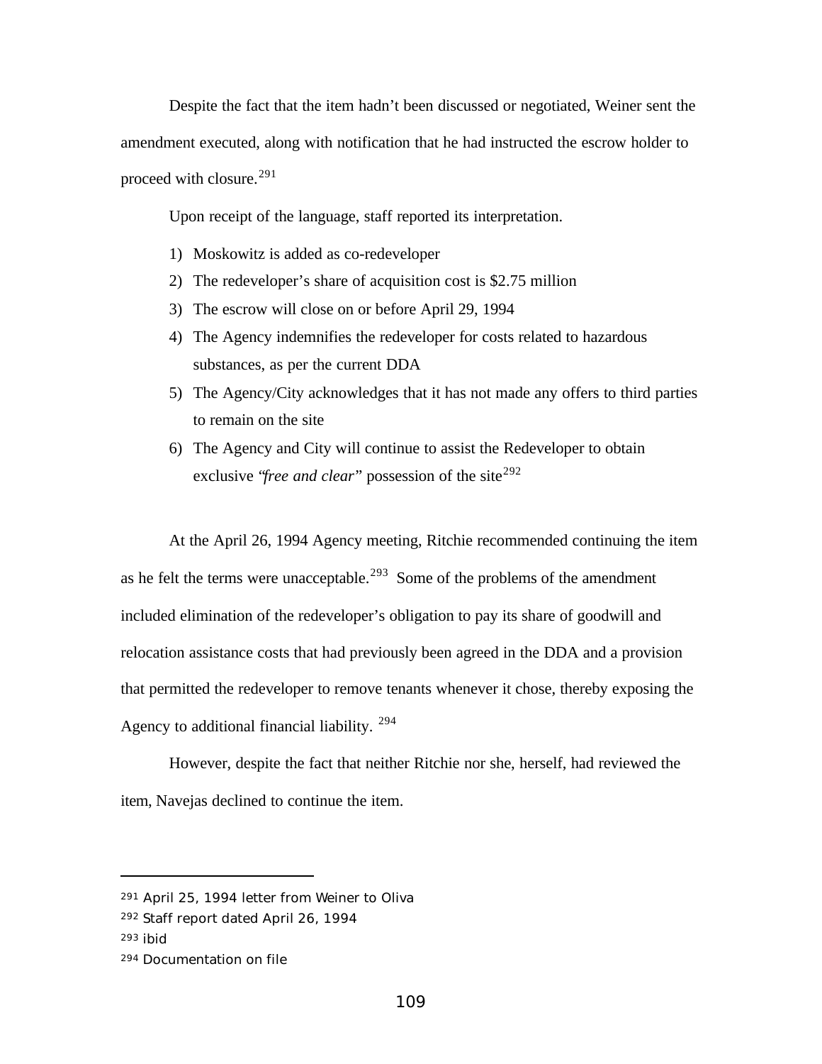Despite the fact that the item hadn't been discussed or negotiated, Weiner sent the amendment executed, along with notification that he had instructed the escrow holder to proceed with closure.[291]

Upon receipt of the language, staff reported its interpretation.

1) Moskowitz is added as co-redeveloper
2) The redeveloper's share of acquisition cost is $2.75 million
3) The escrow will close on or before April 29, 1994
4) The Agency indemnifies the redeveloper for costs related to hazardous substances, as per the current DDA
5) The Agency/City acknowledges that it has not made any offers to third parties to remain on the site
6) The Agency and City will continue to assist the Redeveloper to obtain exclusive "*free and clear*" possession of the site[292]

At the April 26, 1994 Agency meeting, Ritchie recommended continuing the item as he felt the terms were unacceptable.[293] Some of the problems of the amendment included elimination of the redeveloper's obligation to pay its share of goodwill and relocation assistance costs that had previously been agreed in the DDA and a provision that permitted the redeveloper to remove tenants whenever it chose, thereby exposing the Agency to additional financial liability. [294]

However, despite the fact that neither Ritchie nor she, herself, had reviewed the item, Navejas declined to continue the item.

---

[291] April 25, 1994 letter from Weiner to Oliva

[292] Staff report dated April 26, 1994

[293] ibid

[294] Documentation on file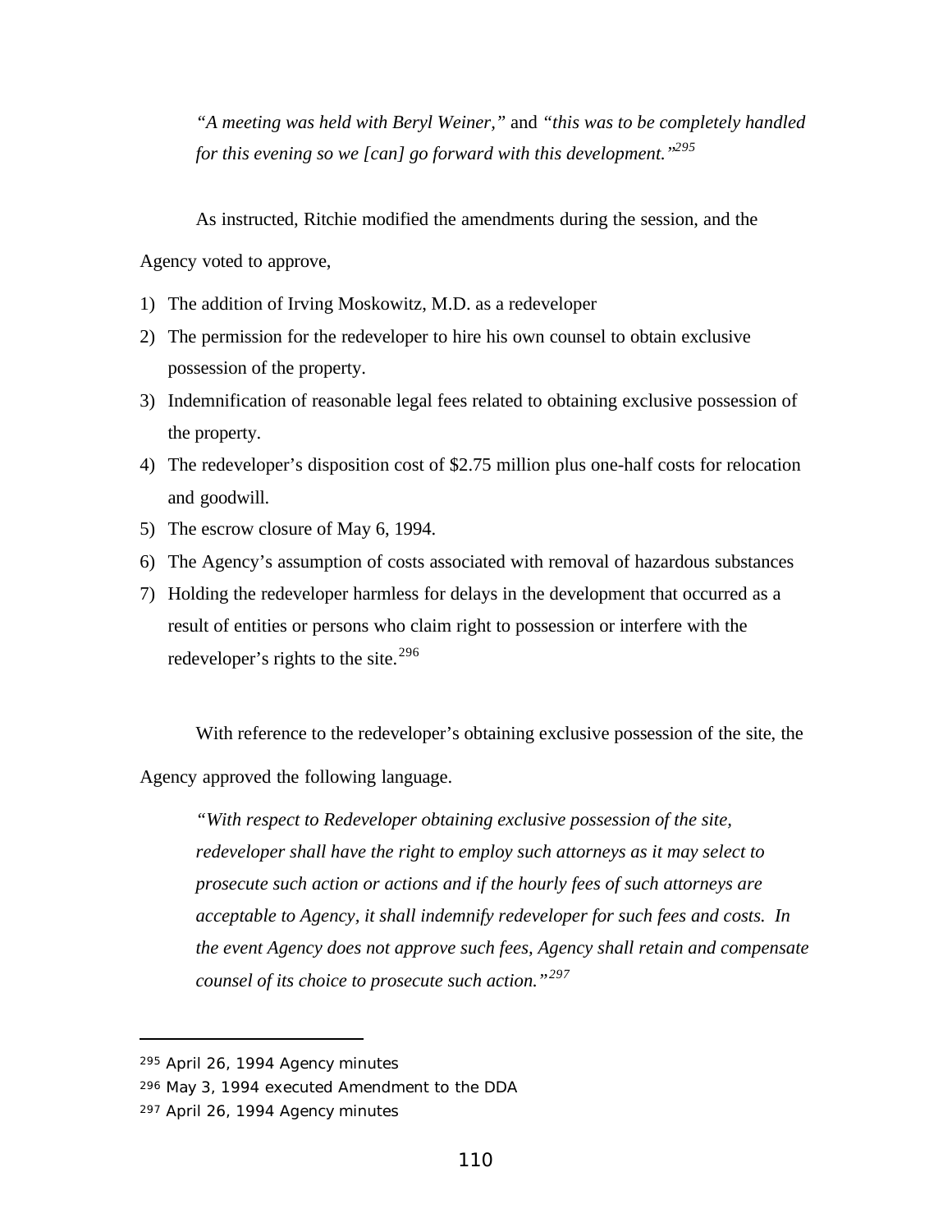*"A meeting was held with Beryl Weiner,"* and *"this was to be completely handled for this evening so we [can] go forward with this development."*[295]

As instructed, Ritchie modified the amendments during the session, and the Agency voted to approve,

1) The addition of Irving Moskowitz, M.D. as a redeveloper
2) The permission for the redeveloper to hire his own counsel to obtain exclusive possession of the property.
3) Indemnification of reasonable legal fees related to obtaining exclusive possession of the property.
4) The redeveloper's disposition cost of $2.75 million plus one-half costs for relocation and goodwill.
5) The escrow closure of May 6, 1994.
6) The Agency's assumption of costs associated with removal of hazardous substances
7) Holding the redeveloper harmless for delays in the development that occurred as a result of entities or persons who claim right to possession or interfere with the redeveloper's rights to the site.[296]

With reference to the redeveloper's obtaining exclusive possession of the site, the Agency approved the following language.

*"With respect to Redeveloper obtaining exclusive possession of the site, redeveloper shall have the right to employ such attorneys as it may select to prosecute such action or actions and if the hourly fees of such attorneys are acceptable to Agency, it shall indemnify redeveloper for such fees and costs. In the event Agency does not approve such fees, Agency shall retain and compensate counsel of its choice to prosecute such action."*[297]

---

[295] April 26, 1994 Agency minutes

[296] May 3, 1994 executed Amendment to the DDA

[297] April 26, 1994 Agency minutes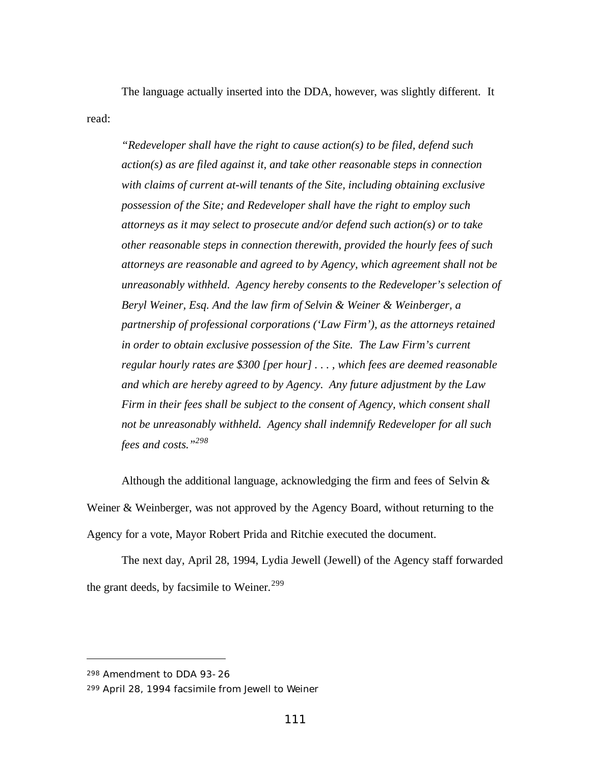The language actually inserted into the DDA, however, was slightly different. It read:

> *"Redeveloper shall have the right to cause action(s) to be filed, defend such action(s) as are filed against it, and take other reasonable steps in connection with claims of current at-will tenants of the Site, including obtaining exclusive possession of the Site; and Redeveloper shall have the right to employ such attorneys as it may select to prosecute and/or defend such action(s) or to take other reasonable steps in connection therewith, provided the hourly fees of such attorneys are reasonable and agreed to by Agency, which agreement shall not be unreasonably withheld. Agency hereby consents to the Redeveloper's selection of Beryl Weiner, Esq. And the law firm of Selvin & Weiner & Weinberger, a partnership of professional corporations ('Law Firm'), as the attorneys retained in order to obtain exclusive possession of the Site. The Law Firm's current regular hourly rates are $300 [per hour] . . . , which fees are deemed reasonable and which are hereby agreed to by Agency. Any future adjustment by the Law Firm in their fees shall be subject to the consent of Agency, which consent shall not be unreasonably withheld. Agency shall indemnify Redeveloper for all such fees and costs."*[298]

Although the additional language, acknowledging the firm and fees of Selvin & Weiner & Weinberger, was not approved by the Agency Board, without returning to the Agency for a vote, Mayor Robert Prida and Ritchie executed the document.

The next day, April 28, 1994, Lydia Jewell (Jewell) of the Agency staff forwarded the grant deeds, by facsimile to Weiner.[299]

---

[298] Amendment to DDA 93-26

[299] April 28, 1994 facsimile from Jewell to Weiner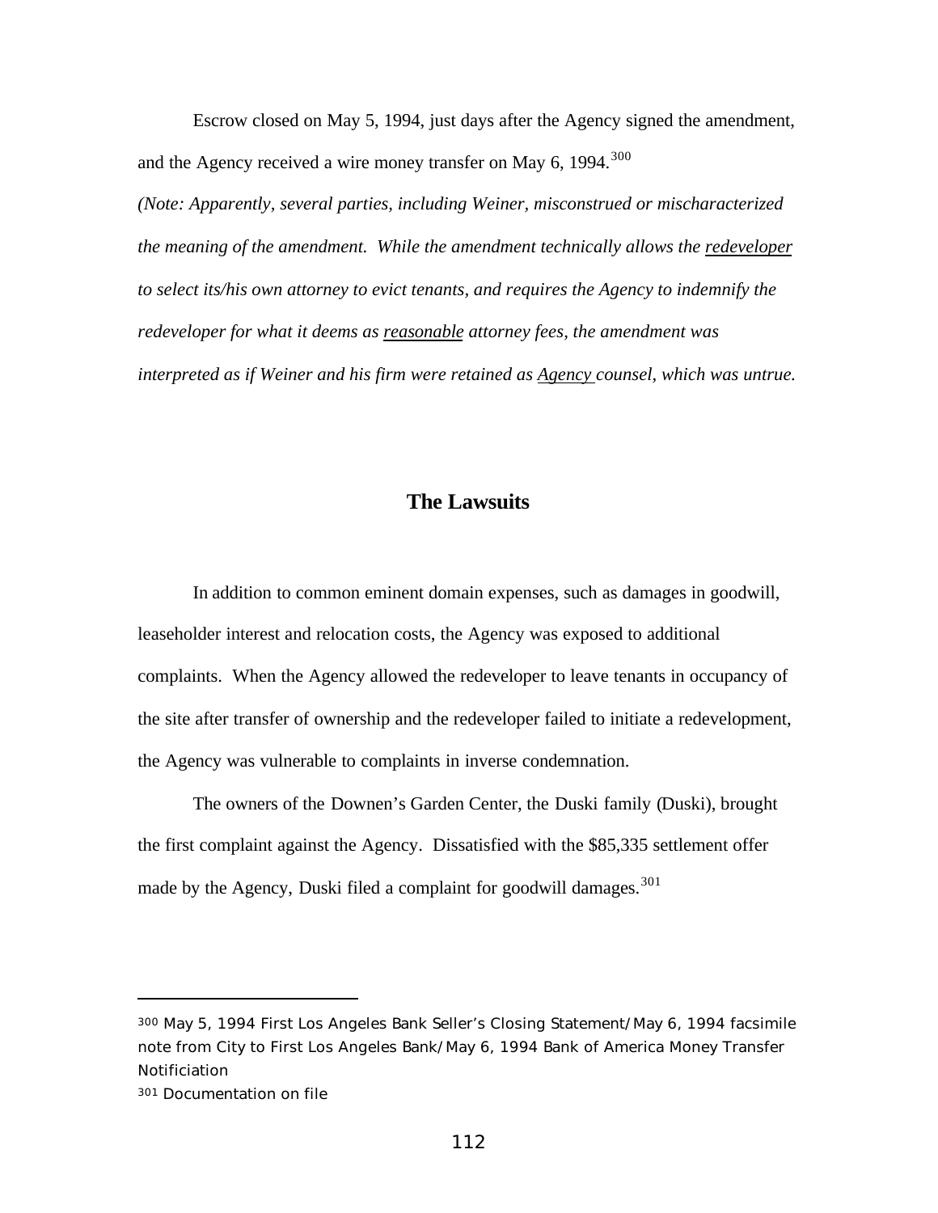Escrow closed on May 5, 1994, just days after the Agency signed the amendment, and the Agency received a wire money transfer on May 6, 1994.[300]

*(Note: Apparently, several parties, including Weiner, misconstrued or mischaracterized the meaning of the amendment. While the amendment technically allows the <u>redeveloper</u> to select its/his own attorney to evict tenants, and requires the Agency to indemnify the redeveloper for what it deems as <u>reasonable</u> attorney fees, the amendment was interpreted as if Weiner and his firm were retained as <u>Agency</u> counsel, which was untrue.*

## The Lawsuits

In addition to common eminent domain expenses, such as damages in goodwill, leaseholder interest and relocation costs, the Agency was exposed to additional complaints. When the Agency allowed the redeveloper to leave tenants in occupancy of the site after transfer of ownership and the redeveloper failed to initiate a redevelopment, the Agency was vulnerable to complaints in inverse condemnation.

The owners of the Downen's Garden Center, the Duski family (Duski), brought the first complaint against the Agency. Dissatisfied with the $85,335 settlement offer made by the Agency, Duski filed a complaint for goodwill damages.[301]

---

[300] May 5, 1994 First Los Angeles Bank Seller's Closing Statement/May 6, 1994 facsimile note from City to First Los Angeles Bank/May 6, 1994 Bank of America Money Transfer Notificiation

[301] Documentation on file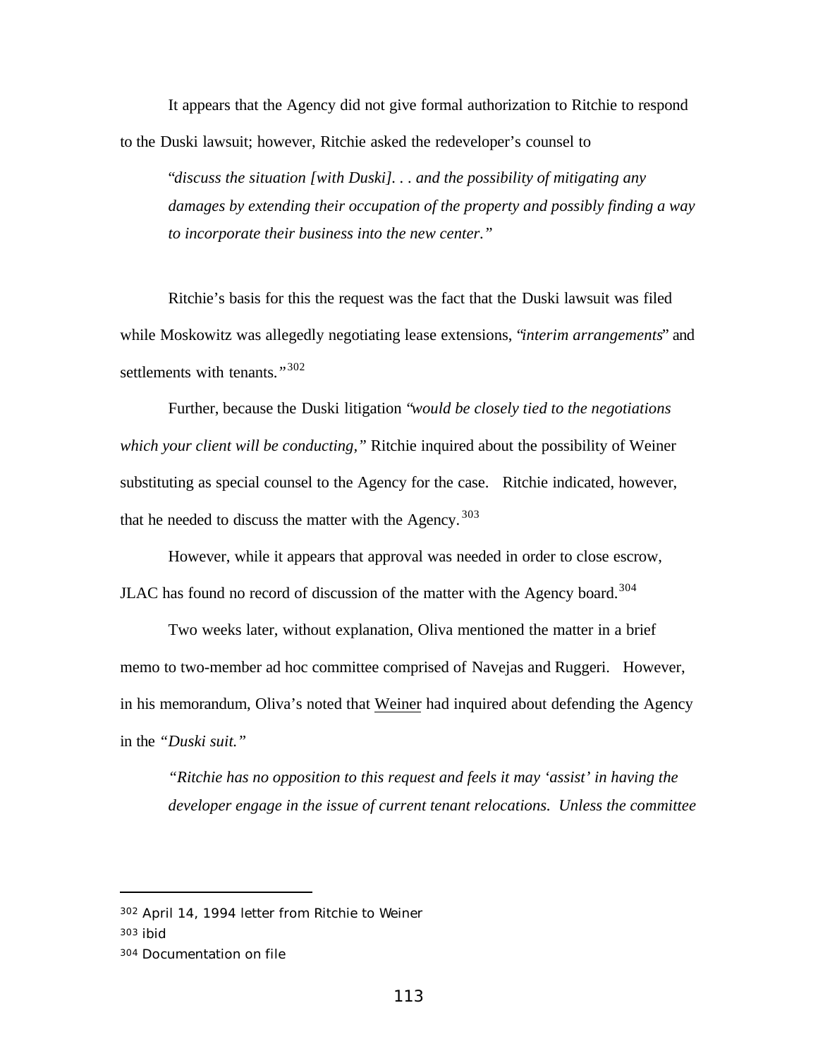It appears that the Agency did not give formal authorization to Ritchie to respond to the Duski lawsuit; however, Ritchie asked the redeveloper's counsel to

> "*discuss the situation [with Duski]. . . and the possibility of mitigating any damages by extending their occupation of the property and possibly finding a way to incorporate their business into the new center."*

Ritchie's basis for this the request was the fact that the Duski lawsuit was filed while Moskowitz was allegedly negotiating lease extensions, "*interim arrangements*" and settlements with tenants.*"*[302]

Further, because the Duski litigation "*would be closely tied to the negotiations which your client will be conducting,"* Ritchie inquired about the possibility of Weiner substituting as special counsel to the Agency for the case. Ritchie indicated, however, that he needed to discuss the matter with the Agency.[303]

However, while it appears that approval was needed in order to close escrow, JLAC has found no record of discussion of the matter with the Agency board.[304]

Two weeks later, without explanation, Oliva mentioned the matter in a brief memo to two-member ad hoc committee comprised of Navejas and Ruggeri. However, in his memorandum, Oliva's noted that <u>Weiner</u> had inquired about defending the Agency in the *"Duski suit."*

> *"Ritchie has no opposition to this request and feels it may 'assist' in having the developer engage in the issue of current tenant relocations. Unless the committee*

---

[302] April 14, 1994 letter from Ritchie to Weiner

[303] ibid

[304] Documentation on file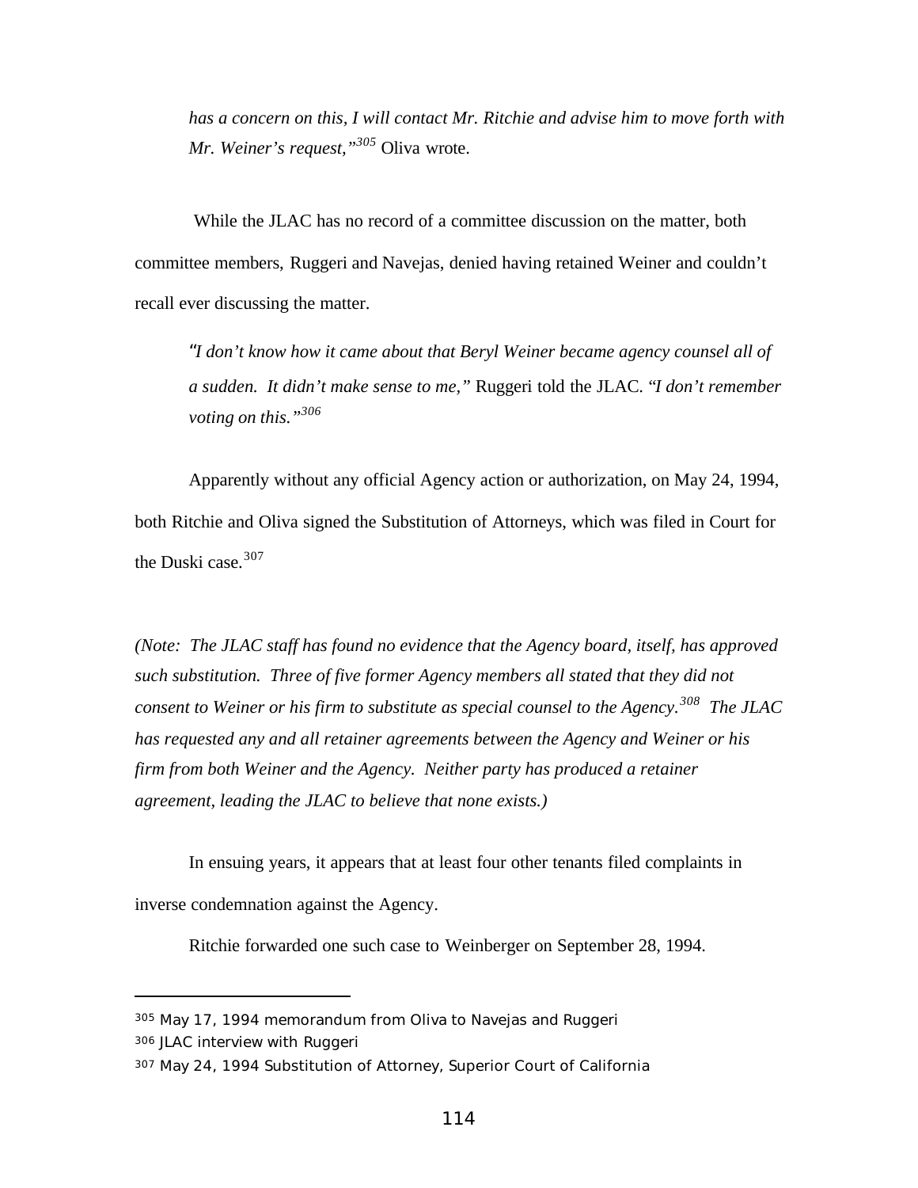*has a concern on this, I will contact Mr. Ritchie and advise him to move forth with Mr. Weiner's request,"*[305] Oliva wrote.

While the JLAC has no record of a committee discussion on the matter, both committee members, Ruggeri and Navejas, denied having retained Weiner and couldn't recall ever discussing the matter.

*"I don't know how it came about that Beryl Weiner became agency counsel all of a sudden. It didn't make sense to me,"* Ruggeri told the JLAC. "*I don't remember voting on this."*[306]

Apparently without any official Agency action or authorization, on May 24, 1994, both Ritchie and Oliva signed the Substitution of Attorneys, which was filed in Court for the Duski case.[307]

*(Note: The JLAC staff has found no evidence that the Agency board, itself, has approved such substitution. Three of five former Agency members all stated that they did not consent to Weiner or his firm to substitute as special counsel to the Agency.[308] The JLAC has requested any and all retainer agreements between the Agency and Weiner or his firm from both Weiner and the Agency. Neither party has produced a retainer agreement, leading the JLAC to believe that none exists.)*

In ensuing years, it appears that at least four other tenants filed complaints in inverse condemnation against the Agency.

Ritchie forwarded one such case to Weinberger on September 28, 1994.

---

[305] May 17, 1994 memorandum from Oliva to Navejas and Ruggeri

[306] JLAC interview with Ruggeri

[307] May 24, 1994 Substitution of Attorney, Superior Court of California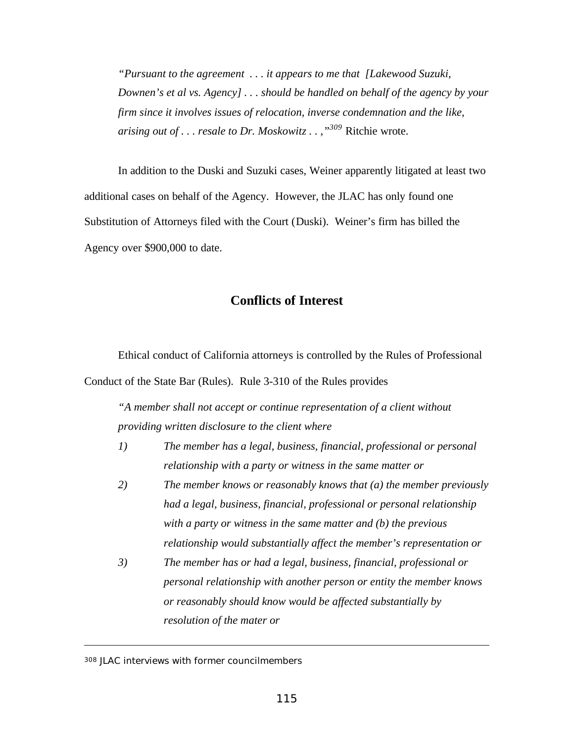*"Pursuant to the agreement . . . it appears to me that [Lakewood Suzuki, Downen's et al vs. Agency] . . . should be handled on behalf of the agency by your firm since it involves issues of relocation, inverse condemnation and the like, arising out of . . . resale to Dr. Moskowitz . . ,"*[309] Ritchie wrote.

In addition to the Duski and Suzuki cases, Weiner apparently litigated at least two additional cases on behalf of the Agency. However, the JLAC has only found one Substitution of Attorneys filed with the Court (Duski). Weiner's firm has billed the Agency over $900,000 to date.

## Conflicts of Interest

Ethical conduct of California attorneys is controlled by the Rules of Professional Conduct of the State Bar (Rules). Rule 3-310 of the Rules provides

*"A member shall not accept or continue representation of a client without providing written disclosure to the client where*

*1) The member has a legal, business, financial, professional or personal relationship with a party or witness in the same matter or*

*2) The member knows or reasonably knows that (a) the member previously had a legal, business, financial, professional or personal relationship with a party or witness in the same matter and (b) the previous relationship would substantially affect the member's representation or*

*3) The member has or had a legal, business, financial, professional or personal relationship with another person or entity the member knows or reasonably should know would be affected substantially by resolution of the mater or*

---

[308] JLAC interviews with former councilmembers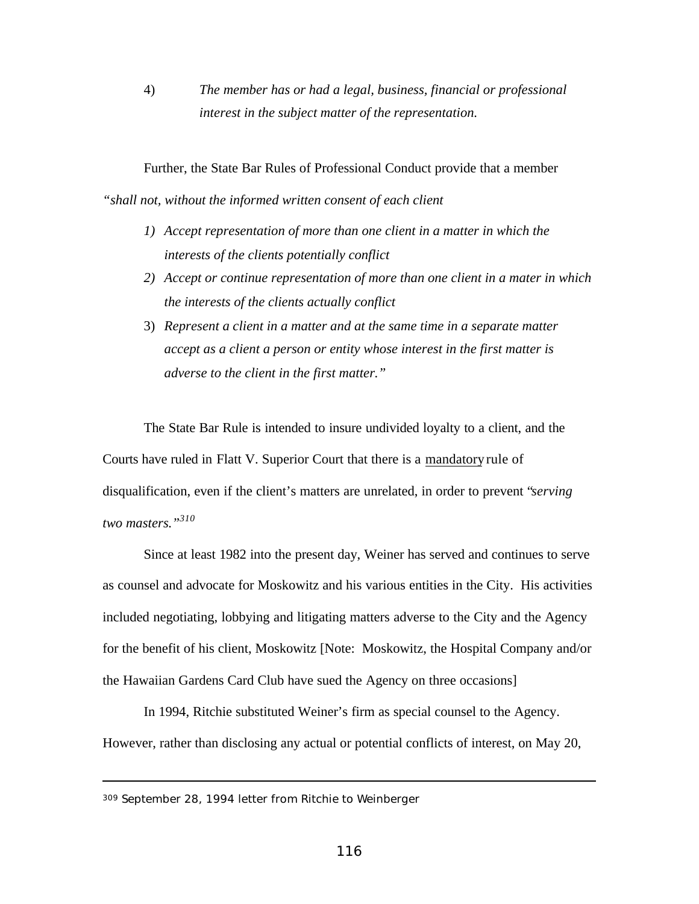4) *The member has or had a legal, business, financial or professional interest in the subject matter of the representation.*

Further, the State Bar Rules of Professional Conduct provide that a member *"shall not, without the informed written consent of each client*

1) *Accept representation of more than one client in a matter in which the interests of the clients potentially conflict*
2) *Accept or continue representation of more than one client in a mater in which the interests of the clients actually conflict*
3) *Represent a client in a matter and at the same time in a separate matter accept as a client a person or entity whose interest in the first matter is adverse to the client in the first matter."*

The State Bar Rule is intended to insure undivided loyalty to a client, and the Courts have ruled in Flatt V. Superior Court that there is a mandatory rule of disqualification, even if the client's matters are unrelated, in order to prevent "*serving two masters.*"[310]

Since at least 1982 into the present day, Weiner has served and continues to serve as counsel and advocate for Moskowitz and his various entities in the City. His activities included negotiating, lobbying and litigating matters adverse to the City and the Agency for the benefit of his client, Moskowitz [Note: Moskowitz, the Hospital Company and/or the Hawaiian Gardens Card Club have sued the Agency on three occasions]

In 1994, Ritchie substituted Weiner's firm as special counsel to the Agency. However, rather than disclosing any actual or potential conflicts of interest, on May 20,

---

[309] September 28, 1994 letter from Ritchie to Weinberger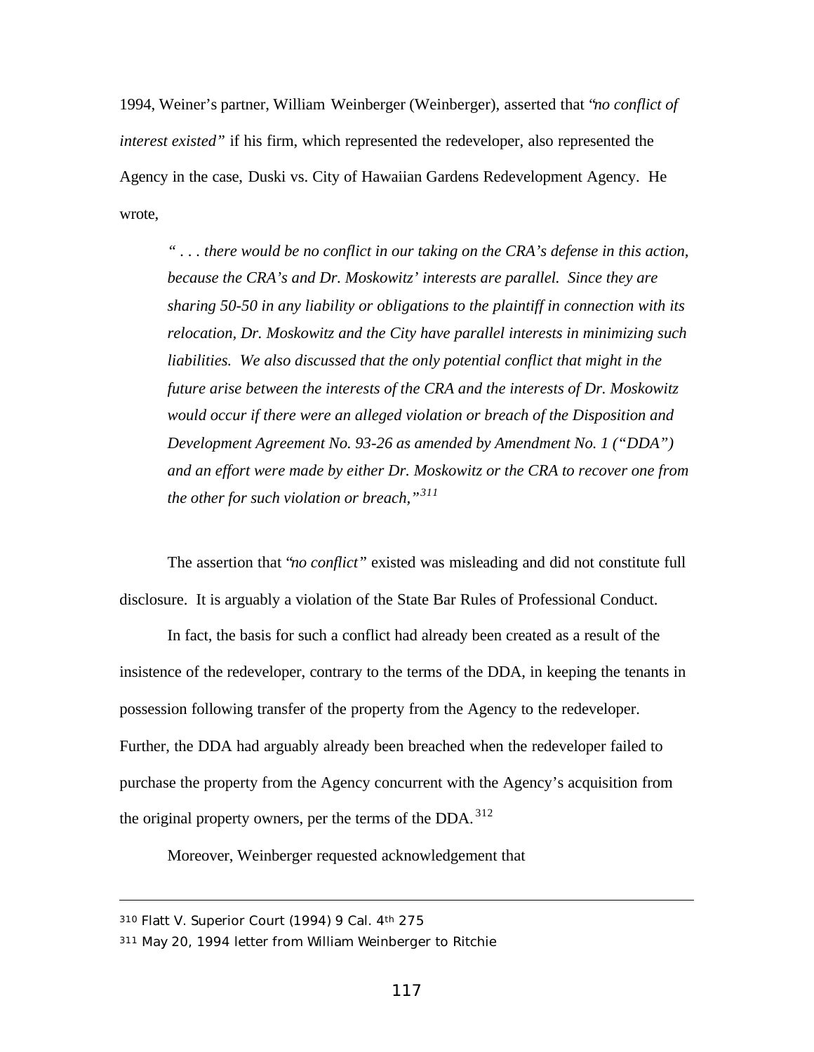1994, Weiner's partner, William Weinberger (Weinberger), asserted that "*no conflict of interest existed*" if his firm, which represented the redeveloper, also represented the Agency in the case, Duski vs. City of Hawaiian Gardens Redevelopment Agency. He wrote,

> *" . . . there would be no conflict in our taking on the CRA's defense in this action, because the CRA's and Dr. Moskowitz' interests are parallel. Since they are sharing 50-50 in any liability or obligations to the plaintiff in connection with its relocation, Dr. Moskowitz and the City have parallel interests in minimizing such liabilities. We also discussed that the only potential conflict that might in the future arise between the interests of the CRA and the interests of Dr. Moskowitz would occur if there were an alleged violation or breach of the Disposition and Development Agreement No. 93-26 as amended by Amendment No. 1 ("DDA") and an effort were made by either Dr. Moskowitz or the CRA to recover one from the other for such violation or breach,"*[311]

The assertion that "*no conflict*" existed was misleading and did not constitute full disclosure. It is arguably a violation of the State Bar Rules of Professional Conduct.

In fact, the basis for such a conflict had already been created as a result of the insistence of the redeveloper, contrary to the terms of the DDA, in keeping the tenants in possession following transfer of the property from the Agency to the redeveloper. Further, the DDA had arguably already been breached when the redeveloper failed to purchase the property from the Agency concurrent with the Agency's acquisition from the original property owners, per the terms of the DDA.[312]

Moreover, Weinberger requested acknowledgement that

---

[310] Flatt V. Superior Court (1994) 9 Cal. 4th 275

[311] May 20, 1994 letter from William Weinberger to Ritchie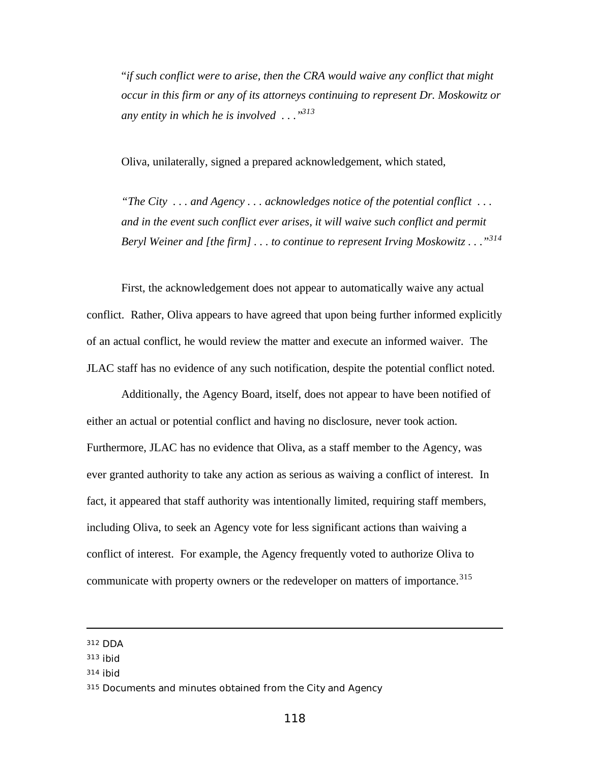"*if such conflict were to arise, then the CRA would waive any conflict that might occur in this firm or any of its attorneys continuing to represent Dr. Moskowitz or any entity in which he is involved . . .*"[313]

Oliva, unilaterally, signed a prepared acknowledgement, which stated,

*"The City . . . and Agency . . . acknowledges notice of the potential conflict . . . and in the event such conflict ever arises, it will waive such conflict and permit Beryl Weiner and [the firm] . . . to continue to represent Irving Moskowitz . . ."*[314]

First, the acknowledgement does not appear to automatically waive any actual conflict. Rather, Oliva appears to have agreed that upon being further informed explicitly of an actual conflict, he would review the matter and execute an informed waiver. The JLAC staff has no evidence of any such notification, despite the potential conflict noted.

Additionally, the Agency Board, itself, does not appear to have been notified of either an actual or potential conflict and having no disclosure, never took action. Furthermore, JLAC has no evidence that Oliva, as a staff member to the Agency, was ever granted authority to take any action as serious as waiving a conflict of interest. In fact, it appeared that staff authority was intentionally limited, requiring staff members, including Oliva, to seek an Agency vote for less significant actions than waiving a conflict of interest. For example, the Agency frequently voted to authorize Oliva to communicate with property owners or the redeveloper on matters of importance.[315]

---

[312] DDA

[313] ibid

[314] ibid

[315] Documents and minutes obtained from the City and Agency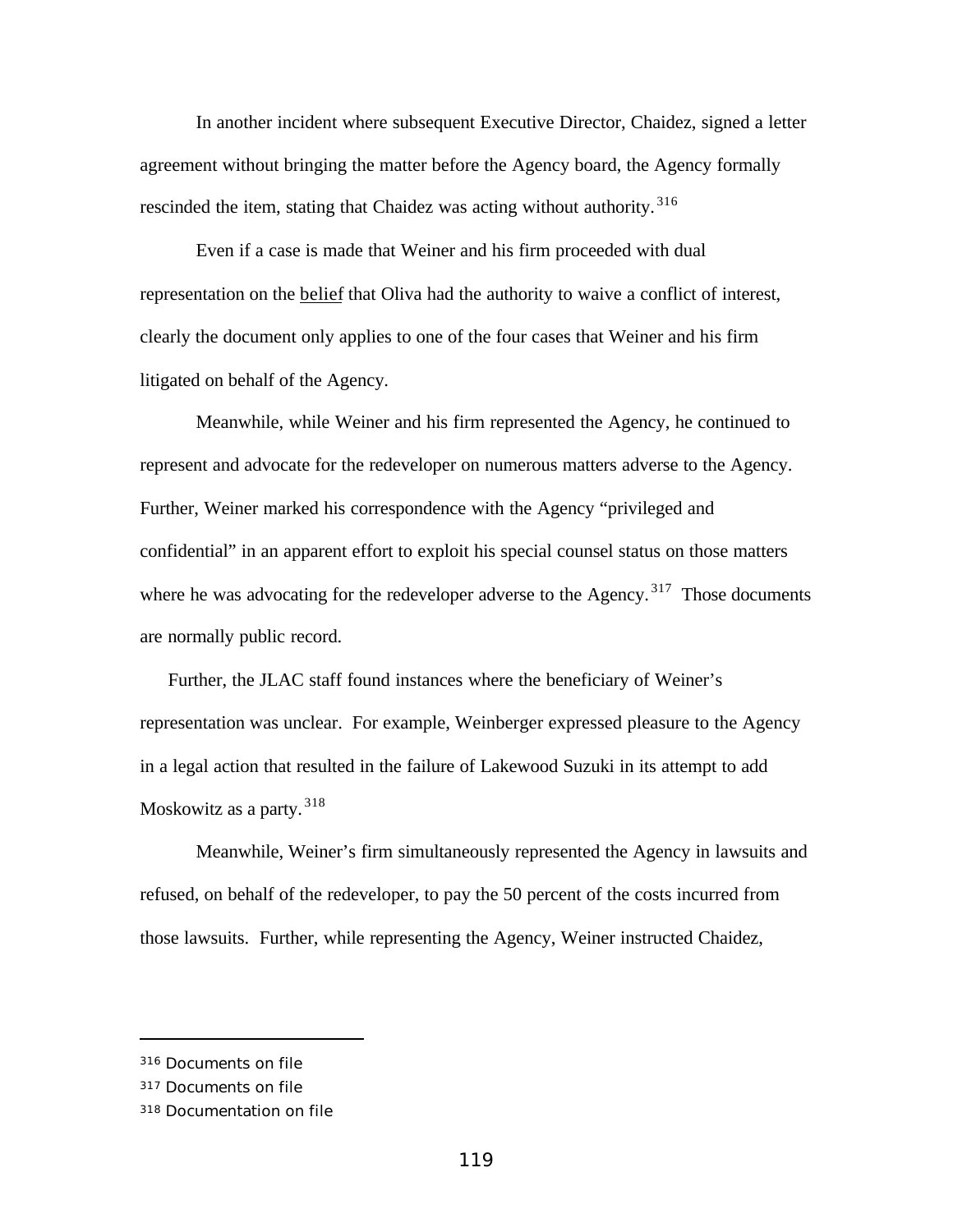In another incident where subsequent Executive Director, Chaidez, signed a letter agreement without bringing the matter before the Agency board, the Agency formally rescinded the item, stating that Chaidez was acting without authority.[316]

Even if a case is made that Weiner and his firm proceeded with dual representation on the belief that Oliva had the authority to waive a conflict of interest, clearly the document only applies to one of the four cases that Weiner and his firm litigated on behalf of the Agency.

Meanwhile, while Weiner and his firm represented the Agency, he continued to represent and advocate for the redeveloper on numerous matters adverse to the Agency. Further, Weiner marked his correspondence with the Agency "privileged and confidential" in an apparent effort to exploit his special counsel status on those matters where he was advocating for the redeveloper adverse to the Agency.[317] Those documents are normally public record.

Further, the JLAC staff found instances where the beneficiary of Weiner's representation was unclear. For example, Weinberger expressed pleasure to the Agency in a legal action that resulted in the failure of Lakewood Suzuki in its attempt to add Moskowitz as a party.[318]

Meanwhile, Weiner's firm simultaneously represented the Agency in lawsuits and refused, on behalf of the redeveloper, to pay the 50 percent of the costs incurred from those lawsuits. Further, while representing the Agency, Weiner instructed Chaidez,

---

[316] Documents on file

[317] Documents on file

[318] Documentation on file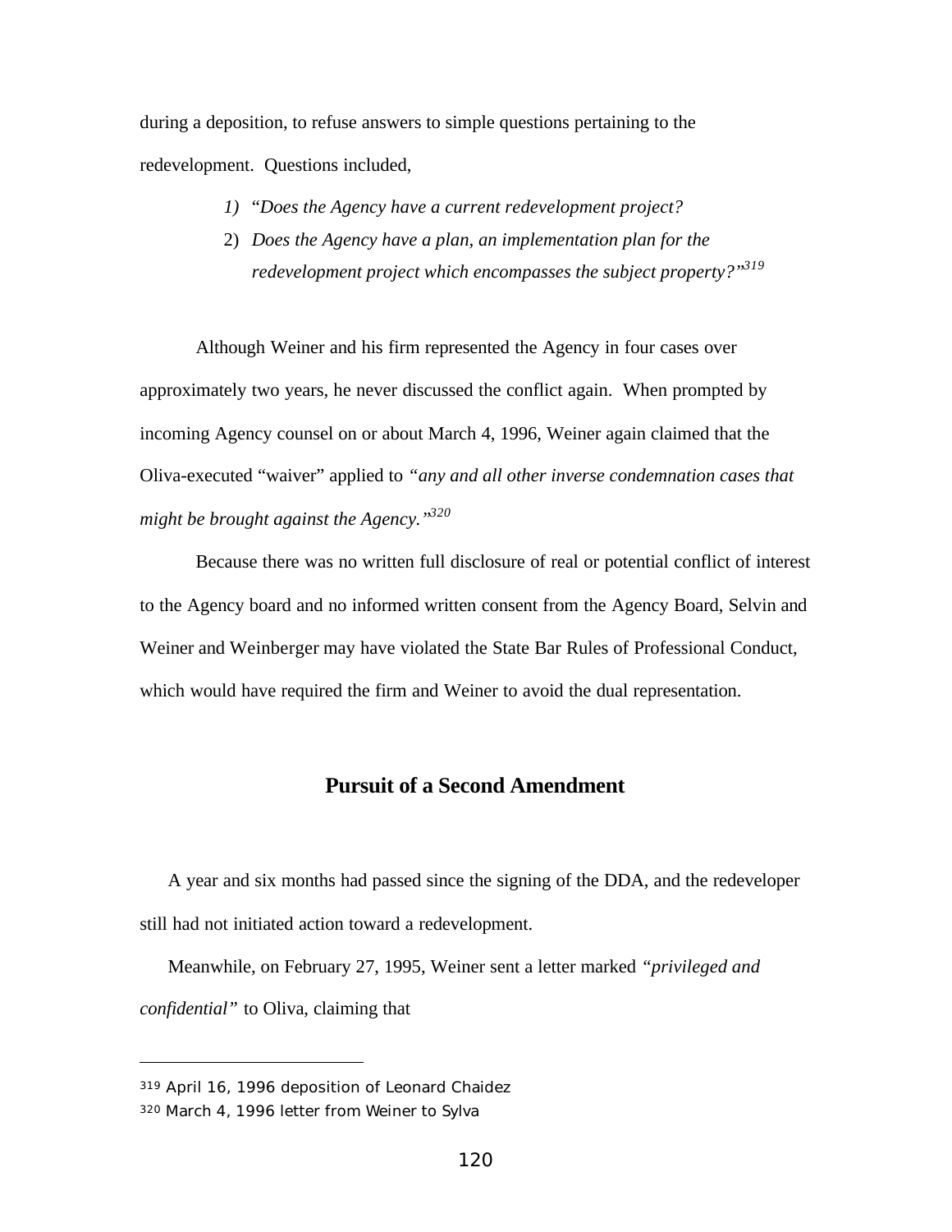during a deposition, to refuse answers to simple questions pertaining to the redevelopment. Questions included,

1) *"Does the Agency have a current redevelopment project?*
2) *Does the Agency have a plan, an implementation plan for the redevelopment project which encompasses the subject property?"*[319]

Although Weiner and his firm represented the Agency in four cases over approximately two years, he never discussed the conflict again. When prompted by incoming Agency counsel on or about March 4, 1996, Weiner again claimed that the Oliva-executed "waiver" applied to *"any and all other inverse condemnation cases that might be brought against the Agency."*[320]

Because there was no written full disclosure of real or potential conflict of interest to the Agency board and no informed written consent from the Agency Board, Selvin and Weiner and Weinberger may have violated the State Bar Rules of Professional Conduct, which would have required the firm and Weiner to avoid the dual representation.

## Pursuit of a Second Amendment

A year and six months had passed since the signing of the DDA, and the redeveloper still had not initiated action toward a redevelopment.

Meanwhile, on February 27, 1995, Weiner sent a letter marked *"privileged and confidential"* to Oliva, claiming that

---

319 April 16, 1996 deposition of Leonard Chaidez

320 March 4, 1996 letter from Weiner to Sylva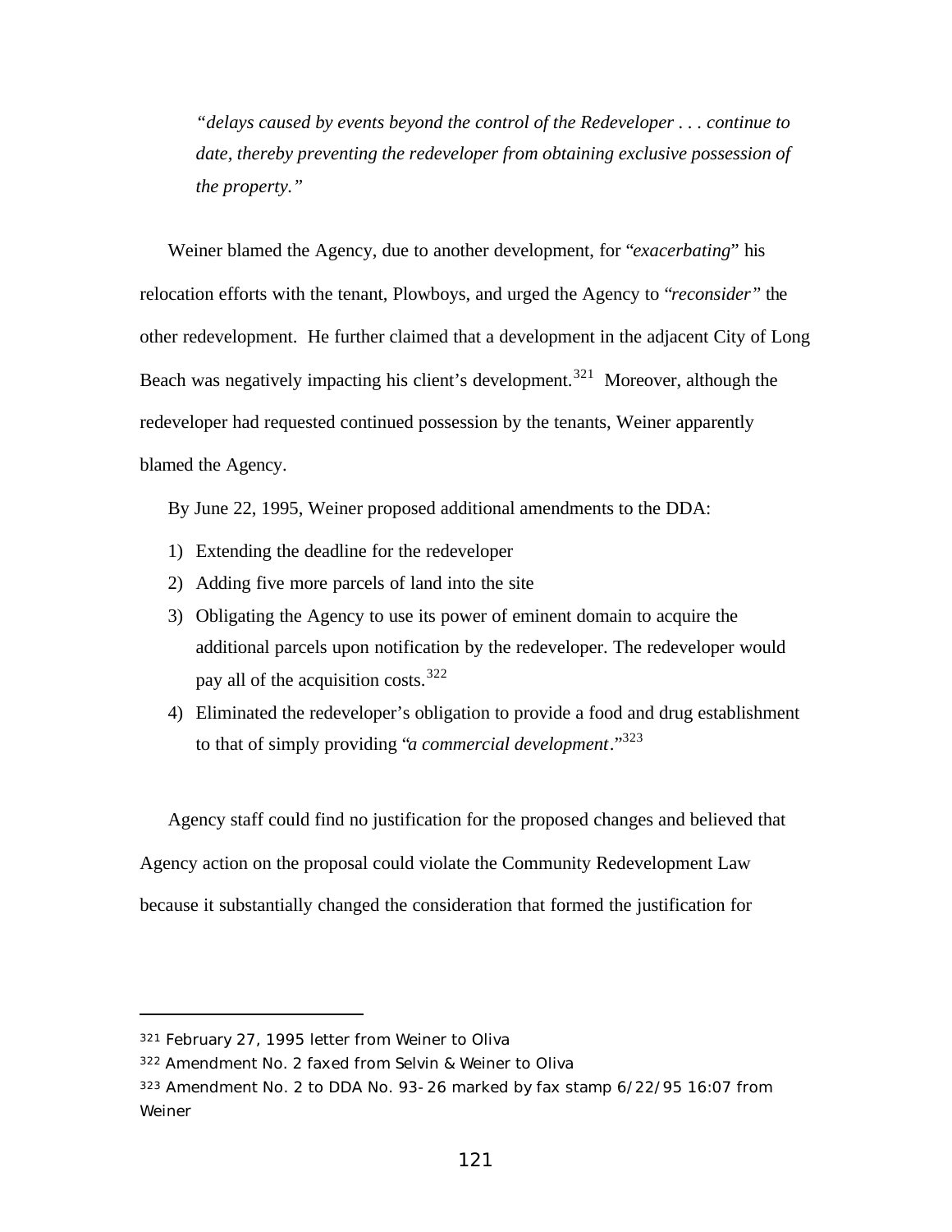> *"delays caused by events beyond the control of the Redeveloper . . . continue to date, thereby preventing the redeveloper from obtaining exclusive possession of the property."*

Weiner blamed the Agency, due to another development, for "*exacerbating*" his relocation efforts with the tenant, Plowboys, and urged the Agency to "*reconsider"* the other redevelopment. He further claimed that a development in the adjacent City of Long Beach was negatively impacting his client's development.[321] Moreover, although the redeveloper had requested continued possession by the tenants, Weiner apparently blamed the Agency.

By June 22, 1995, Weiner proposed additional amendments to the DDA:

1) Extending the deadline for the redeveloper
2) Adding five more parcels of land into the site
3) Obligating the Agency to use its power of eminent domain to acquire the additional parcels upon notification by the redeveloper. The redeveloper would pay all of the acquisition costs.[322]
4) Eliminated the redeveloper's obligation to provide a food and drug establishment to that of simply providing "*a commercial development*."[323]

Agency staff could find no justification for the proposed changes and believed that Agency action on the proposal could violate the Community Redevelopment Law because it substantially changed the consideration that formed the justification for

---

[321] February 27, 1995 letter from Weiner to Oliva

[322] Amendment No. 2 faxed from Selvin & Weiner to Oliva

[323] Amendment No. 2 to DDA No. 93-26 marked by fax stamp 6/22/95 16:07 from Weiner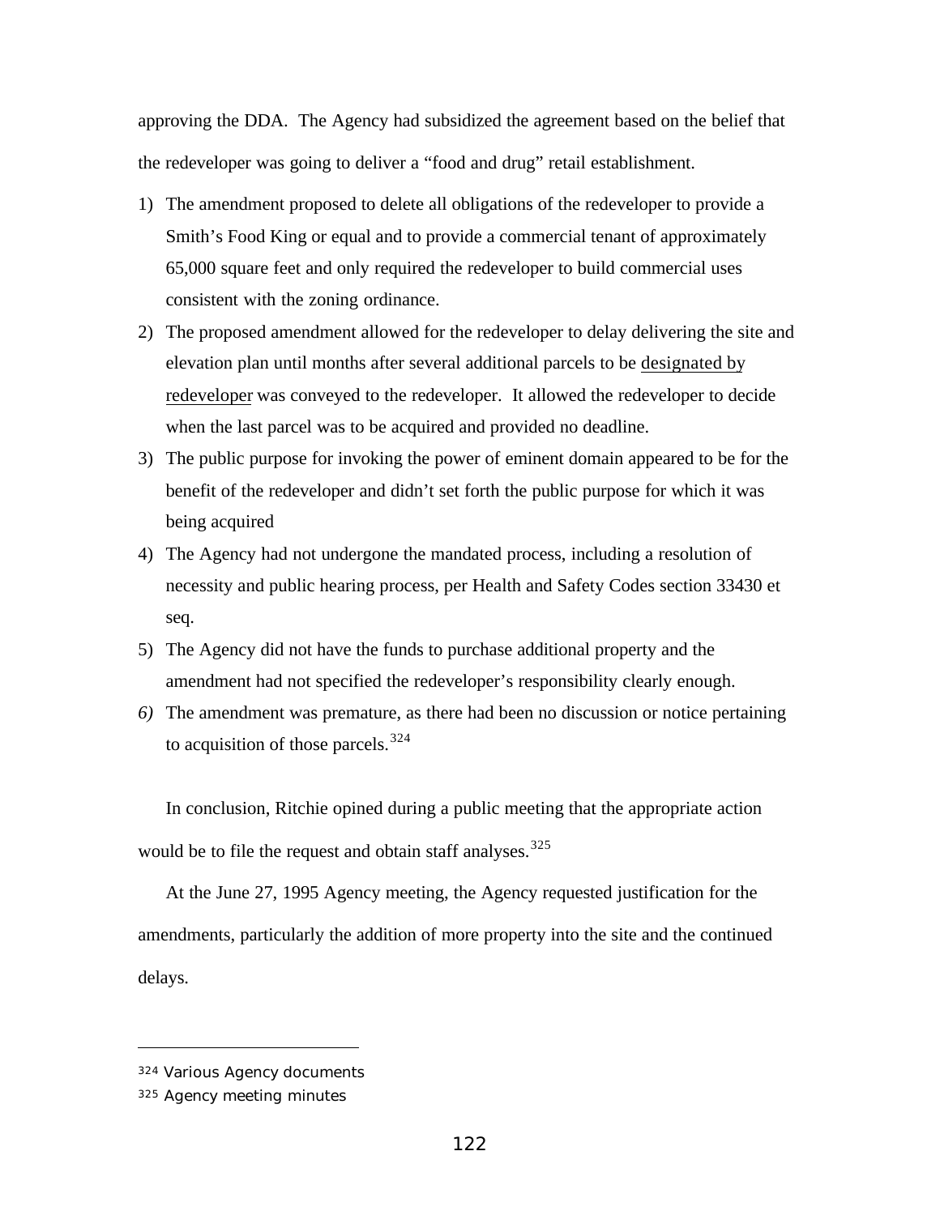approving the DDA. The Agency had subsidized the agreement based on the belief that the redeveloper was going to deliver a "food and drug" retail establishment.

1) The amendment proposed to delete all obligations of the redeveloper to provide a Smith's Food King or equal and to provide a commercial tenant of approximately 65,000 square feet and only required the redeveloper to build commercial uses consistent with the zoning ordinance.
2) The proposed amendment allowed for the redeveloper to delay delivering the site and elevation plan until months after several additional parcels to be <u>designated by redeveloper</u> was conveyed to the redeveloper. It allowed the redeveloper to decide when the last parcel was to be acquired and provided no deadline.
3) The public purpose for invoking the power of eminent domain appeared to be for the benefit of the redeveloper and didn't set forth the public purpose for which it was being acquired
4) The Agency had not undergone the mandated process, including a resolution of necessity and public hearing process, per Health and Safety Codes section 33430 et seq.
5) The Agency did not have the funds to purchase additional property and the amendment had not specified the redeveloper's responsibility clearly enough.
6) The amendment was premature, as there had been no discussion or notice pertaining to acquisition of those parcels.[324]

In conclusion, Ritchie opined during a public meeting that the appropriate action would be to file the request and obtain staff analyses.[325]

At the June 27, 1995 Agency meeting, the Agency requested justification for the amendments, particularly the addition of more property into the site and the continued delays.

---

[324] Various Agency documents

[325] Agency meeting minutes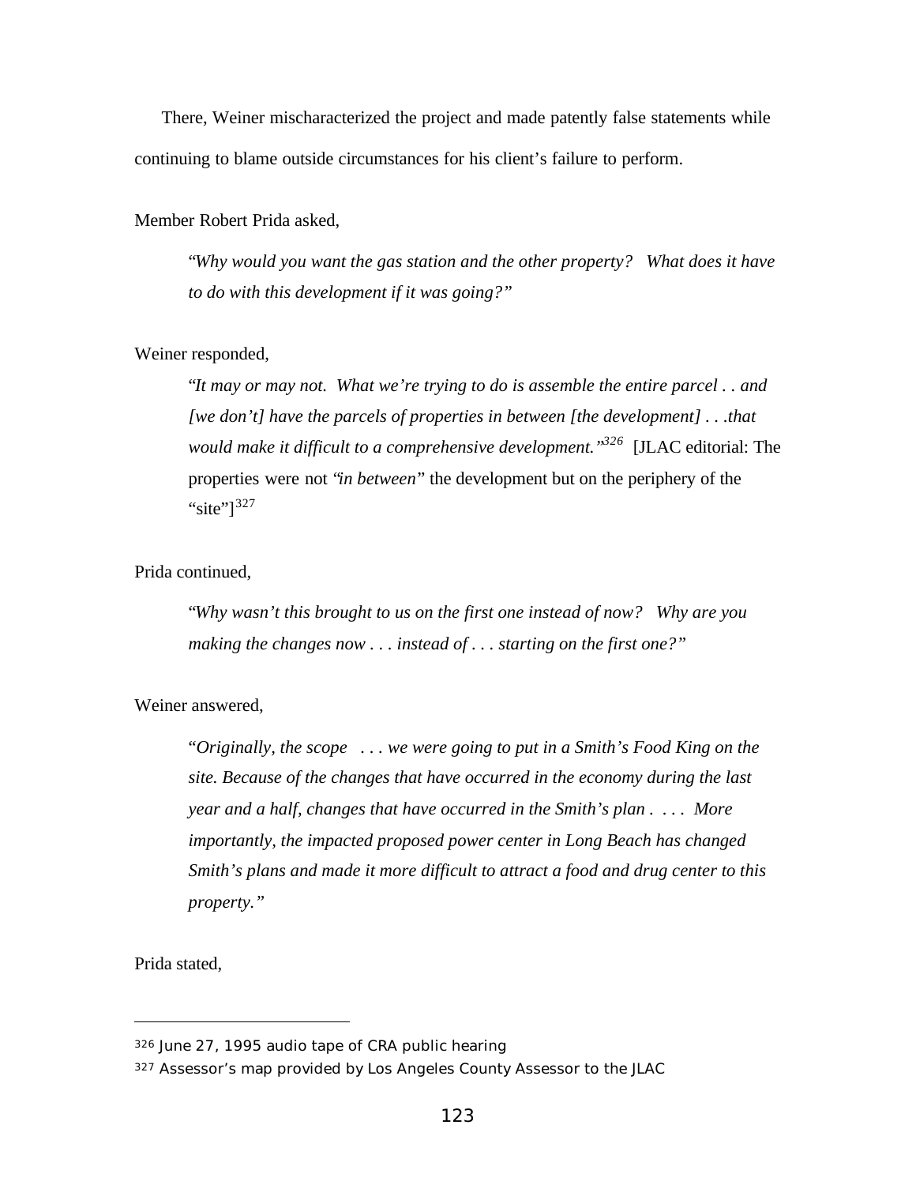There, Weiner mischaracterized the project and made patently false statements while continuing to blame outside circumstances for his client's failure to perform.

Member Robert Prida asked,

> "*Why would you want the gas station and the other property? What does it have to do with this development if it was going?*"

Weiner responded,

> "*It may or may not. What we're trying to do is assemble the entire parcel . . and [we don't] have the parcels of properties in between [the development] . . .that would make it difficult to a comprehensive development.*"[326] [JLAC editorial: The properties were not "*in between*" the development but on the periphery of the "site"][327]

Prida continued,

> "*Why wasn't this brought to us on the first one instead of now? Why are you making the changes now . . . instead of . . . starting on the first one?*"

Weiner answered,

> "*Originally, the scope . . . we were going to put in a Smith's Food King on the site. Because of the changes that have occurred in the economy during the last year and a half, changes that have occurred in the Smith's plan . . . . More importantly, the impacted proposed power center in Long Beach has changed Smith's plans and made it more difficult to attract a food and drug center to this property.*"

Prida stated,

---

[326] June 27, 1995 audio tape of CRA public hearing

[327] Assessor's map provided by Los Angeles County Assessor to the JLAC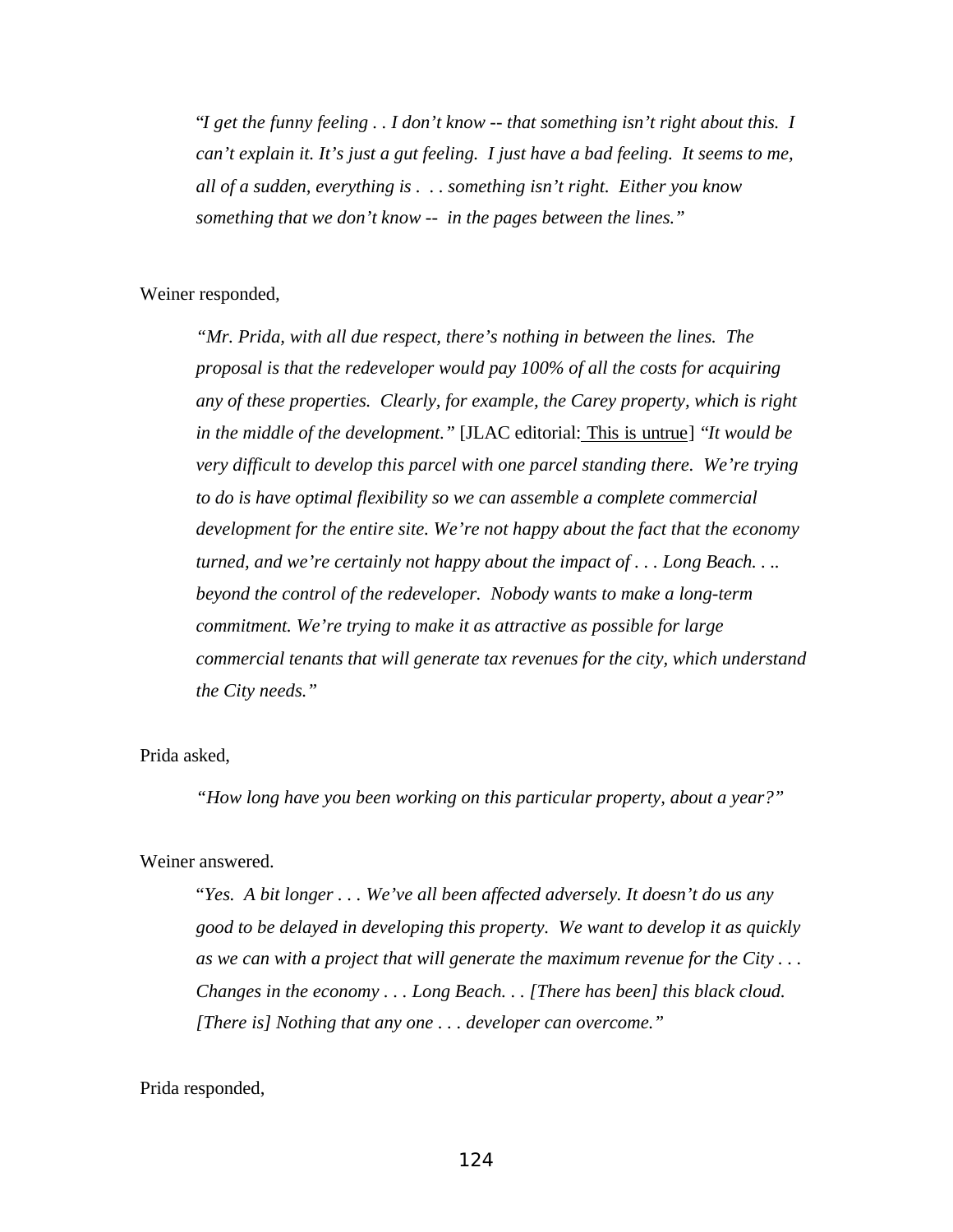*"I get the funny feeling . . I don't know -- that something isn't right about this. I can't explain it. It's just a gut feeling. I just have a bad feeling. It seems to me, all of a sudden, everything is . . . something isn't right. Either you know something that we don't know -- in the pages between the lines."*

Weiner responded,

*"Mr. Prida, with all due respect, there's nothing in between the lines. The proposal is that the redeveloper would pay 100% of all the costs for acquiring any of these properties. Clearly, for example, the Carey property, which is right in the middle of the development."* [JLAC editorial: <u>This is untrue</u>] *"It would be very difficult to develop this parcel with one parcel standing there. We're trying to do is have optimal flexibility so we can assemble a complete commercial development for the entire site. We're not happy about the fact that the economy turned, and we're certainly not happy about the impact of . . . Long Beach. . .. beyond the control of the redeveloper. Nobody wants to make a long-term commitment. We're trying to make it as attractive as possible for large commercial tenants that will generate tax revenues for the city, which understand the City needs."*

Prida asked,

*"How long have you been working on this particular property, about a year?"*

Weiner answered.

*"Yes. A bit longer . . . We've all been affected adversely. It doesn't do us any good to be delayed in developing this property. We want to develop it as quickly as we can with a project that will generate the maximum revenue for the City . . . Changes in the economy . . . Long Beach. . . [There has been] this black cloud. [There is] Nothing that any one . . . developer can overcome."*

Prida responded,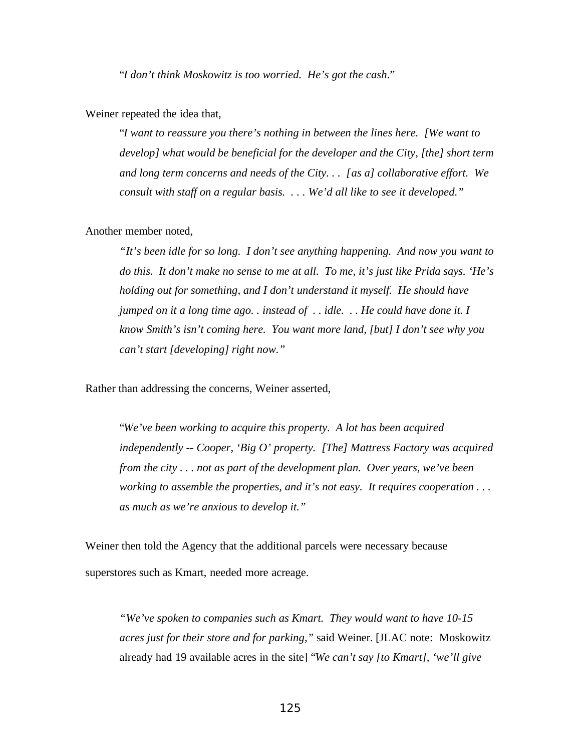> "*I don't think Moskowitz is too worried. He's got the cash.*"

Weiner repeated the idea that,

> "*I want to reassure you there's nothing in between the lines here. [We want to develop] what would be beneficial for the developer and the City, [the] short term and long term concerns and needs of the City. . . [as a] collaborative effort. We consult with staff on a regular basis. . . . We'd all like to see it developed."*

Another member noted,

> *"It's been idle for so long. I don't see anything happening. And now you want to do this. It don't make no sense to me at all. To me, it's just like Prida says. 'He's holding out for something, and I don't understand it myself. He should have jumped on it a long time ago. . instead of . . idle. . . He could have done it. I know Smith's isn't coming here. You want more land, [but] I don't see why you can't start [developing] right now."*

Rather than addressing the concerns, Weiner asserted,

> "*We've been working to acquire this property. A lot has been acquired independently -- Cooper, 'Big O' property. [The] Mattress Factory was acquired from the city . . . not as part of the development plan. Over years, we've been working to assemble the properties, and it's not easy. It requires cooperation . . . as much as we're anxious to develop it."*

Weiner then told the Agency that the additional parcels were necessary because superstores such as Kmart, needed more acreage.

> *"We've spoken to companies such as Kmart. They would want to have 10-15 acres just for their store and for parking,"* said Weiner. [JLAC note: Moskowitz already had 19 available acres in the site] "*We can't say [to Kmart], 'we'll give*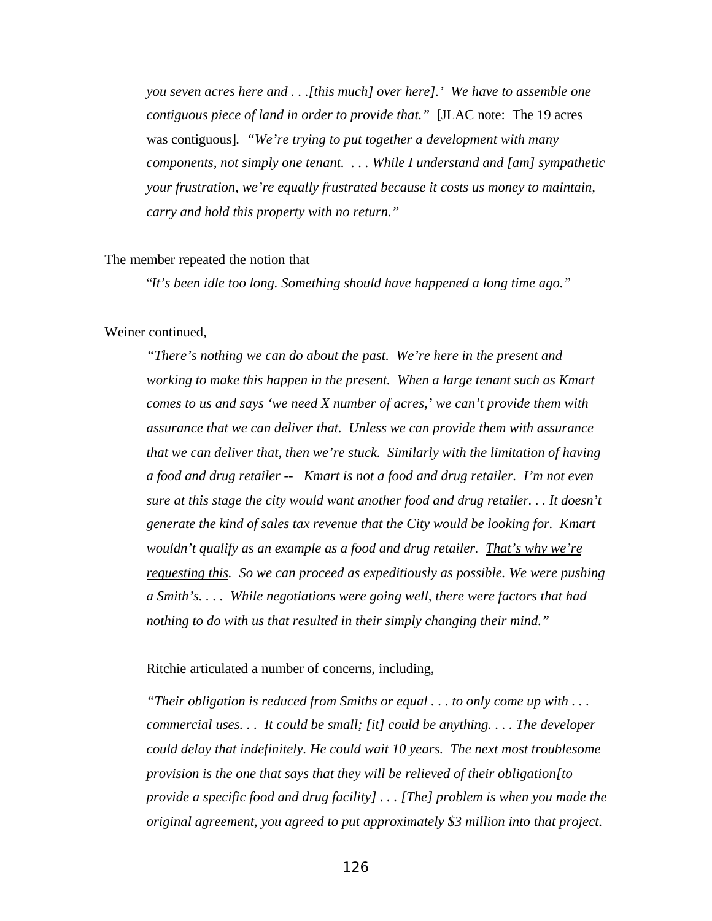*you seven acres here and . . .[this much] over here].' We have to assemble one contiguous piece of land in order to provide that."* [JLAC note: The 19 acres was contiguous]. *"We're trying to put together a development with many components, not simply one tenant. . . . While I understand and [am] sympathetic your frustration, we're equally frustrated because it costs us money to maintain, carry and hold this property with no return."*

The member repeated the notion that

> *"It's been idle too long. Something should have happened a long time ago."*

Weiner continued,

> *"There's nothing we can do about the past. We're here in the present and working to make this happen in the present. When a large tenant such as Kmart comes to us and says 'we need X number of acres,' we can't provide them with assurance that we can deliver that. Unless we can provide them with assurance that we can deliver that, then we're stuck. Similarly with the limitation of having a food and drug retailer -- Kmart is not a food and drug retailer. I'm not even sure at this stage the city would want another food and drug retailer. . . It doesn't generate the kind of sales tax revenue that the City would be looking for. Kmart wouldn't qualify as an example as a food and drug retailer. <u>That's why we're requesting this</u>. So we can proceed as expeditiously as possible. We were pushing a Smith's. . . . While negotiations were going well, there were factors that had nothing to do with us that resulted in their simply changing their mind."*

Ritchie articulated a number of concerns, including,

> *"Their obligation is reduced from Smiths or equal . . . to only come up with . . . commercial uses. . . It could be small; [it] could be anything. . . . The developer could delay that indefinitely. He could wait 10 years. The next most troublesome provision is the one that says that they will be relieved of their obligation[to provide a specific food and drug facility] . . . [The] problem is when you made the original agreement, you agreed to put approximately $3 million into that project.*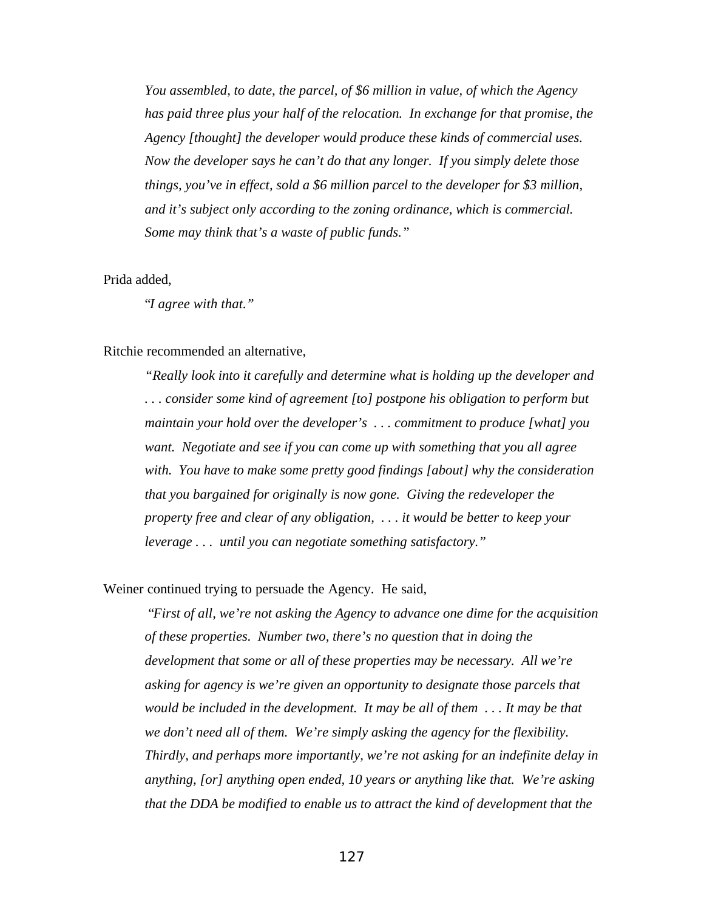*You assembled, to date, the parcel, of $6 million in value, of which the Agency has paid three plus your half of the relocation.  In exchange for that promise, the Agency [thought] the developer would produce these kinds of commercial uses.  Now the developer says he can't do that any longer.  If you simply delete those things, you've in effect, sold a $6 million parcel to the developer for $3 million, and it's subject only according to the zoning ordinance, which is commercial.  Some may think that's a waste of public funds."*

Prida added,

> "*I agree with that."*

Ritchie recommended an alternative,

> *"Really look into it carefully and determine what is holding up the developer and . . . consider some kind of agreement [to] postpone his obligation to perform but maintain your hold over the developer's  . . . commitment to produce [what] you want.  Negotiate and see if you can come up with something that you all agree with.  You have to make some pretty good findings [about] why the consideration that you bargained for originally is now gone.  Giving the redeveloper the property free and clear of any obligation,  . . . it would be better to keep your leverage . . .  until you can negotiate something satisfactory."*

Weiner continued trying to persuade the Agency.  He said,

> *"First of all, we're not asking the Agency to advance one dime for the acquisition of these properties.  Number two, there's no question that in doing the development that some or all of these properties may be necessary.  All we're asking for agency is we're given an opportunity to designate those parcels that would be included in the development.  It may be all of them  . . . It may be that we don't need all of them.  We're simply asking the agency for the flexibility.  Thirdly, and perhaps more importantly, we're not asking for an indefinite delay in anything, [or] anything open ended, 10 years or anything like that.  We're asking that the DDA be modified to enable us to attract the kind of development that the*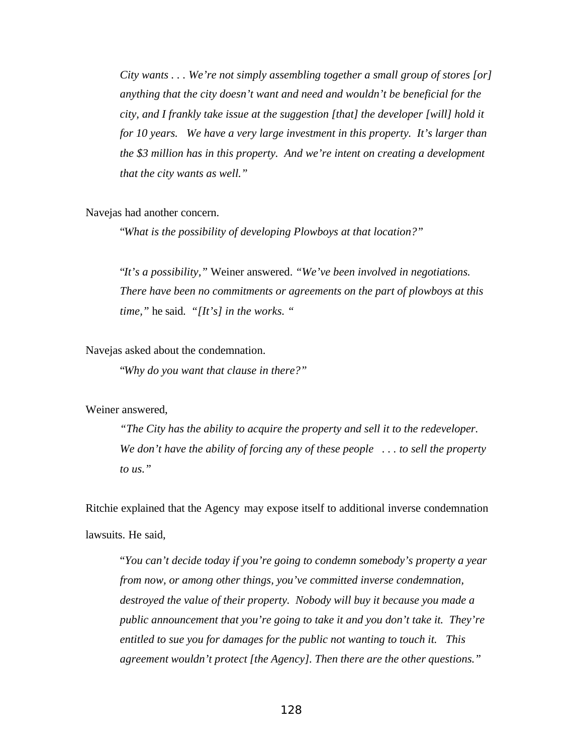> *City wants . . . We're not simply assembling together a small group of stores [or] anything that the city doesn't want and need and wouldn't be beneficial for the city, and I frankly take issue at the suggestion [that] the developer [will] hold it for 10 years. We have a very large investment in this property. It's larger than the $3 million has in this property. And we're intent on creating a development that the city wants as well."*

Navejas had another concern.

> "*What is the possibility of developing Plowboys at that location?"*
>
> "*It's a possibility,"* Weiner answered. *"We've been involved in negotiations. There have been no commitments or agreements on the part of plowboys at this time,"* he said. *"[It's] in the works. "*

Navejas asked about the condemnation.

> "*Why do you want that clause in there?"*

Weiner answered,

> *"The City has the ability to acquire the property and sell it to the redeveloper. We don't have the ability of forcing any of these people . . . to sell the property to us."*

Ritchie explained that the Agency may expose itself to additional inverse condemnation lawsuits. He said,

> "*You can't decide today if you're going to condemn somebody's property a year from now, or among other things, you've committed inverse condemnation, destroyed the value of their property. Nobody will buy it because you made a public announcement that you're going to take it and you don't take it. They're entitled to sue you for damages for the public not wanting to touch it. This agreement wouldn't protect [the Agency]. Then there are the other questions."*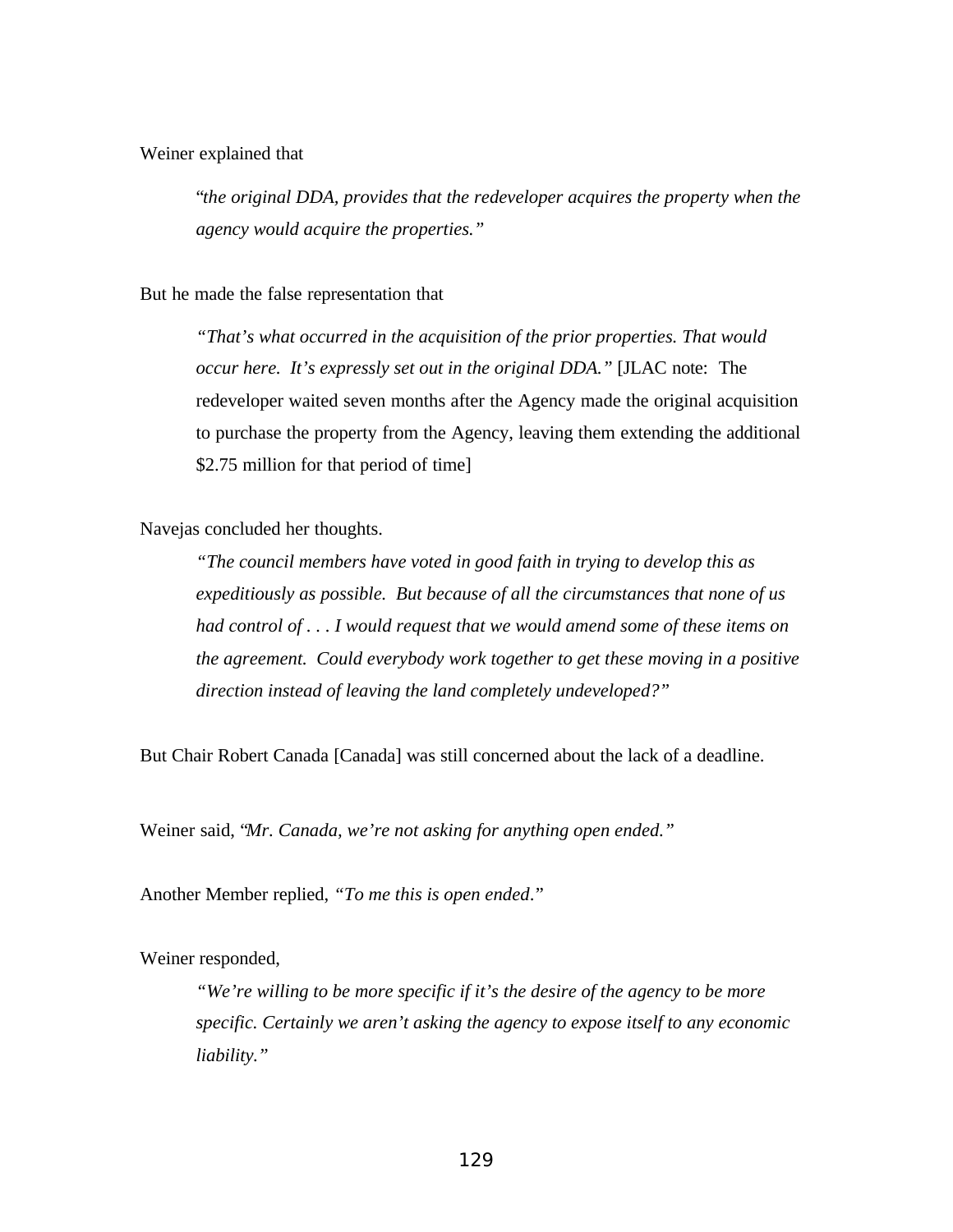Weiner explained that

> "*the original DDA, provides that the redeveloper acquires the property when the agency would acquire the properties.*"

But he made the false representation that

> *"That's what occurred in the acquisition of the prior properties. That would occur here. It's expressly set out in the original DDA."* [JLAC note: The redeveloper waited seven months after the Agency made the original acquisition to purchase the property from the Agency, leaving them extending the additional $2.75 million for that period of time]

Navejas concluded her thoughts.

> *"The council members have voted in good faith in trying to develop this as expeditiously as possible. But because of all the circumstances that none of us had control of . . . I would request that we would amend some of these items on the agreement. Could everybody work together to get these moving in a positive direction instead of leaving the land completely undeveloped?"*

But Chair Robert Canada [Canada] was still concerned about the lack of a deadline.

Weiner said, "*Mr. Canada, we're not asking for anything open ended."*

Another Member replied, *"To me this is open ended*."

Weiner responded,

> *"We're willing to be more specific if it's the desire of the agency to be more specific. Certainly we aren't asking the agency to expose itself to any economic liability."*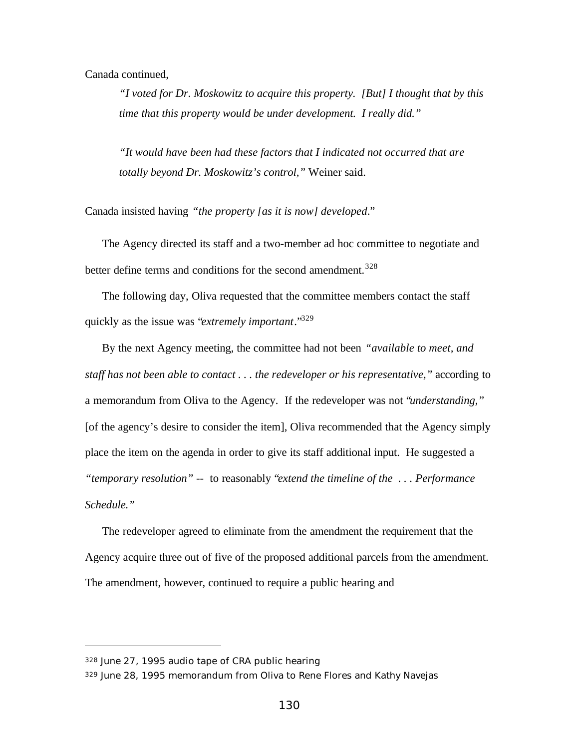Canada continued,

> *"I voted for Dr. Moskowitz to acquire this property. [But] I thought that by this time that this property would be under development. I really did."*
>
> *"It would have been had these factors that I indicated not occurred that are totally beyond Dr. Moskowitz's control,"* Weiner said.

Canada insisted having *"the property [as it is now] developed*."

The Agency directed its staff and a two-member ad hoc committee to negotiate and better define terms and conditions for the second amendment.[328]

The following day, Oliva requested that the committee members contact the staff quickly as the issue was "*extremely important*."[329]

By the next Agency meeting, the committee had not been *"available to meet, and staff has not been able to contact . . . the redeveloper or his representative,"* according to a memorandum from Oliva to the Agency. If the redeveloper was not "*understanding,"* [of the agency's desire to consider the item], Oliva recommended that the Agency simply place the item on the agenda in order to give its staff additional input. He suggested a *"temporary resolution"* -- to reasonably "*extend the timeline of the . . . Performance Schedule."*

The redeveloper agreed to eliminate from the amendment the requirement that the Agency acquire three out of five of the proposed additional parcels from the amendment. The amendment, however, continued to require a public hearing and

---

[328] June 27, 1995 audio tape of CRA public hearing

[329] June 28, 1995 memorandum from Oliva to Rene Flores and Kathy Navejas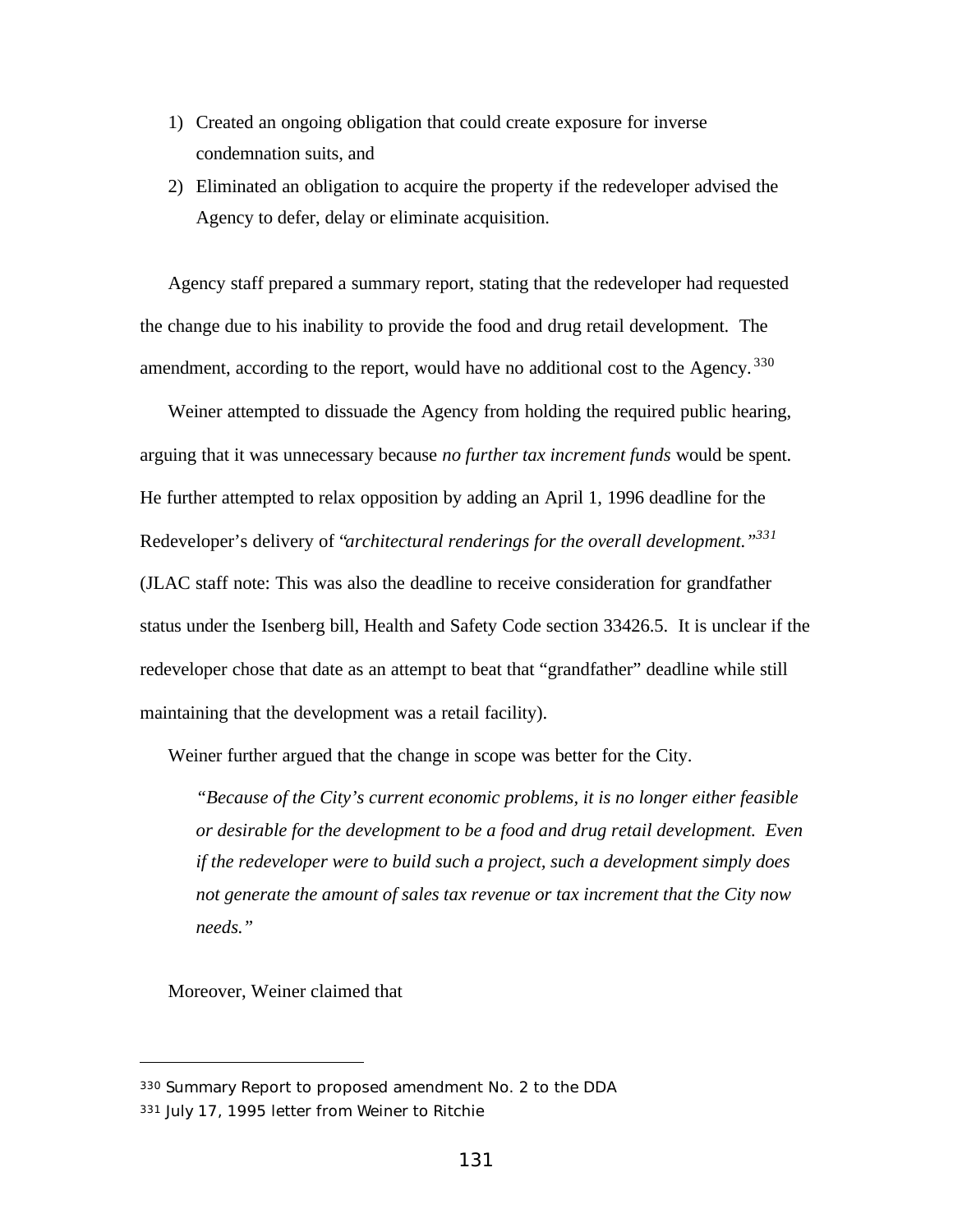1) Created an ongoing obligation that could create exposure for inverse condemnation suits, and
2) Eliminated an obligation to acquire the property if the redeveloper advised the Agency to defer, delay or eliminate acquisition.

Agency staff prepared a summary report, stating that the redeveloper had requested the change due to his inability to provide the food and drug retail development. The amendment, according to the report, would have no additional cost to the Agency.[330]

Weiner attempted to dissuade the Agency from holding the required public hearing, arguing that it was unnecessary because *no further tax increment funds* would be spent. He further attempted to relax opposition by adding an April 1, 1996 deadline for the Redeveloper's delivery of "*architectural renderings for the overall development.*"[331] (JLAC staff note: This was also the deadline to receive consideration for grandfather status under the Isenberg bill, Health and Safety Code section 33426.5. It is unclear if the redeveloper chose that date as an attempt to beat that "grandfather" deadline while still maintaining that the development was a retail facility).

Weiner further argued that the change in scope was better for the City.

> *"Because of the City's current economic problems, it is no longer either feasible or desirable for the development to be a food and drug retail development. Even if the redeveloper were to build such a project, such a development simply does not generate the amount of sales tax revenue or tax increment that the City now needs."*

Moreover, Weiner claimed that

---

[330] Summary Report to proposed amendment No. 2 to the DDA

[331] July 17, 1995 letter from Weiner to Ritchie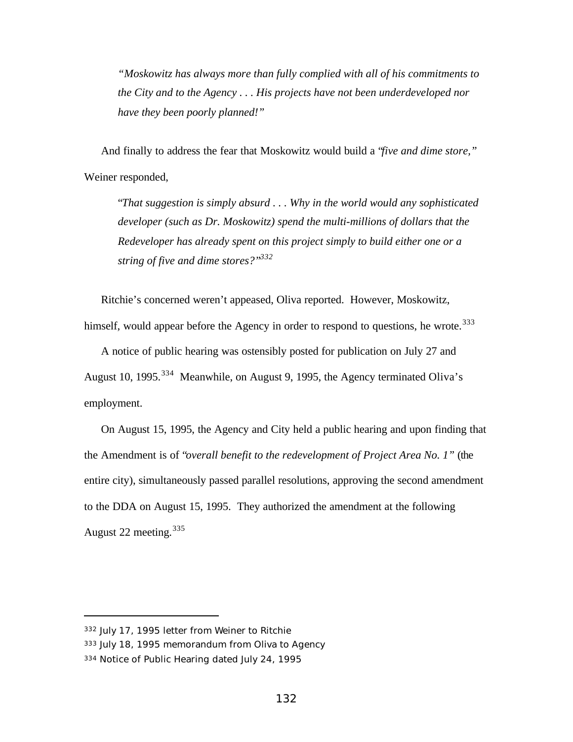> *"Moskowitz has always more than fully complied with all of his commitments to the City and to the Agency . . . His projects have not been underdeveloped nor have they been poorly planned!"*

And finally to address the fear that Moskowitz would build a *"five and dime store,"* Weiner responded,

> *"That suggestion is simply absurd . . . Why in the world would any sophisticated developer (such as Dr. Moskowitz) spend the multi-millions of dollars that the Redeveloper has already spent on this project simply to build either one or a string of five and dime stores?"*[332]

Ritchie's concerned weren't appeased, Oliva reported. However, Moskowitz, himself, would appear before the Agency in order to respond to questions, he wrote.[333]

A notice of public hearing was ostensibly posted for publication on July 27 and August 10, 1995.[334] Meanwhile, on August 9, 1995, the Agency terminated Oliva's employment.

On August 15, 1995, the Agency and City held a public hearing and upon finding that the Amendment is of *"overall benefit to the redevelopment of Project Area No. 1"* (the entire city), simultaneously passed parallel resolutions, approving the second amendment to the DDA on August 15, 1995. They authorized the amendment at the following August 22 meeting.[335]

---

332 July 17, 1995 letter from Weiner to Ritchie

333 July 18, 1995 memorandum from Oliva to Agency

334 Notice of Public Hearing dated July 24, 1995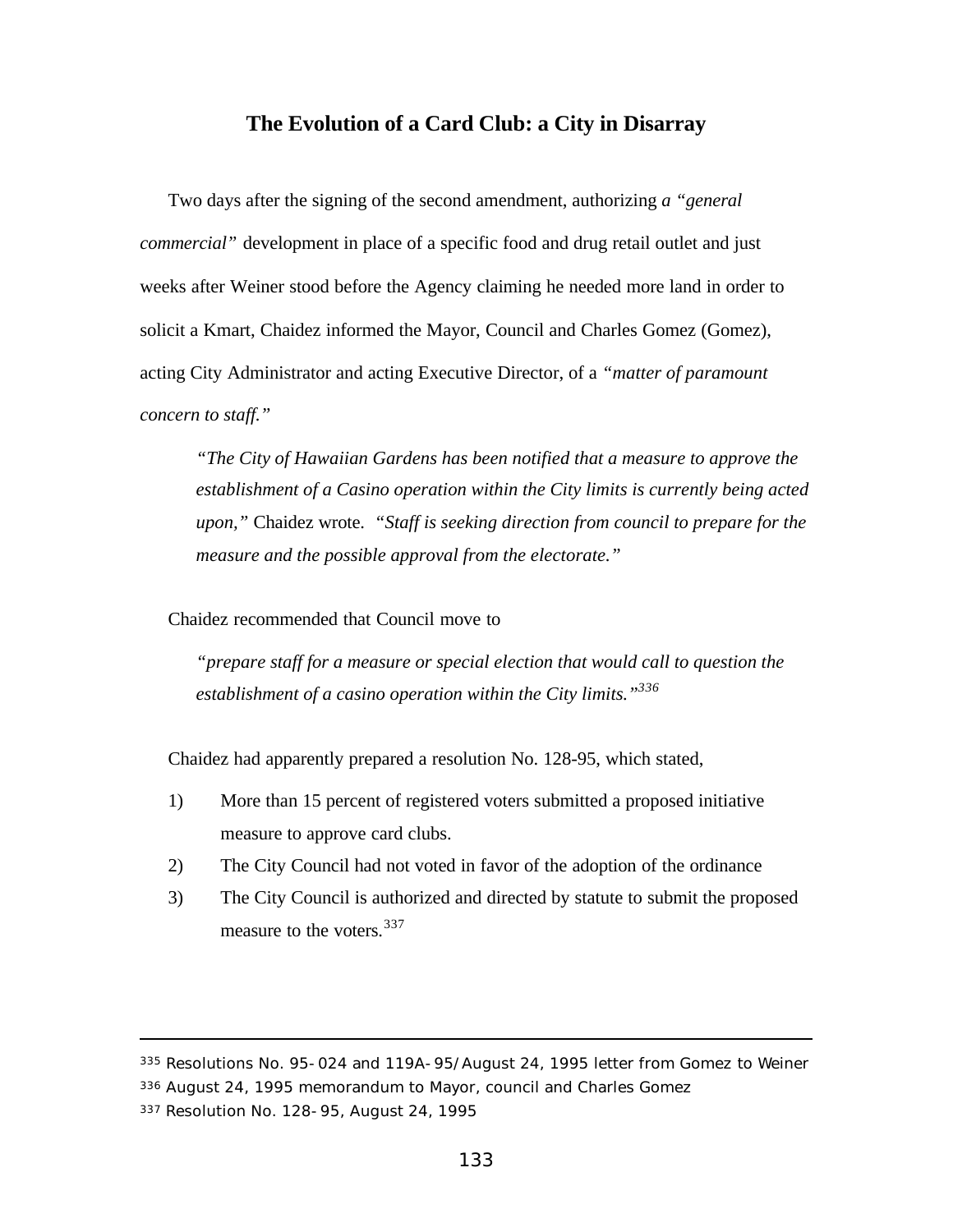## The Evolution of a Card Club: a City in Disarray

Two days after the signing of the second amendment, authorizing *a "general commercial"* development in place of a specific food and drug retail outlet and just weeks after Weiner stood before the Agency claiming he needed more land in order to solicit a Kmart, Chaidez informed the Mayor, Council and Charles Gomez (Gomez), acting City Administrator and acting Executive Director, of a *"matter of paramount concern to staff."*

> *"The City of Hawaiian Gardens has been notified that a measure to approve the establishment of a Casino operation within the City limits is currently being acted upon,"* Chaidez wrote. *"Staff is seeking direction from council to prepare for the measure and the possible approval from the electorate."*

Chaidez recommended that Council move to

> *"prepare staff for a measure or special election that would call to question the establishment of a casino operation within the City limits."*[336]

Chaidez had apparently prepared a resolution No. 128-95, which stated,

1) More than 15 percent of registered voters submitted a proposed initiative measure to approve card clubs.
2) The City Council had not voted in favor of the adoption of the ordinance
3) The City Council is authorized and directed by statute to submit the proposed measure to the voters.[337]

---

335 Resolutions No. 95-024 and 119A-95/August 24, 1995 letter from Gomez to Weiner
336 August 24, 1995 memorandum to Mayor, council and Charles Gomez
337 Resolution No. 128-95, August 24, 1995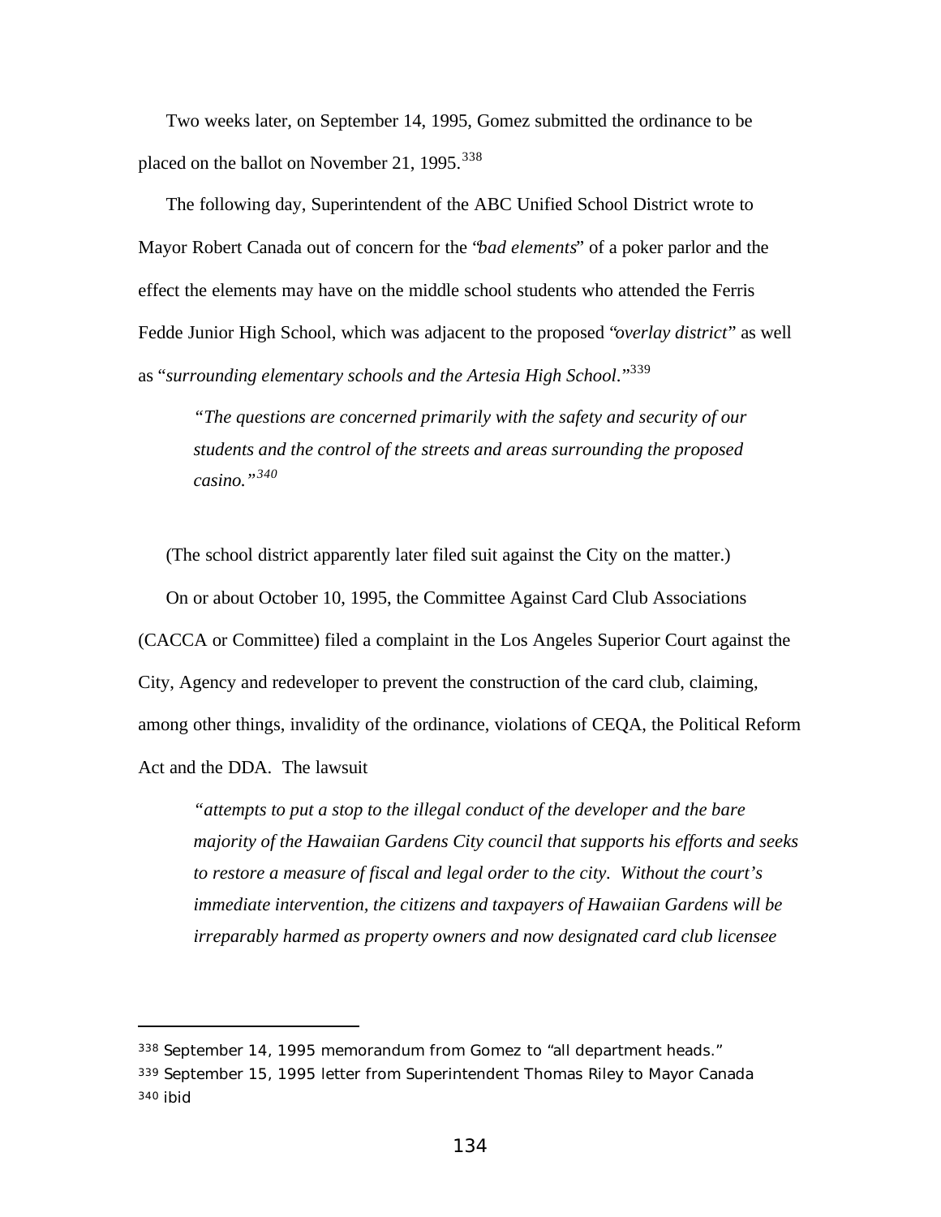Two weeks later, on September 14, 1995, Gomez submitted the ordinance to be placed on the ballot on November 21, 1995.[338]

The following day, Superintendent of the ABC Unified School District wrote to Mayor Robert Canada out of concern for the "*bad elements*" of a poker parlor and the effect the elements may have on the middle school students who attended the Ferris Fedde Junior High School, which was adjacent to the proposed "*overlay district*" as well as "*surrounding elementary schools and the Artesia High School.*"[339]

> *"The questions are concerned primarily with the safety and security of our students and the control of the streets and areas surrounding the proposed casino."*[340]

(The school district apparently later filed suit against the City on the matter.)

On or about October 10, 1995, the Committee Against Card Club Associations (CACCA or Committee) filed a complaint in the Los Angeles Superior Court against the City, Agency and redeveloper to prevent the construction of the card club, claiming, among other things, invalidity of the ordinance, violations of CEQA, the Political Reform Act and the DDA. The lawsuit

> *"attempts to put a stop to the illegal conduct of the developer and the bare majority of the Hawaiian Gardens City council that supports his efforts and seeks to restore a measure of fiscal and legal order to the city. Without the court's immediate intervention, the citizens and taxpayers of Hawaiian Gardens will be irreparably harmed as property owners and now designated card club licensee*

---

338 September 14, 1995 memorandum from Gomez to "all department heads."

339 September 15, 1995 letter from Superintendent Thomas Riley to Mayor Canada

340 ibid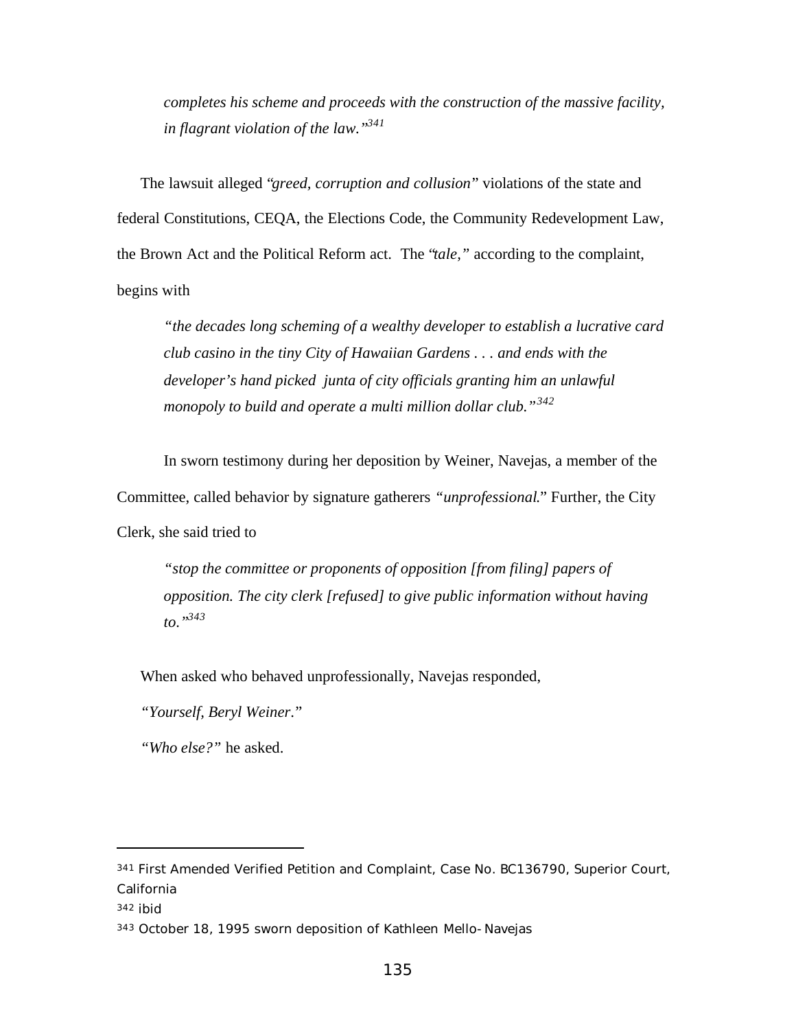> *completes his scheme and proceeds with the construction of the massive facility, in flagrant violation of the law."*[341]

The lawsuit alleged "*greed, corruption and collusion*" violations of the state and federal Constitutions, CEQA, the Elections Code, the Community Redevelopment Law, the Brown Act and the Political Reform act. The "*tale,*" according to the complaint, begins with

> *"the decades long scheming of a wealthy developer to establish a lucrative card club casino in the tiny City of Hawaiian Gardens . . . and ends with the developer's hand picked junta of city officials granting him an unlawful monopoly to build and operate a multi million dollar club."*[342]

In sworn testimony during her deposition by Weiner, Navejas, a member of the Committee, called behavior by signature gatherers "*unprofessional.*" Further, the City Clerk, she said tried to

> *"stop the committee or proponents of opposition [from filing] papers of opposition. The city clerk [refused] to give public information without having to."*[343]

When asked who behaved unprofessionally, Navejas responded,

"*Yourself, Beryl Weiner.*"

"*Who else?*" he asked.

---

[341] First Amended Verified Petition and Complaint, Case No. BC136790, Superior Court, California

[342] ibid

[343] October 18, 1995 sworn deposition of Kathleen Mello-Navejas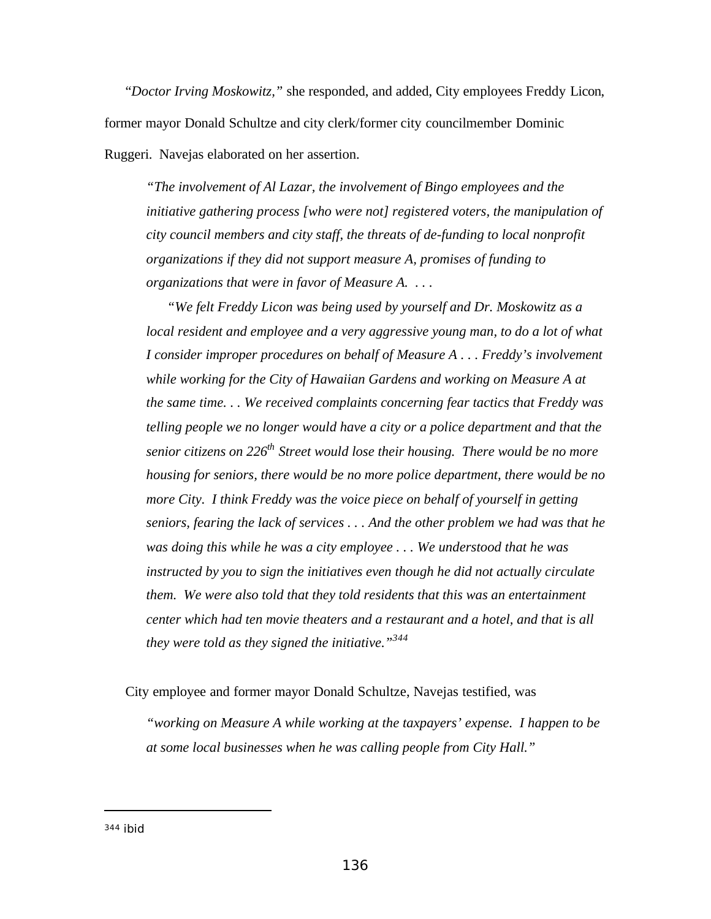*"Doctor Irving Moskowitz,"* she responded, and added, City employees Freddy Licon, former mayor Donald Schultze and city clerk/former city councilmember Dominic Ruggeri. Navejas elaborated on her assertion.

> *"The involvement of Al Lazar, the involvement of Bingo employees and the initiative gathering process [who were not] registered voters, the manipulation of city council members and city staff, the threats of de-funding to local nonprofit organizations if they did not support measure A, promises of funding to organizations that were in favor of Measure A. . . .*
>
> *"We felt Freddy Licon was being used by yourself and Dr. Moskowitz as a local resident and employee and a very aggressive young man, to do a lot of what I consider improper procedures on behalf of Measure A . . . Freddy's involvement while working for the City of Hawaiian Gardens and working on Measure A at the same time. . . We received complaints concerning fear tactics that Freddy was telling people we no longer would have a city or a police department and that the senior citizens on 226th Street would lose their housing. There would be no more housing for seniors, there would be no more police department, there would be no more City. I think Freddy was the voice piece on behalf of yourself in getting seniors, fearing the lack of services . . . And the other problem we had was that he was doing this while he was a city employee . . . We understood that he was instructed by you to sign the initiatives even though he did not actually circulate them. We were also told that they told residents that this was an entertainment center which had ten movie theaters and a restaurant and a hotel, and that is all they were told as they signed the initiative."*[344]

City employee and former mayor Donald Schultze, Navejas testified, was

> *"working on Measure A while working at the taxpayers' expense. I happen to be at some local businesses when he was calling people from City Hall."*

[344] ibid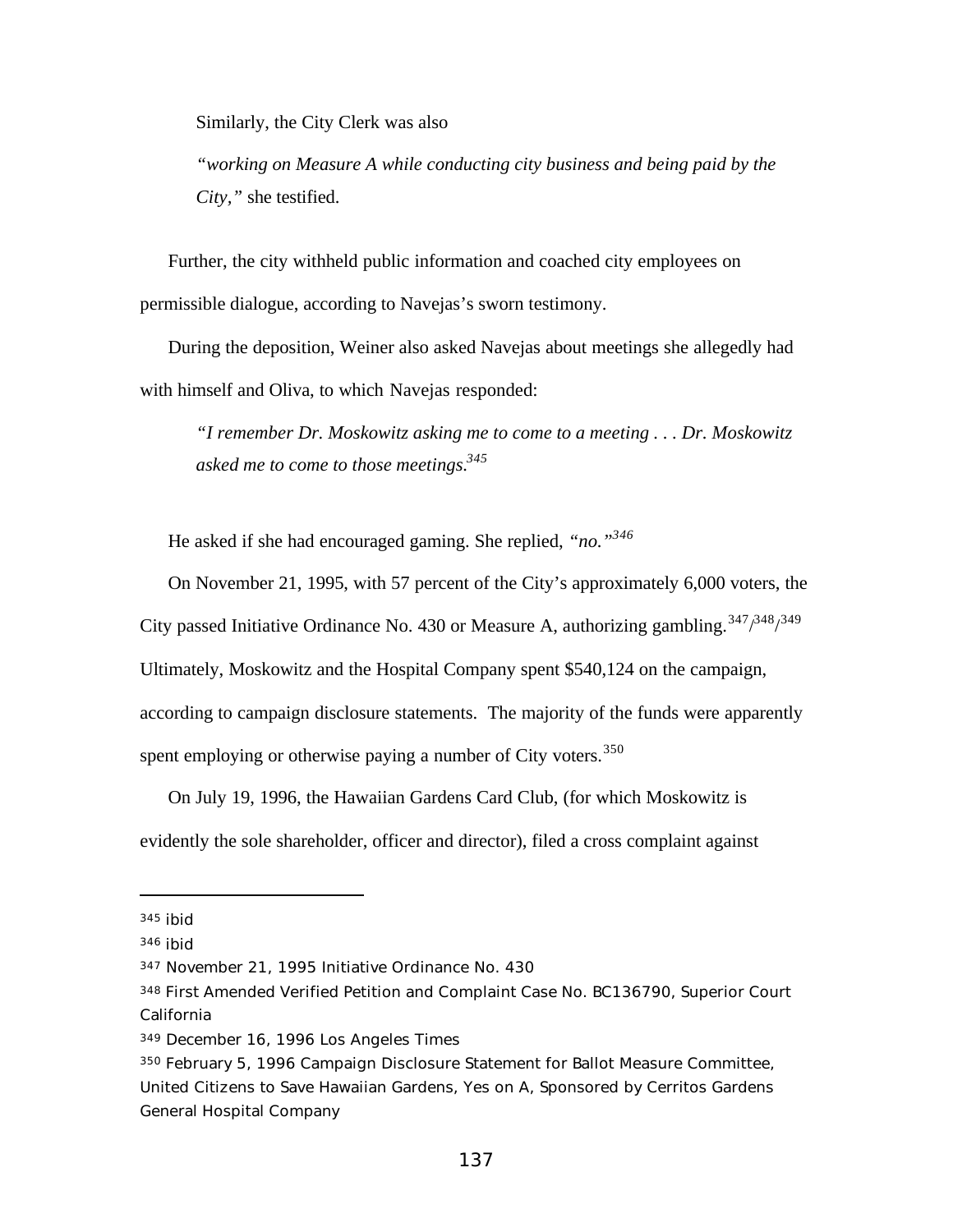Similarly, the City Clerk was also

> *"working on Measure A while conducting city business and being paid by the City,"* she testified.

Further, the city withheld public information and coached city employees on permissible dialogue, according to Navejas's sworn testimony.

During the deposition, Weiner also asked Navejas about meetings she allegedly had with himself and Oliva, to which Navejas responded:

> *"I remember Dr. Moskowitz asking me to come to a meeting . . . Dr. Moskowitz asked me to come to those meetings.*[345]

He asked if she had encouraged gaming. She replied, *"no."*[346]

On November 21, 1995, with 57 percent of the City's approximately 6,000 voters, the City passed Initiative Ordinance No. 430 or Measure A, authorizing gambling.[347]/[348]/[349] Ultimately, Moskowitz and the Hospital Company spent $540,124 on the campaign, according to campaign disclosure statements. The majority of the funds were apparently spent employing or otherwise paying a number of City voters.[350]

On July 19, 1996, the Hawaiian Gardens Card Club, (for which Moskowitz is evidently the sole shareholder, officer and director), filed a cross complaint against

---

[345] ibid

[346] ibid

[347] November 21, 1995 Initiative Ordinance No. 430

[348] First Amended Verified Petition and Complaint Case No. BC136790, Superior Court California

[349] December 16, 1996 Los Angeles Times

[350] February 5, 1996 Campaign Disclosure Statement for Ballot Measure Committee, United Citizens to Save Hawaiian Gardens, Yes on A, Sponsored by Cerritos Gardens General Hospital Company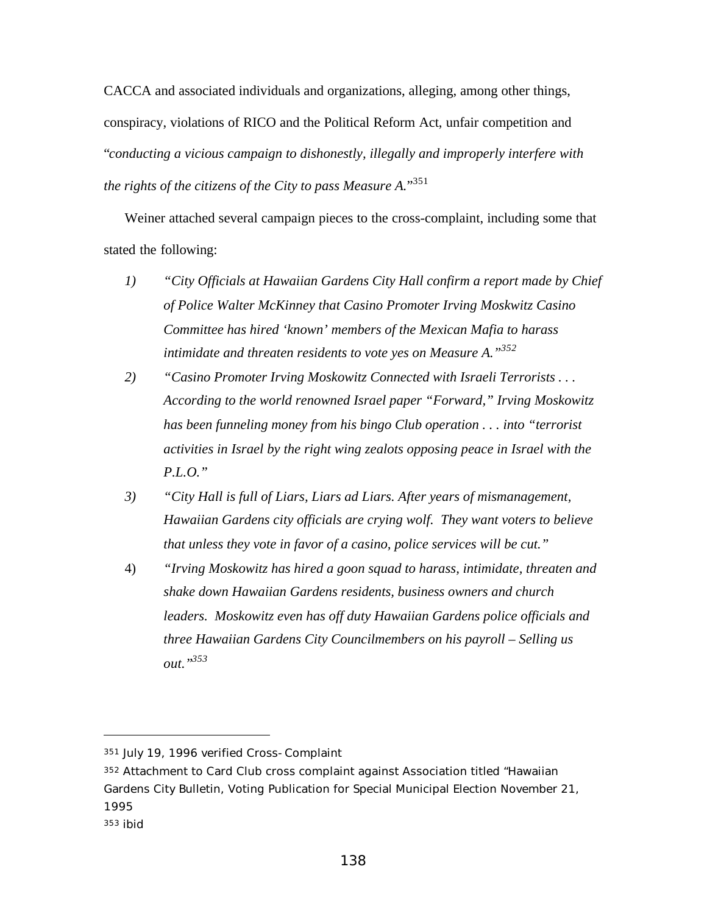CACCA and associated individuals and organizations, alleging, among other things, conspiracy, violations of RICO and the Political Reform Act, unfair competition and "*conducting a vicious campaign to dishonestly, illegally and improperly interfere with the rights of the citizens of the City to pass Measure A.*"[351]

Weiner attached several campaign pieces to the cross-complaint, including some that stated the following:

1) *"City Officials at Hawaiian Gardens City Hall confirm a report made by Chief of Police Walter McKinney that Casino Promoter Irving Moskwitz Casino Committee has hired 'known' members of the Mexican Mafia to harass intimidate and threaten residents to vote yes on Measure A."*[352]
2) *"Casino Promoter Irving Moskowitz Connected with Israeli Terrorists . . . According to the world renowned Israel paper "Forward," Irving Moskowitz has been funneling money from his bingo Club operation . . . into "terrorist activities in Israel by the right wing zealots opposing peace in Israel with the P.L.O."*
3) *"City Hall is full of Liars, Liars ad Liars. After years of mismanagement, Hawaiian Gardens city officials are crying wolf. They want voters to believe that unless they vote in favor of a casino, police services will be cut."*
4) *"Irving Moskowitz has hired a goon squad to harass, intimidate, threaten and shake down Hawaiian Gardens residents, business owners and church leaders. Moskowitz even has off duty Hawaiian Gardens police officials and three Hawaiian Gardens City Councilmembers on his payroll – Selling us out."*[353]

---

[351] July 19, 1996 verified Cross-Complaint

[352] Attachment to Card Club cross complaint against Association titled "Hawaiian Gardens City Bulletin, Voting Publication for Special Municipal Election November 21, 1995

[353] ibid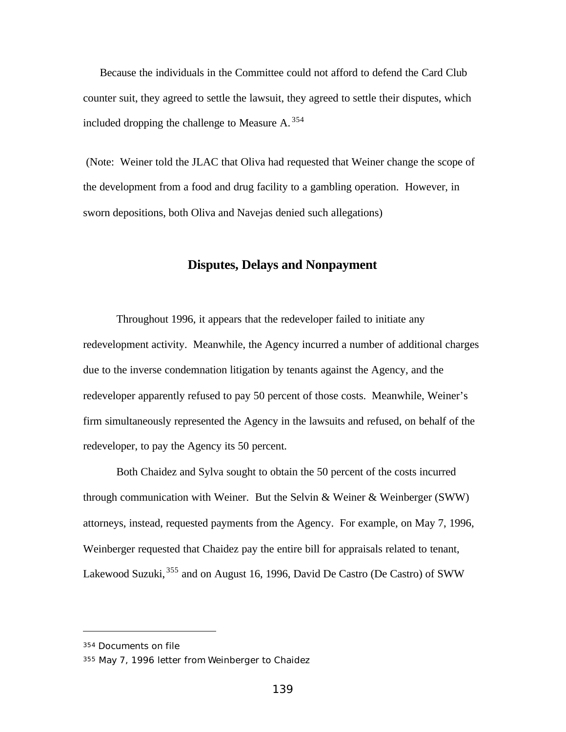Because the individuals in the Committee could not afford to defend the Card Club counter suit, they agreed to settle the lawsuit, they agreed to settle their disputes, which included dropping the challenge to Measure A.[354]

(Note: Weiner told the JLAC that Oliva had requested that Weiner change the scope of the development from a food and drug facility to a gambling operation. However, in sworn depositions, both Oliva and Navejas denied such allegations)

## Disputes, Delays and Nonpayment

Throughout 1996, it appears that the redeveloper failed to initiate any redevelopment activity. Meanwhile, the Agency incurred a number of additional charges due to the inverse condemnation litigation by tenants against the Agency, and the redeveloper apparently refused to pay 50 percent of those costs. Meanwhile, Weiner's firm simultaneously represented the Agency in the lawsuits and refused, on behalf of the redeveloper, to pay the Agency its 50 percent.

Both Chaidez and Sylva sought to obtain the 50 percent of the costs incurred through communication with Weiner. But the Selvin & Weiner & Weinberger (SWW) attorneys, instead, requested payments from the Agency. For example, on May 7, 1996, Weinberger requested that Chaidez pay the entire bill for appraisals related to tenant, Lakewood Suzuki,[355] and on August 16, 1996, David De Castro (De Castro) of SWW

---

[354] Documents on file

[355] May 7, 1996 letter from Weinberger to Chaidez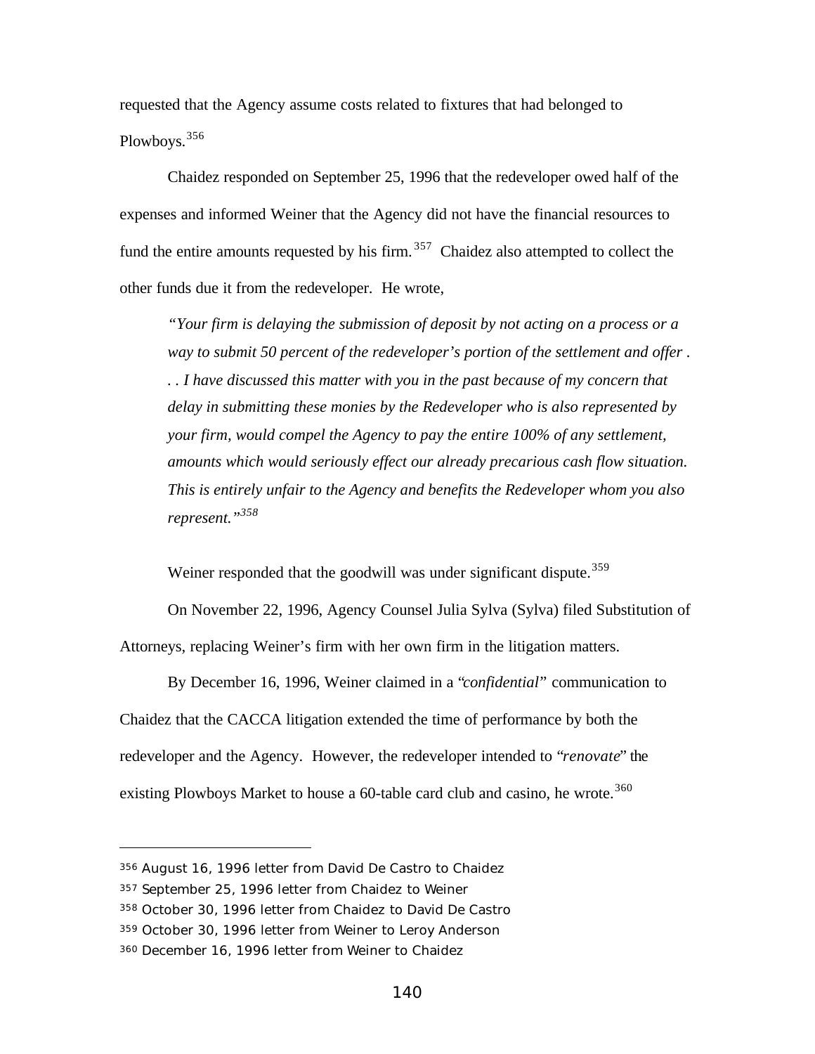requested that the Agency assume costs related to fixtures that had belonged to Plowboys.[356]

Chaidez responded on September 25, 1996 that the redeveloper owed half of the expenses and informed Weiner that the Agency did not have the financial resources to fund the entire amounts requested by his firm.[357] Chaidez also attempted to collect the other funds due it from the redeveloper. He wrote,

> *"Your firm is delaying the submission of deposit by not acting on a process or a way to submit 50 percent of the redeveloper's portion of the settlement and offer . . . I have discussed this matter with you in the past because of my concern that delay in submitting these monies by the Redeveloper who is also represented by your firm, would compel the Agency to pay the entire 100% of any settlement, amounts which would seriously effect our already precarious cash flow situation. This is entirely unfair to the Agency and benefits the Redeveloper whom you also represent."*[358]

Weiner responded that the goodwill was under significant dispute.[359]

On November 22, 1996, Agency Counsel Julia Sylva (Sylva) filed Substitution of Attorneys, replacing Weiner's firm with her own firm in the litigation matters.

By December 16, 1996, Weiner claimed in a "*confidential*" communication to Chaidez that the CACCA litigation extended the time of performance by both the redeveloper and the Agency. However, the redeveloper intended to "*renovate*" the existing Plowboys Market to house a 60-table card club and casino, he wrote.[360]

---

[356] August 16, 1996 letter from David De Castro to Chaidez

[357] September 25, 1996 letter from Chaidez to Weiner

[358] October 30, 1996 letter from Chaidez to David De Castro

[359] October 30, 1996 letter from Weiner to Leroy Anderson

[360] December 16, 1996 letter from Weiner to Chaidez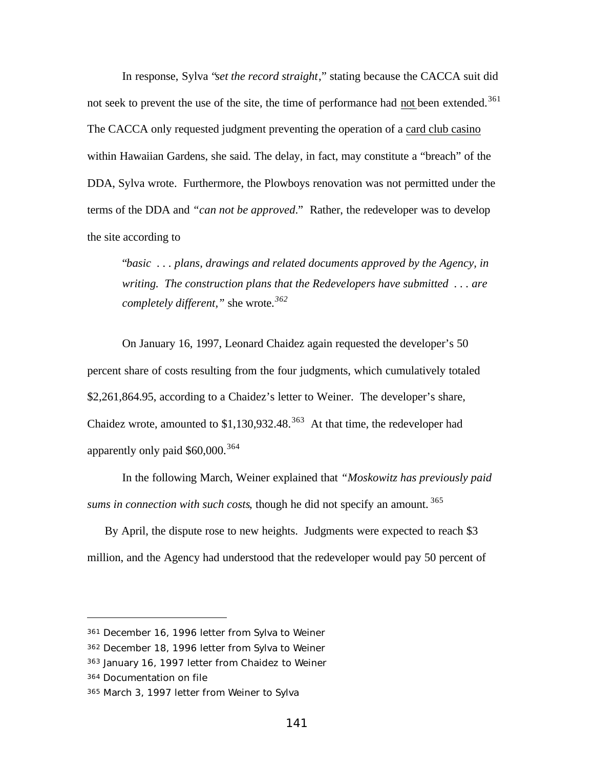In response, Sylva "*set the record straight*," stating because the CACCA suit did not seek to prevent the use of the site, the time of performance had <u>not</u> been extended.[361] The CACCA only requested judgment preventing the operation of a <u>card club casino</u> within Hawaiian Gardens, she said. The delay, in fact, may constitute a "breach" of the DDA, Sylva wrote. Furthermore, the Plowboys renovation was not permitted under the terms of the DDA and *"can not be approved*." Rather, the redeveloper was to develop the site according to

> "*basic . . . plans, drawings and related documents approved by the Agency, in writing. The construction plans that the Redevelopers have submitted . . . are completely different,"* she wrote.[362]

On January 16, 1997, Leonard Chaidez again requested the developer's 50 percent share of costs resulting from the four judgments, which cumulatively totaled $2,261,864.95, according to a Chaidez's letter to Weiner. The developer's share, Chaidez wrote, amounted to $1,130,932.48.[363] At that time, the redeveloper had apparently only paid $60,000.[364]

In the following March, Weiner explained that *"Moskowitz has previously paid sums in connection with such costs*, though he did not specify an amount.[365]

By April, the dispute rose to new heights. Judgments were expected to reach $3 million, and the Agency had understood that the redeveloper would pay 50 percent of

---

[361] December 16, 1996 letter from Sylva to Weiner

[362] December 18, 1996 letter from Sylva to Weiner

[363] January 16, 1997 letter from Chaidez to Weiner

[364] Documentation on file

[365] March 3, 1997 letter from Weiner to Sylva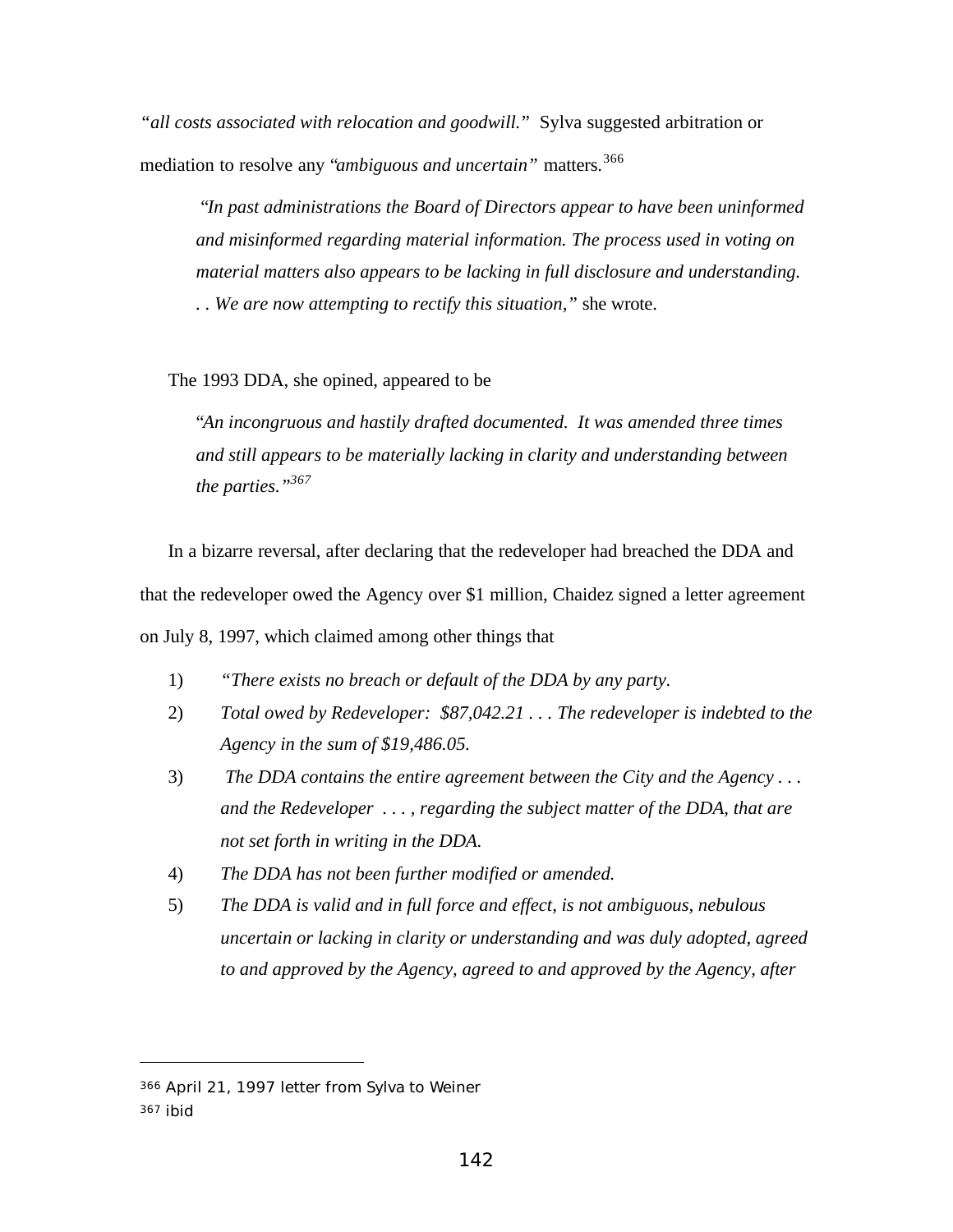*"all costs associated with relocation and goodwill."* Sylva suggested arbitration or mediation to resolve any *"ambiguous and uncertain"* matters.[366]

> *"In past administrations the Board of Directors appear to have been uninformed and misinformed regarding material information. The process used in voting on material matters also appears to be lacking in full disclosure and understanding. . . We are now attempting to rectify this situation,"* she wrote.

The 1993 DDA, she opined, appeared to be

> *"An incongruous and hastily drafted documented. It was amended three times and still appears to be materially lacking in clarity and understanding between the parties."*[367]

In a bizarre reversal, after declaring that the redeveloper had breached the DDA and that the redeveloper owed the Agency over $1 million, Chaidez signed a letter agreement on July 8, 1997, which claimed among other things that

1) *"There exists no breach or default of the DDA by any party.*
2) *Total owed by Redeveloper: $87,042.21 . . . The redeveloper is indebted to the Agency in the sum of $19,486.05.*
3) *The DDA contains the entire agreement between the City and the Agency . . . and the Redeveloper . . . , regarding the subject matter of the DDA, that are not set forth in writing in the DDA.*
4) *The DDA has not been further modified or amended.*
5) *The DDA is valid and in full force and effect, is not ambiguous, nebulous uncertain or lacking in clarity or understanding and was duly adopted, agreed to and approved by the Agency, agreed to and approved by the Agency, after*

---

366 April 21, 1997 letter from Sylva to Weiner

367 ibid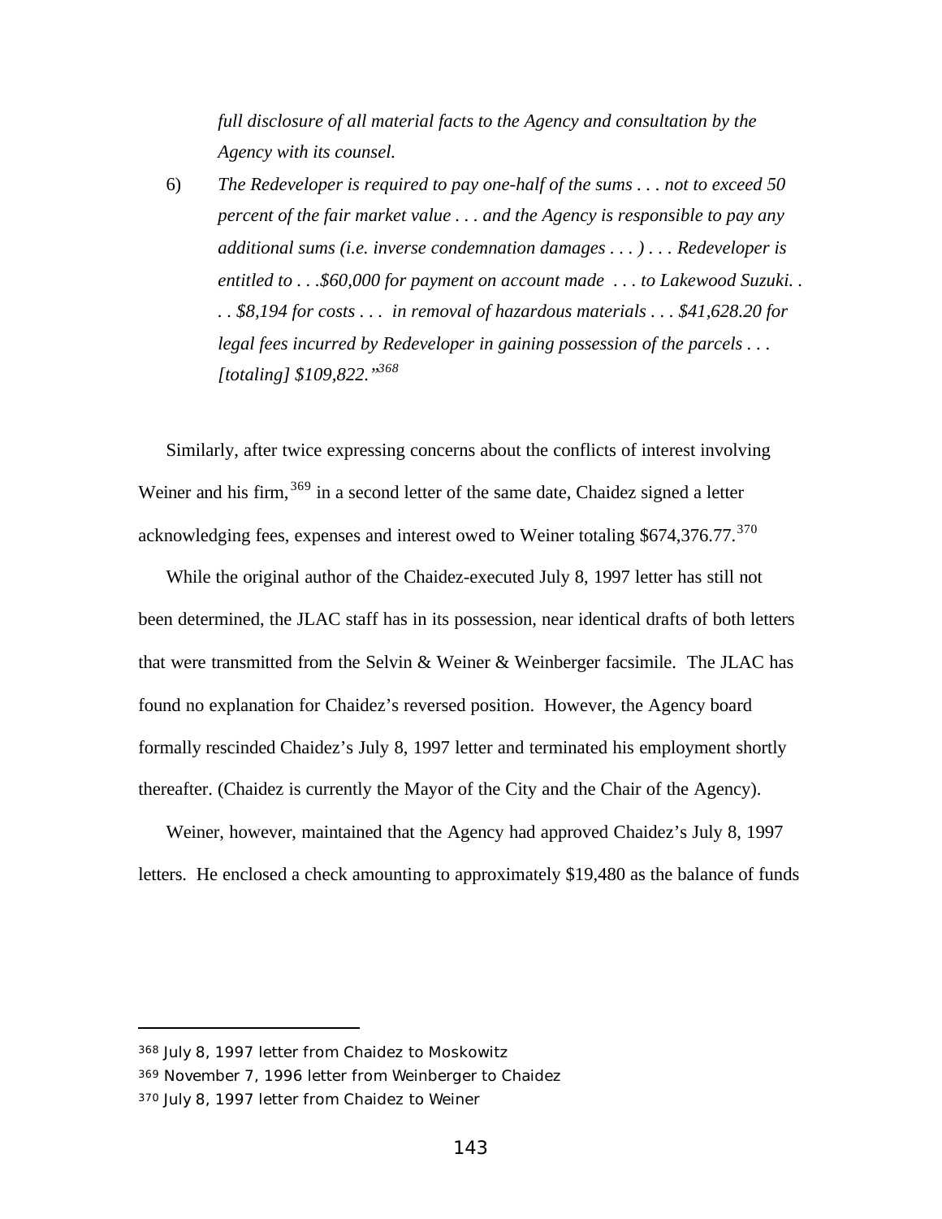*full disclosure of all material facts to the Agency and consultation by the Agency with its counsel.*

6) *The Redeveloper is required to pay one-half of the sums . . . not to exceed 50 percent of the fair market value . . . and the Agency is responsible to pay any additional sums (i.e. inverse condemnation damages . . . ) . . . Redeveloper is entitled to . . .$60,000 for payment on account made . . . to Lakewood Suzuki. . . . $8,194 for costs . . . in removal of hazardous materials . . . $41,628.20 for legal fees incurred by Redeveloper in gaining possession of the parcels . . . [totaling] $109,822."*[368]

Similarly, after twice expressing concerns about the conflicts of interest involving Weiner and his firm,[369] in a second letter of the same date, Chaidez signed a letter acknowledging fees, expenses and interest owed to Weiner totaling $674,376.77.[370]

While the original author of the Chaidez-executed July 8, 1997 letter has still not been determined, the JLAC staff has in its possession, near identical drafts of both letters that were transmitted from the Selvin & Weiner & Weinberger facsimile. The JLAC has found no explanation for Chaidez's reversed position. However, the Agency board formally rescinded Chaidez's July 8, 1997 letter and terminated his employment shortly thereafter. (Chaidez is currently the Mayor of the City and the Chair of the Agency).

Weiner, however, maintained that the Agency had approved Chaidez's July 8, 1997 letters. He enclosed a check amounting to approximately $19,480 as the balance of funds

---

[368] July 8, 1997 letter from Chaidez to Moskowitz

[369] November 7, 1996 letter from Weinberger to Chaidez

[370] July 8, 1997 letter from Chaidez to Weiner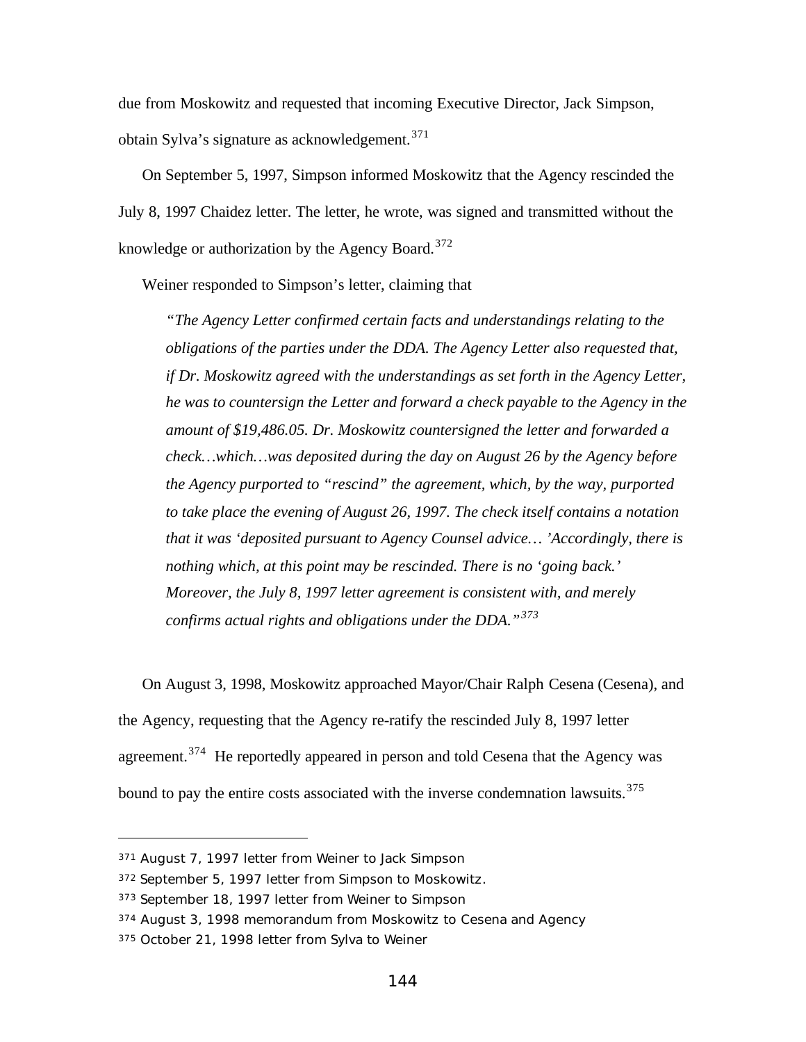due from Moskowitz and requested that incoming Executive Director, Jack Simpson, obtain Sylva's signature as acknowledgement.[371]

On September 5, 1997, Simpson informed Moskowitz that the Agency rescinded the July 8, 1997 Chaidez letter. The letter, he wrote, was signed and transmitted without the knowledge or authorization by the Agency Board.[372]

Weiner responded to Simpson's letter, claiming that

> *"The Agency Letter confirmed certain facts and understandings relating to the obligations of the parties under the DDA. The Agency Letter also requested that, if Dr. Moskowitz agreed with the understandings as set forth in the Agency Letter, he was to countersign the Letter and forward a check payable to the Agency in the amount of $19,486.05. Dr. Moskowitz countersigned the letter and forwarded a check…which…was deposited during the day on August 26 by the Agency before the Agency purported to "rescind" the agreement, which, by the way, purported to take place the evening of August 26, 1997. The check itself contains a notation that it was 'deposited pursuant to Agency Counsel advice… 'Accordingly, there is nothing which, at this point may be rescinded. There is no 'going back.' Moreover, the July 8, 1997 letter agreement is consistent with, and merely confirms actual rights and obligations under the DDA."*[373]

On August 3, 1998, Moskowitz approached Mayor/Chair Ralph Cesena (Cesena), and the Agency, requesting that the Agency re-ratify the rescinded July 8, 1997 letter agreement.[374] He reportedly appeared in person and told Cesena that the Agency was bound to pay the entire costs associated with the inverse condemnation lawsuits.[375]

---

[371] August 7, 1997 letter from Weiner to Jack Simpson

[372] September 5, 1997 letter from Simpson to Moskowitz.

[373] September 18, 1997 letter from Weiner to Simpson

[374] August 3, 1998 memorandum from Moskowitz to Cesena and Agency

[375] October 21, 1998 letter from Sylva to Weiner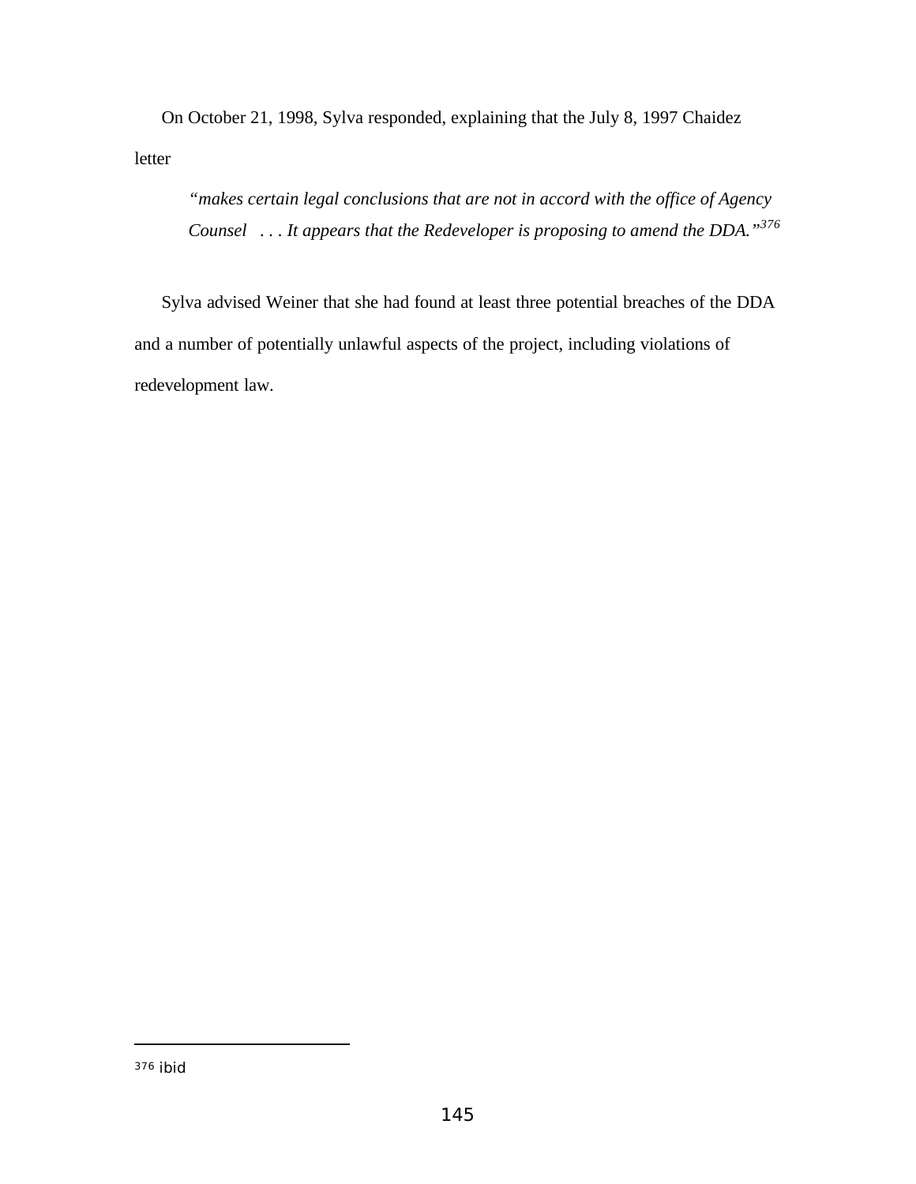On October 21, 1998, Sylva responded, explaining that the July 8, 1997 Chaidez letter

> *"makes certain legal conclusions that are not in accord with the office of Agency Counsel . . . It appears that the Redeveloper is proposing to amend the DDA."*[376]

Sylva advised Weiner that she had found at least three potential breaches of the DDA and a number of potentially unlawful aspects of the project, including violations of redevelopment law.

---

[376] ibid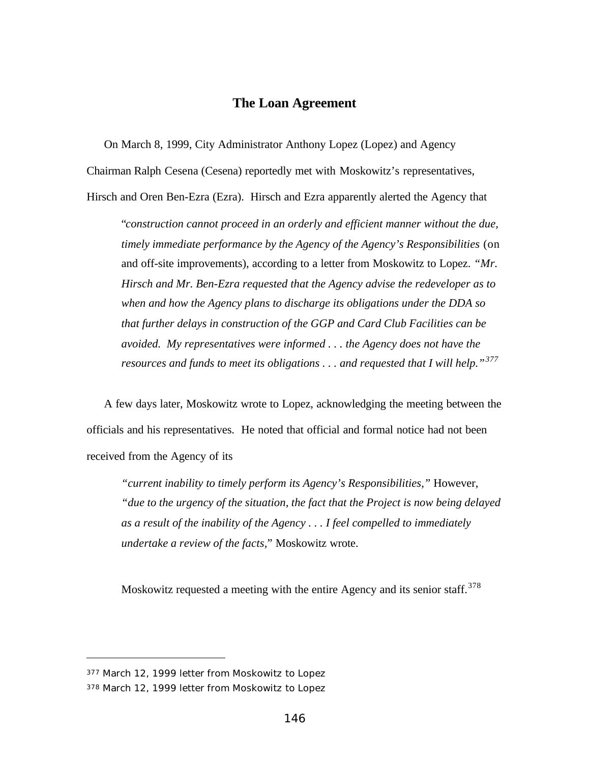## The Loan Agreement

On March 8, 1999, City Administrator Anthony Lopez (Lopez) and Agency Chairman Ralph Cesena (Cesena) reportedly met with Moskowitz's representatives, Hirsch and Oren Ben-Ezra (Ezra). Hirsch and Ezra apparently alerted the Agency that

> "*construction cannot proceed in an orderly and efficient manner without the due, timely immediate performance by the Agency of the Agency's Responsibilities* (on and off-site improvements), according to a letter from Moskowitz to Lopez. *"Mr. Hirsch and Mr. Ben-Ezra requested that the Agency advise the redeveloper as to when and how the Agency plans to discharge its obligations under the DDA so that further delays in construction of the GGP and Card Club Facilities can be avoided. My representatives were informed . . . the Agency does not have the resources and funds to meet its obligations . . . and requested that I will help."*[377]

A few days later, Moskowitz wrote to Lopez, acknowledging the meeting between the officials and his representatives. He noted that official and formal notice had not been received from the Agency of its

> *"current inability to timely perform its Agency's Responsibilities,"* However, *"due to the urgency of the situation, the fact that the Project is now being delayed as a result of the inability of the Agency . . . I feel compelled to immediately undertake a review of the facts*," Moskowitz wrote.
>
> Moskowitz requested a meeting with the entire Agency and its senior staff.[378]

---

[377] March 12, 1999 letter from Moskowitz to Lopez

[378] March 12, 1999 letter from Moskowitz to Lopez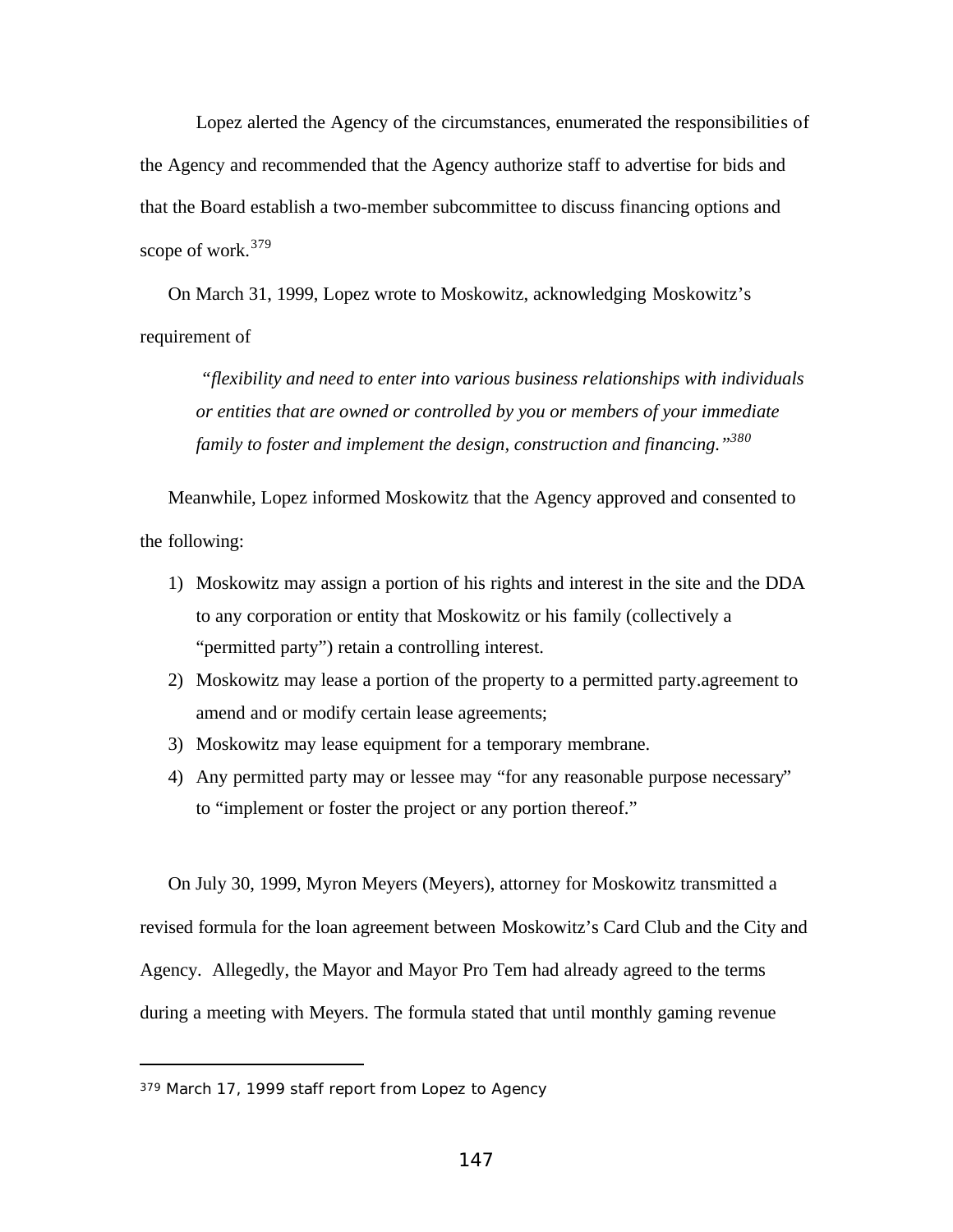Lopez alerted the Agency of the circumstances, enumerated the responsibilities of the Agency and recommended that the Agency authorize staff to advertise for bids and that the Board establish a two-member subcommittee to discuss financing options and scope of work.[379]

On March 31, 1999, Lopez wrote to Moskowitz, acknowledging Moskowitz's requirement of

> *"flexibility and need to enter into various business relationships with individuals or entities that are owned or controlled by you or members of your immediate family to foster and implement the design, construction and financing."*[380]

Meanwhile, Lopez informed Moskowitz that the Agency approved and consented to the following:

1) Moskowitz may assign a portion of his rights and interest in the site and the DDA to any corporation or entity that Moskowitz or his family (collectively a "permitted party") retain a controlling interest.
2) Moskowitz may lease a portion of the property to a permitted party.agreement to amend and or modify certain lease agreements;
3) Moskowitz may lease equipment for a temporary membrane.
4) Any permitted party may or lessee may "for any reasonable purpose necessary" to "implement or foster the project or any portion thereof."

On July 30, 1999, Myron Meyers (Meyers), attorney for Moskowitz transmitted a revised formula for the loan agreement between Moskowitz's Card Club and the City and Agency. Allegedly, the Mayor and Mayor Pro Tem had already agreed to the terms during a meeting with Meyers. The formula stated that until monthly gaming revenue

[379] March 17, 1999 staff report from Lopez to Agency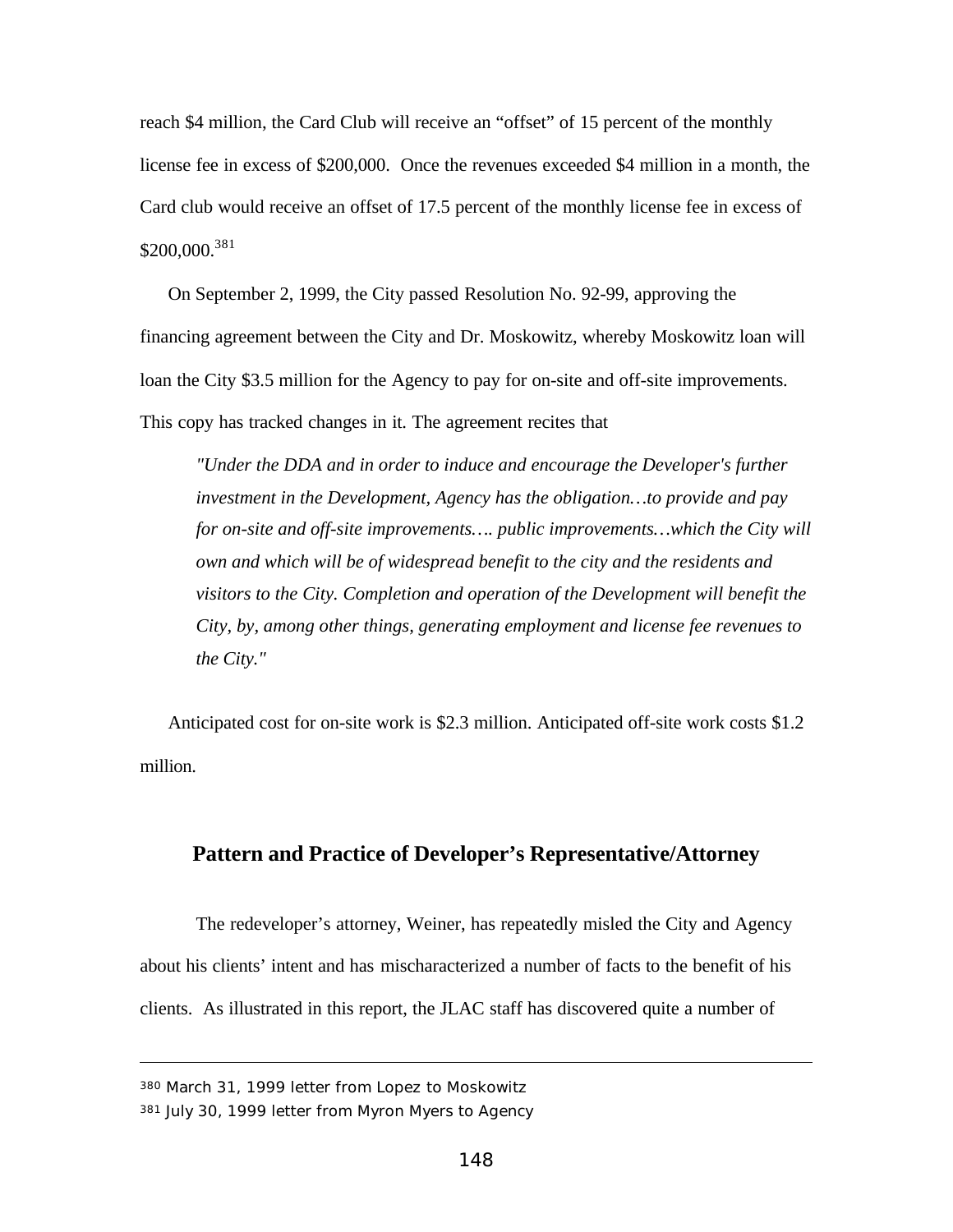reach $4 million, the Card Club will receive an "offset" of 15 percent of the monthly license fee in excess of $200,000. Once the revenues exceeded $4 million in a month, the Card club would receive an offset of 17.5 percent of the monthly license fee in excess of $200,000.[381]

On September 2, 1999, the City passed Resolution No. 92-99, approving the financing agreement between the City and Dr. Moskowitz, whereby Moskowitz loan will loan the City $3.5 million for the Agency to pay for on-site and off-site improvements. This copy has tracked changes in it. The agreement recites that

> *"Under the DDA and in order to induce and encourage the Developer's further investment in the Development, Agency has the obligation…to provide and pay for on-site and off-site improvements…. public improvements…which the City will own and which will be of widespread benefit to the city and the residents and visitors to the City. Completion and operation of the Development will benefit the City, by, among other things, generating employment and license fee revenues to the City."*

Anticipated cost for on-site work is $2.3 million. Anticipated off-site work costs $1.2 million.

## Pattern and Practice of Developer's Representative/Attorney

The redeveloper's attorney, Weiner, has repeatedly misled the City and Agency about his clients' intent and has mischaracterized a number of facts to the benefit of his clients. As illustrated in this report, the JLAC staff has discovered quite a number of

---

380 March 31, 1999 letter from Lopez to Moskowitz

381 July 30, 1999 letter from Myron Myers to Agency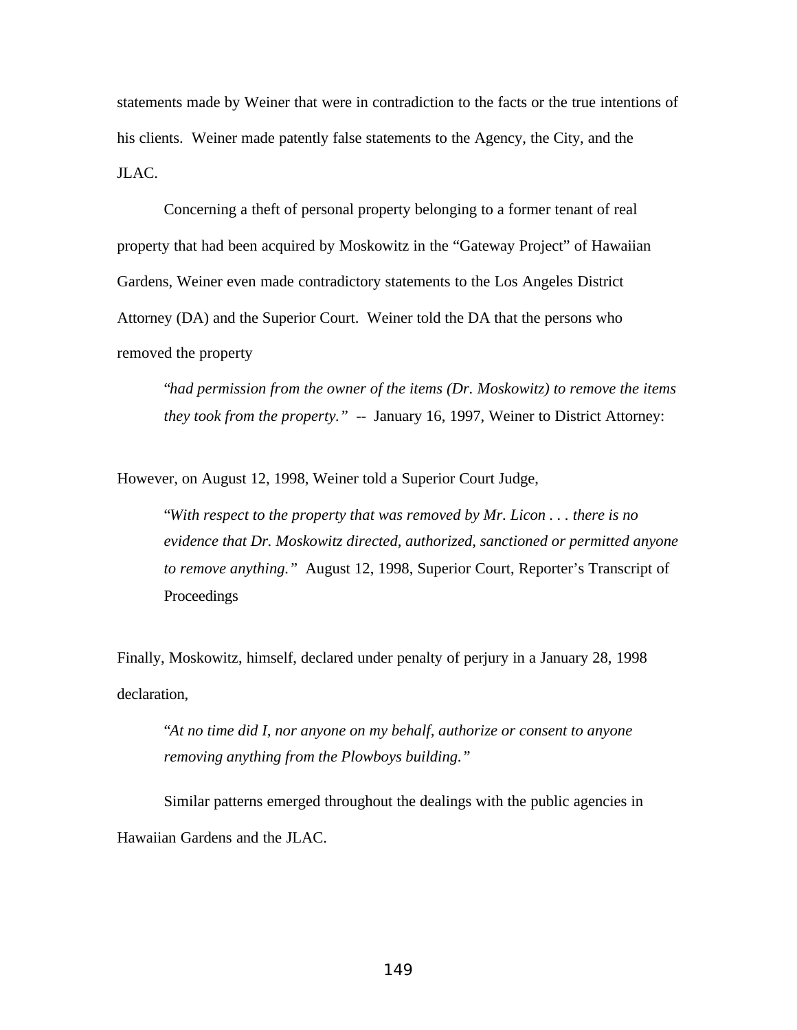statements made by Weiner that were in contradiction to the facts or the true intentions of his clients. Weiner made patently false statements to the Agency, the City, and the JLAC.

Concerning a theft of personal property belonging to a former tenant of real property that had been acquired by Moskowitz in the "Gateway Project" of Hawaiian Gardens, Weiner even made contradictory statements to the Los Angeles District Attorney (DA) and the Superior Court. Weiner told the DA that the persons who removed the property

> "*had permission from the owner of the items (Dr. Moskowitz) to remove the items they took from the property.*" -- January 16, 1997, Weiner to District Attorney:

However, on August 12, 1998, Weiner told a Superior Court Judge,

> "*With respect to the property that was removed by Mr. Licon . . . there is no evidence that Dr. Moskowitz directed, authorized, sanctioned or permitted anyone to remove anything.*" August 12, 1998, Superior Court, Reporter's Transcript of Proceedings

Finally, Moskowitz, himself, declared under penalty of perjury in a January 28, 1998 declaration,

> "*At no time did I, nor anyone on my behalf, authorize or consent to anyone removing anything from the Plowboys building.*"

Similar patterns emerged throughout the dealings with the public agencies in Hawaiian Gardens and the JLAC.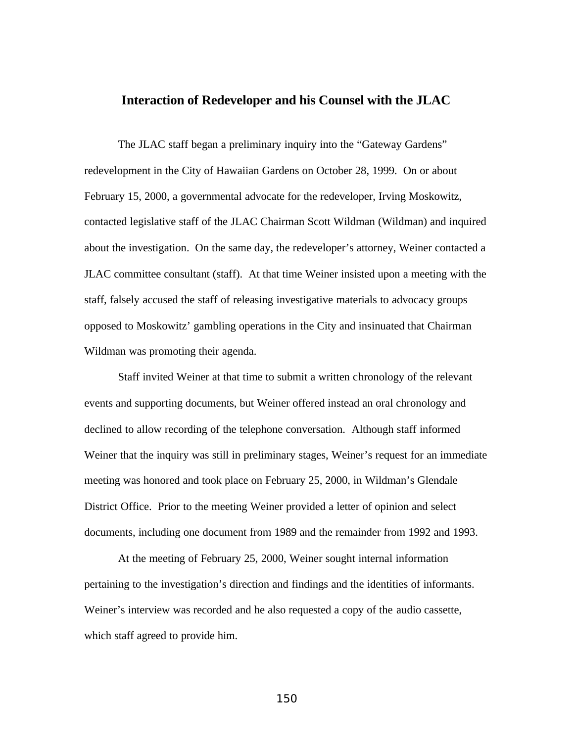## Interaction of Redeveloper and his Counsel with the JLAC

The JLAC staff began a preliminary inquiry into the "Gateway Gardens" redevelopment in the City of Hawaiian Gardens on October 28, 1999. On or about February 15, 2000, a governmental advocate for the redeveloper, Irving Moskowitz, contacted legislative staff of the JLAC Chairman Scott Wildman (Wildman) and inquired about the investigation. On the same day, the redeveloper's attorney, Weiner contacted a JLAC committee consultant (staff). At that time Weiner insisted upon a meeting with the staff, falsely accused the staff of releasing investigative materials to advocacy groups opposed to Moskowitz' gambling operations in the City and insinuated that Chairman Wildman was promoting their agenda.

Staff invited Weiner at that time to submit a written chronology of the relevant events and supporting documents, but Weiner offered instead an oral chronology and declined to allow recording of the telephone conversation. Although staff informed Weiner that the inquiry was still in preliminary stages, Weiner's request for an immediate meeting was honored and took place on February 25, 2000, in Wildman's Glendale District Office. Prior to the meeting Weiner provided a letter of opinion and select documents, including one document from 1989 and the remainder from 1992 and 1993.

At the meeting of February 25, 2000, Weiner sought internal information pertaining to the investigation's direction and findings and the identities of informants. Weiner's interview was recorded and he also requested a copy of the audio cassette, which staff agreed to provide him.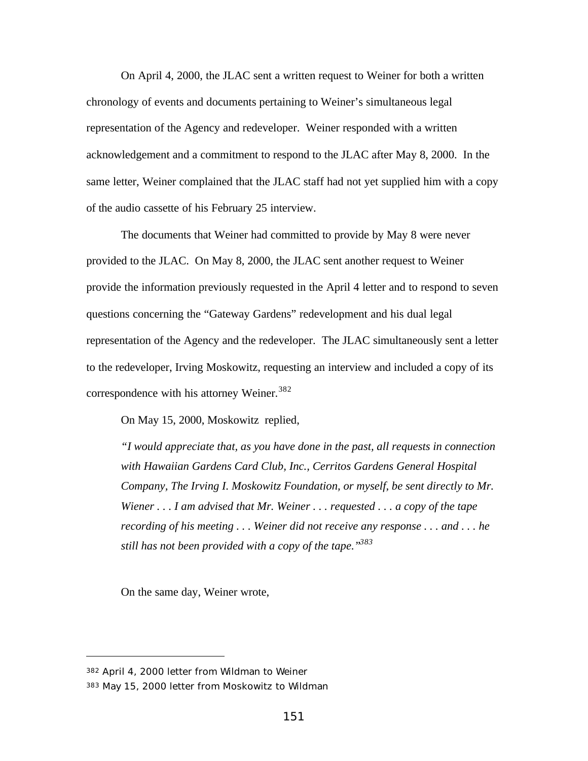On April 4, 2000, the JLAC sent a written request to Weiner for both a written chronology of events and documents pertaining to Weiner's simultaneous legal representation of the Agency and redeveloper. Weiner responded with a written acknowledgement and a commitment to respond to the JLAC after May 8, 2000. In the same letter, Weiner complained that the JLAC staff had not yet supplied him with a copy of the audio cassette of his February 25 interview.

The documents that Weiner had committed to provide by May 8 were never provided to the JLAC. On May 8, 2000, the JLAC sent another request to Weiner provide the information previously requested in the April 4 letter and to respond to seven questions concerning the "Gateway Gardens" redevelopment and his dual legal representation of the Agency and the redeveloper. The JLAC simultaneously sent a letter to the redeveloper, Irving Moskowitz, requesting an interview and included a copy of its correspondence with his attorney Weiner.[382]

On May 15, 2000, Moskowitz replied,

> *"I would appreciate that, as you have done in the past, all requests in connection with Hawaiian Gardens Card Club, Inc., Cerritos Gardens General Hospital Company, The Irving I. Moskowitz Foundation, or myself, be sent directly to Mr. Wiener . . . I am advised that Mr. Weiner . . . requested . . . a copy of the tape recording of his meeting . . . Weiner did not receive any response . . . and . . . he still has not been provided with a copy of the tape."*[383]

On the same day, Weiner wrote,

---

[382] April 4, 2000 letter from Wildman to Weiner

[383] May 15, 2000 letter from Moskowitz to Wildman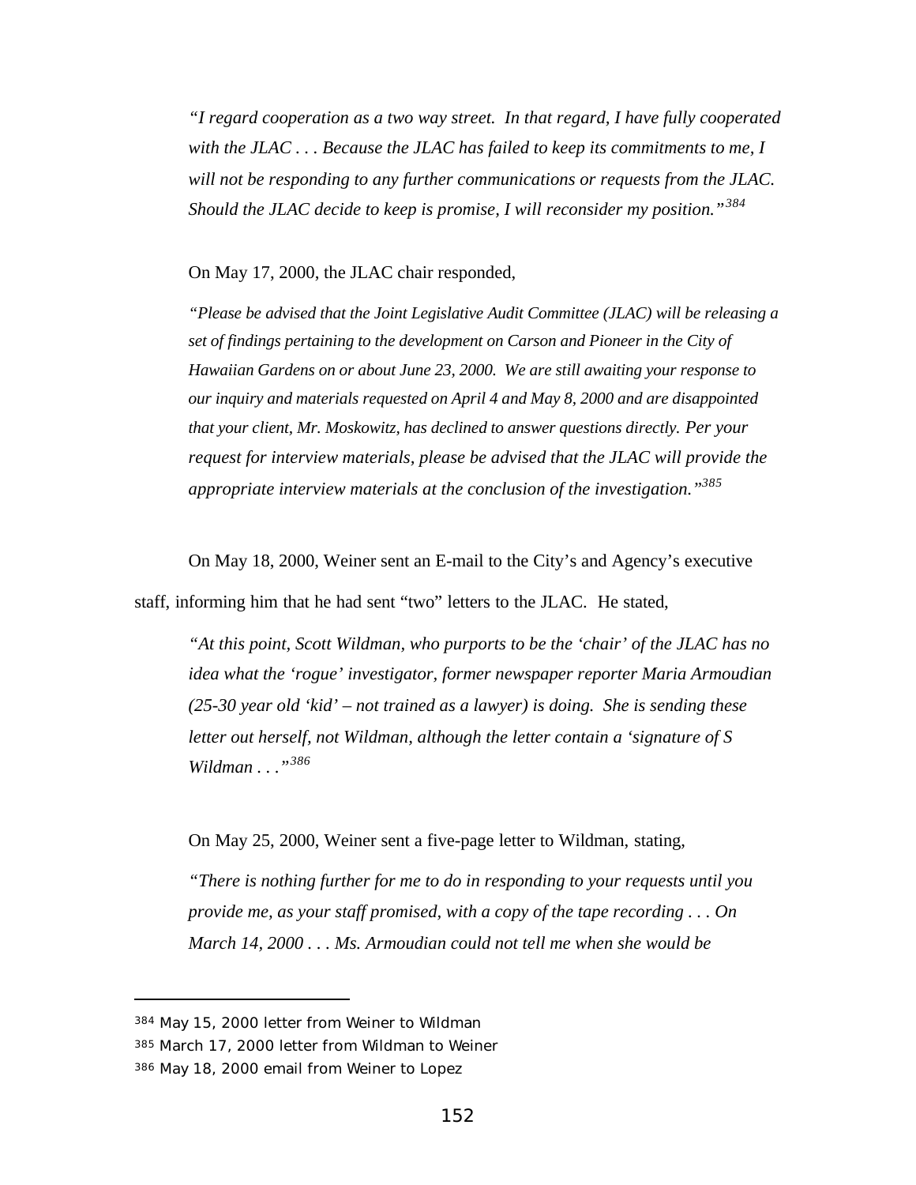*"I regard cooperation as a two way street. In that regard, I have fully cooperated with the JLAC . . . Because the JLAC has failed to keep its commitments to me, I will not be responding to any further communications or requests from the JLAC. Should the JLAC decide to keep is promise, I will reconsider my position."*[384]

On May 17, 2000, the JLAC chair responded,

*"Please be advised that the Joint Legislative Audit Committee (JLAC) will be releasing a set of findings pertaining to the development on Carson and Pioneer in the City of Hawaiian Gardens on or about June 23, 2000. We are still awaiting your response to our inquiry and materials requested on April 4 and May 8, 2000 and are disappointed that your client, Mr. Moskowitz, has declined to answer questions directly. Per your request for interview materials, please be advised that the JLAC will provide the appropriate interview materials at the conclusion of the investigation."*[385]

On May 18, 2000, Weiner sent an E-mail to the City's and Agency's executive staff, informing him that he had sent "two" letters to the JLAC. He stated,

*"At this point, Scott Wildman, who purports to be the 'chair' of the JLAC has no idea what the 'rogue' investigator, former newspaper reporter Maria Armoudian (25-30 year old 'kid' – not trained as a lawyer) is doing. She is sending these letter out herself, not Wildman, although the letter contain a 'signature of S Wildman . . ."*[386]

On May 25, 2000, Weiner sent a five-page letter to Wildman, stating,

*"There is nothing further for me to do in responding to your requests until you provide me, as your staff promised, with a copy of the tape recording . . . On March 14, 2000 . . . Ms. Armoudian could not tell me when she would be*

---

[384] May 15, 2000 letter from Weiner to Wildman

[385] March 17, 2000 letter from Wildman to Weiner

[386] May 18, 2000 email from Weiner to Lopez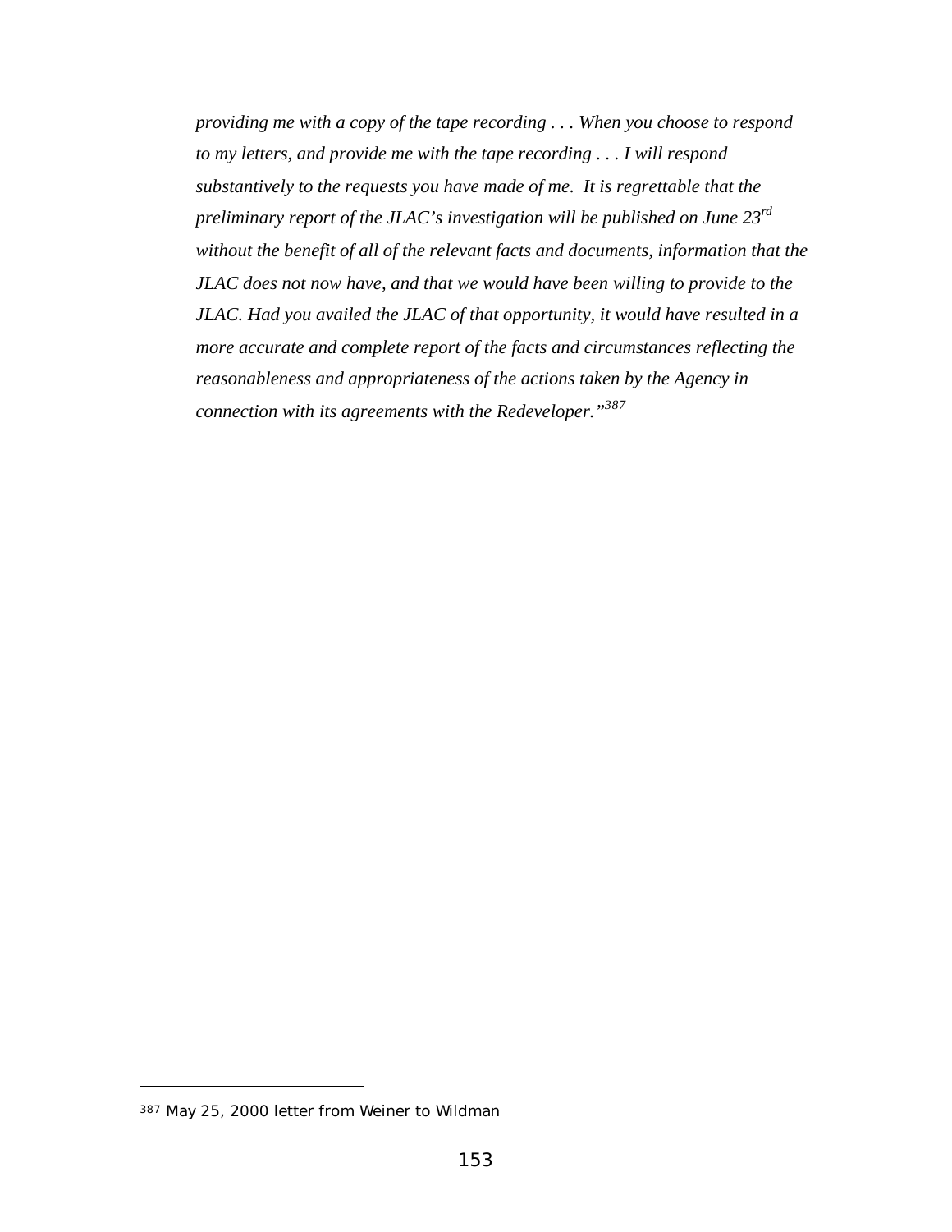*providing me with a copy of the tape recording . . . When you choose to respond to my letters, and provide me with the tape recording . . . I will respond substantively to the requests you have made of me. It is regrettable that the preliminary report of the JLAC's investigation will be published on June 23rd without the benefit of all of the relevant facts and documents, information that the JLAC does not now have, and that we would have been willing to provide to the JLAC. Had you availed the JLAC of that opportunity, it would have resulted in a more accurate and complete report of the facts and circumstances reflecting the reasonableness and appropriateness of the actions taken by the Agency in connection with its agreements with the Redeveloper."*[387]

---

[387] May 25, 2000 letter from Weiner to Wildman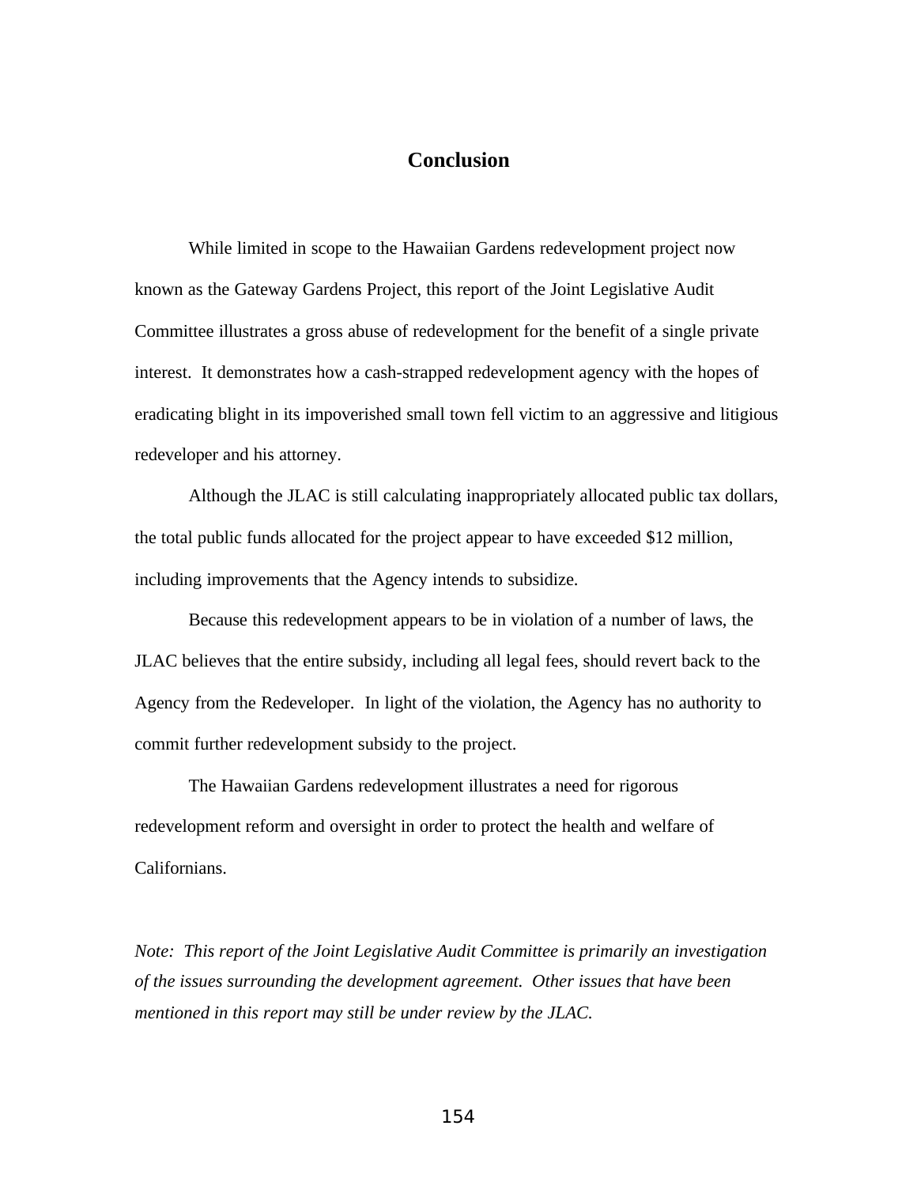## Conclusion

While limited in scope to the Hawaiian Gardens redevelopment project now known as the Gateway Gardens Project, this report of the Joint Legislative Audit Committee illustrates a gross abuse of redevelopment for the benefit of a single private interest. It demonstrates how a cash-strapped redevelopment agency with the hopes of eradicating blight in its impoverished small town fell victim to an aggressive and litigious redeveloper and his attorney.

Although the JLAC is still calculating inappropriately allocated public tax dollars, the total public funds allocated for the project appear to have exceeded $12 million, including improvements that the Agency intends to subsidize.

Because this redevelopment appears to be in violation of a number of laws, the JLAC believes that the entire subsidy, including all legal fees, should revert back to the Agency from the Redeveloper. In light of the violation, the Agency has no authority to commit further redevelopment subsidy to the project.

The Hawaiian Gardens redevelopment illustrates a need for rigorous redevelopment reform and oversight in order to protect the health and welfare of Californians.

*Note: This report of the Joint Legislative Audit Committee is primarily an investigation of the issues surrounding the development agreement. Other issues that have been mentioned in this report may still be under review by the JLAC.*